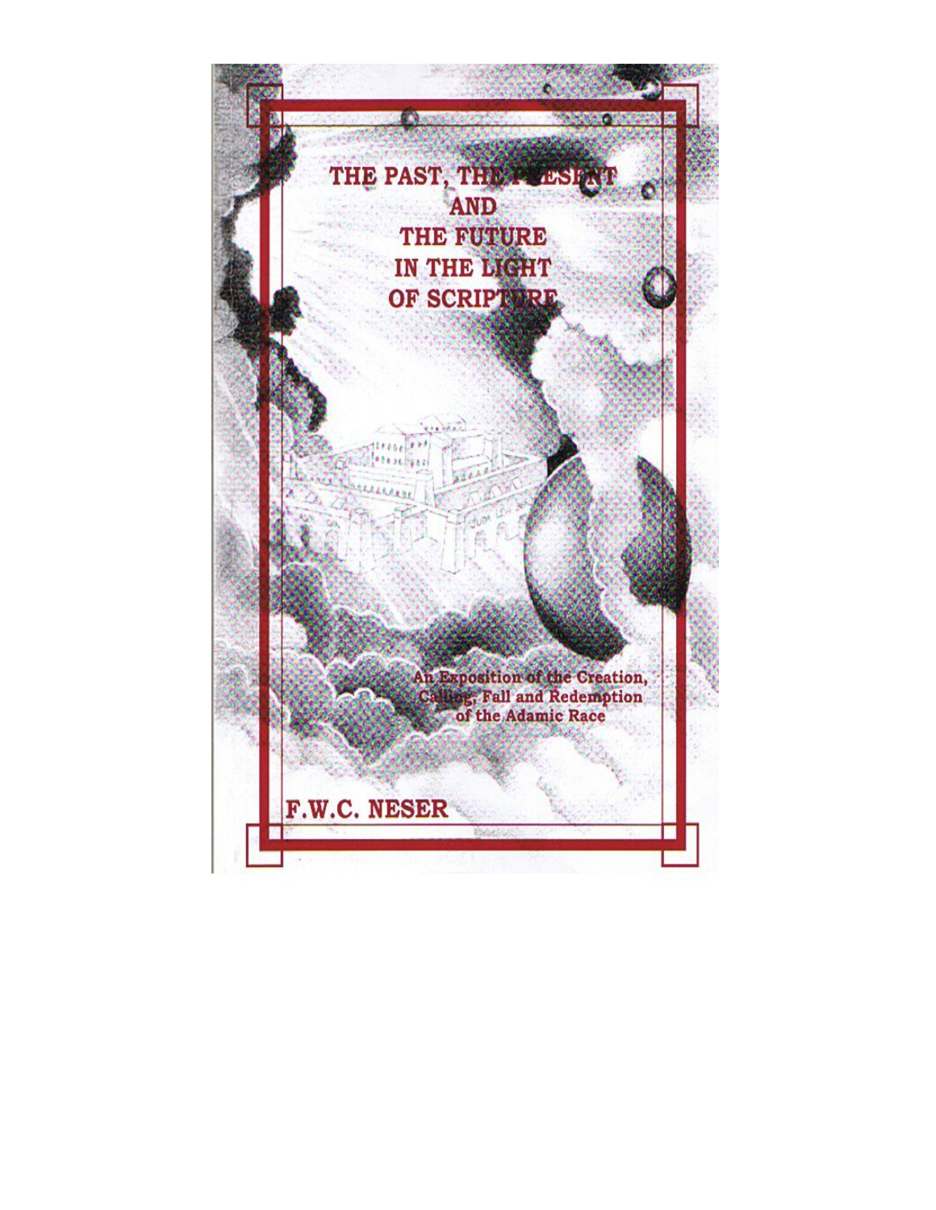# THE PAST, THE PRESENT AND THE FUTURE IN THE LIGHT OF SCRIPTURE

An Exposition of the Creation, Calling, Fall and Redemption of the Adamic Race

F.W.C. NESER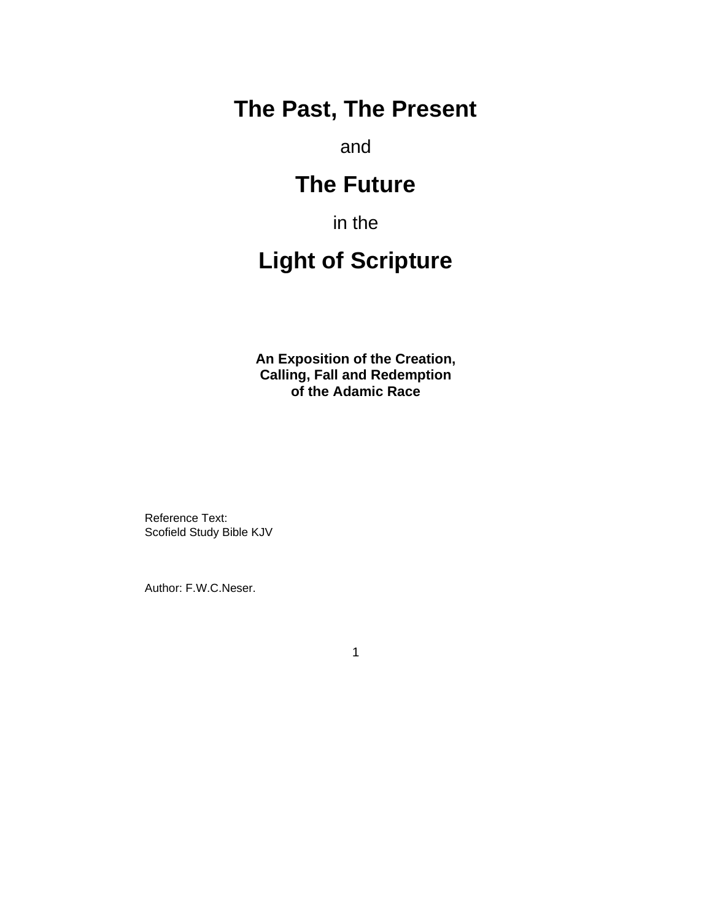# The Past, The Present

and

# The Future

in the

# Light of Scripture

**An Exposition of the Creation, Calling, Fall and Redemption of the Adamic Race**

Reference Text:
Scofield Study Bible KJV

Author: F.W.C.Neser.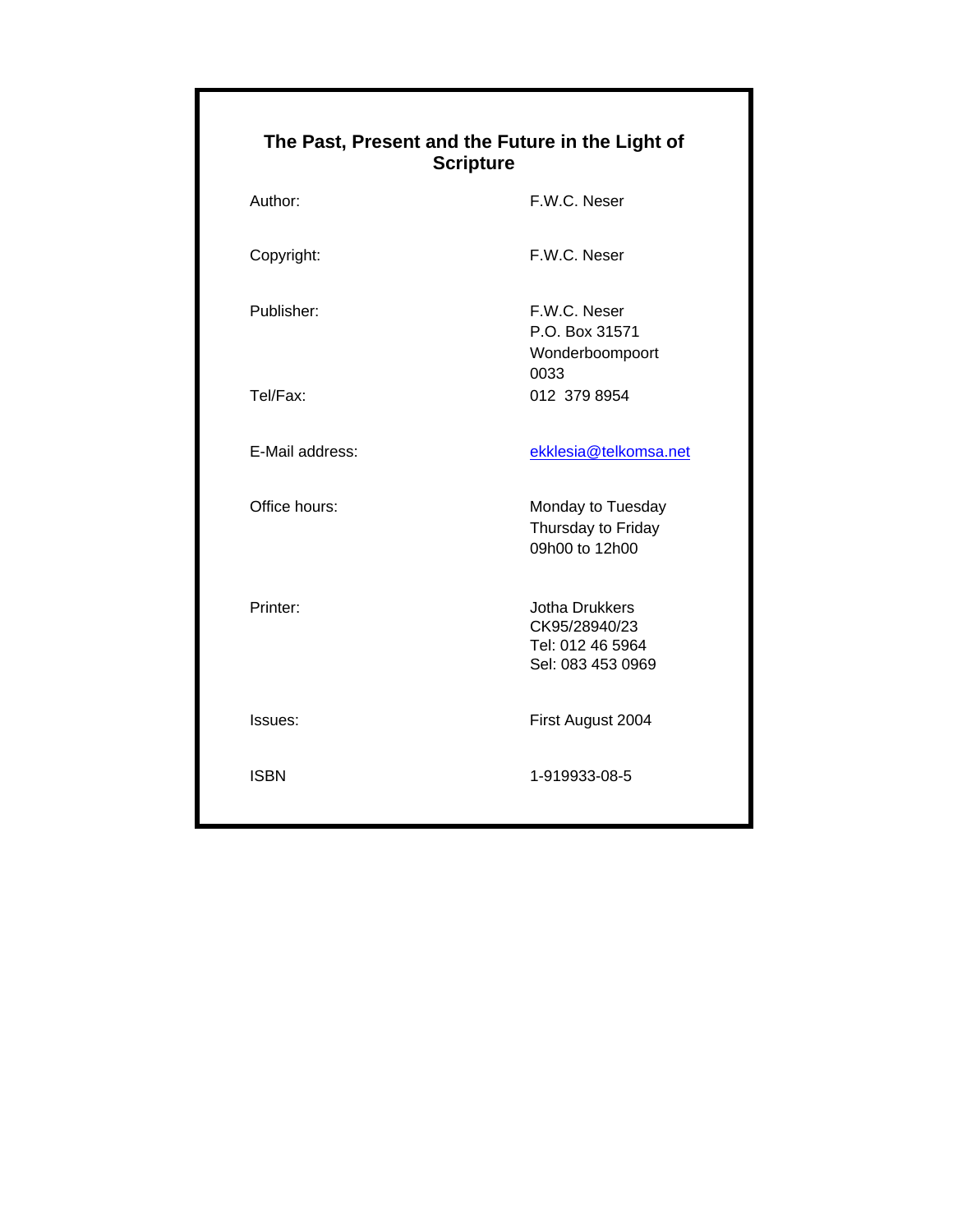## The Past, Present and the Future in the Light of Scripture

| | |
|---|---|
| Author: | F.W.C. Neser |
| Copyright: | F.W.C. Neser |
| Publisher: | F.W.C. Neser<br>P.O. Box 31571<br>Wonderboompoort<br>0033 |
| Tel/Fax: | 012 379 8954 |
| E-Mail address: | ekklesia@telkomsa.net |
| Office hours: | Monday to Tuesday<br>Thursday to Friday<br>09h00 to 12h00 |
| Printer: | Jotha Drukkers<br>CK95/28940/23<br>Tel: 012 46 5964<br>Sel: 083 453 0969 |
| Issues: | First August 2004 |
| ISBN | 1-919933-08-5 |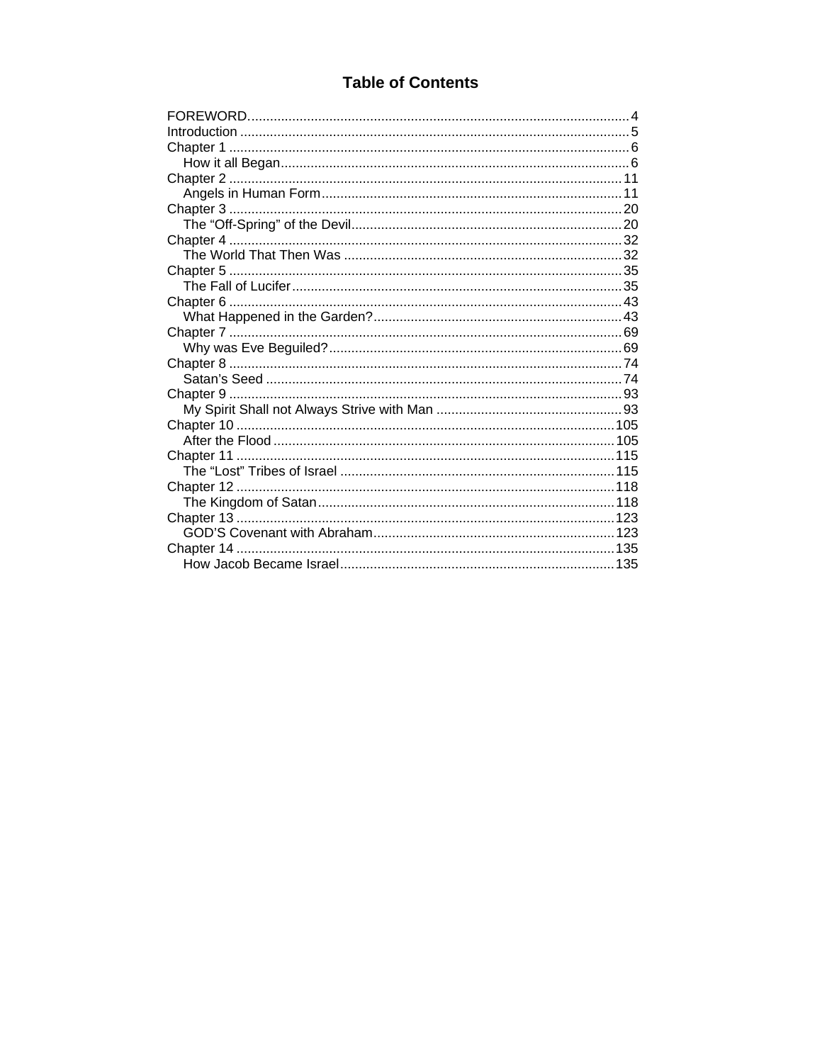# Table of Contents

FOREWORD....................................................................................................4
Introduction ....................................................................................................5
Chapter 1 ......................................................................................................6
  How it all Began..........................................................................................6
Chapter 2 ......................................................................................................11
  Angels in Human Form.................................................................................11
Chapter 3 ......................................................................................................20
  The "Off-Spring" of the Devil........................................................................20
Chapter 4 ......................................................................................................32
  The World That Then Was ...........................................................................32
Chapter 5 ......................................................................................................35
  The Fall of Lucifer........................................................................................35
Chapter 6 ......................................................................................................43
  What Happened in the Garden?...................................................................43
Chapter 7 ......................................................................................................69
  Why was Eve Beguiled?..............................................................................69
Chapter 8 ......................................................................................................74
  Satan's Seed ...............................................................................................74
Chapter 9 ......................................................................................................93
  My Spirit Shall not Always Strive with Man ..................................................93
Chapter 10 ....................................................................................................105
  After the Flood ...........................................................................................105
Chapter 11 ....................................................................................................115
  The "Lost" Tribes of Israel ..........................................................................115
Chapter 12 ....................................................................................................118
  The Kingdom of Satan................................................................................118
Chapter 13 ....................................................................................................123
  GOD'S Covenant with Abraham..................................................................123
Chapter 14 ....................................................................................................135
  How Jacob Became Israel..........................................................................135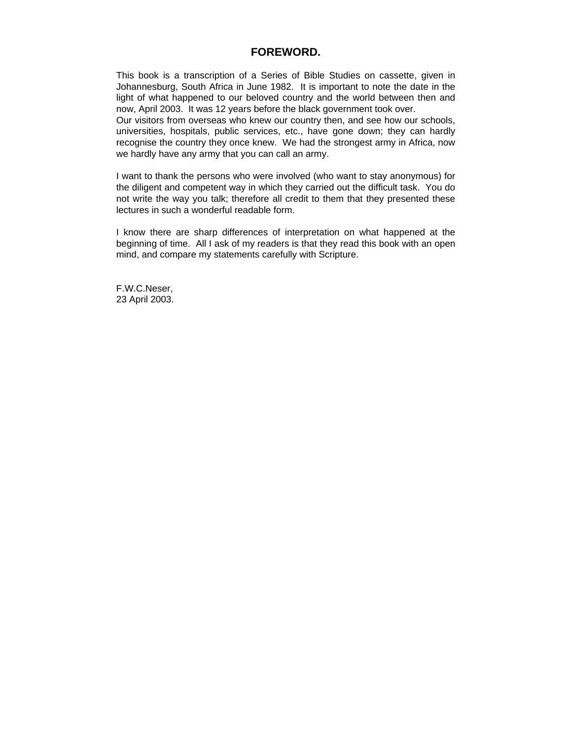# FOREWORD.

This book is a transcription of a Series of Bible Studies on cassette, given in Johannesburg, South Africa in June 1982. It is important to note the date in the light of what happened to our beloved country and the world between then and now, April 2003. It was 12 years before the black government took over.
Our visitors from overseas who knew our country then, and see how our schools, universities, hospitals, public services, etc., have gone down; they can hardly recognise the country they once knew. We had the strongest army in Africa, now we hardly have any army that you can call an army.

I want to thank the persons who were involved (who want to stay anonymous) for the diligent and competent way in which they carried out the difficult task. You do not write the way you talk; therefore all credit to them that they presented these lectures in such a wonderful readable form.

I know there are sharp differences of interpretation on what happened at the beginning of time. All I ask of my readers is that they read this book with an open mind, and compare my statements carefully with Scripture.

F.W.C.Neser,
23 April 2003.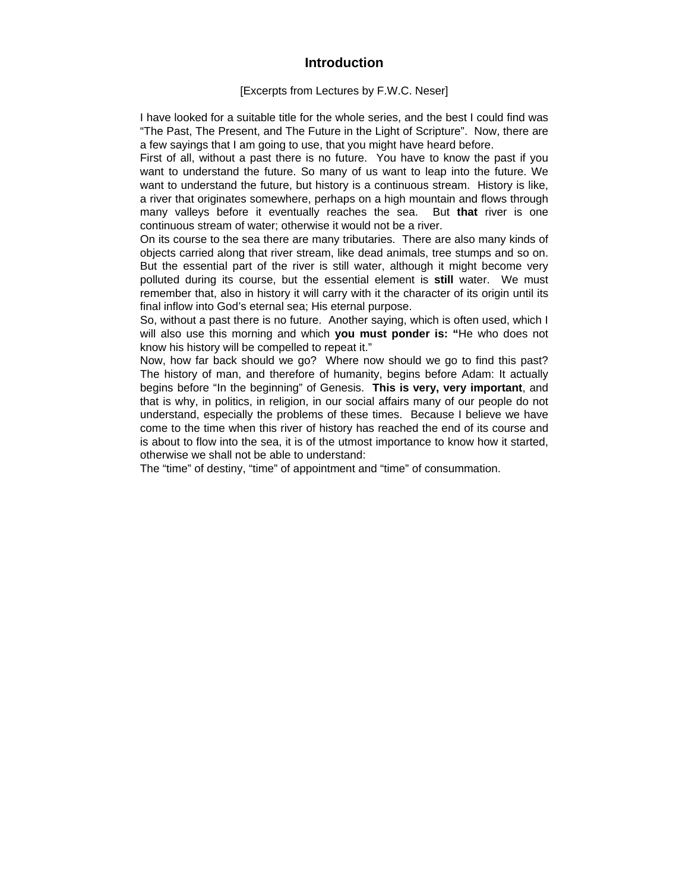# Introduction

[Excerpts from Lectures by F.W.C. Neser]

I have looked for a suitable title for the whole series, and the best I could find was "The Past, The Present, and The Future in the Light of Scripture". Now, there are a few sayings that I am going to use, that you might have heard before.

First of all, without a past there is no future. You have to know the past if you want to understand the future. So many of us want to leap into the future. We want to understand the future, but history is a continuous stream. History is like, a river that originates somewhere, perhaps on a high mountain and flows through many valleys before it eventually reaches the sea. But **that** river is one continuous stream of water; otherwise it would not be a river.

On its course to the sea there are many tributaries. There are also many kinds of objects carried along that river stream, like dead animals, tree stumps and so on. But the essential part of the river is still water, although it might become very polluted during its course, but the essential element is **still** water. We must remember that, also in history it will carry with it the character of its origin until its final inflow into God's eternal sea; His eternal purpose.

So, without a past there is no future. Another saying, which is often used, which I will also use this morning and which **you must ponder is: "**He who does not know his history will be compelled to repeat it."

Now, how far back should we go? Where now should we go to find this past? The history of man, and therefore of humanity, begins before Adam: It actually begins before "In the beginning" of Genesis. **This is very, very important**, and that is why, in politics, in religion, in our social affairs many of our people do not understand, especially the problems of these times. Because I believe we have come to the time when this river of history has reached the end of its course and is about to flow into the sea, it is of the utmost importance to know how it started, otherwise we shall not be able to understand:

The "time" of destiny, "time" of appointment and "time" of consummation.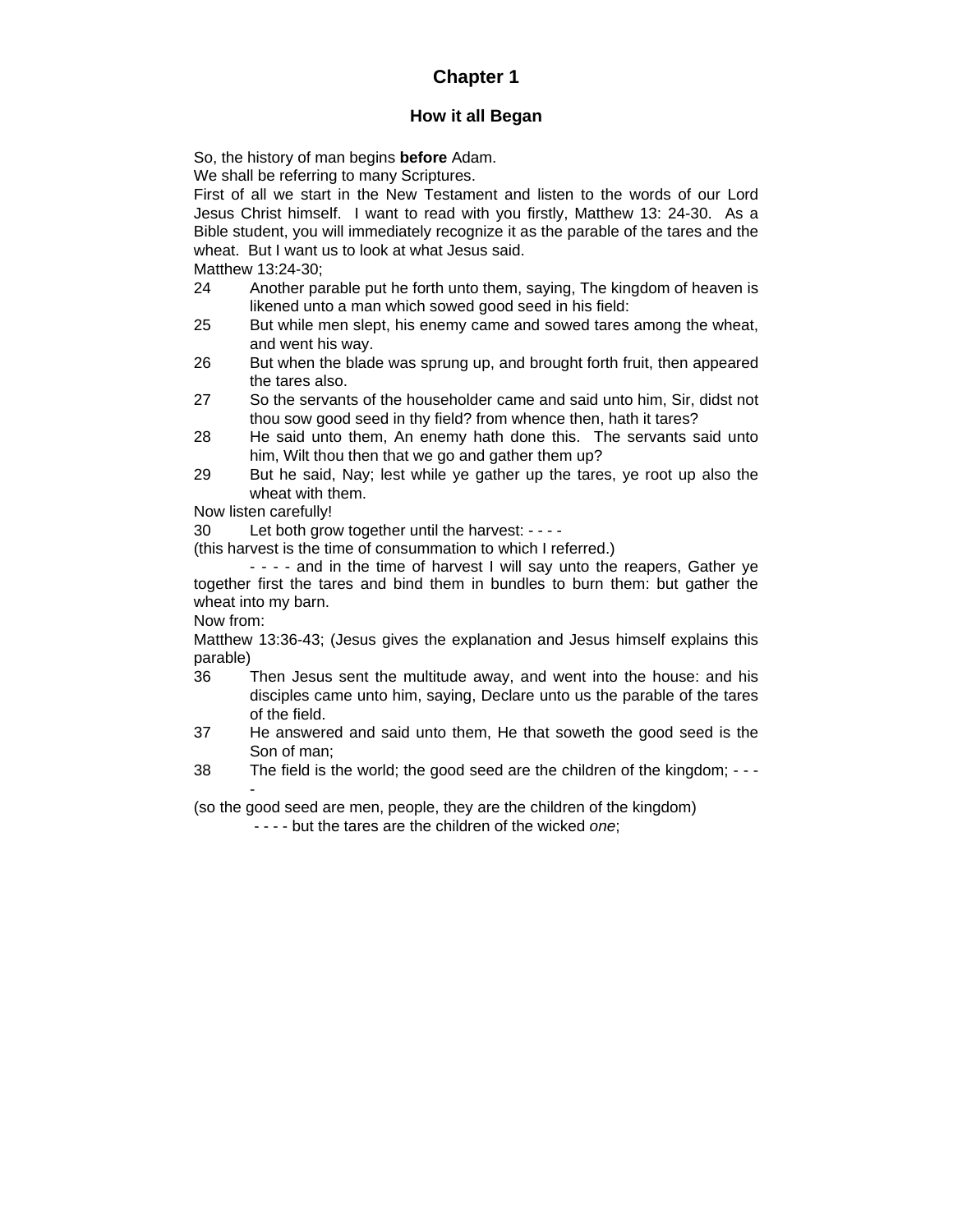# Chapter 1

## How it all Began

So, the history of man begins **before** Adam.

We shall be referring to many Scriptures.

First of all we start in the New Testament and listen to the words of our Lord Jesus Christ himself. I want to read with you firstly, Matthew 13: 24-30. As a Bible student, you will immediately recognize it as the parable of the tares and the wheat. But I want us to look at what Jesus said.

Matthew 13:24-30;

24 Another parable put he forth unto them, saying, The kingdom of heaven is likened unto a man which sowed good seed in his field:

25 But while men slept, his enemy came and sowed tares among the wheat, and went his way.

26 But when the blade was sprung up, and brought forth fruit, then appeared the tares also.

27 So the servants of the householder came and said unto him, Sir, didst not thou sow good seed in thy field? from whence then, hath it tares?

28 He said unto them, An enemy hath done this. The servants said unto him, Wilt thou then that we go and gather them up?

29 But he said, Nay; lest while ye gather up the tares, ye root up also the wheat with them.

Now listen carefully!

30 Let both grow together until the harvest: - - - -

(this harvest is the time of consummation to which I referred.)

- - - - and in the time of harvest I will say unto the reapers, Gather ye together first the tares and bind them in bundles to burn them: but gather the wheat into my barn.

Now from:

Matthew 13:36-43; (Jesus gives the explanation and Jesus himself explains this parable)

36 Then Jesus sent the multitude away, and went into the house: and his disciples came unto him, saying, Declare unto us the parable of the tares of the field.

37 He answered and said unto them, He that soweth the good seed is the Son of man;

38 The field is the world; the good seed are the children of the kingdom; - - - -

(so the good seed are men, people, they are the children of the kingdom)

- - - - but the tares are the children of the wicked *one*;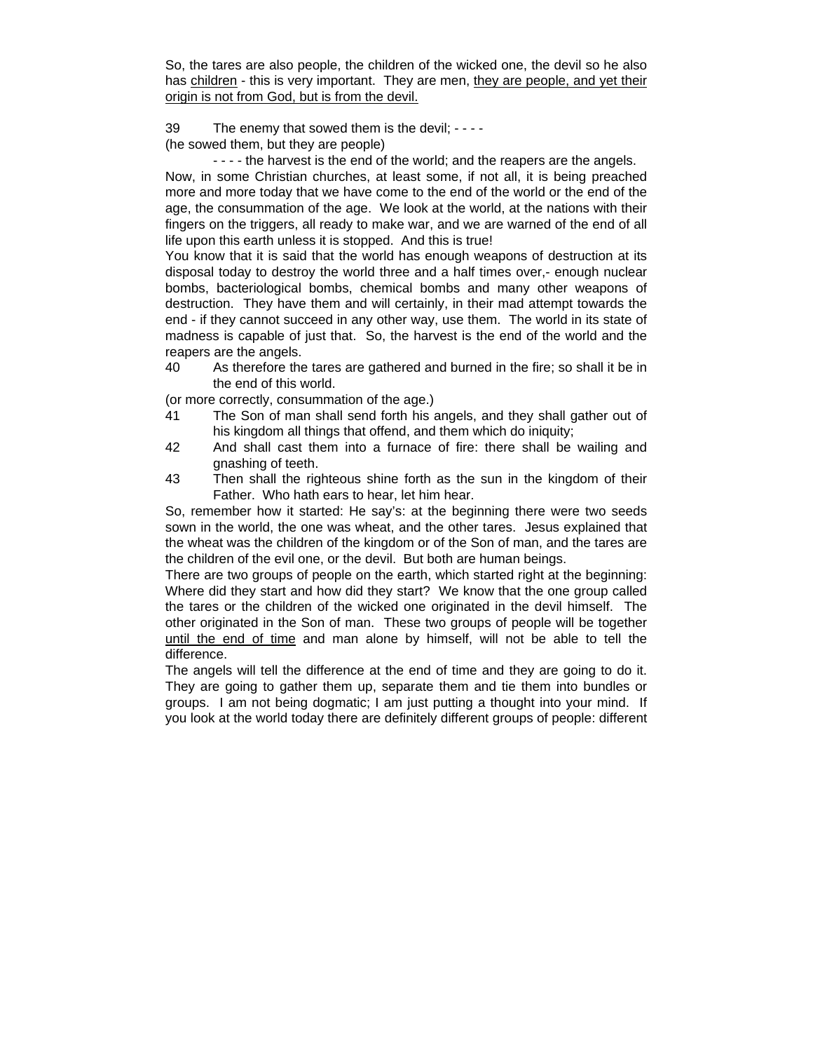So, the tares are also people, the children of the wicked one, the devil so he also has <u>children</u> - this is very important. They are men, <u>they are people, and yet their origin is not from God, but is from the devil.</u>

39 The enemy that sowed them is the devil; - - - -
(he sowed them, but they are people)

- - - - the harvest is the end of the world; and the reapers are the angels.

Now, in some Christian churches, at least some, if not all, it is being preached more and more today that we have come to the end of the world or the end of the age, the consummation of the age. We look at the world, at the nations with their fingers on the triggers, all ready to make war, and we are warned of the end of all life upon this earth unless it is stopped. And this is true!

You know that it is said that the world has enough weapons of destruction at its disposal today to destroy the world three and a half times over,- enough nuclear bombs, bacteriological bombs, chemical bombs and many other weapons of destruction. They have them and will certainly, in their mad attempt towards the end - if they cannot succeed in any other way, use them. The world in its state of madness is capable of just that. So, the harvest is the end of the world and the reapers are the angels.

40 As therefore the tares are gathered and burned in the fire; so shall it be in the end of this world.

(or more correctly, consummation of the age.)

41 The Son of man shall send forth his angels, and they shall gather out of his kingdom all things that offend, and them which do iniquity;

42 And shall cast them into a furnace of fire: there shall be wailing and gnashing of teeth.

43 Then shall the righteous shine forth as the sun in the kingdom of their Father. Who hath ears to hear, let him hear.

So, remember how it started: He say's: at the beginning there were two seeds sown in the world, the one was wheat, and the other tares. Jesus explained that the wheat was the children of the kingdom or of the Son of man, and the tares are the children of the evil one, or the devil. But both are human beings.

There are two groups of people on the earth, which started right at the beginning: Where did they start and how did they start? We know that the one group called the tares or the children of the wicked one originated in the devil himself. The other originated in the Son of man. These two groups of people will be together <u>until the end of time</u> and man alone by himself, will not be able to tell the difference.

The angels will tell the difference at the end of time and they are going to do it. They are going to gather them up, separate them and tie them into bundles or groups. I am not being dogmatic; I am just putting a thought into your mind. If you look at the world today there are definitely different groups of people: different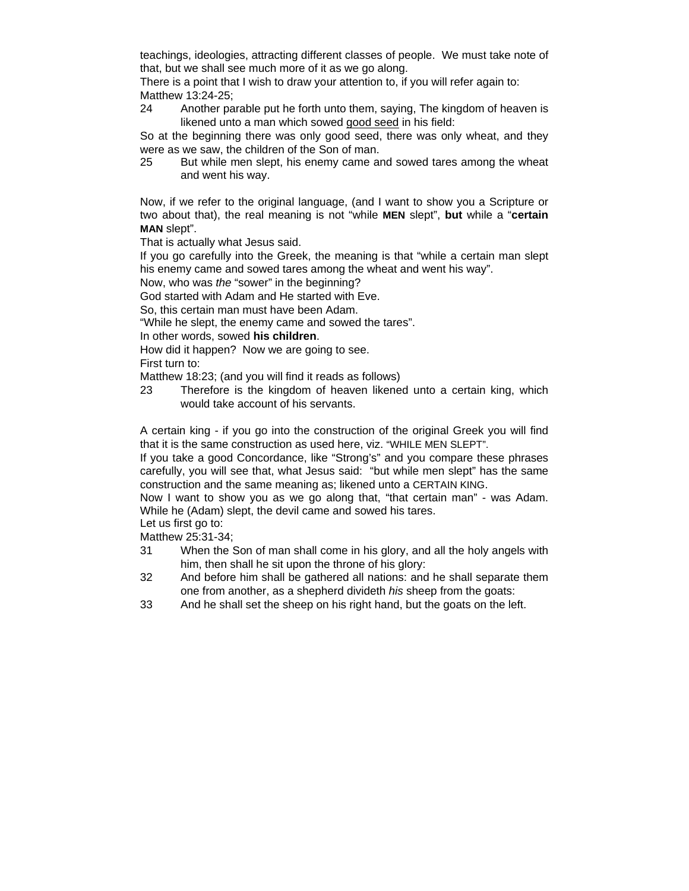teachings, ideologies, attracting different classes of people. We must take note of that, but we shall see much more of it as we go along.

There is a point that I wish to draw your attention to, if you will refer again to:

Matthew 13:24-25;

24 Another parable put he forth unto them, saying, The kingdom of heaven is likened unto a man which sowed good seed in his field:

So at the beginning there was only good seed, there was only wheat, and they were as we saw, the children of the Son of man.

25 But while men slept, his enemy came and sowed tares among the wheat and went his way.

Now, if we refer to the original language, (and I want to show you a Scripture or two about that), the real meaning is not "while **MEN** slept", **but** while a "**certain MAN** slept".

That is actually what Jesus said.

If you go carefully into the Greek, the meaning is that "while a certain man slept his enemy came and sowed tares among the wheat and went his way".

Now, who was *the* "sower" in the beginning?

God started with Adam and He started with Eve.

So, this certain man must have been Adam.

"While he slept, the enemy came and sowed the tares".

In other words, sowed **his children**.

How did it happen? Now we are going to see.

First turn to:

Matthew 18:23; (and you will find it reads as follows)

23 Therefore is the kingdom of heaven likened unto a certain king, which would take account of his servants.

A certain king - if you go into the construction of the original Greek you will find that it is the same construction as used here, viz. "WHILE MEN SLEPT".

If you take a good Concordance, like "Strong's" and you compare these phrases carefully, you will see that, what Jesus said: "but while men slept" has the same construction and the same meaning as; likened unto a CERTAIN KING.

Now I want to show you as we go along that, "that certain man" - was Adam. While he (Adam) slept, the devil came and sowed his tares.

Let us first go to:

Matthew 25:31-34;

31 When the Son of man shall come in his glory, and all the holy angels with him, then shall he sit upon the throne of his glory:

32 And before him shall be gathered all nations: and he shall separate them one from another, as a shepherd divideth *his* sheep from the goats:

33 And he shall set the sheep on his right hand, but the goats on the left.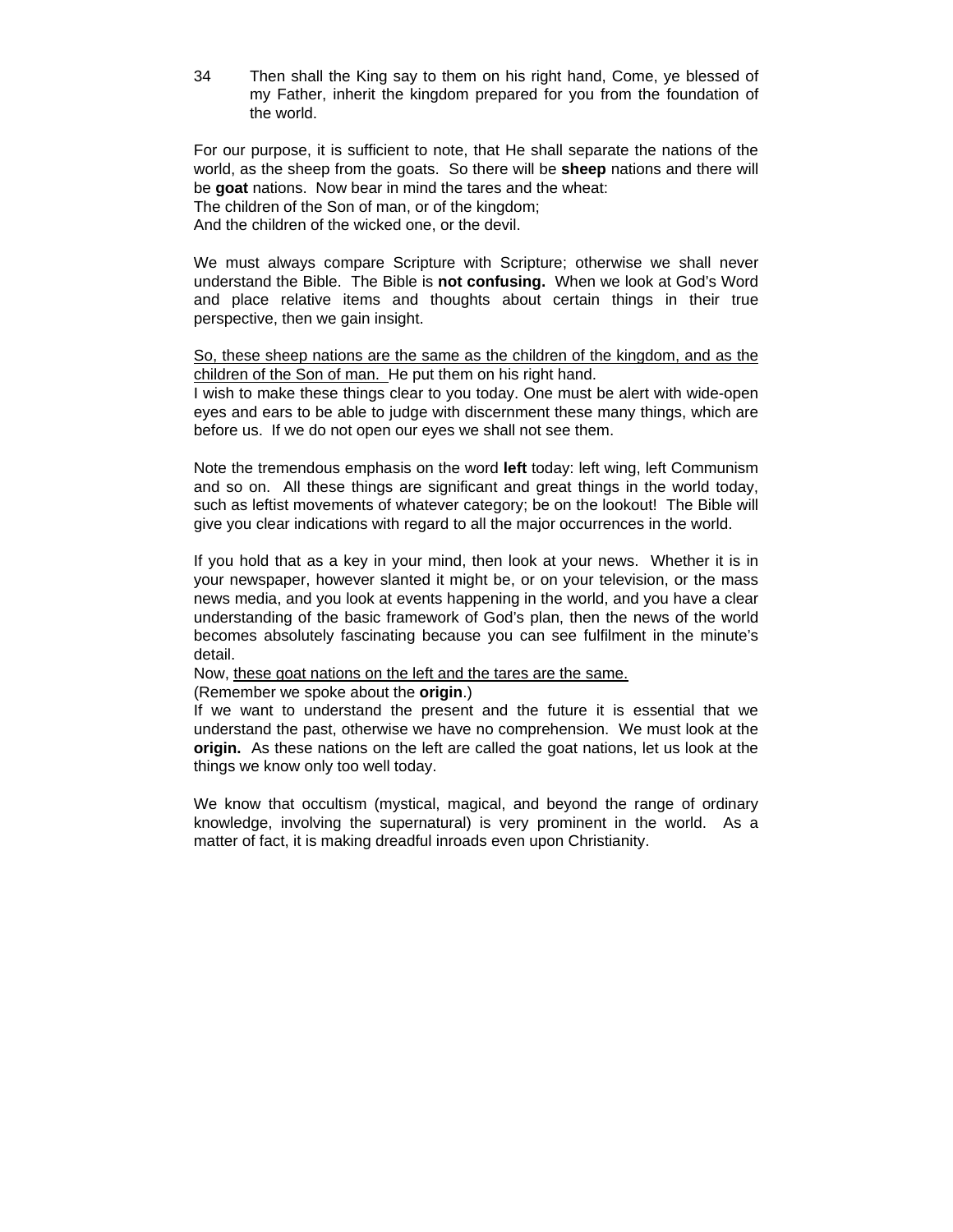34 Then shall the King say to them on his right hand, Come, ye blessed of my Father, inherit the kingdom prepared for you from the foundation of the world.

For our purpose, it is sufficient to note, that He shall separate the nations of the world, as the sheep from the goats. So there will be **sheep** nations and there will be **goat** nations. Now bear in mind the tares and the wheat:
The children of the Son of man, or of the kingdom;
And the children of the wicked one, or the devil.

We must always compare Scripture with Scripture; otherwise we shall never understand the Bible. The Bible is **not confusing.** When we look at God's Word and place relative items and thoughts about certain things in their true perspective, then we gain insight.

<u>So, these sheep nations are the same as the children of the kingdom, and as the children of the Son of man.</u> He put them on his right hand.
I wish to make these things clear to you today. One must be alert with wide-open eyes and ears to be able to judge with discernment these many things, which are before us. If we do not open our eyes we shall not see them.

Note the tremendous emphasis on the word **left** today: left wing, left Communism and so on. All these things are significant and great things in the world today, such as leftist movements of whatever category; be on the lookout! The Bible will give you clear indications with regard to all the major occurrences in the world.

If you hold that as a key in your mind, then look at your news. Whether it is in your newspaper, however slanted it might be, or on your television, or the mass news media, and you look at events happening in the world, and you have a clear understanding of the basic framework of God's plan, then the news of the world becomes absolutely fascinating because you can see fulfilment in the minute's detail.
Now, <u>these goat nations on the left and the tares are the same.</u>
(Remember we spoke about the **origin**.)
If we want to understand the present and the future it is essential that we understand the past, otherwise we have no comprehension. We must look at the **origin.** As these nations on the left are called the goat nations, let us look at the things we know only too well today.

We know that occultism (mystical, magical, and beyond the range of ordinary knowledge, involving the supernatural) is very prominent in the world. As a matter of fact, it is making dreadful inroads even upon Christianity.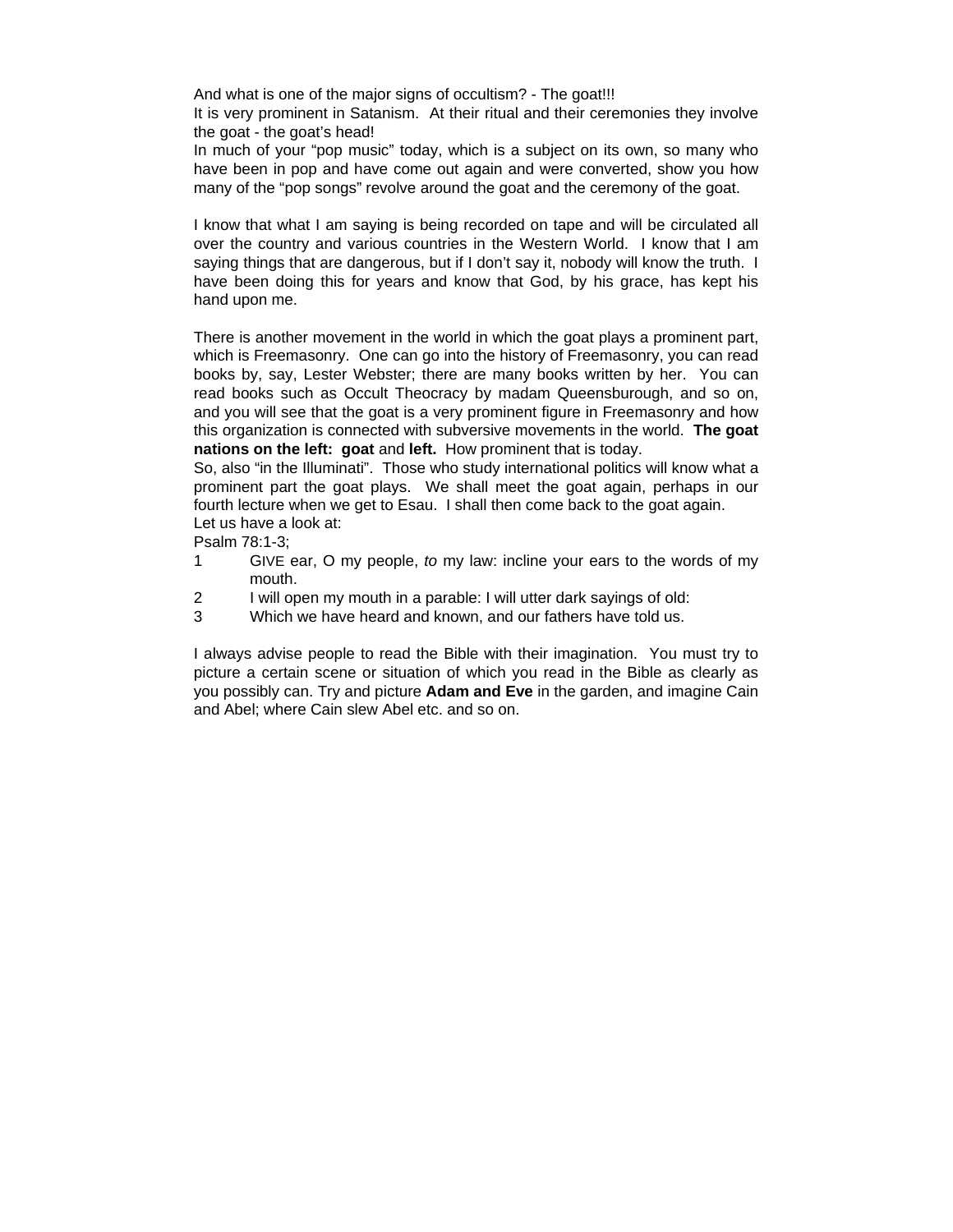And what is one of the major signs of occultism? - The goat!!!
It is very prominent in Satanism. At their ritual and their ceremonies they involve the goat - the goat's head!
In much of your "pop music" today, which is a subject on its own, so many who have been in pop and have come out again and were converted, show you how many of the "pop songs" revolve around the goat and the ceremony of the goat.

I know that what I am saying is being recorded on tape and will be circulated all over the country and various countries in the Western World. I know that I am saying things that are dangerous, but if I don't say it, nobody will know the truth. I have been doing this for years and know that God, by his grace, has kept his hand upon me.

There is another movement in the world in which the goat plays a prominent part, which is Freemasonry. One can go into the history of Freemasonry, you can read books by, say, Lester Webster; there are many books written by her. You can read books such as Occult Theocracy by madam Queensburough, and so on, and you will see that the goat is a very prominent figure in Freemasonry and how this organization is connected with subversive movements in the world. **The goat nations on the left: goat** and **left.** How prominent that is today.
So, also "in the Illuminati". Those who study international politics will know what a prominent part the goat plays. We shall meet the goat again, perhaps in our fourth lecture when we get to Esau. I shall then come back to the goat again.
Let us have a look at:
Psalm 78:1-3;

1 GIVE ear, O my people, *to* my law: incline your ears to the words of my mouth.
2 I will open my mouth in a parable: I will utter dark sayings of old:
3 Which we have heard and known, and our fathers have told us.

I always advise people to read the Bible with their imagination. You must try to picture a certain scene or situation of which you read in the Bible as clearly as you possibly can. Try and picture **Adam and Eve** in the garden, and imagine Cain and Abel; where Cain slew Abel etc. and so on.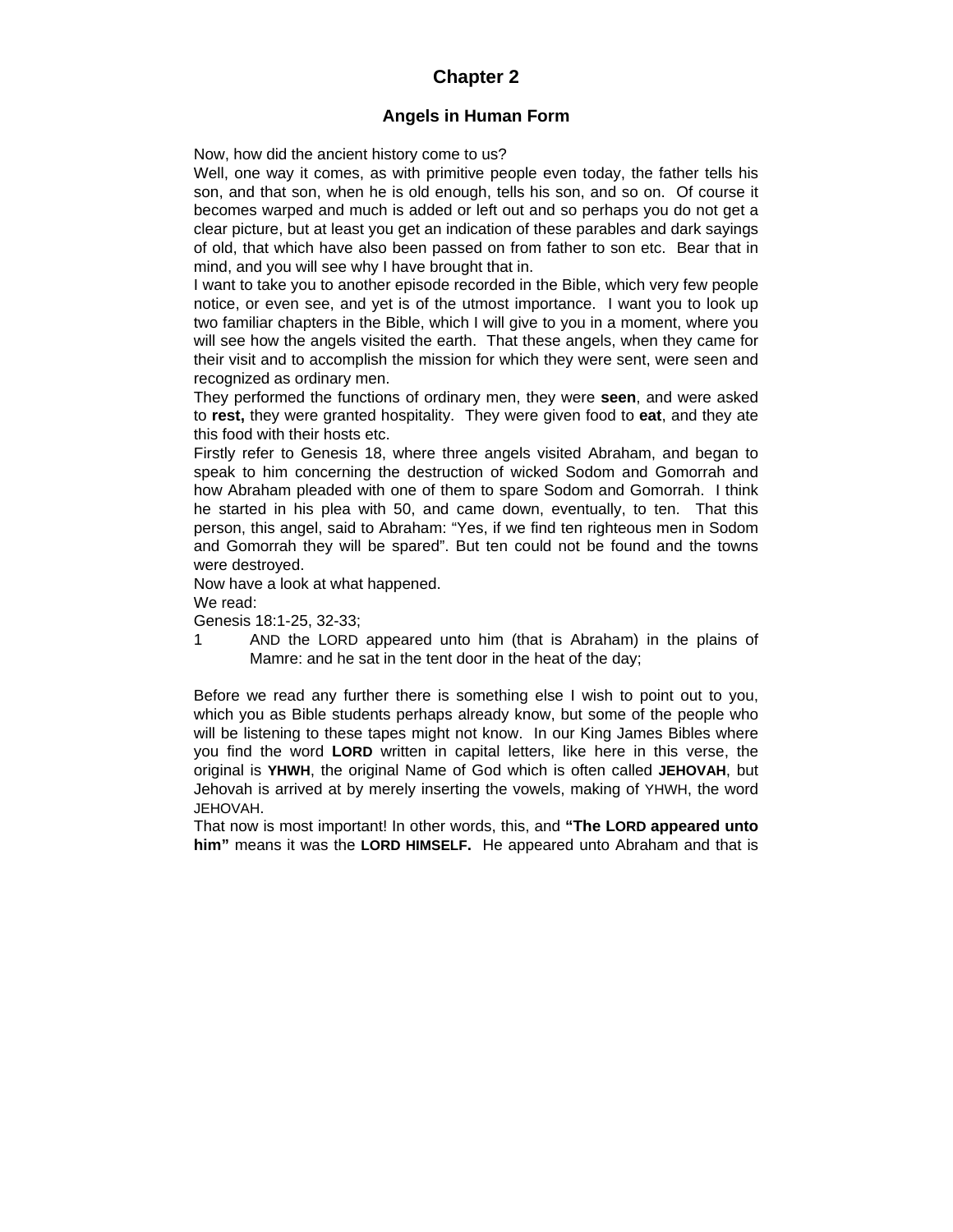# Chapter 2

## Angels in Human Form

Now, how did the ancient history come to us?

Well, one way it comes, as with primitive people even today, the father tells his son, and that son, when he is old enough, tells his son, and so on. Of course it becomes warped and much is added or left out and so perhaps you do not get a clear picture, but at least you get an indication of these parables and dark sayings of old, that which have also been passed on from father to son etc. Bear that in mind, and you will see why I have brought that in.

I want to take you to another episode recorded in the Bible, which very few people notice, or even see, and yet is of the utmost importance. I want you to look up two familiar chapters in the Bible, which I will give to you in a moment, where you will see how the angels visited the earth. That these angels, when they came for their visit and to accomplish the mission for which they were sent, were seen and recognized as ordinary men.

They performed the functions of ordinary men, they were **seen**, and were asked to **rest,** they were granted hospitality. They were given food to **eat**, and they ate this food with their hosts etc.

Firstly refer to Genesis 18, where three angels visited Abraham, and began to speak to him concerning the destruction of wicked Sodom and Gomorrah and how Abraham pleaded with one of them to spare Sodom and Gomorrah. I think he started in his plea with 50, and came down, eventually, to ten. That this person, this angel, said to Abraham: "Yes, if we find ten righteous men in Sodom and Gomorrah they will be spared". But ten could not be found and the towns were destroyed.

Now have a look at what happened.

We read:

Genesis 18:1-25, 32-33;

1 AND the LORD appeared unto him (that is Abraham) in the plains of Mamre: and he sat in the tent door in the heat of the day;

Before we read any further there is something else I wish to point out to you, which you as Bible students perhaps already know, but some of the people who will be listening to these tapes might not know. In our King James Bibles where you find the word **LORD** written in capital letters, like here in this verse, the original is **YHWH**, the original Name of God which is often called **JEHOVAH**, but Jehovah is arrived at by merely inserting the vowels, making of YHWH, the word JEHOVAH.

That now is most important! In other words, this, and **"The LORD appeared unto him"** means it was the **LORD HIMSELF.** He appeared unto Abraham and that is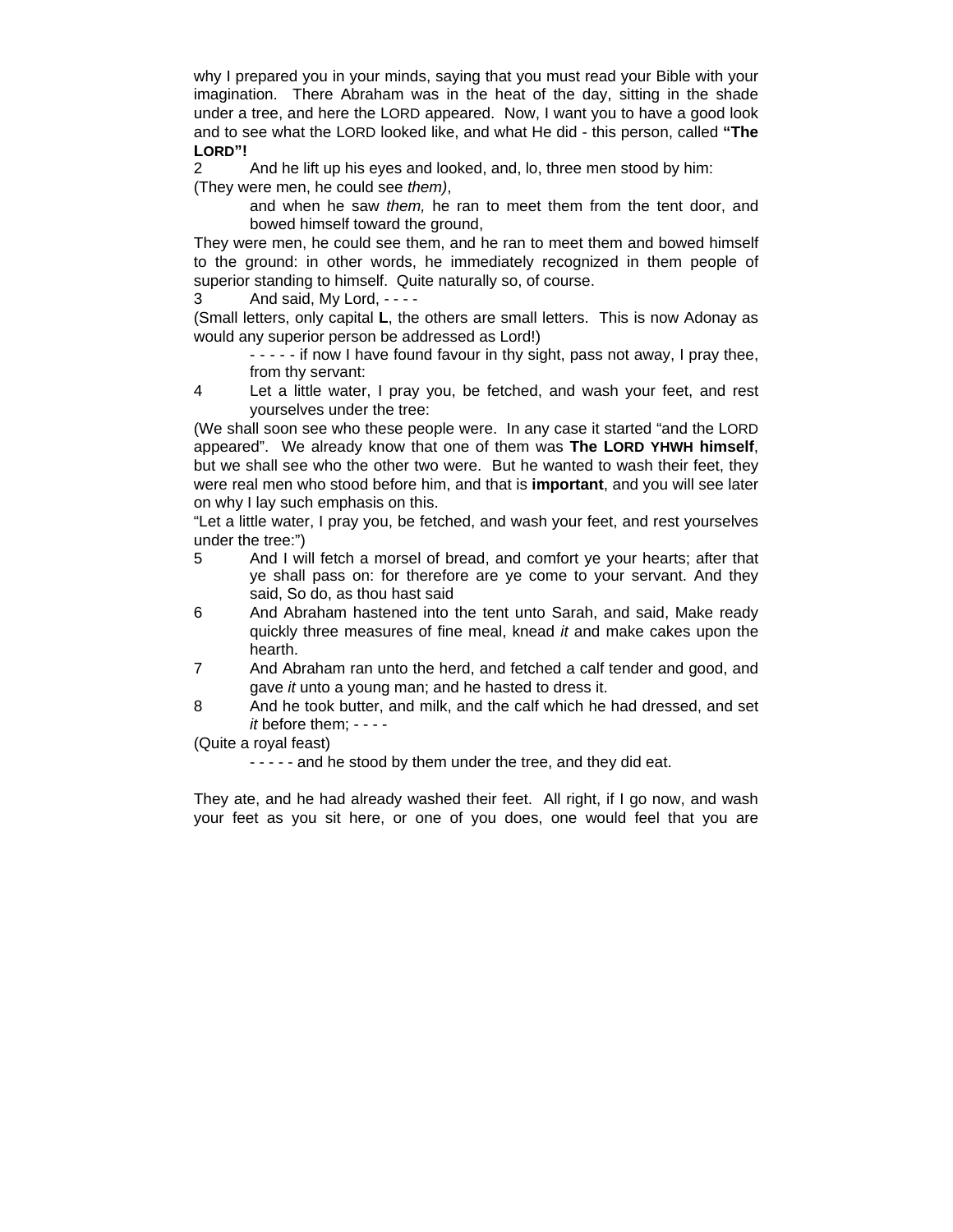why I prepared you in your minds, saying that you must read your Bible with your imagination. There Abraham was in the heat of the day, sitting in the shade under a tree, and here the LORD appeared. Now, I want you to have a good look and to see what the LORD looked like, and what He did - this person, called **"The LORD"!**

2 And he lift up his eyes and looked, and, lo, three men stood by him:

(They were men, he could see *them)*,

> and when he saw *them,* he ran to meet them from the tent door, and bowed himself toward the ground,

They were men, he could see them, and he ran to meet them and bowed himself to the ground: in other words, he immediately recognized in them people of superior standing to himself. Quite naturally so, of course.

3 And said, My Lord, - - - -

(Small letters, only capital **L**, the others are small letters. This is now Adonay as would any superior person be addressed as Lord!)

> - - - - - if now I have found favour in thy sight, pass not away, I pray thee, from thy servant:

4 Let a little water, I pray you, be fetched, and wash your feet, and rest yourselves under the tree:

(We shall soon see who these people were. In any case it started "and the LORD appeared". We already know that one of them was **The LORD YHWH himself**, but we shall see who the other two were. But he wanted to wash their feet, they were real men who stood before him, and that is **important**, and you will see later on why I lay such emphasis on this.

"Let a little water, I pray you, be fetched, and wash your feet, and rest yourselves under the tree:")

5 And I will fetch a morsel of bread, and comfort ye your hearts; after that ye shall pass on: for therefore are ye come to your servant. And they said, So do, as thou hast said

6 And Abraham hastened into the tent unto Sarah, and said, Make ready quickly three measures of fine meal, knead *it* and make cakes upon the hearth.

7 And Abraham ran unto the herd, and fetched a calf tender and good, and gave *it* unto a young man; and he hasted to dress it.

8 And he took butter, and milk, and the calf which he had dressed, and set *it* before them; - - - -

(Quite a royal feast)

> - - - - - and he stood by them under the tree, and they did eat.

They ate, and he had already washed their feet. All right, if I go now, and wash your feet as you sit here, or one of you does, one would feel that you are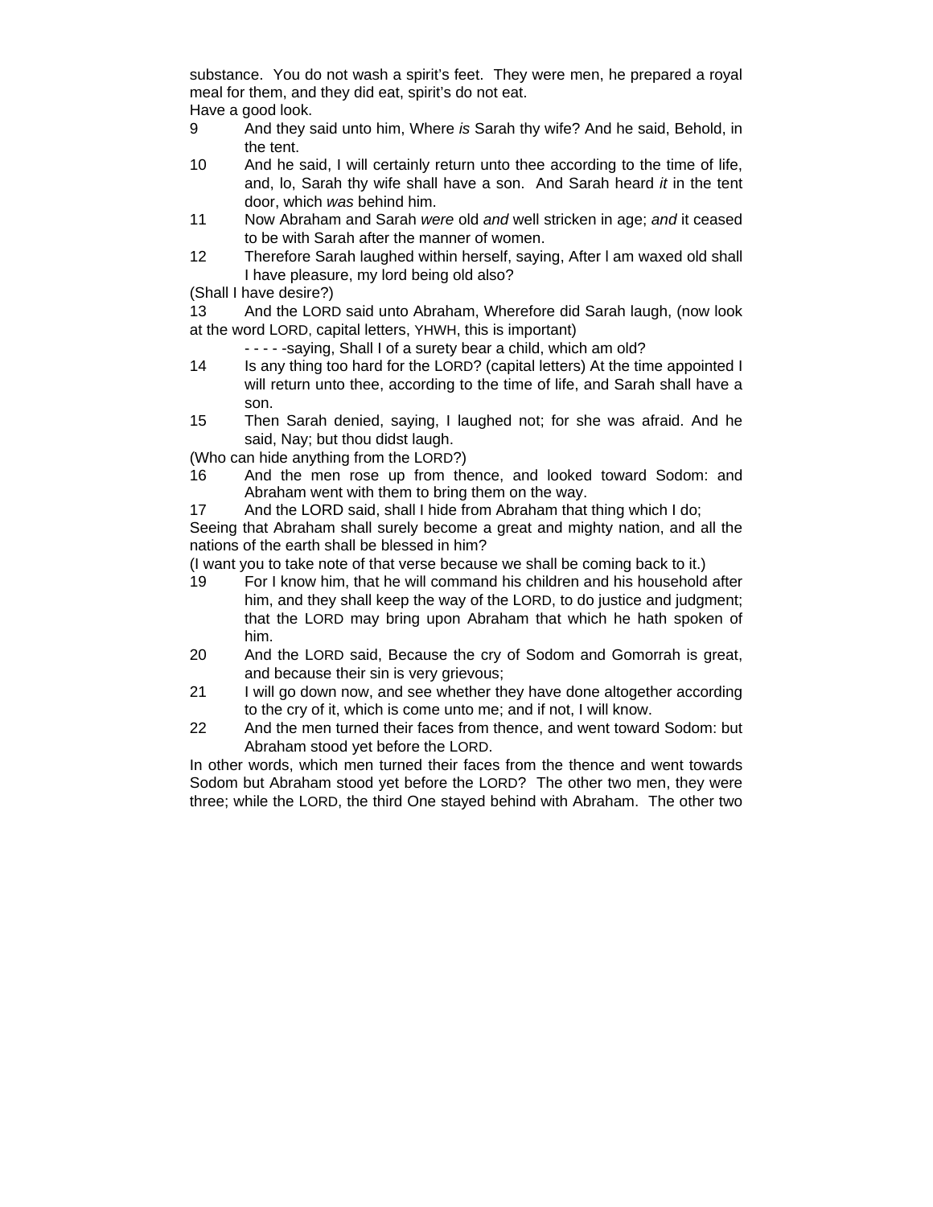substance. You do not wash a spirit's feet. They were men, he prepared a royal meal for them, and they did eat, spirit's do not eat.

Have a good look.

9 And they said unto him, Where *is* Sarah thy wife? And he said, Behold, in the tent.

10 And he said, I will certainly return unto thee according to the time of life, and, lo, Sarah thy wife shall have a son. And Sarah heard *it* in the tent door, which *was* behind him.

11 Now Abraham and Sarah *were* old *and* well stricken in age; *and* it ceased to be with Sarah after the manner of women.

12 Therefore Sarah laughed within herself, saying, After I am waxed old shall I have pleasure, my lord being old also?

(Shall I have desire?)

13 And the LORD said unto Abraham, Wherefore did Sarah laugh, (now look at the word LORD, capital letters, YHWH, this is important)

- - - - -saying, Shall I of a surety bear a child, which am old?

14 Is any thing too hard for the LORD? (capital letters) At the time appointed I will return unto thee, according to the time of life, and Sarah shall have a son.

15 Then Sarah denied, saying, I laughed not; for she was afraid. And he said, Nay; but thou didst laugh.

(Who can hide anything from the LORD?)

16 And the men rose up from thence, and looked toward Sodom: and Abraham went with them to bring them on the way.

17 And the LORD said, shall I hide from Abraham that thing which I do;

Seeing that Abraham shall surely become a great and mighty nation, and all the nations of the earth shall be blessed in him?

(I want you to take note of that verse because we shall be coming back to it.)

19 For I know him, that he will command his children and his household after him, and they shall keep the way of the LORD, to do justice and judgment; that the LORD may bring upon Abraham that which he hath spoken of him.

20 And the LORD said, Because the cry of Sodom and Gomorrah is great, and because their sin is very grievous;

21 I will go down now, and see whether they have done altogether according to the cry of it, which is come unto me; and if not, I will know.

22 And the men turned their faces from thence, and went toward Sodom: but Abraham stood yet before the LORD.

In other words, which men turned their faces from the thence and went towards Sodom but Abraham stood yet before the LORD? The other two men, they were three; while the LORD, the third One stayed behind with Abraham. The other two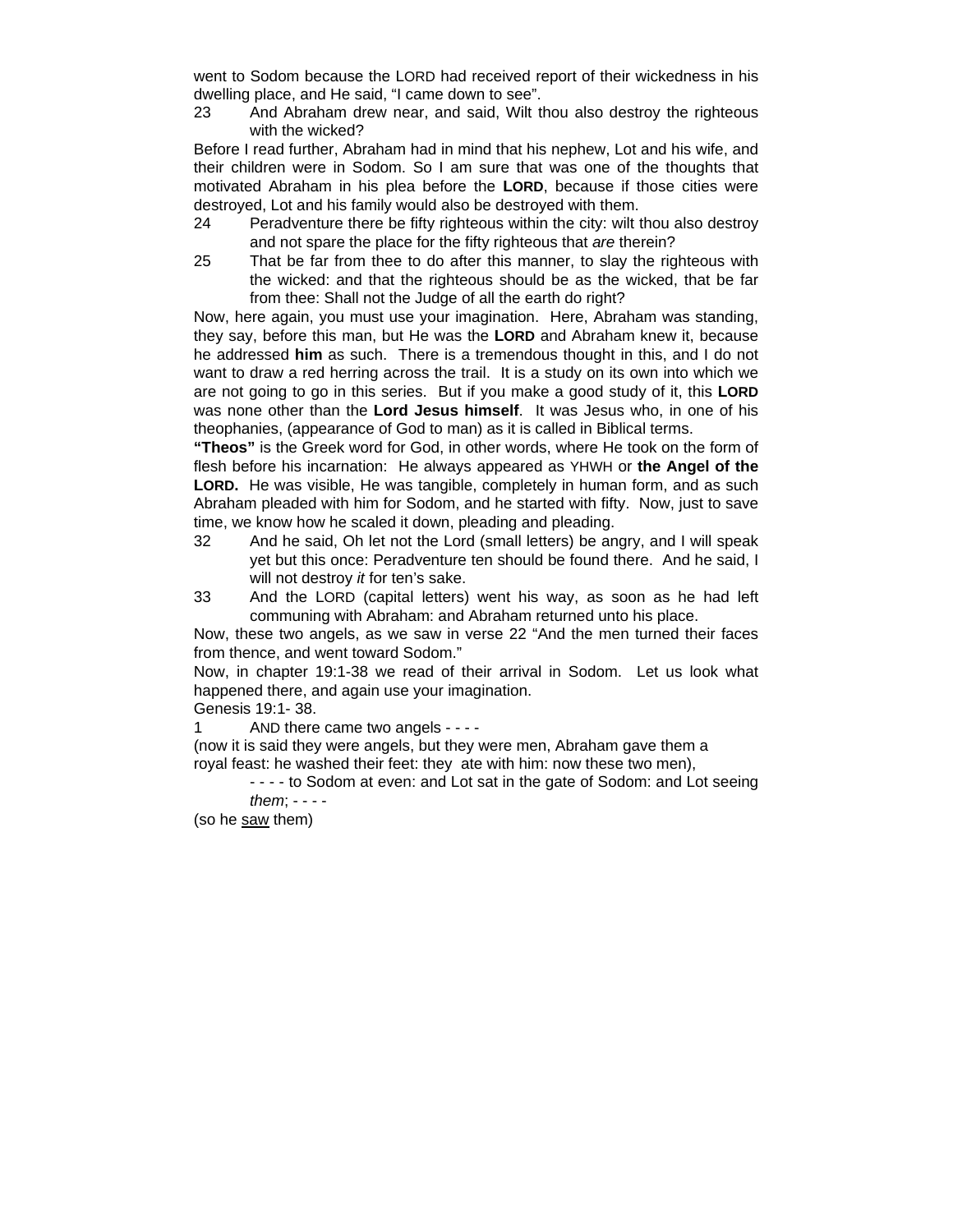went to Sodom because the LORD had received report of their wickedness in his dwelling place, and He said, "I came down to see".

23 And Abraham drew near, and said, Wilt thou also destroy the righteous with the wicked?

Before I read further, Abraham had in mind that his nephew, Lot and his wife, and their children were in Sodom. So I am sure that was one of the thoughts that motivated Abraham in his plea before the **LORD**, because if those cities were destroyed, Lot and his family would also be destroyed with them.

24 Peradventure there be fifty righteous within the city: wilt thou also destroy and not spare the place for the fifty righteous that *are* therein?

25 That be far from thee to do after this manner, to slay the righteous with the wicked: and that the righteous should be as the wicked, that be far from thee: Shall not the Judge of all the earth do right?

Now, here again, you must use your imagination. Here, Abraham was standing, they say, before this man, but He was the **LORD** and Abraham knew it, because he addressed **him** as such. There is a tremendous thought in this, and I do not want to draw a red herring across the trail. It is a study on its own into which we are not going to go in this series. But if you make a good study of it, this **LORD** was none other than the **Lord Jesus himself**. It was Jesus who, in one of his theophanies, (appearance of God to man) as it is called in Biblical terms.

**"Theos"** is the Greek word for God, in other words, where He took on the form of flesh before his incarnation: He always appeared as YHWH or **the Angel of the LORD.** He was visible, He was tangible, completely in human form, and as such Abraham pleaded with him for Sodom, and he started with fifty. Now, just to save time, we know how he scaled it down, pleading and pleading.

32 And he said, Oh let not the Lord (small letters) be angry, and I will speak yet but this once: Peradventure ten should be found there. And he said, I will not destroy *it* for ten's sake.

33 And the LORD (capital letters) went his way, as soon as he had left communing with Abraham: and Abraham returned unto his place.

Now, these two angels, as we saw in verse 22 "And the men turned their faces from thence, and went toward Sodom."

Now, in chapter 19:1-38 we read of their arrival in Sodom. Let us look what happened there, and again use your imagination.

Genesis 19:1- 38.

1 AND there came two angels - - - -

(now it is said they were angels, but they were men, Abraham gave them a royal feast: he washed their feet: they ate with him: now these two men),

- - - - to Sodom at even: and Lot sat in the gate of Sodom: and Lot seeing *them*; - - - -

(so he <u>saw</u> them)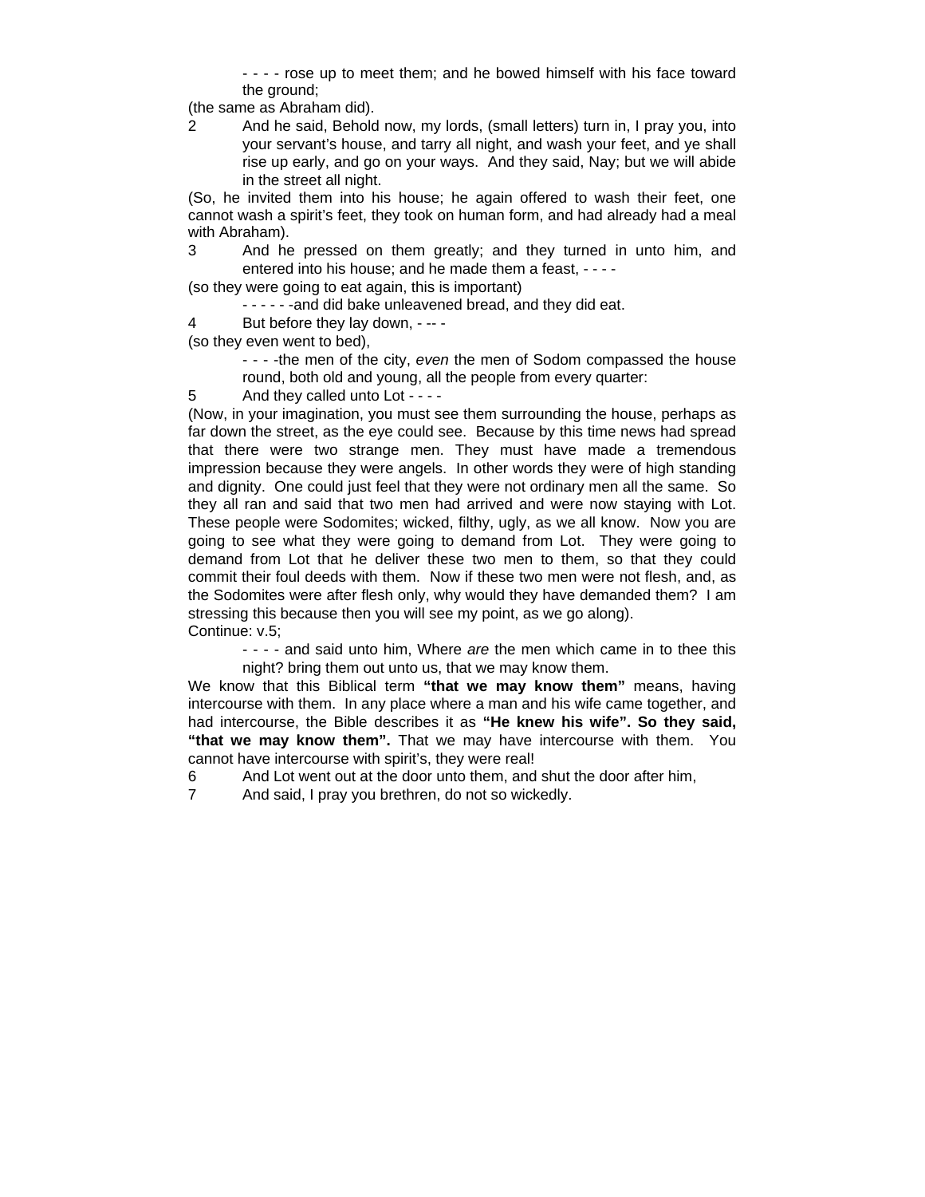- - - - rose up to meet them; and he bowed himself with his face toward the ground;

(the same as Abraham did).

2 And he said, Behold now, my lords, (small letters) turn in, I pray you, into your servant's house, and tarry all night, and wash your feet, and ye shall rise up early, and go on your ways. And they said, Nay; but we will abide in the street all night.

(So, he invited them into his house; he again offered to wash their feet, one cannot wash a spirit's feet, they took on human form, and had already had a meal with Abraham).

3 And he pressed on them greatly; and they turned in unto him, and entered into his house; and he made them a feast, - - - -

(so they were going to eat again, this is important)

- - - - - -and did bake unleavened bread, and they did eat.

4 But before they lay down, - -- -

(so they even went to bed),

- - - -the men of the city, *even* the men of Sodom compassed the house round, both old and young, all the people from every quarter:

5 And they called unto Lot - - - -

(Now, in your imagination, you must see them surrounding the house, perhaps as far down the street, as the eye could see. Because by this time news had spread that there were two strange men. They must have made a tremendous impression because they were angels. In other words they were of high standing and dignity. One could just feel that they were not ordinary men all the same. So they all ran and said that two men had arrived and were now staying with Lot. These people were Sodomites; wicked, filthy, ugly, as we all know. Now you are going to see what they were going to demand from Lot. They were going to demand from Lot that he deliver these two men to them, so that they could commit their foul deeds with them. Now if these two men were not flesh, and, as the Sodomites were after flesh only, why would they have demanded them? I am stressing this because then you will see my point, as we go along).

Continue: v.5;

- - - - and said unto him, Where *are* the men which came in to thee this night? bring them out unto us, that we may know them.

We know that this Biblical term **"that we may know them"** means, having intercourse with them. In any place where a man and his wife came together, and had intercourse, the Bible describes it as **"He knew his wife". So they said, "that we may know them".** That we may have intercourse with them. You cannot have intercourse with spirit's, they were real!

6 And Lot went out at the door unto them, and shut the door after him,

7 And said, I pray you brethren, do not so wickedly.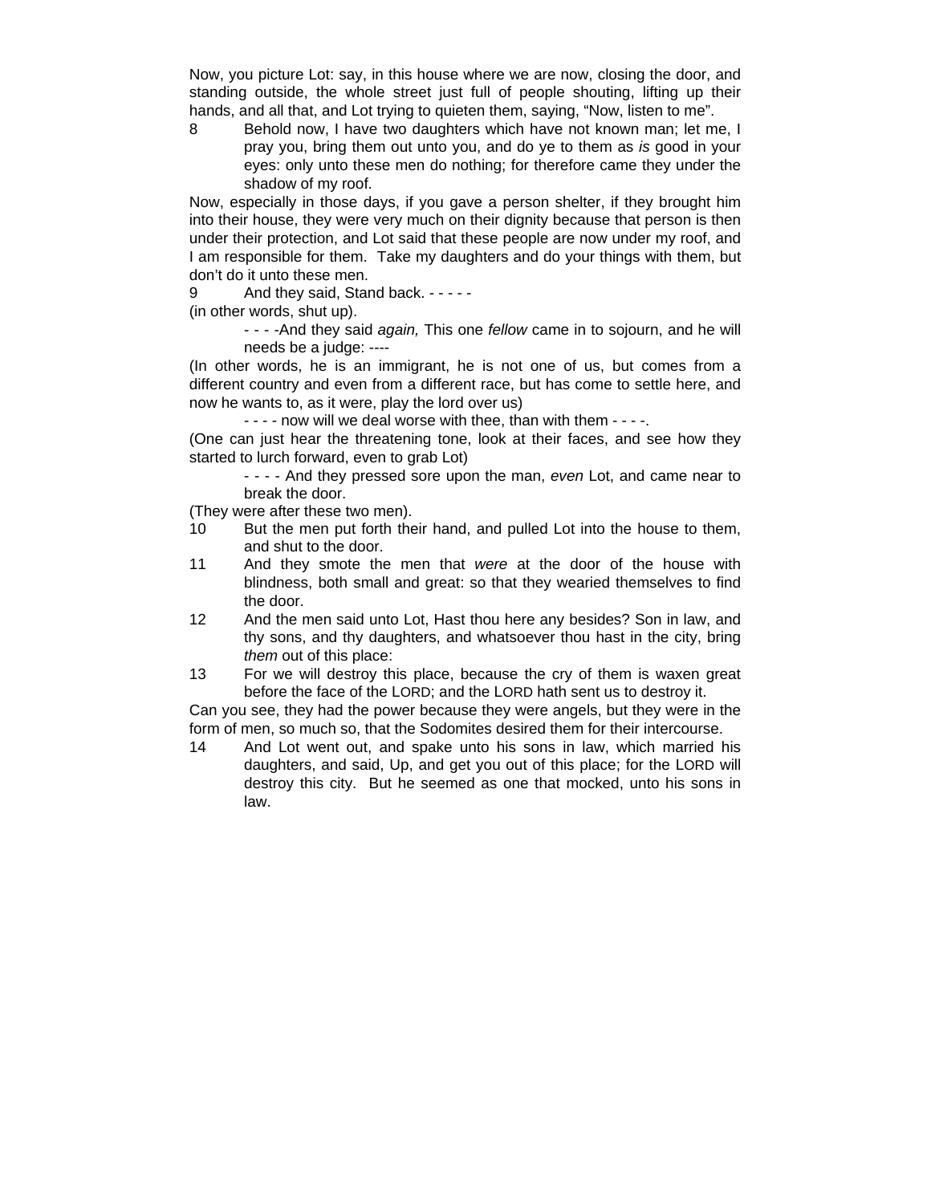Now, you picture Lot: say, in this house where we are now, closing the door, and standing outside, the whole street just full of people shouting, lifting up their hands, and all that, and Lot trying to quieten them, saying, "Now, listen to me".

8 Behold now, I have two daughters which have not known man; let me, I pray you, bring them out unto you, and do ye to them as *is* good in your eyes: only unto these men do nothing; for therefore came they under the shadow of my roof.

Now, especially in those days, if you gave a person shelter, if they brought him into their house, they were very much on their dignity because that person is then under their protection, and Lot said that these people are now under my roof, and I am responsible for them. Take my daughters and do your things with them, but don't do it unto these men.

9 And they said, Stand back. - - - - -

(in other words, shut up).

- - - -And they said *again,* This one *fellow* came in to sojourn, and he will needs be a judge: ----

(In other words, he is an immigrant, he is not one of us, but comes from a different country and even from a different race, but has come to settle here, and now he wants to, as it were, play the lord over us)

- - - - now will we deal worse with thee, than with them - - - -.

(One can just hear the threatening tone, look at their faces, and see how they started to lurch forward, even to grab Lot)

- - - - And they pressed sore upon the man, *even* Lot, and came near to break the door.

(They were after these two men).

10 But the men put forth their hand, and pulled Lot into the house to them, and shut to the door.

11 And they smote the men that *were* at the door of the house with blindness, both small and great: so that they wearied themselves to find the door.

12 And the men said unto Lot, Hast thou here any besides? Son in law, and thy sons, and thy daughters, and whatsoever thou hast in the city, bring *them* out of this place:

13 For we will destroy this place, because the cry of them is waxen great before the face of the LORD; and the LORD hath sent us to destroy it.

Can you see, they had the power because they were angels, but they were in the form of men, so much so, that the Sodomites desired them for their intercourse.

14 And Lot went out, and spake unto his sons in law, which married his daughters, and said, Up, and get you out of this place; for the LORD will destroy this city. But he seemed as one that mocked, unto his sons in law.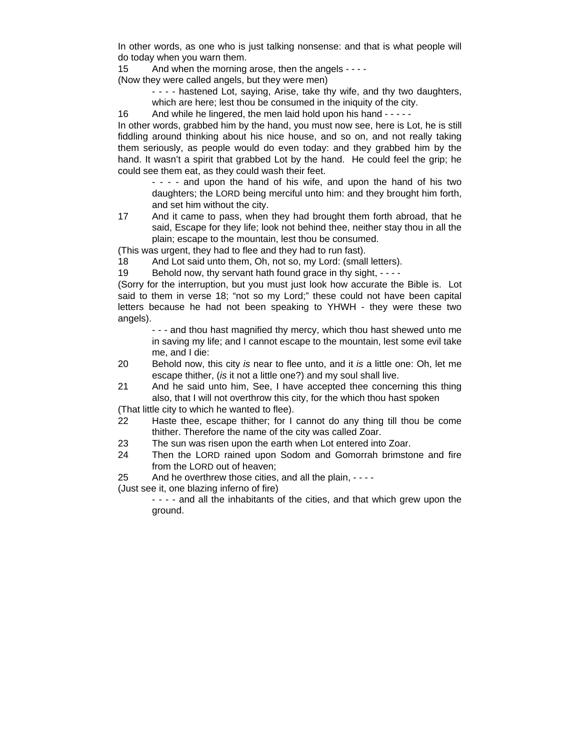In other words, as one who is just talking nonsense: and that is what people will do today when you warn them.

15 And when the morning arose, then the angels - - - -

(Now they were called angels, but they were men)

> - - - - hastened Lot, saying, Arise, take thy wife, and thy two daughters, which are here; lest thou be consumed in the iniquity of the city.

16 And while he lingered, the men laid hold upon his hand - - - - -

In other words, grabbed him by the hand, you must now see, here is Lot, he is still fiddling around thinking about his nice house, and so on, and not really taking them seriously, as people would do even today: and they grabbed him by the hand. It wasn't a spirit that grabbed Lot by the hand. He could feel the grip; he could see them eat, as they could wash their feet.

> - - - - and upon the hand of his wife, and upon the hand of his two daughters; the LORD being merciful unto him: and they brought him forth, and set him without the city.

17 And it came to pass, when they had brought them forth abroad, that he said, Escape for they life; look not behind thee, neither stay thou in all the plain; escape to the mountain, lest thou be consumed.

(This was urgent, they had to flee and they had to run fast).

18 And Lot said unto them, Oh, not so, my Lord: (small letters).

19 Behold now, thy servant hath found grace in thy sight, - - - -

(Sorry for the interruption, but you must just look how accurate the Bible is. Lot said to them in verse 18; "not so my Lord;" these could not have been capital letters because he had not been speaking to YHWH - they were these two angels).

> - - - and thou hast magnified thy mercy, which thou hast shewed unto me in saving my life; and I cannot escape to the mountain, lest some evil take me, and I die:

20 Behold now, this city *is* near to flee unto, and it *is* a little one: Oh, let me escape thither, (*is* it not a little one?) and my soul shall live.

21 And he said unto him, See, I have accepted thee concerning this thing also, that I will not overthrow this city, for the which thou hast spoken

(That little city to which he wanted to flee).

22 Haste thee, escape thither; for I cannot do any thing till thou be come thither. Therefore the name of the city was called Zoar.

23 The sun was risen upon the earth when Lot entered into Zoar.

24 Then the LORD rained upon Sodom and Gomorrah brimstone and fire from the LORD out of heaven;

25 And he overthrew those cities, and all the plain, - - - -

(Just see it, one blazing inferno of fire)

> - - - - and all the inhabitants of the cities, and that which grew upon the ground.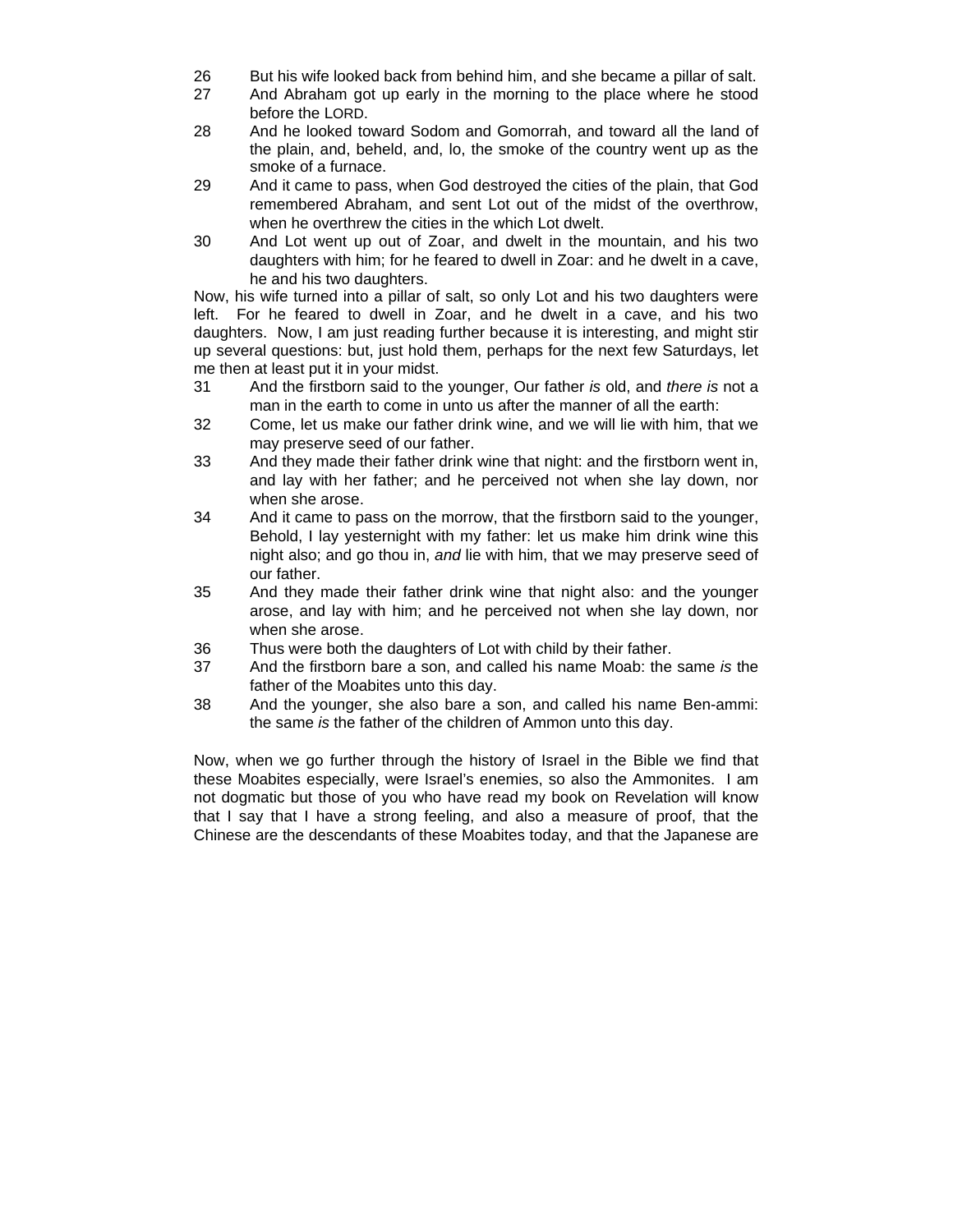26 But his wife looked back from behind him, and she became a pillar of salt.

27 And Abraham got up early in the morning to the place where he stood before the LORD.

28 And he looked toward Sodom and Gomorrah, and toward all the land of the plain, and, beheld, and, lo, the smoke of the country went up as the smoke of a furnace.

29 And it came to pass, when God destroyed the cities of the plain, that God remembered Abraham, and sent Lot out of the midst of the overthrow, when he overthrew the cities in the which Lot dwelt.

30 And Lot went up out of Zoar, and dwelt in the mountain, and his two daughters with him; for he feared to dwell in Zoar: and he dwelt in a cave, he and his two daughters.

Now, his wife turned into a pillar of salt, so only Lot and his two daughters were left. For he feared to dwell in Zoar, and he dwelt in a cave, and his two daughters. Now, I am just reading further because it is interesting, and might stir up several questions: but, just hold them, perhaps for the next few Saturdays, let me then at least put it in your midst.

31 And the firstborn said to the younger, Our father *is* old, and *there is* not a man in the earth to come in unto us after the manner of all the earth:

32 Come, let us make our father drink wine, and we will lie with him, that we may preserve seed of our father.

33 And they made their father drink wine that night: and the firstborn went in, and lay with her father; and he perceived not when she lay down, nor when she arose.

34 And it came to pass on the morrow, that the firstborn said to the younger, Behold, I lay yesternight with my father: let us make him drink wine this night also; and go thou in, *and* lie with him, that we may preserve seed of our father.

35 And they made their father drink wine that night also: and the younger arose, and lay with him; and he perceived not when she lay down, nor when she arose.

36 Thus were both the daughters of Lot with child by their father.

37 And the firstborn bare a son, and called his name Moab: the same *is* the father of the Moabites unto this day.

38 And the younger, she also bare a son, and called his name Ben-ammi: the same *is* the father of the children of Ammon unto this day.

Now, when we go further through the history of Israel in the Bible we find that these Moabites especially, were Israel's enemies, so also the Ammonites. I am not dogmatic but those of you who have read my book on Revelation will know that I say that I have a strong feeling, and also a measure of proof, that the Chinese are the descendants of these Moabites today, and that the Japanese are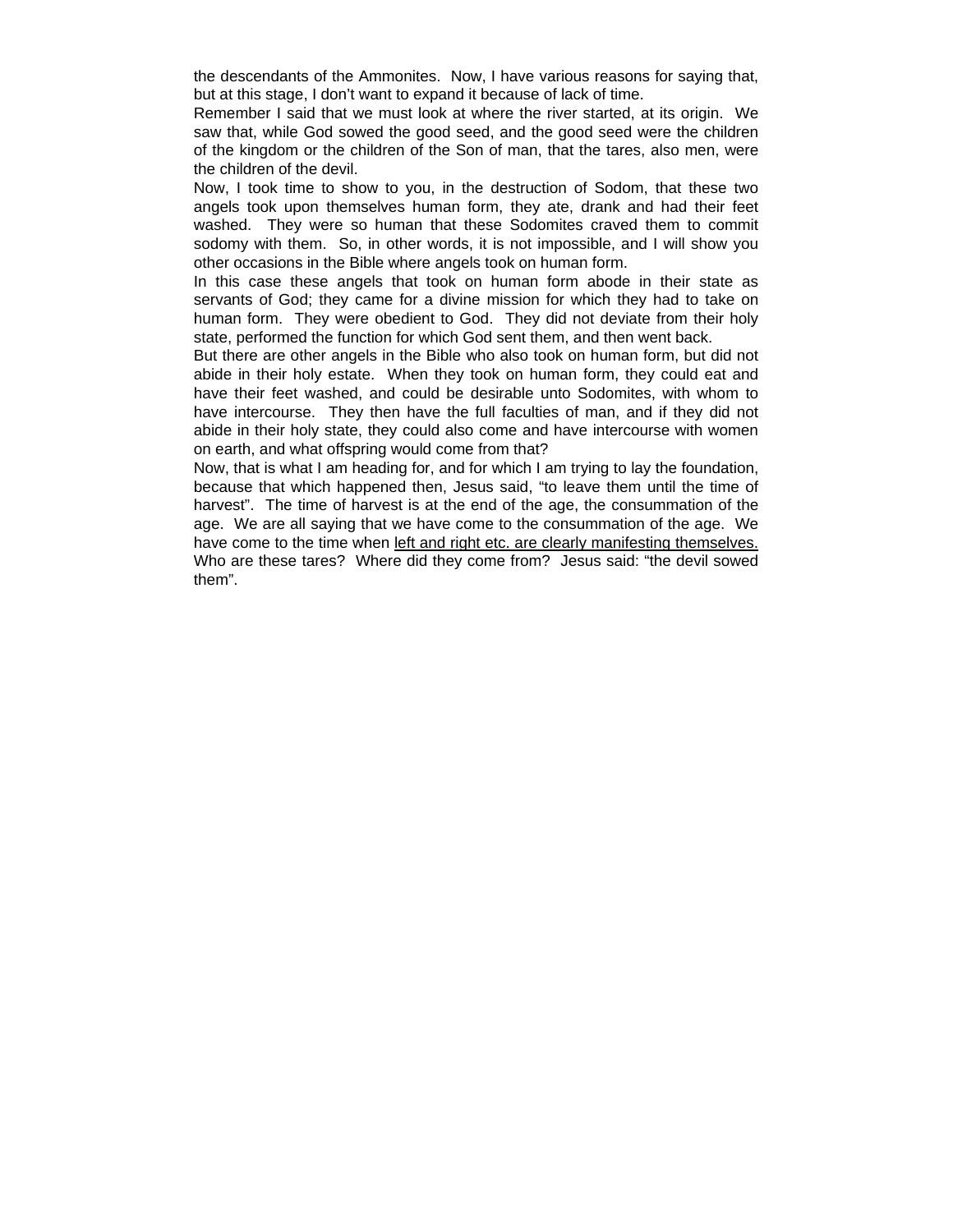the descendants of the Ammonites. Now, I have various reasons for saying that, but at this stage, I don't want to expand it because of lack of time.

Remember I said that we must look at where the river started, at its origin. We saw that, while God sowed the good seed, and the good seed were the children of the kingdom or the children of the Son of man, that the tares, also men, were the children of the devil.

Now, I took time to show to you, in the destruction of Sodom, that these two angels took upon themselves human form, they ate, drank and had their feet washed. They were so human that these Sodomites craved them to commit sodomy with them. So, in other words, it is not impossible, and I will show you other occasions in the Bible where angels took on human form.

In this case these angels that took on human form abode in their state as servants of God; they came for a divine mission for which they had to take on human form. They were obedient to God. They did not deviate from their holy state, performed the function for which God sent them, and then went back.

But there are other angels in the Bible who also took on human form, but did not abide in their holy estate. When they took on human form, they could eat and have their feet washed, and could be desirable unto Sodomites, with whom to have intercourse. They then have the full faculties of man, and if they did not abide in their holy state, they could also come and have intercourse with women on earth, and what offspring would come from that?

Now, that is what I am heading for, and for which I am trying to lay the foundation, because that which happened then, Jesus said, "to leave them until the time of harvest". The time of harvest is at the end of the age, the consummation of the age. We are all saying that we have come to the consummation of the age. We have come to the time when <u>left and right etc. are clearly manifesting themselves.</u> Who are these tares? Where did they come from? Jesus said: "the devil sowed them".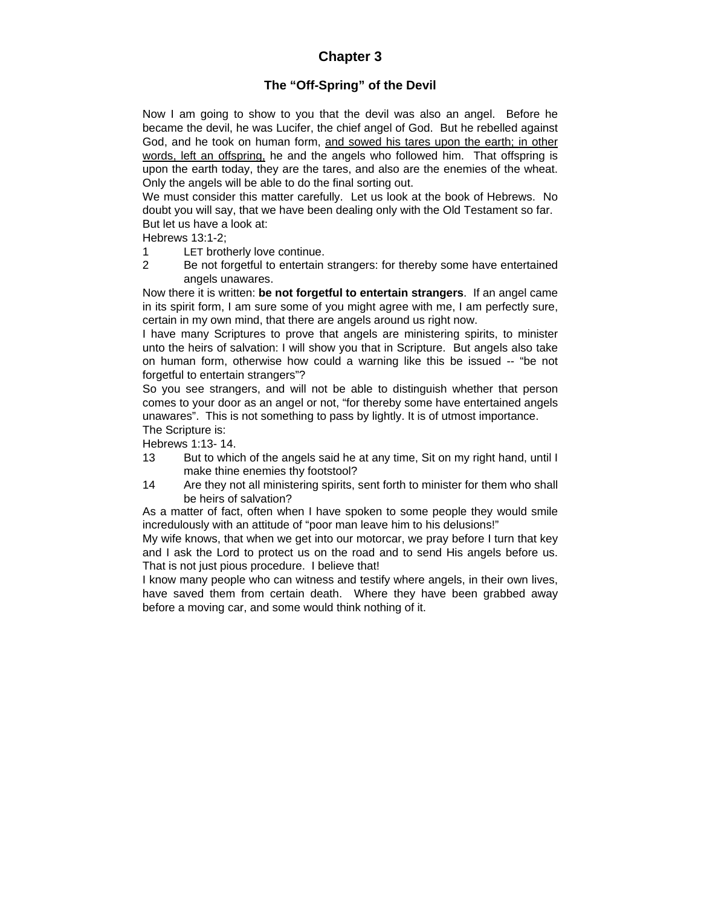# Chapter 3

## The "Off-Spring" of the Devil

Now I am going to show to you that the devil was also an angel. Before he became the devil, he was Lucifer, the chief angel of God. But he rebelled against God, and he took on human form, <u>and sowed his tares upon the earth; in other words, left an offspring,</u> he and the angels who followed him. That offspring is upon the earth today, they are the tares, and also are the enemies of the wheat. Only the angels will be able to do the final sorting out.

We must consider this matter carefully. Let us look at the book of Hebrews. No doubt you will say, that we have been dealing only with the Old Testament so far. But let us have a look at:

Hebrews 13:1-2;

1 LET brotherly love continue.

2 Be not forgetful to entertain strangers: for thereby some have entertained angels unawares.

Now there it is written: **be not forgetful to entertain strangers**. If an angel came in its spirit form, I am sure some of you might agree with me, I am perfectly sure, certain in my own mind, that there are angels around us right now.

I have many Scriptures to prove that angels are ministering spirits, to minister unto the heirs of salvation: I will show you that in Scripture. But angels also take on human form, otherwise how could a warning like this be issued -- "be not forgetful to entertain strangers"?

So you see strangers, and will not be able to distinguish whether that person comes to your door as an angel or not, "for thereby some have entertained angels unawares". This is not something to pass by lightly. It is of utmost importance.

The Scripture is:

Hebrews 1:13- 14.

13 But to which of the angels said he at any time, Sit on my right hand, until I make thine enemies thy footstool?

14 Are they not all ministering spirits, sent forth to minister for them who shall be heirs of salvation?

As a matter of fact, often when I have spoken to some people they would smile incredulously with an attitude of "poor man leave him to his delusions!"

My wife knows, that when we get into our motorcar, we pray before I turn that key and I ask the Lord to protect us on the road and to send His angels before us. That is not just pious procedure. I believe that!

I know many people who can witness and testify where angels, in their own lives, have saved them from certain death. Where they have been grabbed away before a moving car, and some would think nothing of it.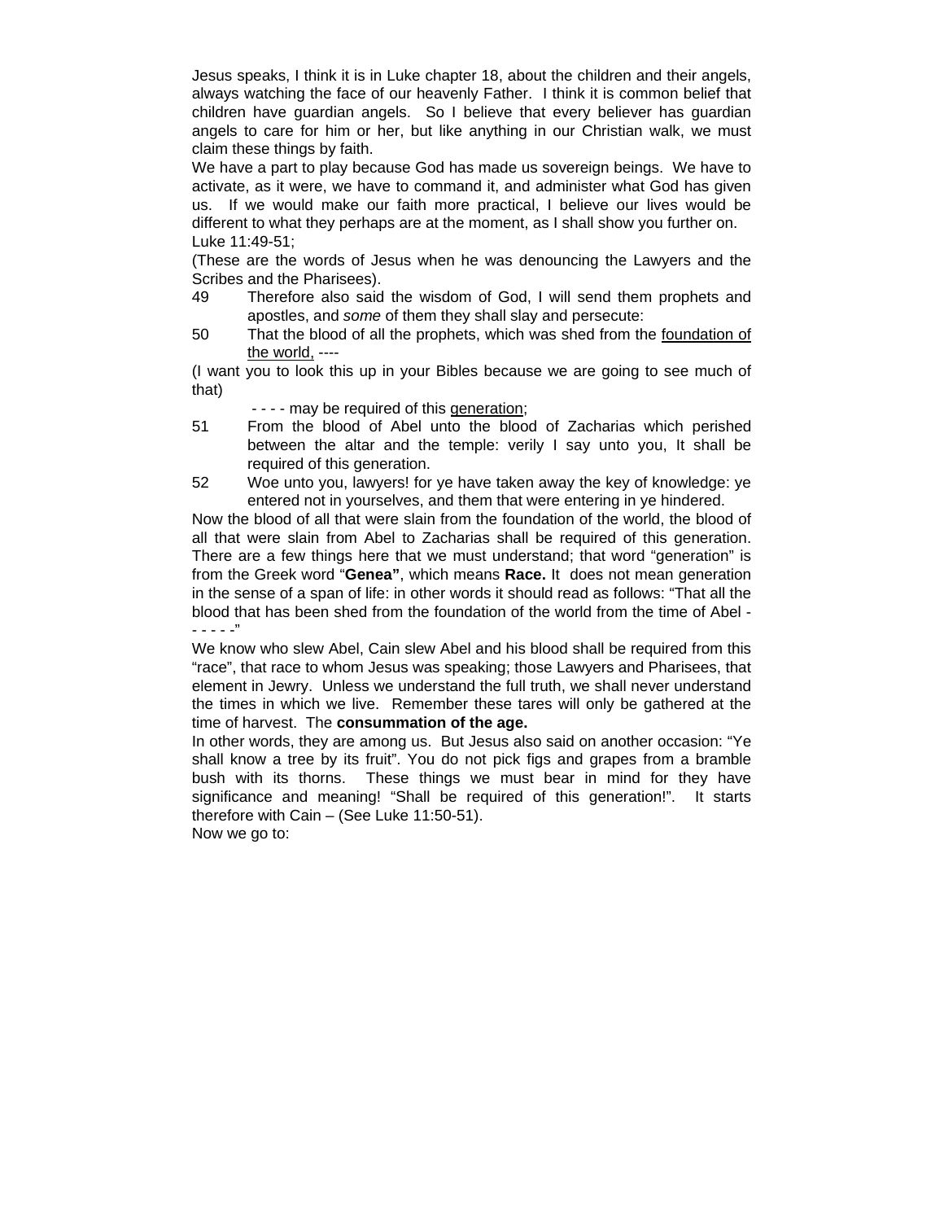Jesus speaks, I think it is in Luke chapter 18, about the children and their angels, always watching the face of our heavenly Father. I think it is common belief that children have guardian angels. So I believe that every believer has guardian angels to care for him or her, but like anything in our Christian walk, we must claim these things by faith.

We have a part to play because God has made us sovereign beings. We have to activate, as it were, we have to command it, and administer what God has given us. If we would make our faith more practical, I believe our lives would be different to what they perhaps are at the moment, as I shall show you further on.

Luke 11:49-51;

(These are the words of Jesus when he was denouncing the Lawyers and the Scribes and the Pharisees).

49 Therefore also said the wisdom of God, I will send them prophets and apostles, and *some* of them they shall slay and persecute:

50 That the blood of all the prophets, which was shed from the <u>foundation of the world,</u> ----

(I want you to look this up in your Bibles because we are going to see much of that)

- - - - may be required of this <u>generation</u>;

51 From the blood of Abel unto the blood of Zacharias which perished between the altar and the temple: verily I say unto you, It shall be required of this generation.

52 Woe unto you, lawyers! for ye have taken away the key of knowledge: ye entered not in yourselves, and them that were entering in ye hindered.

Now the blood of all that were slain from the foundation of the world, the blood of all that were slain from Abel to Zacharias shall be required of this generation. There are a few things here that we must understand; that word "generation" is from the Greek word "**Genea"**, which means **Race.** It does not mean generation in the sense of a span of life: in other words it should read as follows: "That all the blood that has been shed from the foundation of the world from the time of Abel - - - - - -"

We know who slew Abel, Cain slew Abel and his blood shall be required from this "race", that race to whom Jesus was speaking; those Lawyers and Pharisees, that element in Jewry. Unless we understand the full truth, we shall never understand the times in which we live. Remember these tares will only be gathered at the time of harvest. The **consummation of the age.**

In other words, they are among us. But Jesus also said on another occasion: "Ye shall know a tree by its fruit". You do not pick figs and grapes from a bramble bush with its thorns. These things we must bear in mind for they have significance and meaning! "Shall be required of this generation!". It starts therefore with Cain – (See Luke 11:50-51).

Now we go to: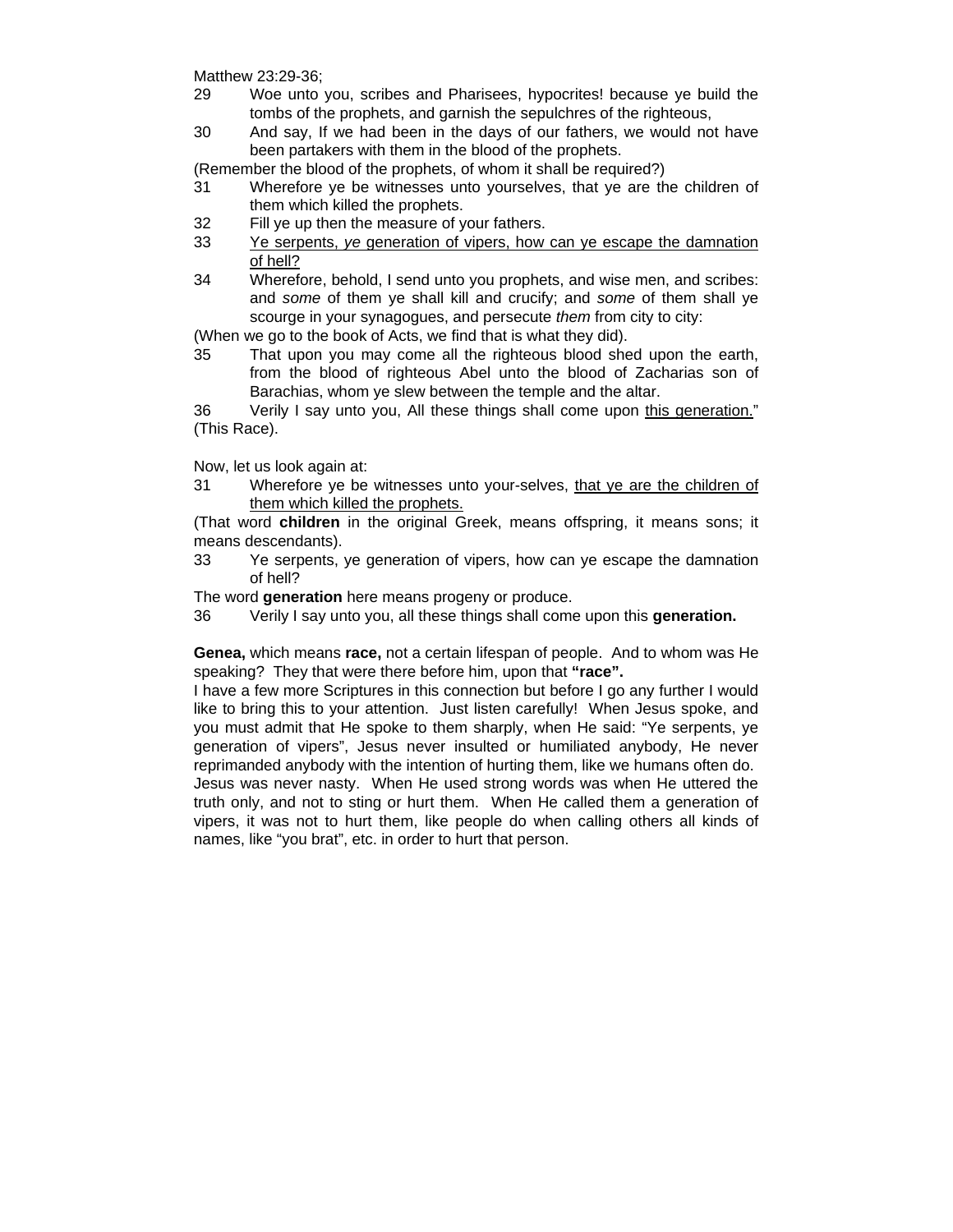Matthew 23:29-36;

29 Woe unto you, scribes and Pharisees, hypocrites! because ye build the tombs of the prophets, and garnish the sepulchres of the righteous,

30 And say, If we had been in the days of our fathers, we would not have been partakers with them in the blood of the prophets.

(Remember the blood of the prophets, of whom it shall be required?)

31 Wherefore ye be witnesses unto yourselves, that ye are the children of them which killed the prophets.

32 Fill ye up then the measure of your fathers.

33 <u>Ye serpents, *ye* generation of vipers, how can ye escape the damnation of hell?</u>

34 Wherefore, behold, I send unto you prophets, and wise men, and scribes: and *some* of them ye shall kill and crucify; and *some* of them shall ye scourge in your synagogues, and persecute *them* from city to city:

(When we go to the book of Acts, we find that is what they did).

35 That upon you may come all the righteous blood shed upon the earth, from the blood of righteous Abel unto the blood of Zacharias son of Barachias, whom ye slew between the temple and the altar.

36 Verily I say unto you, All these things shall come upon <u>this generation.</u>" (This Race).

Now, let us look again at:

31 Wherefore ye be witnesses unto your-selves, <u>that ye are the children of them which killed the prophets.</u>

(That word **children** in the original Greek, means offspring, it means sons; it means descendants).

33 Ye serpents, ye generation of vipers, how can ye escape the damnation of hell?

The word **generation** here means progeny or produce.

36 Verily I say unto you, all these things shall come upon this **generation.**

**Genea,** which means **race,** not a certain lifespan of people. And to whom was He speaking? They that were there before him, upon that **"race".**

I have a few more Scriptures in this connection but before I go any further I would like to bring this to your attention. Just listen carefully! When Jesus spoke, and you must admit that He spoke to them sharply, when He said: "Ye serpents, ye generation of vipers", Jesus never insulted or humiliated anybody, He never reprimanded anybody with the intention of hurting them, like we humans often do. Jesus was never nasty. When He used strong words was when He uttered the truth only, and not to sting or hurt them. When He called them a generation of vipers, it was not to hurt them, like people do when calling others all kinds of names, like "you brat", etc. in order to hurt that person.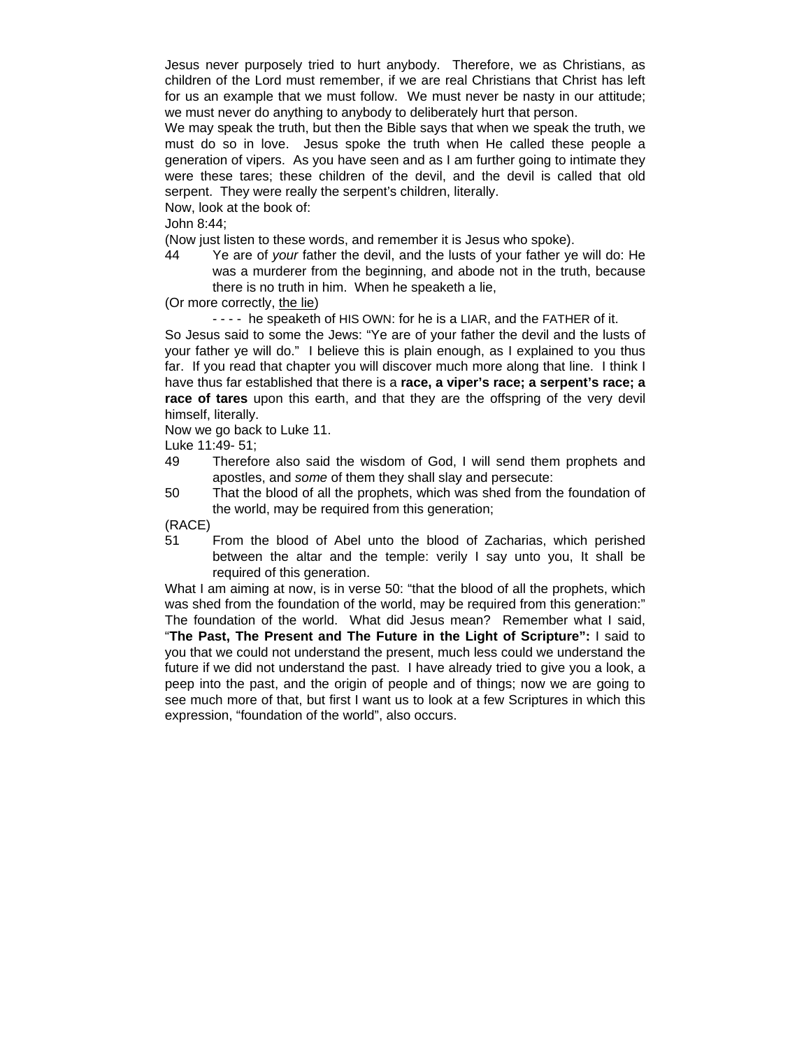Jesus never purposely tried to hurt anybody. Therefore, we as Christians, as children of the Lord must remember, if we are real Christians that Christ has left for us an example that we must follow. We must never be nasty in our attitude; we must never do anything to anybody to deliberately hurt that person.

We may speak the truth, but then the Bible says that when we speak the truth, we must do so in love. Jesus spoke the truth when He called these people a generation of vipers. As you have seen and as I am further going to intimate they were these tares; these children of the devil, and the devil is called that old serpent. They were really the serpent's children, literally.

Now, look at the book of:

John 8:44;

(Now just listen to these words, and remember it is Jesus who spoke).

44 Ye are of *your* father the devil, and the lusts of your father ye will do: He was a murderer from the beginning, and abode not in the truth, because there is no truth in him. When he speaketh a lie,

(Or more correctly, <u>the lie</u>)

- - - - he speaketh of HIS OWN: for he is a LIAR, and the FATHER of it.

So Jesus said to some the Jews: "Ye are of your father the devil and the lusts of your father ye will do." I believe this is plain enough, as I explained to you thus far. If you read that chapter you will discover much more along that line. I think I have thus far established that there is a **race, a viper's race; a serpent's race; a race of tares** upon this earth, and that they are the offspring of the very devil himself, literally.

Now we go back to Luke 11.

Luke 11:49- 51;

49 Therefore also said the wisdom of God, I will send them prophets and apostles, and *some* of them they shall slay and persecute:

50 That the blood of all the prophets, which was shed from the foundation of the world, may be required from this generation;

(RACE)

51 From the blood of Abel unto the blood of Zacharias, which perished between the altar and the temple: verily I say unto you, It shall be required of this generation.

What I am aiming at now, is in verse 50: "that the blood of all the prophets, which was shed from the foundation of the world, may be required from this generation:" The foundation of the world. What did Jesus mean? Remember what I said, "**The Past, The Present and The Future in the Light of Scripture":** I said to you that we could not understand the present, much less could we understand the future if we did not understand the past. I have already tried to give you a look, a peep into the past, and the origin of people and of things; now we are going to see much more of that, but first I want us to look at a few Scriptures in which this expression, "foundation of the world", also occurs.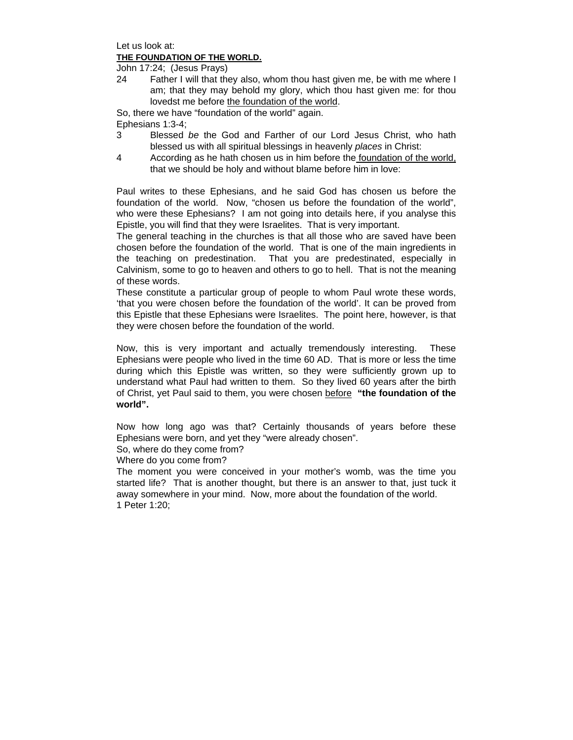Let us look at:

**THE FOUNDATION OF THE WORLD.**

John 17:24; (Jesus Prays)

24 Father I will that they also, whom thou hast given me, be with me where I am; that they may behold my glory, which thou hast given me: for thou lovedst me before the foundation of the world.

So, there we have "foundation of the world" again.

Ephesians 1:3-4;

3 Blessed *be* the God and Farther of our Lord Jesus Christ, who hath blessed us with all spiritual blessings in heavenly *places* in Christ:

4 According as he hath chosen us in him before the foundation of the world, that we should be holy and without blame before him in love:

Paul writes to these Ephesians, and he said God has chosen us before the foundation of the world. Now, "chosen us before the foundation of the world", who were these Ephesians? I am not going into details here, if you analyse this Epistle, you will find that they were Israelites. That is very important.

The general teaching in the churches is that all those who are saved have been chosen before the foundation of the world. That is one of the main ingredients in the teaching on predestination. That you are predestinated, especially in Calvinism, some to go to heaven and others to go to hell. That is not the meaning of these words.

These constitute a particular group of people to whom Paul wrote these words, 'that you were chosen before the foundation of the world'. It can be proved from this Epistle that these Ephesians were Israelites. The point here, however, is that they were chosen before the foundation of the world.

Now, this is very important and actually tremendously interesting. These Ephesians were people who lived in the time 60 AD. That is more or less the time during which this Epistle was written, so they were sufficiently grown up to understand what Paul had written to them. So they lived 60 years after the birth of Christ, yet Paul said to them, you were chosen before **"the foundation of the world".**

Now how long ago was that? Certainly thousands of years before these Ephesians were born, and yet they "were already chosen".

So, where do they come from?

Where do you come from?

The moment you were conceived in your mother's womb, was the time you started life? That is another thought, but there is an answer to that, just tuck it away somewhere in your mind. Now, more about the foundation of the world.

1 Peter 1:20;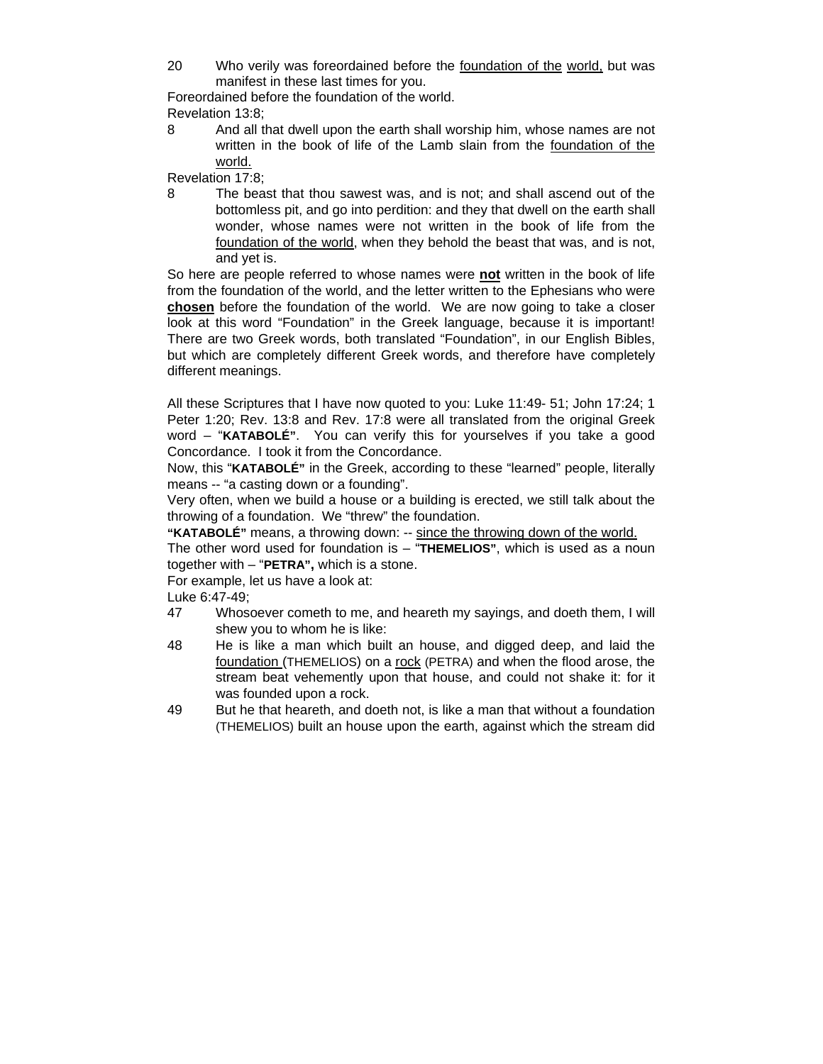20 Who verily was foreordained before the <u>foundation of the</u> <u>world,</u> but was manifest in these last times for you.

Foreordained before the foundation of the world.

Revelation 13:8;

8 And all that dwell upon the earth shall worship him, whose names are not written in the book of life of the Lamb slain from the <u>foundation of the world.</u>

Revelation 17:8;

8 The beast that thou sawest was, and is not; and shall ascend out of the bottomless pit, and go into perdition: and they that dwell on the earth shall wonder, whose names were not written in the book of life from the <u>foundation of the world</u>, when they behold the beast that was, and is not, and yet is.

So here are people referred to whose names were **<u>not</u>** written in the book of life from the foundation of the world, and the letter written to the Ephesians who were **<u>chosen</u>** before the foundation of the world. We are now going to take a closer look at this word "Foundation" in the Greek language, because it is important! There are two Greek words, both translated "Foundation", in our English Bibles, but which are completely different Greek words, and therefore have completely different meanings.

All these Scriptures that I have now quoted to you: Luke 11:49- 51; John 17:24; 1 Peter 1:20; Rev. 13:8 and Rev. 17:8 were all translated from the original Greek word – "**KATABOLÉ"**. You can verify this for yourselves if you take a good Concordance. I took it from the Concordance.

Now, this "**KATABOLÉ"** in the Greek, according to these "learned" people, literally means -- "a casting down or a founding".

Very often, when we build a house or a building is erected, we still talk about the throwing of a foundation. We "threw" the foundation.

**"KATABOLÉ"** means, a throwing down: -- <u>since the throwing down of the world.</u>

The other word used for foundation is – "**THEMELIOS"**, which is used as a noun together with – "**PETRA",** which is a stone.

For example, let us have a look at:

Luke 6:47-49;

47 Whosoever cometh to me, and heareth my sayings, and doeth them, I will shew you to whom he is like:

48 He is like a man which built an house, and digged deep, and laid the <u>foundation</u> (THEMELIOS) on a <u>rock</u> (PETRA) and when the flood arose, the stream beat vehemently upon that house, and could not shake it: for it was founded upon a rock.

49 But he that heareth, and doeth not, is like a man that without a foundation (THEMELIOS) built an house upon the earth, against which the stream did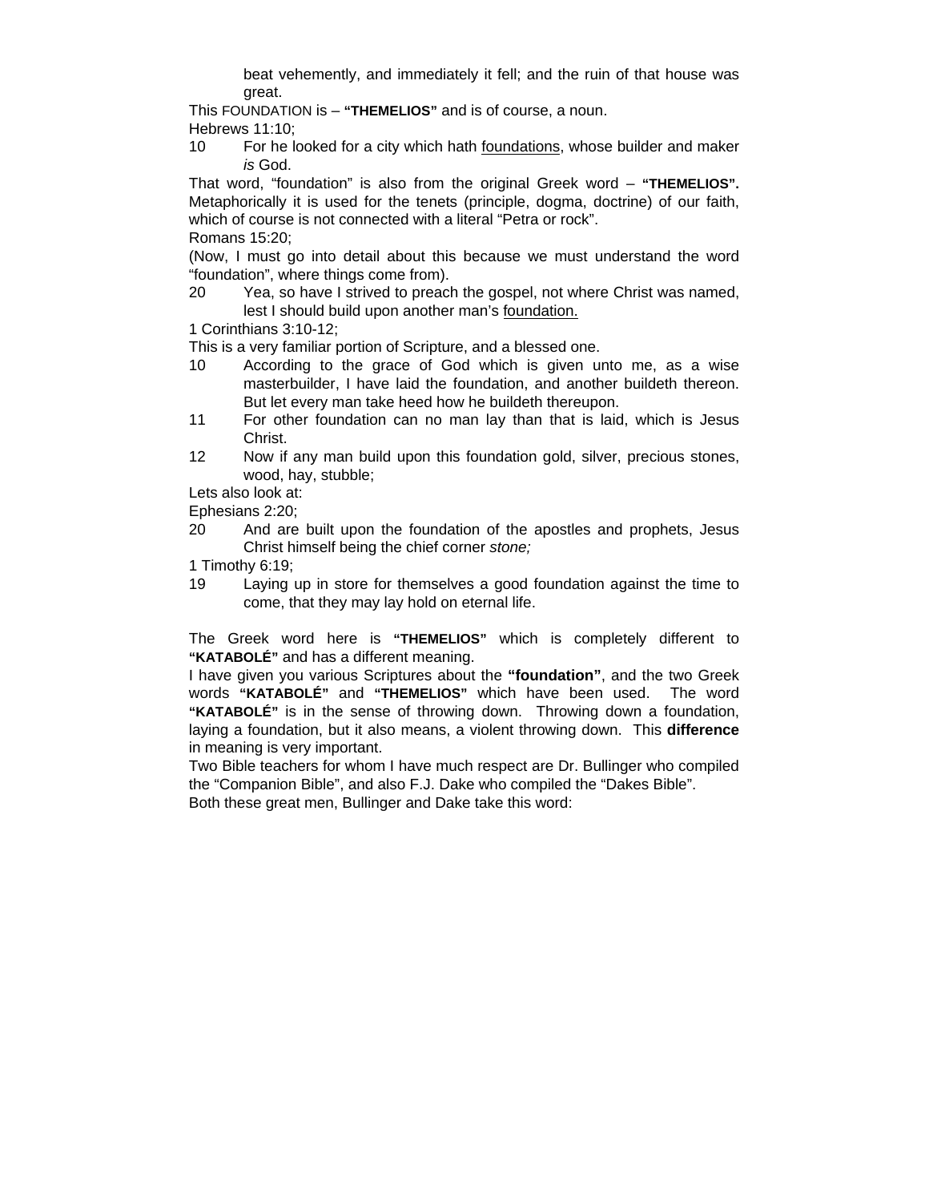beat vehemently, and immediately it fell; and the ruin of that house was great.

This FOUNDATION is – **"THEMELIOS"** and is of course, a noun.

Hebrews 11:10;

10 For he looked for a city which hath foundations, whose builder and maker *is* God.

That word, "foundation" is also from the original Greek word – **"THEMELIOS".** Metaphorically it is used for the tenets (principle, dogma, doctrine) of our faith, which of course is not connected with a literal "Petra or rock".

Romans 15:20;

(Now, I must go into detail about this because we must understand the word "foundation", where things come from).

20 Yea, so have I strived to preach the gospel, not where Christ was named, lest I should build upon another man's foundation.

1 Corinthians 3:10-12;

This is a very familiar portion of Scripture, and a blessed one.

10 According to the grace of God which is given unto me, as a wise masterbuilder, I have laid the foundation, and another buildeth thereon. But let every man take heed how he buildeth thereupon.

11 For other foundation can no man lay than that is laid, which is Jesus Christ.

12 Now if any man build upon this foundation gold, silver, precious stones, wood, hay, stubble;

Lets also look at:

Ephesians 2:20;

20 And are built upon the foundation of the apostles and prophets, Jesus Christ himself being the chief corner *stone;*

1 Timothy 6:19;

19 Laying up in store for themselves a good foundation against the time to come, that they may lay hold on eternal life.

The Greek word here is **"THEMELIOS"** which is completely different to **"KATABOLÉ"** and has a different meaning.

I have given you various Scriptures about the **"foundation"**, and the two Greek words **"KATABOLÉ"** and **"THEMELIOS"** which have been used. The word **"KATABOLÉ"** is in the sense of throwing down. Throwing down a foundation, laying a foundation, but it also means, a violent throwing down. This **difference** in meaning is very important.

Two Bible teachers for whom I have much respect are Dr. Bullinger who compiled the "Companion Bible", and also F.J. Dake who compiled the "Dakes Bible".

Both these great men, Bullinger and Dake take this word: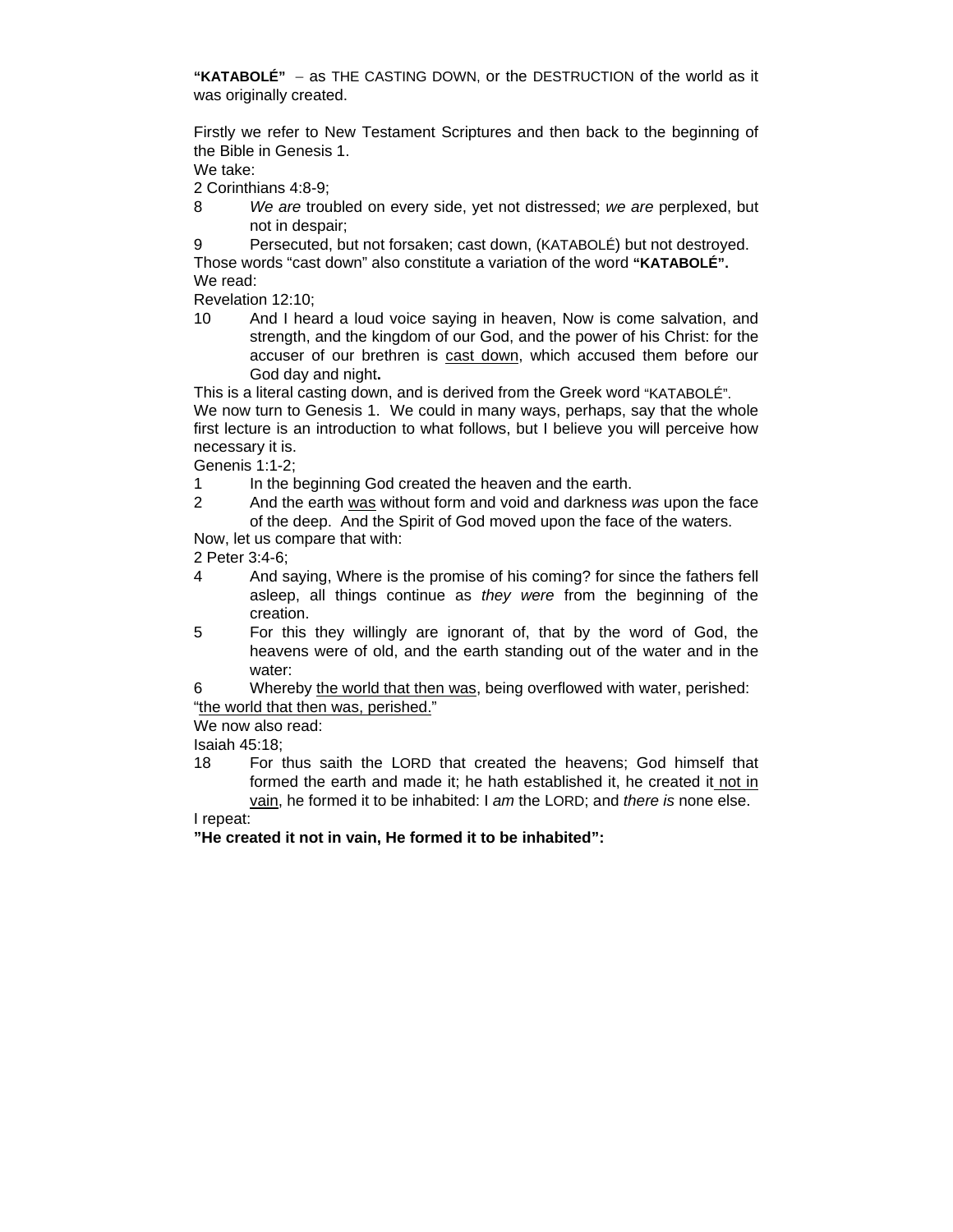**"KATABOLÉ"** – as THE CASTING DOWN, or the DESTRUCTION of the world as it was originally created.

Firstly we refer to New Testament Scriptures and then back to the beginning of the Bible in Genesis 1.

We take:

2 Corinthians 4:8-9;

8 *We are* troubled on every side, yet not distressed; *we are* perplexed, but not in despair;

9 Persecuted, but not forsaken; cast down, (KATABOLÉ) but not destroyed.

Those words "cast down" also constitute a variation of the word **"KATABOLÉ".**

We read:

Revelation 12:10;

10 And I heard a loud voice saying in heaven, Now is come salvation, and strength, and the kingdom of our God, and the power of his Christ: for the accuser of our brethren is <u>cast down</u>, which accused them before our God day and night**.**

This is a literal casting down, and is derived from the Greek word "KATABOLÉ".

We now turn to Genesis 1. We could in many ways, perhaps, say that the whole first lecture is an introduction to what follows, but I believe you will perceive how necessary it is.

Genenis 1:1-2;

1 In the beginning God created the heaven and the earth.

2 And the earth <u>was</u> without form and void and darkness *was* upon the face of the deep. And the Spirit of God moved upon the face of the waters.

Now, let us compare that with:

2 Peter 3:4-6;

4 And saying, Where is the promise of his coming? for since the fathers fell asleep, all things continue as *they were* from the beginning of the creation.

5 For this they willingly are ignorant of, that by the word of God, the heavens were of old, and the earth standing out of the water and in the water:

6 Whereby <u>the world that then was</u>, being overflowed with water, perished:

"<u>the world that then was, perished.</u>"

We now also read:

Isaiah 45:18;

18 For thus saith the LORD that created the heavens; God himself that formed the earth and made it; he hath established it, he created it <u>not in vain</u>, he formed it to be inhabited: I *am* the LORD; and *there is* none else.

I repeat:

**"He created it not in vain, He formed it to be inhabited":**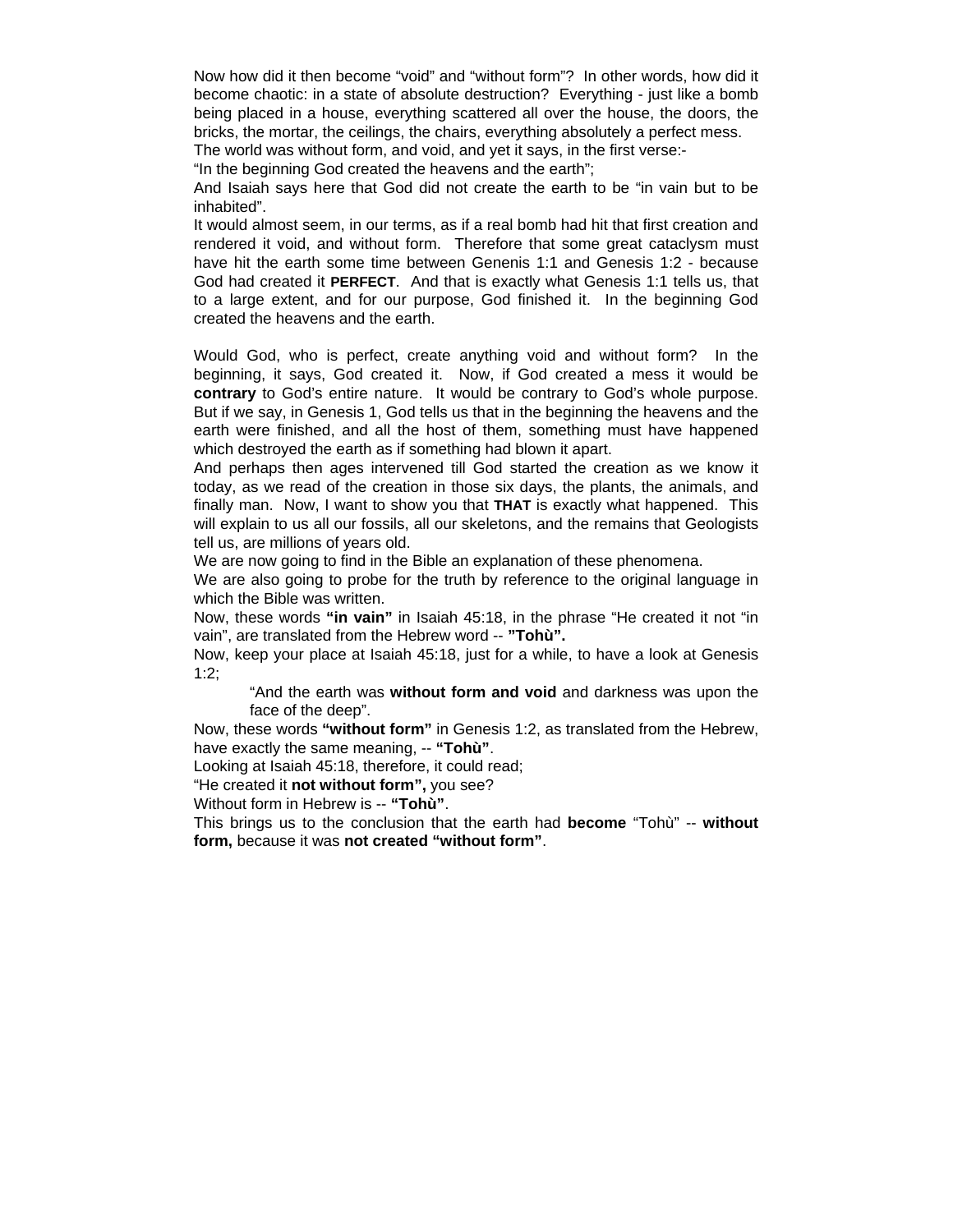Now how did it then become "void" and "without form"? In other words, how did it become chaotic: in a state of absolute destruction? Everything - just like a bomb being placed in a house, everything scattered all over the house, the doors, the bricks, the mortar, the ceilings, the chairs, everything absolutely a perfect mess.

The world was without form, and void, and yet it says, in the first verse:-

"In the beginning God created the heavens and the earth";

And Isaiah says here that God did not create the earth to be "in vain but to be inhabited".

It would almost seem, in our terms, as if a real bomb had hit that first creation and rendered it void, and without form. Therefore that some great cataclysm must have hit the earth some time between Genenis 1:1 and Genesis 1:2 - because God had created it **PERFECT**. And that is exactly what Genesis 1:1 tells us, that to a large extent, and for our purpose, God finished it. In the beginning God created the heavens and the earth.

Would God, who is perfect, create anything void and without form? In the beginning, it says, God created it. Now, if God created a mess it would be **contrary** to God's entire nature. It would be contrary to God's whole purpose. But if we say, in Genesis 1, God tells us that in the beginning the heavens and the earth were finished, and all the host of them, something must have happened which destroyed the earth as if something had blown it apart.

And perhaps then ages intervened till God started the creation as we know it today, as we read of the creation in those six days, the plants, the animals, and finally man. Now, I want to show you that **THAT** is exactly what happened. This will explain to us all our fossils, all our skeletons, and the remains that Geologists tell us, are millions of years old.

We are now going to find in the Bible an explanation of these phenomena.

We are also going to probe for the truth by reference to the original language in which the Bible was written.

Now, these words **"in vain"** in Isaiah 45:18, in the phrase "He created it not "in vain", are translated from the Hebrew word -- **"Tohù".**

Now, keep your place at Isaiah 45:18, just for a while, to have a look at Genesis 1:2;

> "And the earth was **without form and void** and darkness was upon the face of the deep".

Now, these words **"without form"** in Genesis 1:2, as translated from the Hebrew, have exactly the same meaning, -- **"Tohù"**.

Looking at Isaiah 45:18, therefore, it could read;

"He created it **not without form",** you see?

Without form in Hebrew is -- **"Tohù"**.

This brings us to the conclusion that the earth had **become** "Tohù" -- **without form,** because it was **not created "without form"**.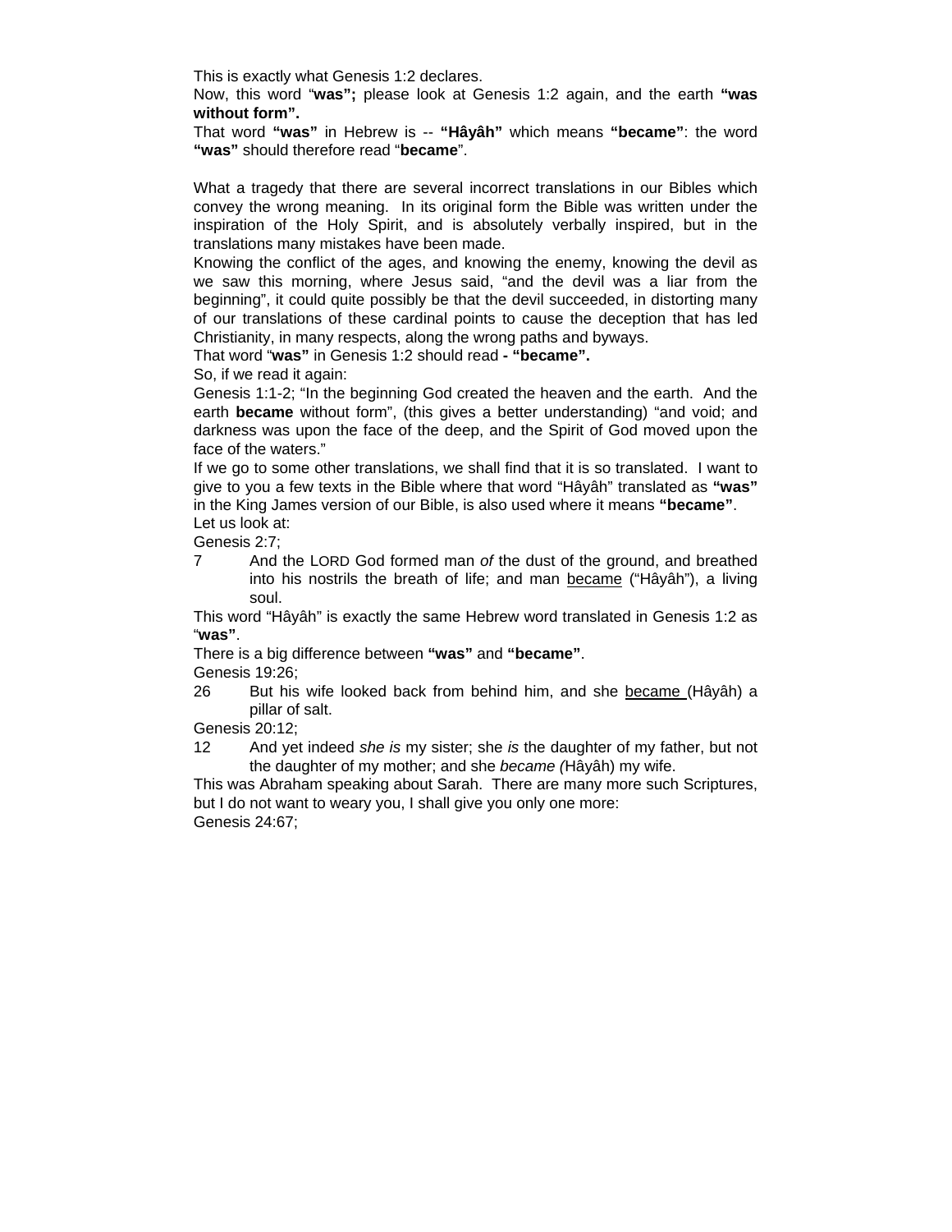This is exactly what Genesis 1:2 declares.

Now, this word "**was";** please look at Genesis 1:2 again, and the earth **"was without form".**

That word **"was"** in Hebrew is -- **"Hâyâh"** which means **"became"**: the word **"was"** should therefore read "**became**".

What a tragedy that there are several incorrect translations in our Bibles which convey the wrong meaning. In its original form the Bible was written under the inspiration of the Holy Spirit, and is absolutely verbally inspired, but in the translations many mistakes have been made.

Knowing the conflict of the ages, and knowing the enemy, knowing the devil as we saw this morning, where Jesus said, "and the devil was a liar from the beginning", it could quite possibly be that the devil succeeded, in distorting many of our translations of these cardinal points to cause the deception that has led Christianity, in many respects, along the wrong paths and byways.

That word "**was"** in Genesis 1:2 should read **- "became".**

So, if we read it again:

Genesis 1:1-2; "In the beginning God created the heaven and the earth. And the earth **became** without form", (this gives a better understanding) "and void; and darkness was upon the face of the deep, and the Spirit of God moved upon the face of the waters."

If we go to some other translations, we shall find that it is so translated. I want to give to you a few texts in the Bible where that word "Hâyâh" translated as **"was"** in the King James version of our Bible, is also used where it means **"became"**.

Let us look at:

Genesis 2:7;

7 And the LORD God formed man *of* the dust of the ground, and breathed into his nostrils the breath of life; and man became ("Hâyâh"), a living soul.

This word "Hâyâh" is exactly the same Hebrew word translated in Genesis 1:2 as "**was"**.

There is a big difference between **"was"** and **"became"**.

Genesis 19:26;

26 But his wife looked back from behind him, and she became (Hâyâh) a pillar of salt.

Genesis 20:12;

12 And yet indeed *she is* my sister; she *is* the daughter of my father, but not the daughter of my mother; and she *became (*Hâyâh) my wife.

This was Abraham speaking about Sarah. There are many more such Scriptures, but I do not want to weary you, I shall give you only one more:

Genesis 24:67;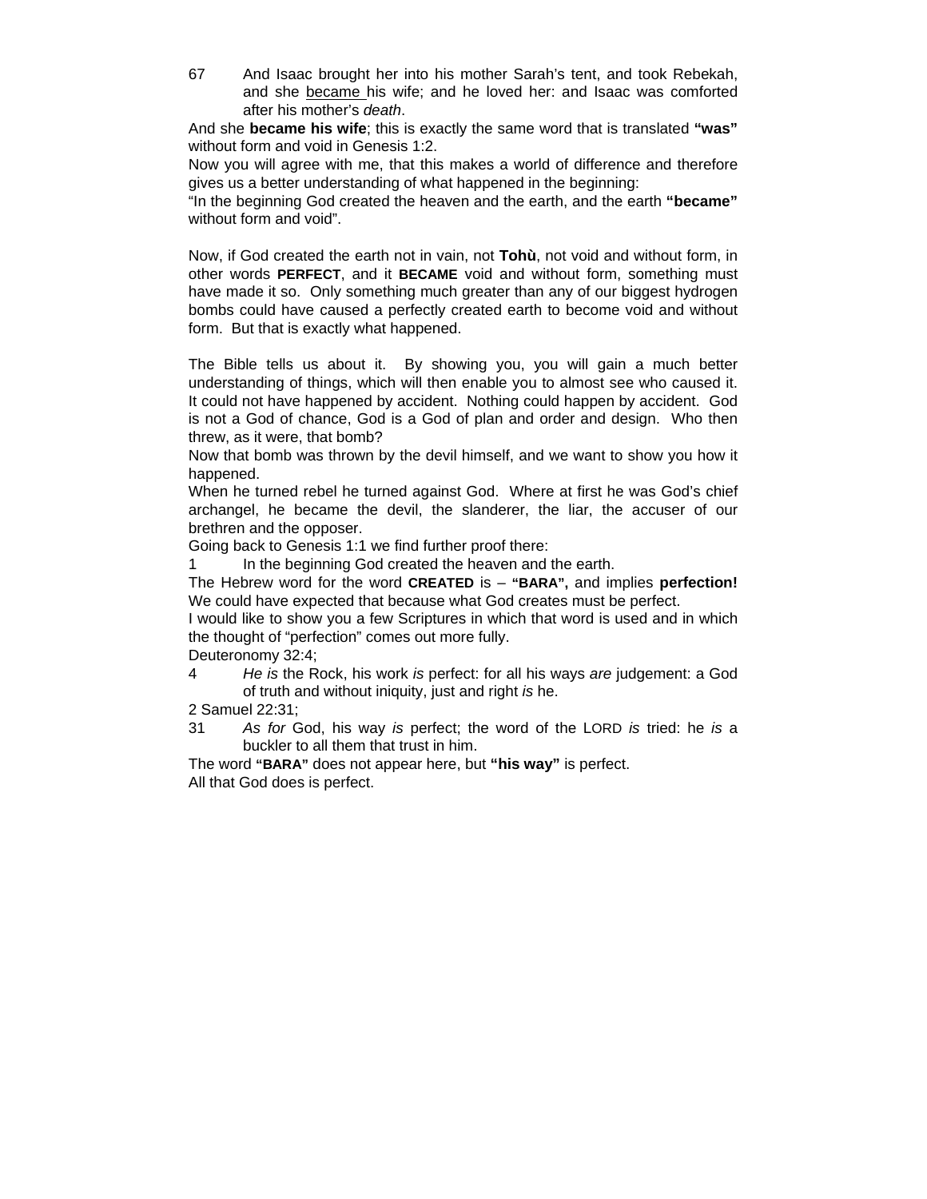67 And Isaac brought her into his mother Sarah's tent, and took Rebekah, and she <u>became</u> his wife; and he loved her: and Isaac was comforted after his mother's *death*.

And she **became his wife**; this is exactly the same word that is translated **"was"** without form and void in Genesis 1:2.

Now you will agree with me, that this makes a world of difference and therefore gives us a better understanding of what happened in the beginning:

"In the beginning God created the heaven and the earth, and the earth **"became"** without form and void".

Now, if God created the earth not in vain, not **Tohù**, not void and without form, in other words **PERFECT**, and it **BECAME** void and without form, something must have made it so. Only something much greater than any of our biggest hydrogen bombs could have caused a perfectly created earth to become void and without form. But that is exactly what happened.

The Bible tells us about it. By showing you, you will gain a much better understanding of things, which will then enable you to almost see who caused it. It could not have happened by accident. Nothing could happen by accident. God is not a God of chance, God is a God of plan and order and design. Who then threw, as it were, that bomb?

Now that bomb was thrown by the devil himself, and we want to show you how it happened.

When he turned rebel he turned against God. Where at first he was God's chief archangel, he became the devil, the slanderer, the liar, the accuser of our brethren and the opposer.

Going back to Genesis 1:1 we find further proof there:

1 In the beginning God created the heaven and the earth.

The Hebrew word for the word **CREATED** is – **"BARA",** and implies **perfection!** We could have expected that because what God creates must be perfect.

I would like to show you a few Scriptures in which that word is used and in which the thought of "perfection" comes out more fully.

Deuteronomy 32:4;

4 *He is* the Rock, his work *is* perfect: for all his ways *are* judgement: a God of truth and without iniquity, just and right *is* he.

2 Samuel 22:31;

31 *As for* God, his way *is* perfect; the word of the LORD *is* tried: he *is* a buckler to all them that trust in him.

The word **"BARA"** does not appear here, but **"his way"** is perfect.

All that God does is perfect.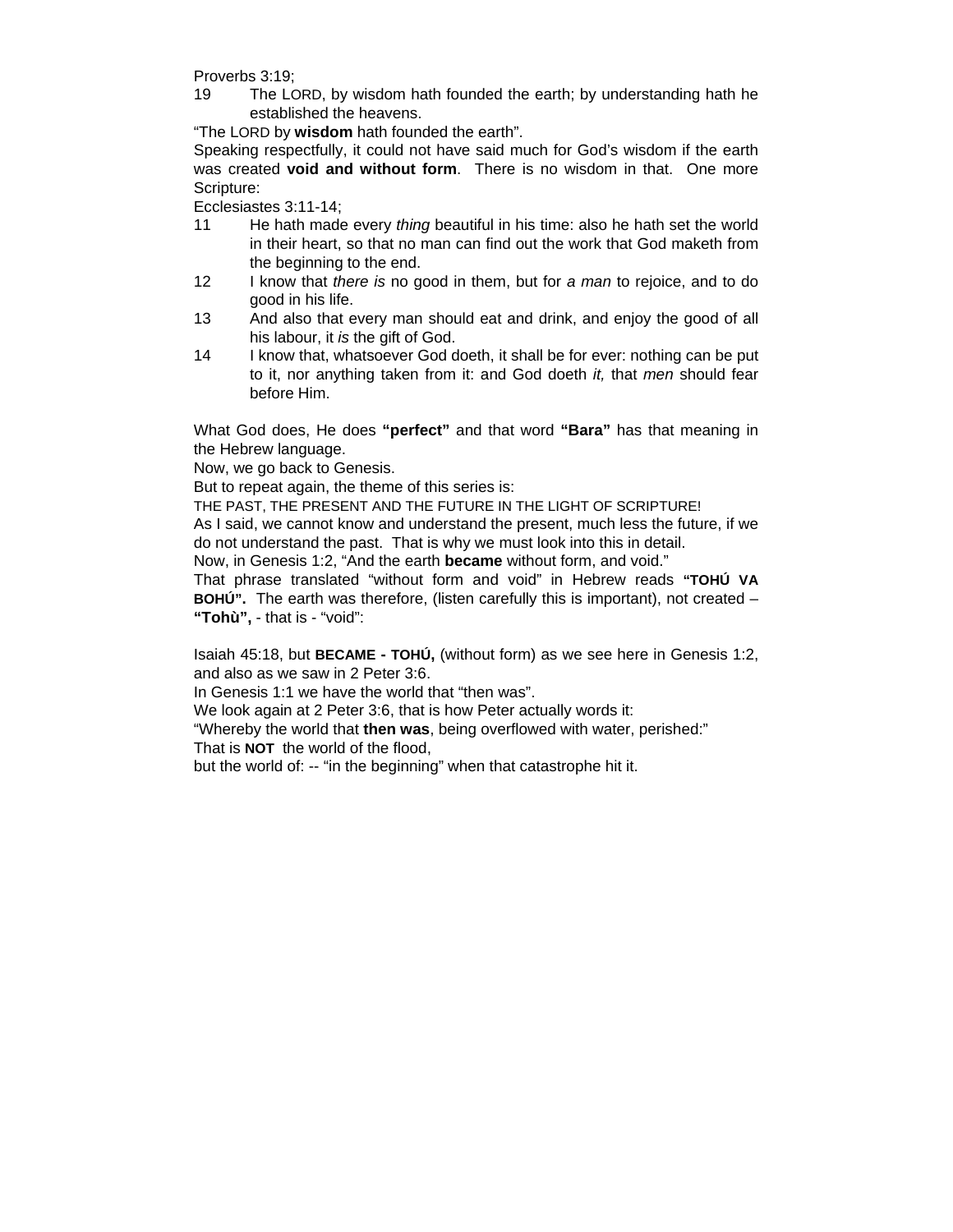Proverbs 3:19;

19 The LORD, by wisdom hath founded the earth; by understanding hath he established the heavens.

“The LORD by **wisdom** hath founded the earth”.

Speaking respectfully, it could not have said much for God’s wisdom if the earth was created **void and without form**. There is no wisdom in that. One more Scripture:

Ecclesiastes 3:11-14;

11 He hath made every *thing* beautiful in his time: also he hath set the world in their heart, so that no man can find out the work that God maketh from the beginning to the end.

12 I know that *there is* no good in them, but for *a man* to rejoice, and to do good in his life.

13 And also that every man should eat and drink, and enjoy the good of all his labour, it *is* the gift of God.

14 I know that, whatsoever God doeth, it shall be for ever: nothing can be put to it, nor anything taken from it: and God doeth *it,* that *men* should fear before Him.

What God does, He does **“perfect”** and that word **“Bara”** has that meaning in the Hebrew language.

Now, we go back to Genesis.

But to repeat again, the theme of this series is:

THE PAST, THE PRESENT AND THE FUTURE IN THE LIGHT OF SCRIPTURE!

As I said, we cannot know and understand the present, much less the future, if we do not understand the past. That is why we must look into this in detail.

Now, in Genesis 1:2, “And the earth **became** without form, and void.”

That phrase translated “without form and void” in Hebrew reads **“TOHÚ VA BOHÚ”.** The earth was therefore, (listen carefully this is important), not created – **“Tohù”,** - that is - “void”:

Isaiah 45:18, but **BECAME - TOHÚ,** (without form) as we see here in Genesis 1:2, and also as we saw in 2 Peter 3:6.

In Genesis 1:1 we have the world that “then was”.

We look again at 2 Peter 3:6, that is how Peter actually words it:

“Whereby the world that **then was**, being overflowed with water, perished:”

That is **NOT** the world of the flood,

but the world of: -- “in the beginning” when that catastrophe hit it.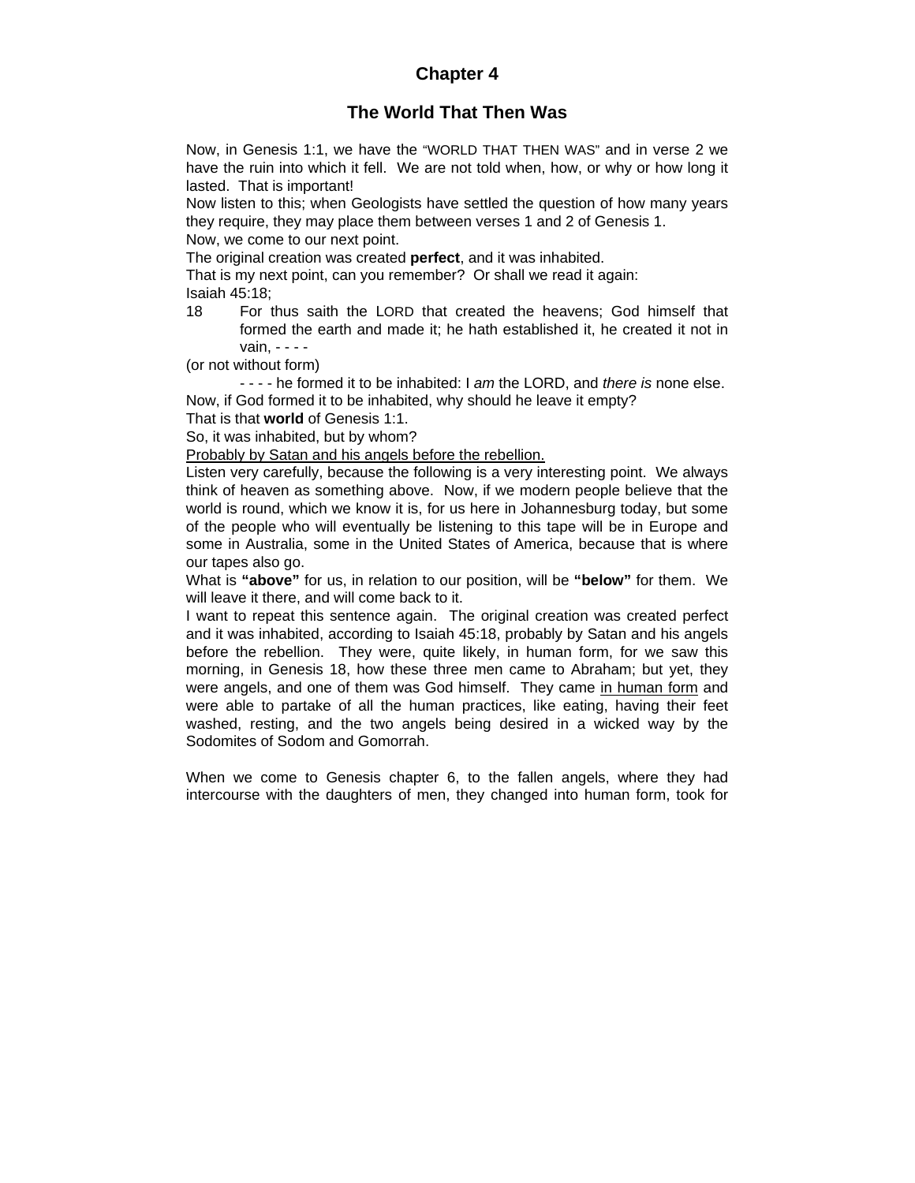# Chapter 4

## The World That Then Was

Now, in Genesis 1:1, we have the "WORLD THAT THEN WAS" and in verse 2 we have the ruin into which it fell. We are not told when, how, or why or how long it lasted. That is important!

Now listen to this; when Geologists have settled the question of how many years they require, they may place them between verses 1 and 2 of Genesis 1.

Now, we come to our next point.

The original creation was created **perfect**, and it was inhabited.

That is my next point, can you remember? Or shall we read it again:

Isaiah 45:18;

18 For thus saith the LORD that created the heavens; God himself that formed the earth and made it; he hath established it, he created it not in vain, - - - -

(or not without form)

- - - - he formed it to be inhabited: I *am* the LORD, and *there is* none else.

Now, if God formed it to be inhabited, why should he leave it empty?

That is that **world** of Genesis 1:1.

So, it was inhabited, but by whom?

Probably by Satan and his angels before the rebellion.

Listen very carefully, because the following is a very interesting point. We always think of heaven as something above. Now, if we modern people believe that the world is round, which we know it is, for us here in Johannesburg today, but some of the people who will eventually be listening to this tape will be in Europe and some in Australia, some in the United States of America, because that is where our tapes also go.

What is **"above"** for us, in relation to our position, will be **"below"** for them. We will leave it there, and will come back to it.

I want to repeat this sentence again. The original creation was created perfect and it was inhabited, according to Isaiah 45:18, probably by Satan and his angels before the rebellion. They were, quite likely, in human form, for we saw this morning, in Genesis 18, how these three men came to Abraham; but yet, they were angels, and one of them was God himself. They came in human form and were able to partake of all the human practices, like eating, having their feet washed, resting, and the two angels being desired in a wicked way by the Sodomites of Sodom and Gomorrah.

When we come to Genesis chapter 6, to the fallen angels, where they had intercourse with the daughters of men, they changed into human form, took for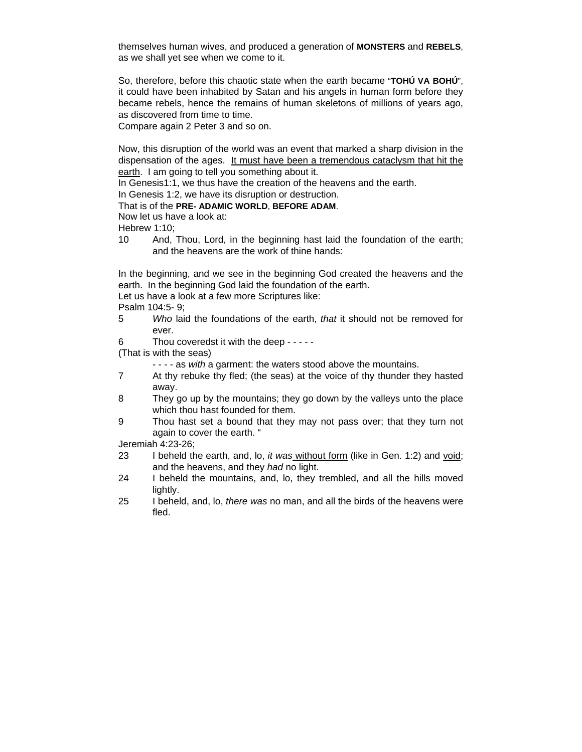themselves human wives, and produced a generation of **MONSTERS** and **REBELS**, as we shall yet see when we come to it.

So, therefore, before this chaotic state when the earth became "**TOHÚ VA BOHÚ**", it could have been inhabited by Satan and his angels in human form before they became rebels, hence the remains of human skeletons of millions of years ago, as discovered from time to time.
Compare again 2 Peter 3 and so on.

Now, this disruption of the world was an event that marked a sharp division in the dispensation of the ages. <u>It must have been a tremendous cataclysm that hit the earth</u>. I am going to tell you something about it.
In Genesis1:1, we thus have the creation of the heavens and the earth.
In Genesis 1:2, we have its disruption or destruction.
That is of the **PRE- ADAMIC WORLD**, **BEFORE ADAM**.
Now let us have a look at:
Hebrew 1:10;

10 And, Thou, Lord, in the beginning hast laid the foundation of the earth; and the heavens are the work of thine hands:

In the beginning, and we see in the beginning God created the heavens and the earth. In the beginning God laid the foundation of the earth.
Let us have a look at a few more Scriptures like:
Psalm 104:5- 9;

5 *Who* laid the foundations of the earth, *that* it should not be removed for ever.

6 Thou coveredst it with the deep - - - - -

(That is with the seas)

- - - - as *with* a garment: the waters stood above the mountains.

7 At thy rebuke thy fled; (the seas) at the voice of thy thunder they hasted away.

8 They go up by the mountains; they go down by the valleys unto the place which thou hast founded for them.

9 Thou hast set a bound that they may not pass over; that they turn not again to cover the earth. "

Jeremiah 4:23-26;

23 I beheld the earth, and, lo, *it was* <u>without form</u> (like in Gen. 1:2) and <u>void</u>; and the heavens, and they *had* no light.

24 I beheld the mountains, and, lo, they trembled, and all the hills moved lightly.

25 I beheld, and, lo, *there was* no man, and all the birds of the heavens were fled.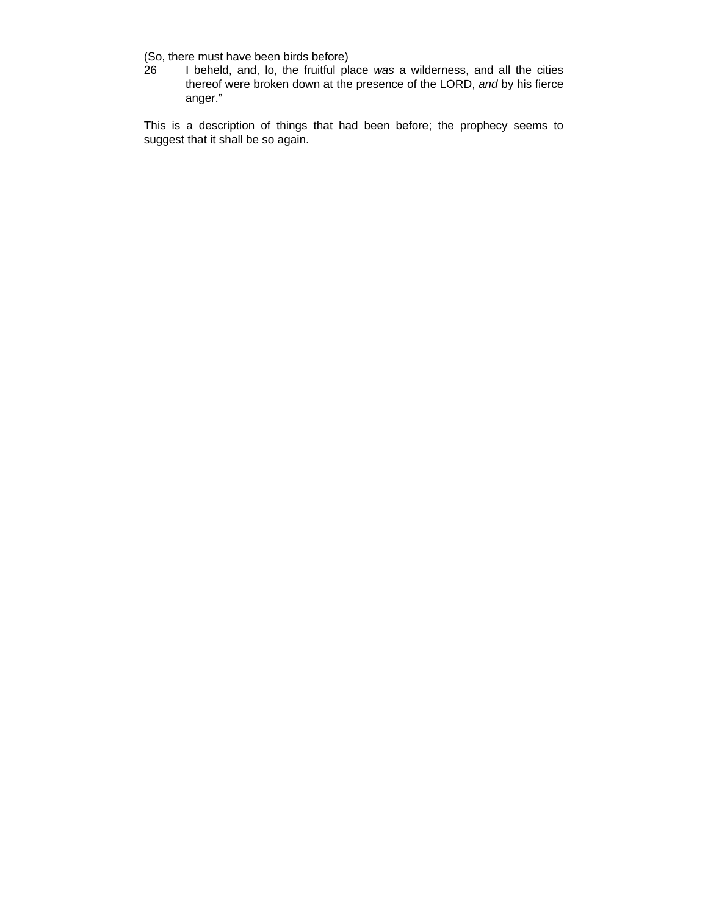(So, there must have been birds before)

26 I beheld, and, lo, the fruitful place *was* a wilderness, and all the cities thereof were broken down at the presence of the LORD, *and* by his fierce anger."

This is a description of things that had been before; the prophecy seems to suggest that it shall be so again.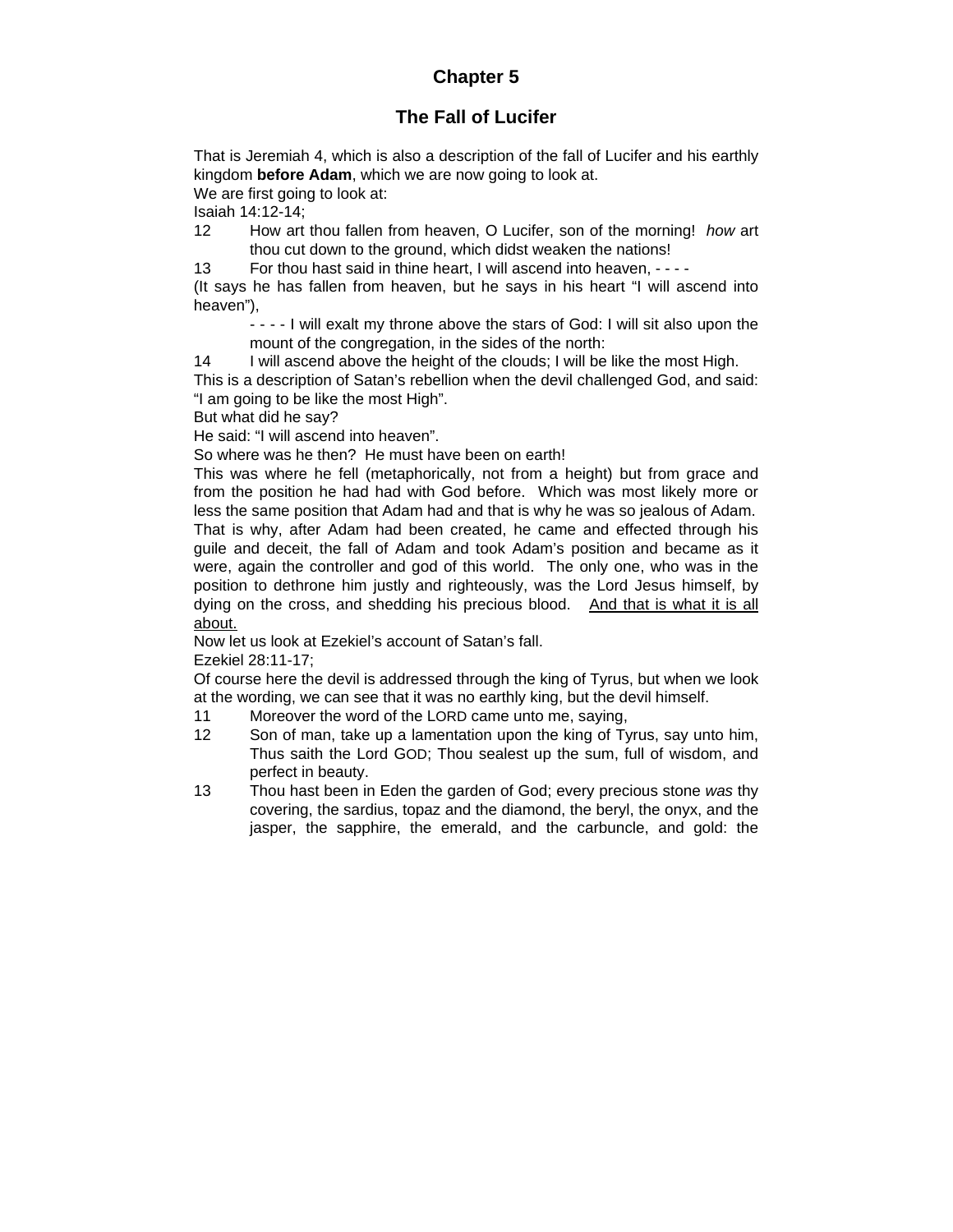# Chapter 5

## The Fall of Lucifer

That is Jeremiah 4, which is also a description of the fall of Lucifer and his earthly kingdom **before Adam**, which we are now going to look at.

We are first going to look at:

Isaiah 14:12-14;

12 How art thou fallen from heaven, O Lucifer, son of the morning! *how* art thou cut down to the ground, which didst weaken the nations!

13 For thou hast said in thine heart, I will ascend into heaven, - - - -

(It says he has fallen from heaven, but he says in his heart "I will ascend into heaven"),

- - - - I will exalt my throne above the stars of God: I will sit also upon the mount of the congregation, in the sides of the north:

14 I will ascend above the height of the clouds; I will be like the most High.

This is a description of Satan's rebellion when the devil challenged God, and said: "I am going to be like the most High".

But what did he say?

He said: "I will ascend into heaven".

So where was he then? He must have been on earth!

This was where he fell (metaphorically, not from a height) but from grace and from the position he had had with God before. Which was most likely more or less the same position that Adam had and that is why he was so jealous of Adam. That is why, after Adam had been created, he came and effected through his guile and deceit, the fall of Adam and took Adam's position and became as it were, again the controller and god of this world. The only one, who was in the position to dethrone him justly and righteously, was the Lord Jesus himself, by dying on the cross, and shedding his precious blood. <u>And that is what it is all about.</u>

Now let us look at Ezekiel's account of Satan's fall.

Ezekiel 28:11-17;

Of course here the devil is addressed through the king of Tyrus, but when we look at the wording, we can see that it was no earthly king, but the devil himself.

11 Moreover the word of the LORD came unto me, saying,

12 Son of man, take up a lamentation upon the king of Tyrus, say unto him, Thus saith the Lord GOD; Thou sealest up the sum, full of wisdom, and perfect in beauty.

13 Thou hast been in Eden the garden of God; every precious stone *was* thy covering, the sardius, topaz and the diamond, the beryl, the onyx, and the jasper, the sapphire, the emerald, and the carbuncle, and gold: the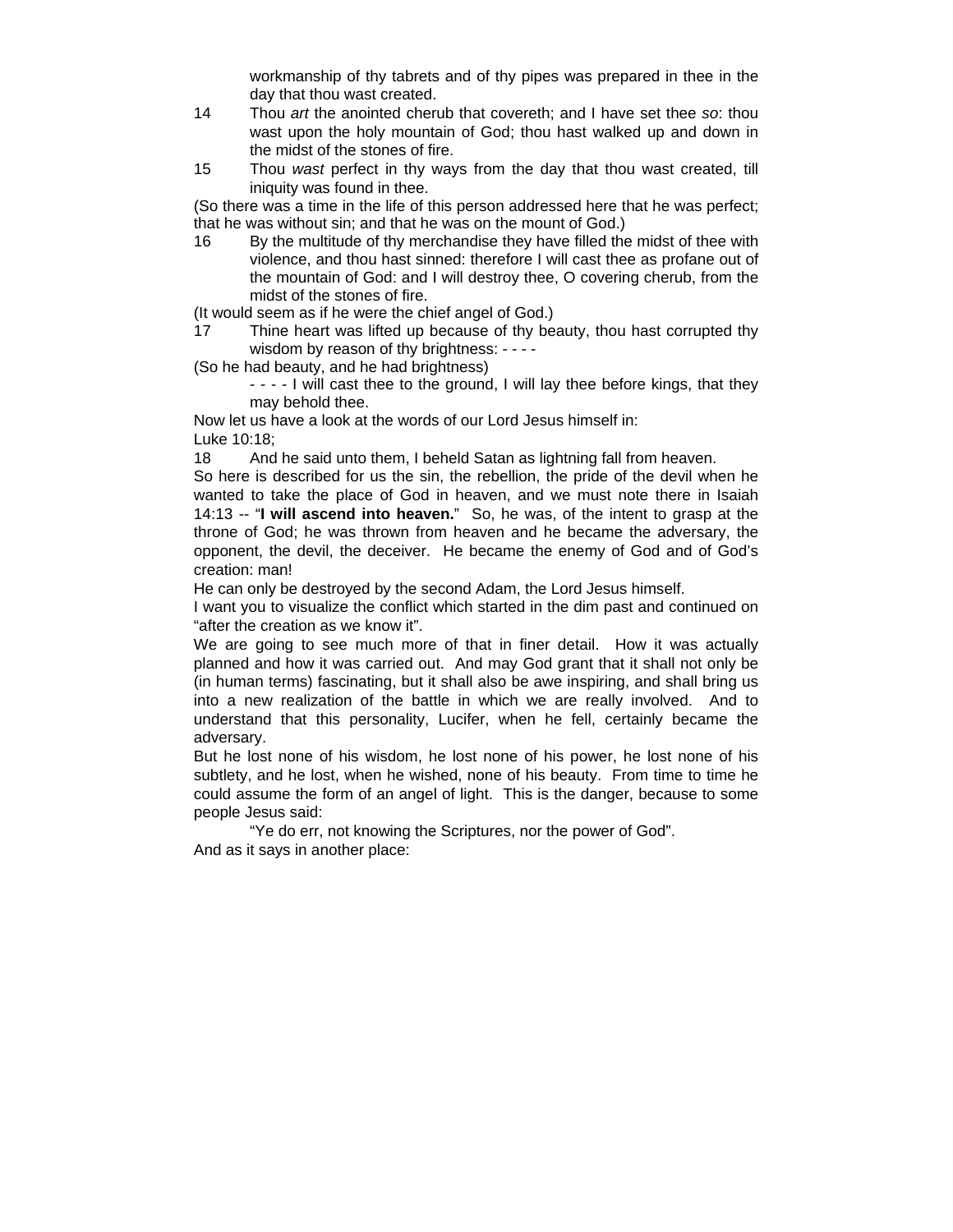workmanship of thy tabrets and of thy pipes was prepared in thee in the day that thou wast created.

14 Thou *art* the anointed cherub that covereth; and I have set thee *so*: thou wast upon the holy mountain of God; thou hast walked up and down in the midst of the stones of fire.

15 Thou *wast* perfect in thy ways from the day that thou wast created, till iniquity was found in thee.

(So there was a time in the life of this person addressed here that he was perfect; that he was without sin; and that he was on the mount of God.)

16 By the multitude of thy merchandise they have filled the midst of thee with violence, and thou hast sinned: therefore I will cast thee as profane out of the mountain of God: and I will destroy thee, O covering cherub, from the midst of the stones of fire.

(It would seem as if he were the chief angel of God.)

17 Thine heart was lifted up because of thy beauty, thou hast corrupted thy wisdom by reason of thy brightness: - - - -

(So he had beauty, and he had brightness)

- - - - I will cast thee to the ground, I will lay thee before kings, that they may behold thee.

Now let us have a look at the words of our Lord Jesus himself in:

Luke 10:18;

18 And he said unto them, I beheld Satan as lightning fall from heaven.

So here is described for us the sin, the rebellion, the pride of the devil when he wanted to take the place of God in heaven, and we must note there in Isaiah 14:13 -- "**I will ascend into heaven.**" So, he was, of the intent to grasp at the throne of God; he was thrown from heaven and he became the adversary, the opponent, the devil, the deceiver. He became the enemy of God and of God's creation: man!

He can only be destroyed by the second Adam, the Lord Jesus himself.

I want you to visualize the conflict which started in the dim past and continued on "after the creation as we know it".

We are going to see much more of that in finer detail. How it was actually planned and how it was carried out. And may God grant that it shall not only be (in human terms) fascinating, but it shall also be awe inspiring, and shall bring us into a new realization of the battle in which we are really involved. And to understand that this personality, Lucifer, when he fell, certainly became the adversary.

But he lost none of his wisdom, he lost none of his power, he lost none of his subtlety, and he lost, when he wished, none of his beauty. From time to time he could assume the form of an angel of light. This is the danger, because to some people Jesus said:

"Ye do err, not knowing the Scriptures, nor the power of God".

And as it says in another place: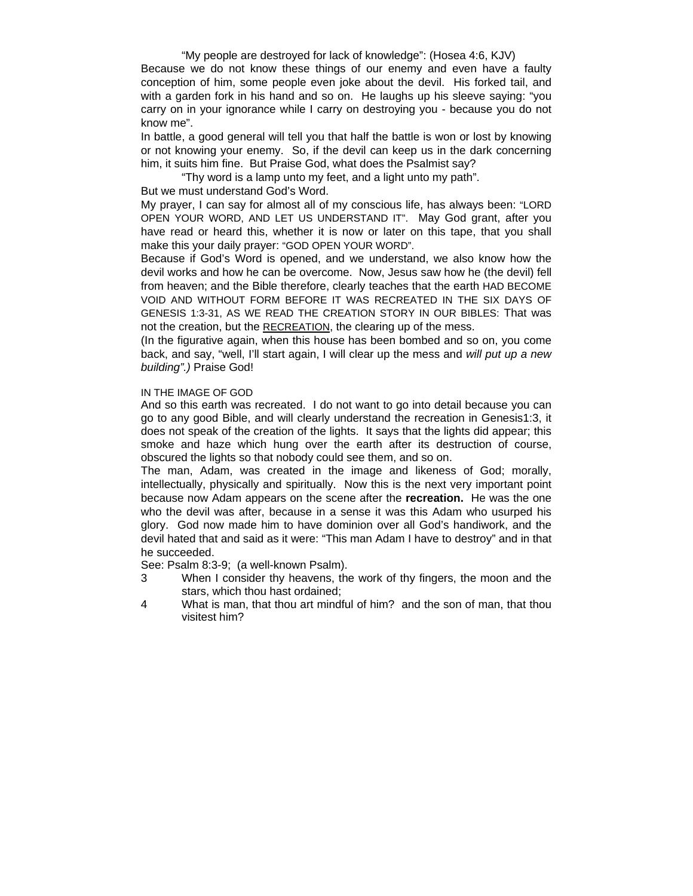“My people are destroyed for lack of knowledge”: (Hosea 4:6, KJV)

Because we do not know these things of our enemy and even have a faulty conception of him, some people even joke about the devil. His forked tail, and with a garden fork in his hand and so on. He laughs up his sleeve saying: “you carry on in your ignorance while I carry on destroying you - because you do not know me”.

In battle, a good general will tell you that half the battle is won or lost by knowing or not knowing your enemy. So, if the devil can keep us in the dark concerning him, it suits him fine. But Praise God, what does the Psalmist say?

“Thy word is a lamp unto my feet, and a light unto my path”.

But we must understand God’s Word.

My prayer, I can say for almost all of my conscious life, has always been: “LORD OPEN YOUR WORD, AND LET US UNDERSTAND IT”. May God grant, after you have read or heard this, whether it is now or later on this tape, that you shall make this your daily prayer: “GOD OPEN YOUR WORD”.

Because if God’s Word is opened, and we understand, we also know how the devil works and how he can be overcome. Now, Jesus saw how he (the devil) fell from heaven; and the Bible therefore, clearly teaches that the earth HAD BECOME VOID AND WITHOUT FORM BEFORE IT WAS RECREATED IN THE SIX DAYS OF GENESIS 1:3-31, AS WE READ THE CREATION STORY IN OUR BIBLES: That was not the creation, but the RECREATION, the clearing up of the mess.

(In the figurative again, when this house has been bombed and so on, you come back, and say, “well, I’ll start again, I will clear up the mess and *will put up a new building”.)* Praise God!

## IN THE IMAGE OF GOD

And so this earth was recreated. I do not want to go into detail because you can go to any good Bible, and will clearly understand the recreation in Genesis1:3, it does not speak of the creation of the lights. It says that the lights did appear; this smoke and haze which hung over the earth after its destruction of course, obscured the lights so that nobody could see them, and so on.

The man, Adam, was created in the image and likeness of God; morally, intellectually, physically and spiritually. Now this is the next very important point because now Adam appears on the scene after the **recreation.** He was the one who the devil was after, because in a sense it was this Adam who usurped his glory. God now made him to have dominion over all God’s handiwork, and the devil hated that and said as it were: “This man Adam I have to destroy” and in that he succeeded.

See: Psalm 8:3-9; (a well-known Psalm).

3 When I consider thy heavens, the work of thy fingers, the moon and the stars, which thou hast ordained;

4 What is man, that thou art mindful of him? and the son of man, that thou visitest him?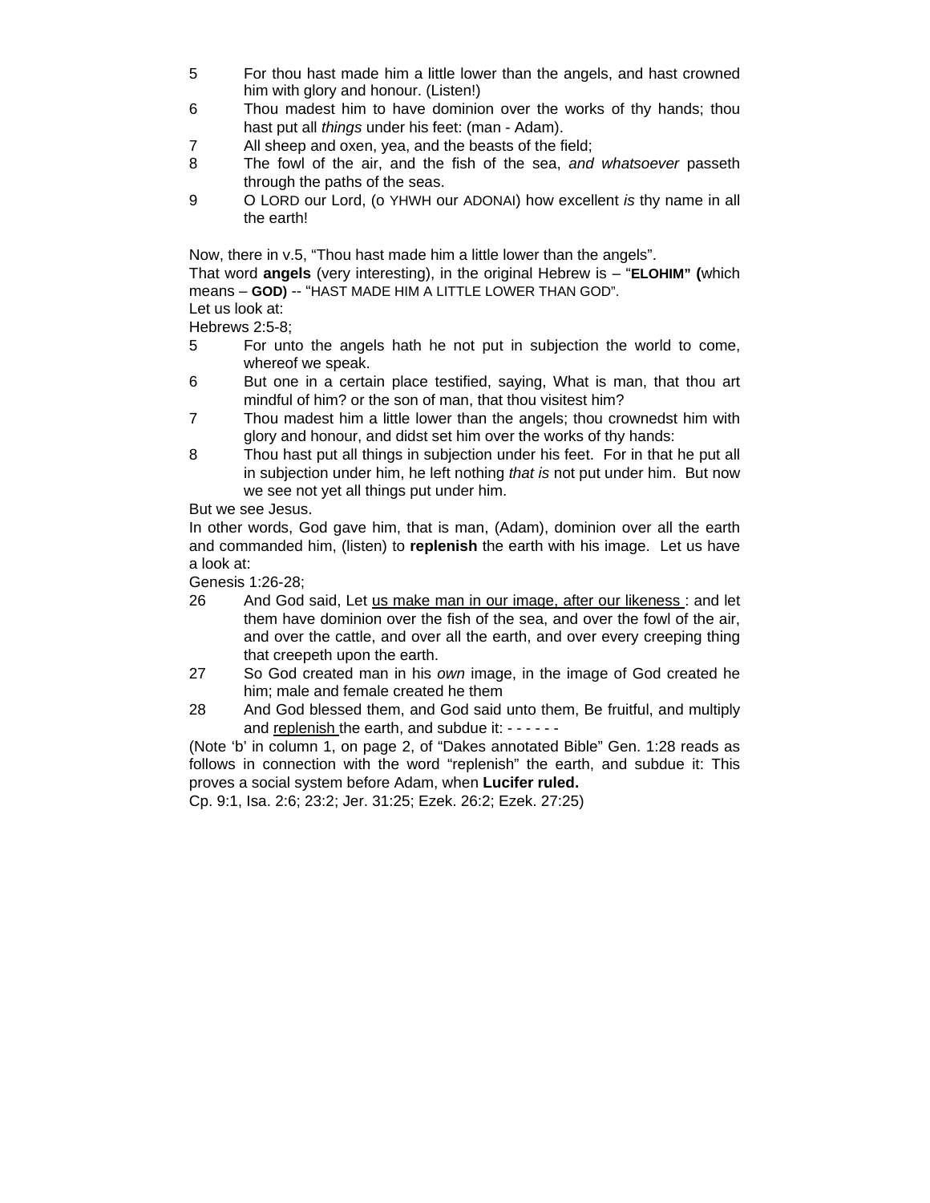5 For thou hast made him a little lower than the angels, and hast crowned him with glory and honour. (Listen!)

6 Thou madest him to have dominion over the works of thy hands; thou hast put all *things* under his feet: (man - Adam).

7 All sheep and oxen, yea, and the beasts of the field;

8 The fowl of the air, and the fish of the sea, *and whatsoever* passeth through the paths of the seas.

9 O LORD our Lord, (O YHWH our ADONAI) how excellent *is* thy name in all the earth!

Now, there in v.5, "Thou hast made him a little lower than the angels".
That word **angels** (very interesting), in the original Hebrew is – "**ELOHIM" (**which means – **GOD)** -- "HAST MADE HIM A LITTLE LOWER THAN GOD".
Let us look at:
Hebrews 2:5-8;

5 For unto the angels hath he not put in subjection the world to come, whereof we speak.

6 But one in a certain place testified, saying, What is man, that thou art mindful of him? or the son of man, that thou visitest him?

7 Thou madest him a little lower than the angels; thou crownedst him with glory and honour, and didst set him over the works of thy hands:

8 Thou hast put all things in subjection under his feet. For in that he put all in subjection under him, he left nothing *that is* not put under him. But now we see not yet all things put under him.

But we see Jesus.
In other words, God gave him, that is man, (Adam), dominion over all the earth and commanded him, (listen) to **replenish** the earth with his image. Let us have a look at:
Genesis 1:26-28;

26 And God said, Let <u>us make man in our image, after our likeness</u> : and let them have dominion over the fish of the sea, and over the fowl of the air, and over the cattle, and over all the earth, and over every creeping thing that creepeth upon the earth.

27 So God created man in his *own* image, in the image of God created he him; male and female created he them

28 And God blessed them, and God said unto them, Be fruitful, and multiply and <u>replenish</u> the earth, and subdue it: - - - - - -

(Note 'b' in column 1, on page 2, of "Dakes annotated Bible" Gen. 1:28 reads as follows in connection with the word "replenish" the earth, and subdue it: This proves a social system before Adam, when **Lucifer ruled.**
Cp. 9:1, Isa. 2:6; 23:2; Jer. 31:25; Ezek. 26:2; Ezek. 27:25)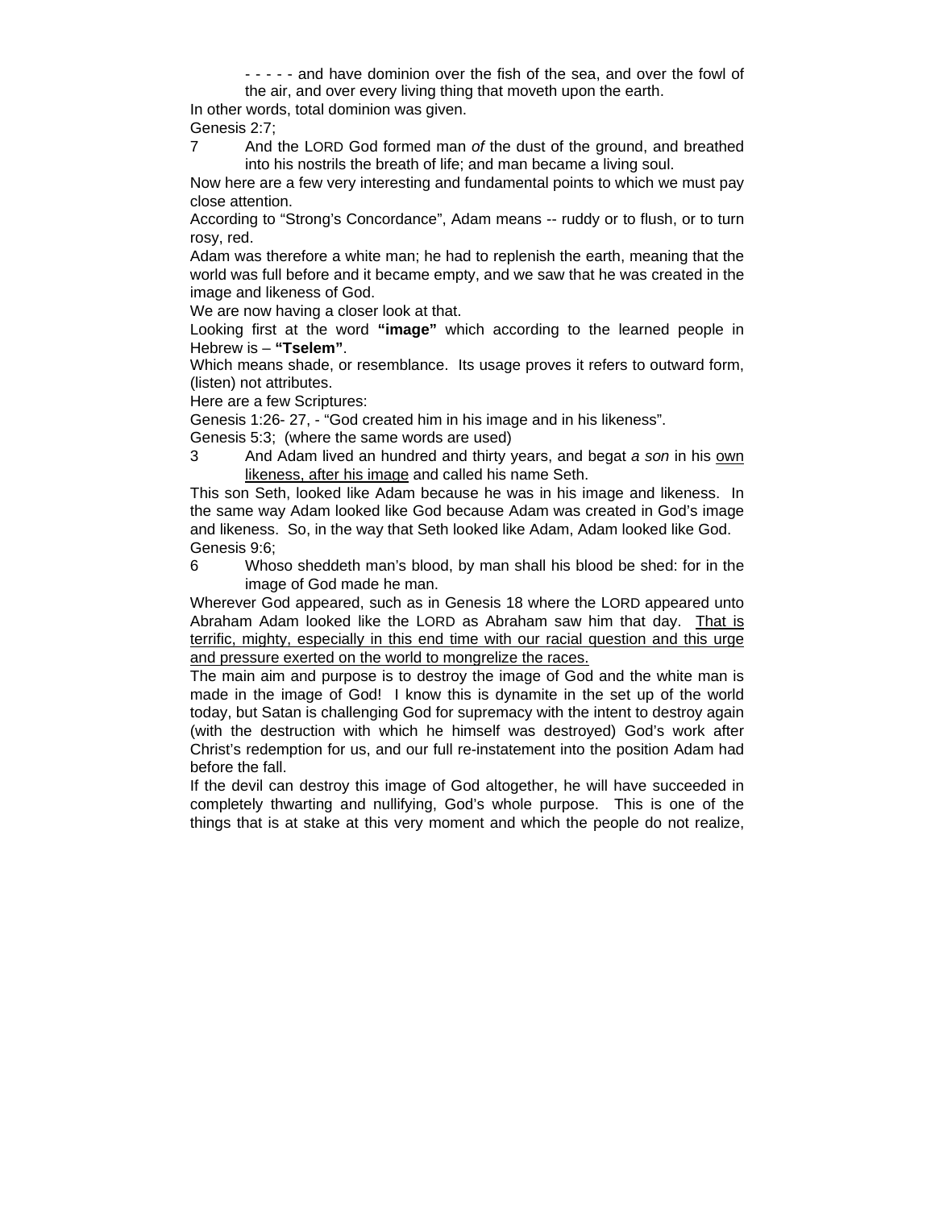- - - - - and have dominion over the fish of the sea, and over the fowl of the air, and over every living thing that moveth upon the earth.

In other words, total dominion was given.

Genesis 2:7;

7 And the LORD God formed man *of* the dust of the ground, and breathed into his nostrils the breath of life; and man became a living soul.

Now here are a few very interesting and fundamental points to which we must pay close attention.

According to "Strong's Concordance", Adam means -- ruddy or to flush, or to turn rosy, red.

Adam was therefore a white man; he had to replenish the earth, meaning that the world was full before and it became empty, and we saw that he was created in the image and likeness of God.

We are now having a closer look at that.

Looking first at the word **"image"** which according to the learned people in Hebrew is – **"Tselem"**.

Which means shade, or resemblance. Its usage proves it refers to outward form, (listen) not attributes.

Here are a few Scriptures:

Genesis 1:26- 27, - "God created him in his image and in his likeness".

Genesis 5:3; (where the same words are used)

3 And Adam lived an hundred and thirty years, and begat *a son* in his own likeness, after his image and called his name Seth.

This son Seth, looked like Adam because he was in his image and likeness. In the same way Adam looked like God because Adam was created in God's image and likeness. So, in the way that Seth looked like Adam, Adam looked like God.

Genesis 9:6;

6 Whoso sheddeth man's blood, by man shall his blood be shed: for in the image of God made he man.

Wherever God appeared, such as in Genesis 18 where the LORD appeared unto Abraham Adam looked like the LORD as Abraham saw him that day. That is terrific, mighty, especially in this end time with our racial question and this urge and pressure exerted on the world to mongrelize the races.

The main aim and purpose is to destroy the image of God and the white man is made in the image of God! I know this is dynamite in the set up of the world today, but Satan is challenging God for supremacy with the intent to destroy again (with the destruction with which he himself was destroyed) God's work after Christ's redemption for us, and our full re-instatement into the position Adam had before the fall.

If the devil can destroy this image of God altogether, he will have succeeded in completely thwarting and nullifying, God's whole purpose. This is one of the things that is at stake at this very moment and which the people do not realize,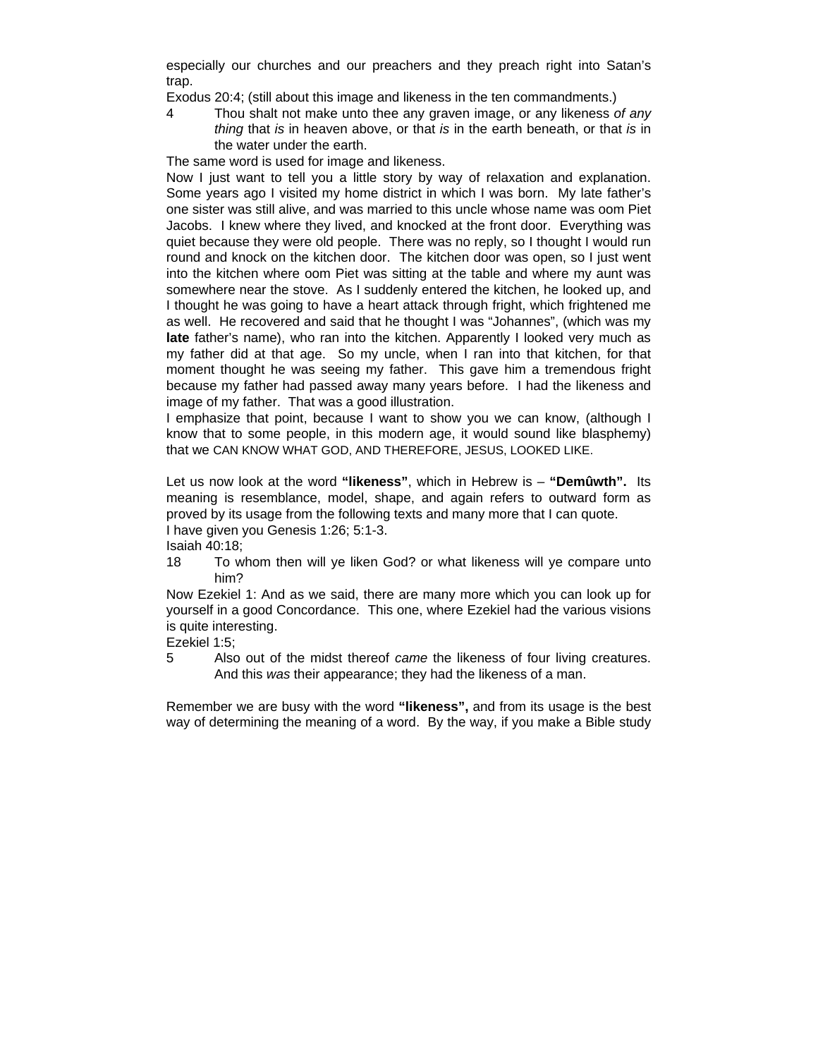especially our churches and our preachers and they preach right into Satan's trap.

Exodus 20:4; (still about this image and likeness in the ten commandments.)

4 Thou shalt not make unto thee any graven image, or any likeness *of any thing* that *is* in heaven above, or that *is* in the earth beneath, or that *is* in the water under the earth.

The same word is used for image and likeness.

Now I just want to tell you a little story by way of relaxation and explanation. Some years ago I visited my home district in which I was born. My late father's one sister was still alive, and was married to this uncle whose name was oom Piet Jacobs. I knew where they lived, and knocked at the front door. Everything was quiet because they were old people. There was no reply, so I thought I would run round and knock on the kitchen door. The kitchen door was open, so I just went into the kitchen where oom Piet was sitting at the table and where my aunt was somewhere near the stove. As I suddenly entered the kitchen, he looked up, and I thought he was going to have a heart attack through fright, which frightened me as well. He recovered and said that he thought I was "Johannes", (which was my **late** father's name), who ran into the kitchen. Apparently I looked very much as my father did at that age. So my uncle, when I ran into that kitchen, for that moment thought he was seeing my father. This gave him a tremendous fright because my father had passed away many years before. I had the likeness and image of my father. That was a good illustration.

I emphasize that point, because I want to show you we can know, (although I know that to some people, in this modern age, it would sound like blasphemy) that we CAN KNOW WHAT GOD, AND THEREFORE, JESUS, LOOKED LIKE.

Let us now look at the word **"likeness"**, which in Hebrew is – **"Demûwth".** Its meaning is resemblance, model, shape, and again refers to outward form as proved by its usage from the following texts and many more that I can quote.

I have given you Genesis 1:26; 5:1-3.

Isaiah 40:18;

18 To whom then will ye liken God? or what likeness will ye compare unto him?

Now Ezekiel 1: And as we said, there are many more which you can look up for yourself in a good Concordance. This one, where Ezekiel had the various visions is quite interesting.

Ezekiel 1:5;

5 Also out of the midst thereof *came* the likeness of four living creatures. And this *was* their appearance; they had the likeness of a man.

Remember we are busy with the word **"likeness",** and from its usage is the best way of determining the meaning of a word. By the way, if you make a Bible study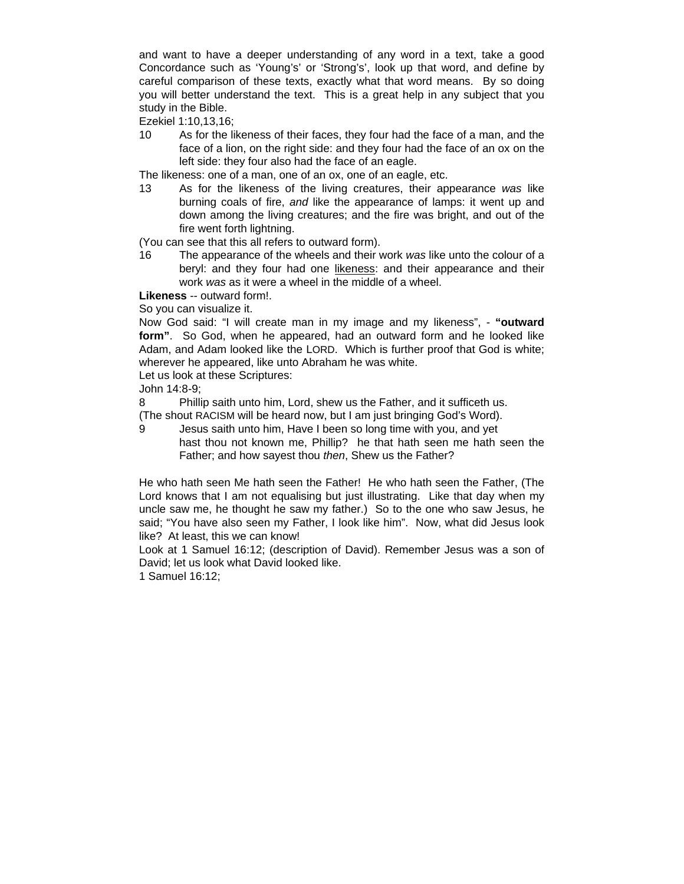and want to have a deeper understanding of any word in a text, take a good Concordance such as 'Young's' or 'Strong's', look up that word, and define by careful comparison of these texts, exactly what that word means. By so doing you will better understand the text. This is a great help in any subject that you study in the Bible.

Ezekiel 1:10,13,16;

10 As for the likeness of their faces, they four had the face of a man, and the face of a lion, on the right side: and they four had the face of an ox on the left side: they four also had the face of an eagle.

The likeness: one of a man, one of an ox, one of an eagle, etc.

13 As for the likeness of the living creatures, their appearance *was* like burning coals of fire, *and* like the appearance of lamps: it went up and down among the living creatures; and the fire was bright, and out of the fire went forth lightning.

(You can see that this all refers to outward form).

16 The appearance of the wheels and their work *was* like unto the colour of a beryl: and they four had one <u>likeness</u>: and their appearance and their work *was* as it were a wheel in the middle of a wheel.

**Likeness** -- outward form!.

So you can visualize it.

Now God said: "I will create man in my image and my likeness", - **"outward form"**. So God, when he appeared, had an outward form and he looked like Adam, and Adam looked like the LORD. Which is further proof that God is white; wherever he appeared, like unto Abraham he was white.

Let us look at these Scriptures:

John 14:8-9;

8 Phillip saith unto him, Lord, shew us the Father, and it sufficeth us.

(The shout RACISM will be heard now, but I am just bringing God's Word).

9 Jesus saith unto him, Have I been so long time with you, and yet hast thou not known me, Phillip? he that hath seen me hath seen the Father; and how sayest thou *then*, Shew us the Father?

He who hath seen Me hath seen the Father! He who hath seen the Father, (The Lord knows that I am not equalising but just illustrating. Like that day when my uncle saw me, he thought he saw my father.) So to the one who saw Jesus, he said; "You have also seen my Father, I look like him". Now, what did Jesus look like? At least, this we can know!

Look at 1 Samuel 16:12; (description of David). Remember Jesus was a son of David; let us look what David looked like.

1 Samuel 16:12;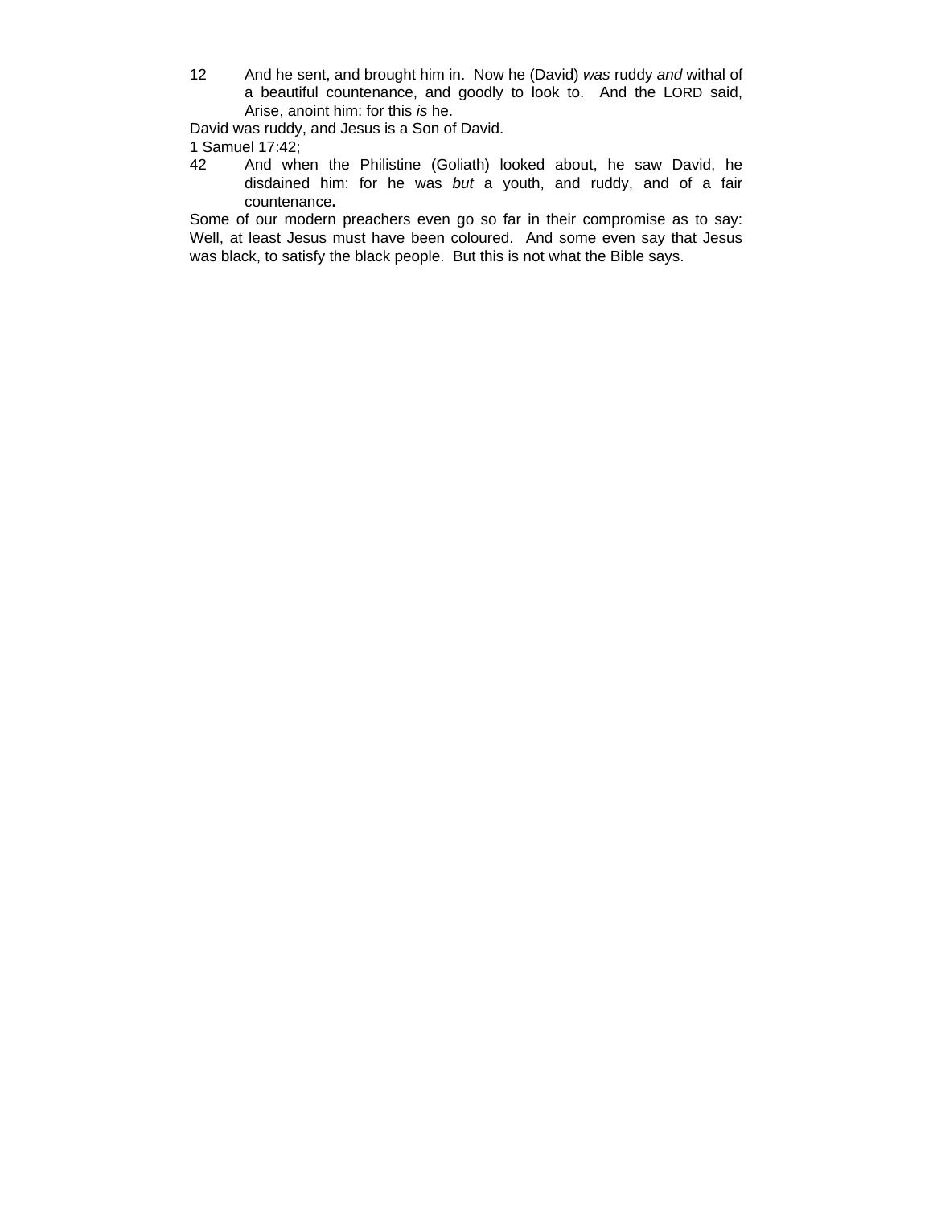12 And he sent, and brought him in. Now he (David) *was* ruddy *and* withal of a beautiful countenance, and goodly to look to. And the LORD said, Arise, anoint him: for this *is* he.

David was ruddy, and Jesus is a Son of David.

1 Samuel 17:42;

42 And when the Philistine (Goliath) looked about, he saw David, he disdained him: for he was *but* a youth, and ruddy, and of a fair countenance**.**

Some of our modern preachers even go so far in their compromise as to say: Well, at least Jesus must have been coloured. And some even say that Jesus was black, to satisfy the black people. But this is not what the Bible says.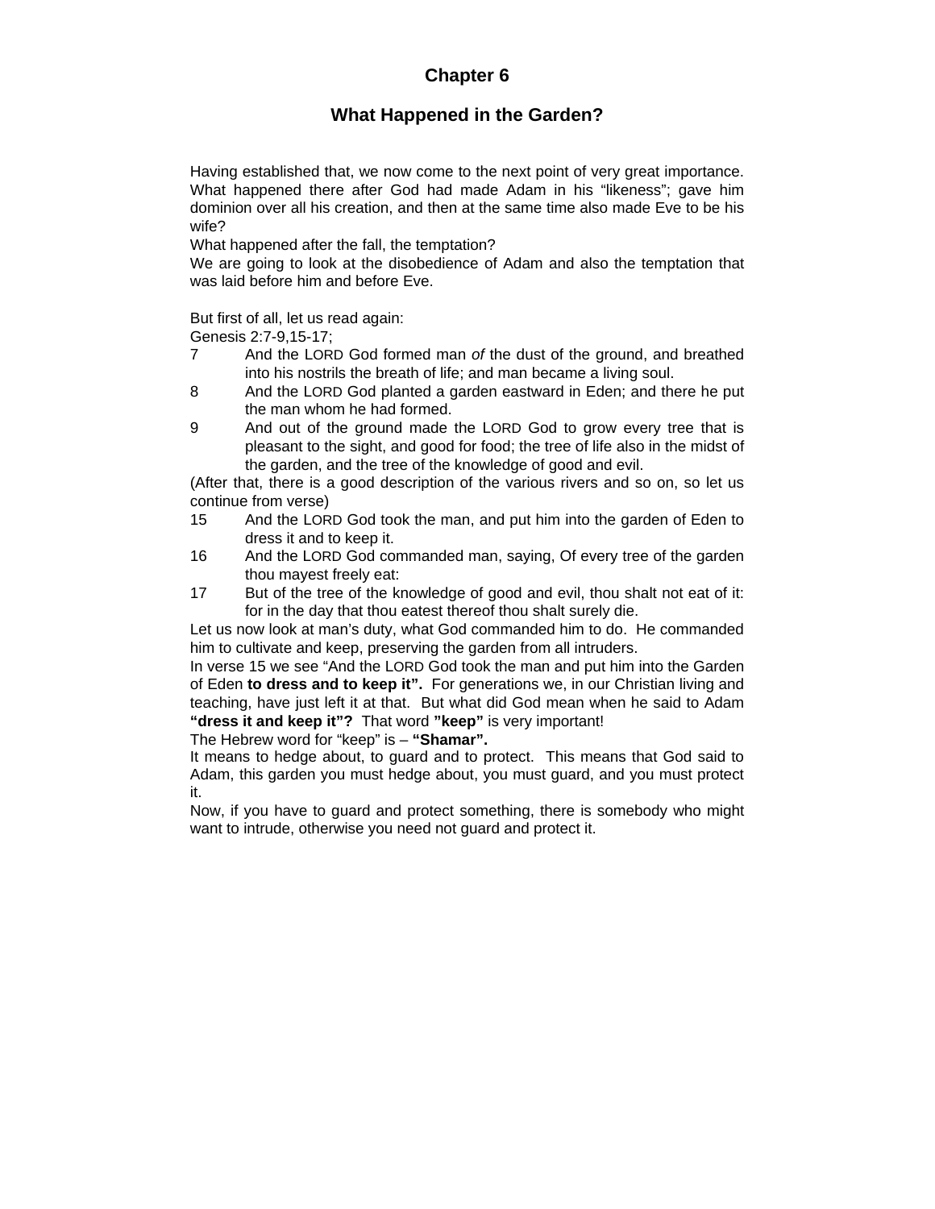# Chapter 6

## What Happened in the Garden?

Having established that, we now come to the next point of very great importance. What happened there after God had made Adam in his "likeness"; gave him dominion over all his creation, and then at the same time also made Eve to be his wife?

What happened after the fall, the temptation?

We are going to look at the disobedience of Adam and also the temptation that was laid before him and before Eve.

But first of all, let us read again:

Genesis 2:7-9,15-17;

7 And the LORD God formed man *of* the dust of the ground, and breathed into his nostrils the breath of life; and man became a living soul.

8 And the LORD God planted a garden eastward in Eden; and there he put the man whom he had formed.

9 And out of the ground made the LORD God to grow every tree that is pleasant to the sight, and good for food; the tree of life also in the midst of the garden, and the tree of the knowledge of good and evil.

(After that, there is a good description of the various rivers and so on, so let us continue from verse)

15 And the LORD God took the man, and put him into the garden of Eden to dress it and to keep it.

16 And the LORD God commanded man, saying, Of every tree of the garden thou mayest freely eat:

17 But of the tree of the knowledge of good and evil, thou shalt not eat of it: for in the day that thou eatest thereof thou shalt surely die.

Let us now look at man's duty, what God commanded him to do. He commanded him to cultivate and keep, preserving the garden from all intruders.

In verse 15 we see "And the LORD God took the man and put him into the Garden of Eden **to dress and to keep it".** For generations we, in our Christian living and teaching, have just left it at that. But what did God mean when he said to Adam **"dress it and keep it"?** That word **"keep"** is very important!

The Hebrew word for "keep" is – **"Shamar".**

It means to hedge about, to guard and to protect. This means that God said to Adam, this garden you must hedge about, you must guard, and you must protect it.

Now, if you have to guard and protect something, there is somebody who might want to intrude, otherwise you need not guard and protect it.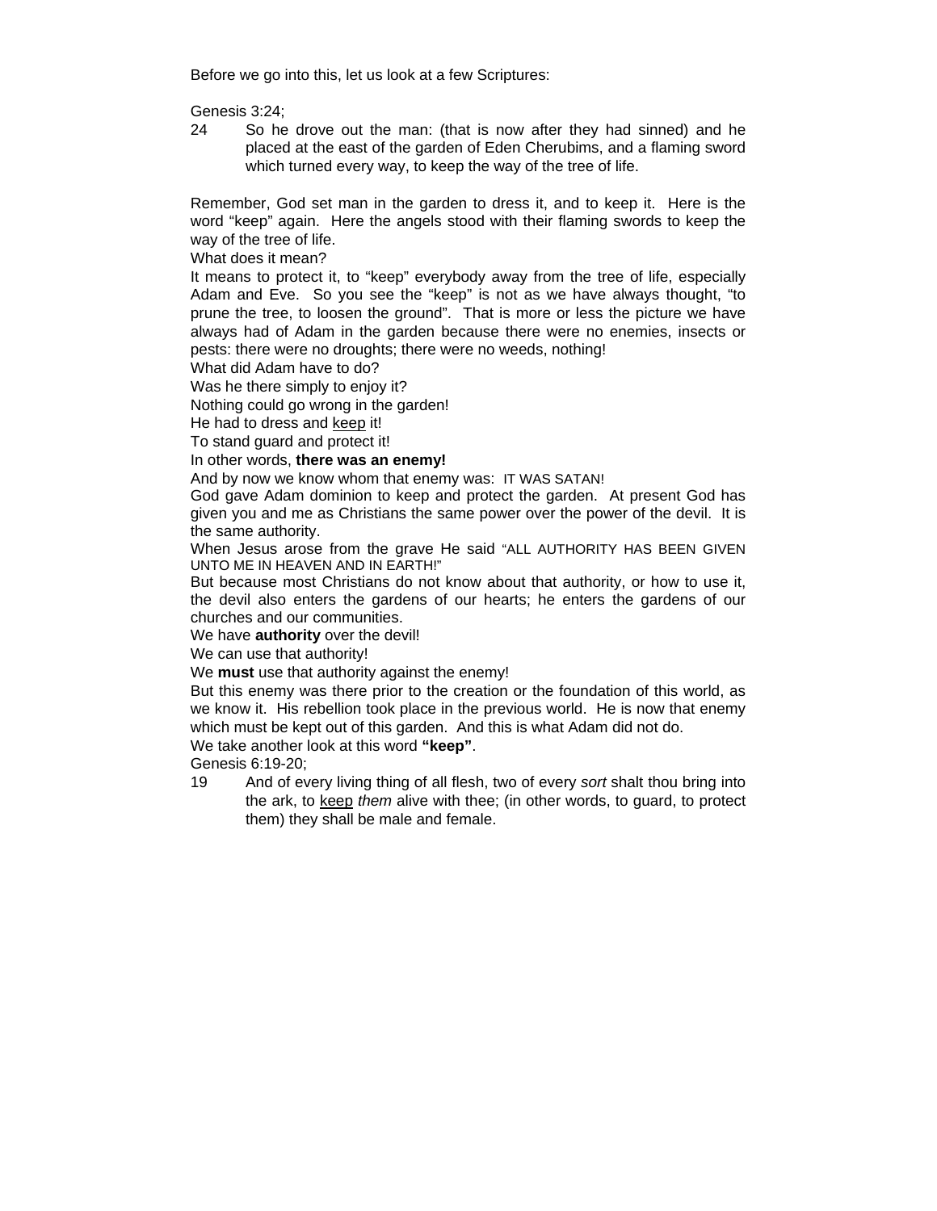Before we go into this, let us look at a few Scriptures:

Genesis 3:24;

24 So he drove out the man: (that is now after they had sinned) and he placed at the east of the garden of Eden Cherubims, and a flaming sword which turned every way, to keep the way of the tree of life.

Remember, God set man in the garden to dress it, and to keep it. Here is the word "keep" again. Here the angels stood with their flaming swords to keep the way of the tree of life.

What does it mean?

It means to protect it, to "keep" everybody away from the tree of life, especially Adam and Eve. So you see the "keep" is not as we have always thought, "to prune the tree, to loosen the ground". That is more or less the picture we have always had of Adam in the garden because there were no enemies, insects or pests: there were no droughts; there were no weeds, nothing!

What did Adam have to do?

Was he there simply to enjoy it?

Nothing could go wrong in the garden!

He had to dress and <u>keep</u> it!

To stand guard and protect it!

In other words, **there was an enemy!**

And by now we know whom that enemy was: IT WAS SATAN!

God gave Adam dominion to keep and protect the garden. At present God has given you and me as Christians the same power over the power of the devil. It is the same authority.

When Jesus arose from the grave He said "ALL AUTHORITY HAS BEEN GIVEN UNTO ME IN HEAVEN AND IN EARTH!"

But because most Christians do not know about that authority, or how to use it, the devil also enters the gardens of our hearts; he enters the gardens of our churches and our communities.

We have **authority** over the devil!

We can use that authority!

We **must** use that authority against the enemy!

But this enemy was there prior to the creation or the foundation of this world, as we know it. His rebellion took place in the previous world. He is now that enemy which must be kept out of this garden. And this is what Adam did not do.

We take another look at this word **"keep"**.

Genesis 6:19-20;

19 And of every living thing of all flesh, two of every *sort* shalt thou bring into the ark, to <u>keep</u> *them* alive with thee; (in other words, to guard, to protect them) they shall be male and female.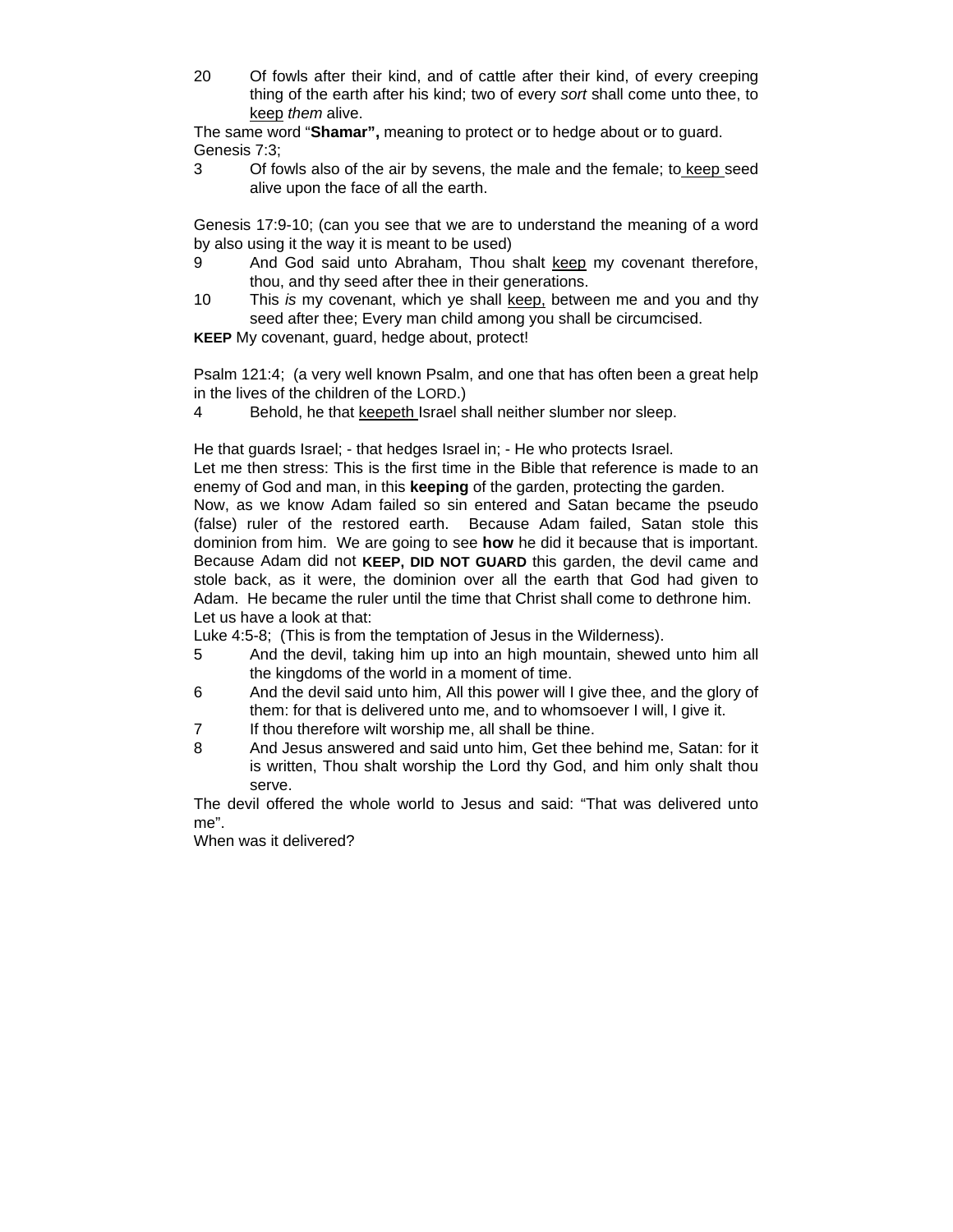20 Of fowls after their kind, and of cattle after their kind, of every creeping thing of the earth after his kind; two of every *sort* shall come unto thee, to keep *them* alive.

The same word "**Shamar",** meaning to protect or to hedge about or to guard.
Genesis 7:3;

3 Of fowls also of the air by sevens, the male and the female; to keep seed alive upon the face of all the earth.

Genesis 17:9-10; (can you see that we are to understand the meaning of a word by also using it the way it is meant to be used)

9 And God said unto Abraham, Thou shalt keep my covenant therefore, thou, and thy seed after thee in their generations.

10 This *is* my covenant, which ye shall keep, between me and you and thy seed after thee; Every man child among you shall be circumcised.

**KEEP** My covenant, guard, hedge about, protect!

Psalm 121:4; (a very well known Psalm, and one that has often been a great help in the lives of the children of the LORD.)

4 Behold, he that keepeth Israel shall neither slumber nor sleep.

He that guards Israel; - that hedges Israel in; - He who protects Israel.
Let me then stress: This is the first time in the Bible that reference is made to an enemy of God and man, in this **keeping** of the garden, protecting the garden.
Now, as we know Adam failed so sin entered and Satan became the pseudo (false) ruler of the restored earth. Because Adam failed, Satan stole this dominion from him. We are going to see **how** he did it because that is important. Because Adam did not **KEEP, DID NOT GUARD** this garden, the devil came and stole back, as it were, the dominion over all the earth that God had given to Adam. He became the ruler until the time that Christ shall come to dethrone him.
Let us have a look at that:
Luke 4:5-8; (This is from the temptation of Jesus in the Wilderness).

5 And the devil, taking him up into an high mountain, shewed unto him all the kingdoms of the world in a moment of time.

6 And the devil said unto him, All this power will I give thee, and the glory of them: for that is delivered unto me, and to whomsoever I will, I give it.

7 If thou therefore wilt worship me, all shall be thine.

8 And Jesus answered and said unto him, Get thee behind me, Satan: for it is written, Thou shalt worship the Lord thy God, and him only shalt thou serve.

The devil offered the whole world to Jesus and said: "That was delivered unto me".
When was it delivered?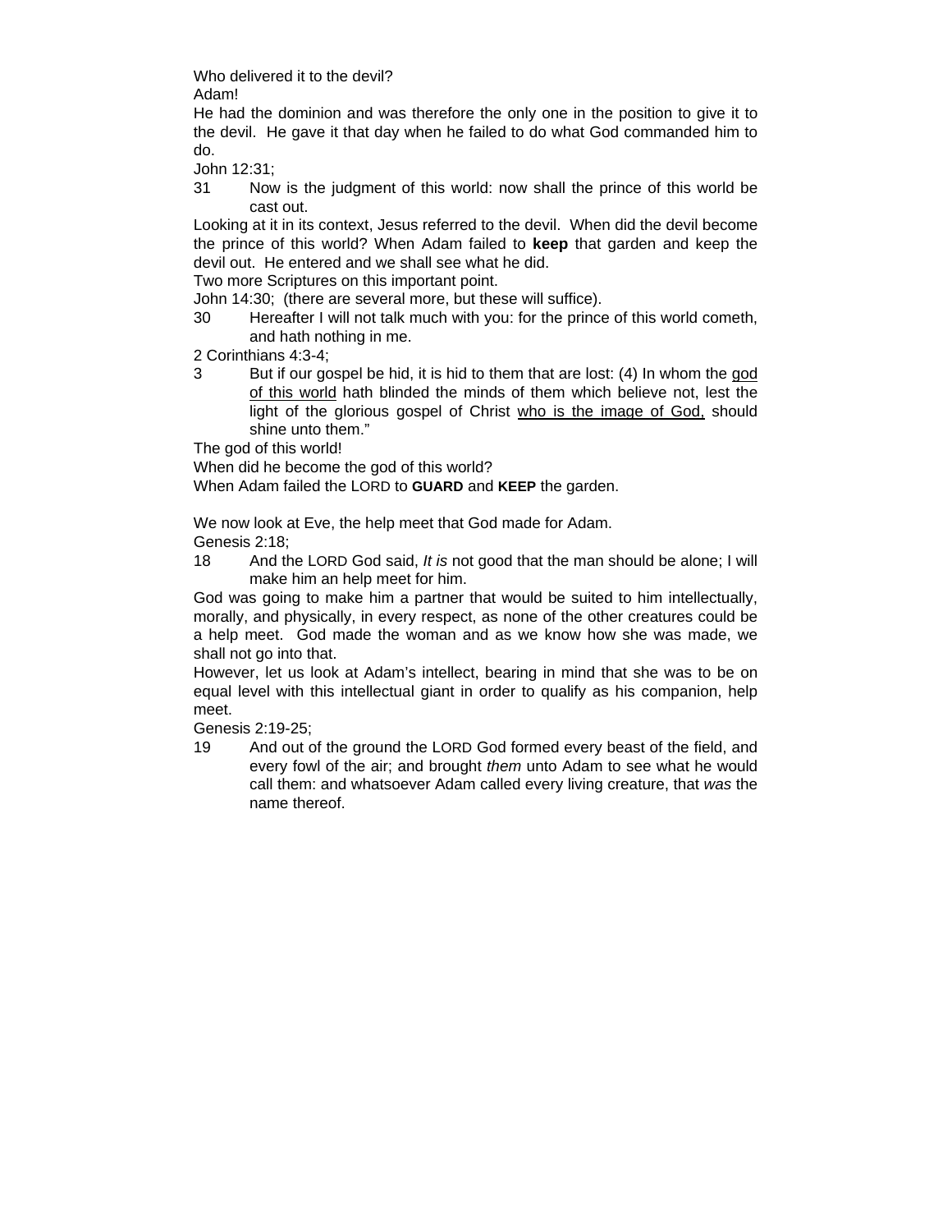Who delivered it to the devil?

Adam!

He had the dominion and was therefore the only one in the position to give it to the devil. He gave it that day when he failed to do what God commanded him to do.

John 12:31;

31 Now is the judgment of this world: now shall the prince of this world be cast out.

Looking at it in its context, Jesus referred to the devil. When did the devil become the prince of this world? When Adam failed to **keep** that garden and keep the devil out. He entered and we shall see what he did.

Two more Scriptures on this important point.

John 14:30; (there are several more, but these will suffice).

30 Hereafter I will not talk much with you: for the prince of this world cometh, and hath nothing in me.

2 Corinthians 4:3-4;

3 But if our gospel be hid, it is hid to them that are lost: (4) In whom the <u>god of this world</u> hath blinded the minds of them which believe not, lest the light of the glorious gospel of Christ <u>who is the image of God,</u> should shine unto them."

The god of this world!

When did he become the god of this world?

When Adam failed the LORD to **GUARD** and **KEEP** the garden.

We now look at Eve, the help meet that God made for Adam.

Genesis 2:18;

18 And the LORD God said, *It is* not good that the man should be alone; I will make him an help meet for him.

God was going to make him a partner that would be suited to him intellectually, morally, and physically, in every respect, as none of the other creatures could be a help meet. God made the woman and as we know how she was made, we shall not go into that.

However, let us look at Adam's intellect, bearing in mind that she was to be on equal level with this intellectual giant in order to qualify as his companion, help meet.

Genesis 2:19-25;

19 And out of the ground the LORD God formed every beast of the field, and every fowl of the air; and brought *them* unto Adam to see what he would call them: and whatsoever Adam called every living creature, that *was* the name thereof.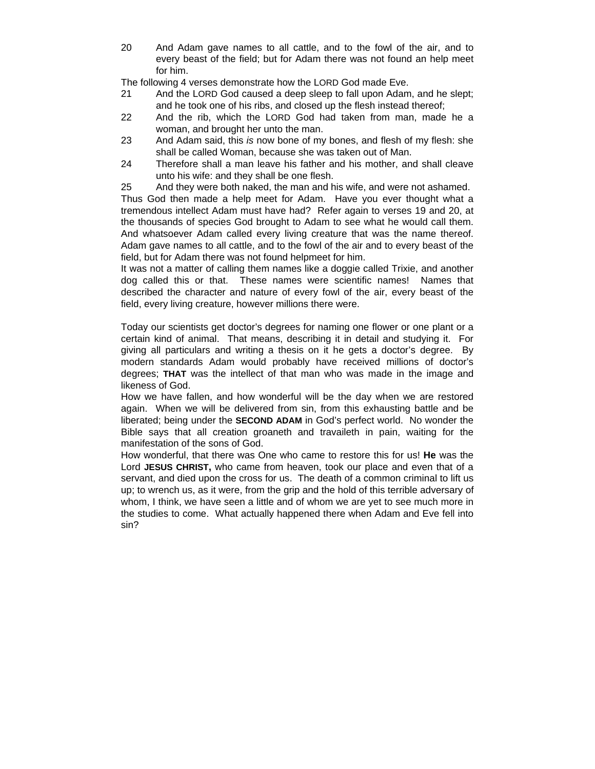20 And Adam gave names to all cattle, and to the fowl of the air, and to every beast of the field; but for Adam there was not found an help meet for him.

The following 4 verses demonstrate how the LORD God made Eve.

21 And the LORD God caused a deep sleep to fall upon Adam, and he slept; and he took one of his ribs, and closed up the flesh instead thereof;

22 And the rib, which the LORD God had taken from man, made he a woman, and brought her unto the man.

23 And Adam said, this *is* now bone of my bones, and flesh of my flesh: she shall be called Woman, because she was taken out of Man.

24 Therefore shall a man leave his father and his mother, and shall cleave unto his wife: and they shall be one flesh.

25 And they were both naked, the man and his wife, and were not ashamed.

Thus God then made a help meet for Adam. Have you ever thought what a tremendous intellect Adam must have had? Refer again to verses 19 and 20, at the thousands of species God brought to Adam to see what he would call them. And whatsoever Adam called every living creature that was the name thereof. Adam gave names to all cattle, and to the fowl of the air and to every beast of the field, but for Adam there was not found helpmeet for him.

It was not a matter of calling them names like a doggie called Trixie, and another dog called this or that. These names were scientific names! Names that described the character and nature of every fowl of the air, every beast of the field, every living creature, however millions there were.

Today our scientists get doctor's degrees for naming one flower or one plant or a certain kind of animal. That means, describing it in detail and studying it. For giving all particulars and writing a thesis on it he gets a doctor's degree. By modern standards Adam would probably have received millions of doctor's degrees; **THAT** was the intellect of that man who was made in the image and likeness of God.

How we have fallen, and how wonderful will be the day when we are restored again. When we will be delivered from sin, from this exhausting battle and be liberated; being under the **SECOND ADAM** in God's perfect world. No wonder the Bible says that all creation groaneth and travaileth in pain, waiting for the manifestation of the sons of God.

How wonderful, that there was One who came to restore this for us! **He** was the Lord **JESUS CHRIST,** who came from heaven, took our place and even that of a servant, and died upon the cross for us. The death of a common criminal to lift us up; to wrench us, as it were, from the grip and the hold of this terrible adversary of whom, I think, we have seen a little and of whom we are yet to see much more in the studies to come. What actually happened there when Adam and Eve fell into sin?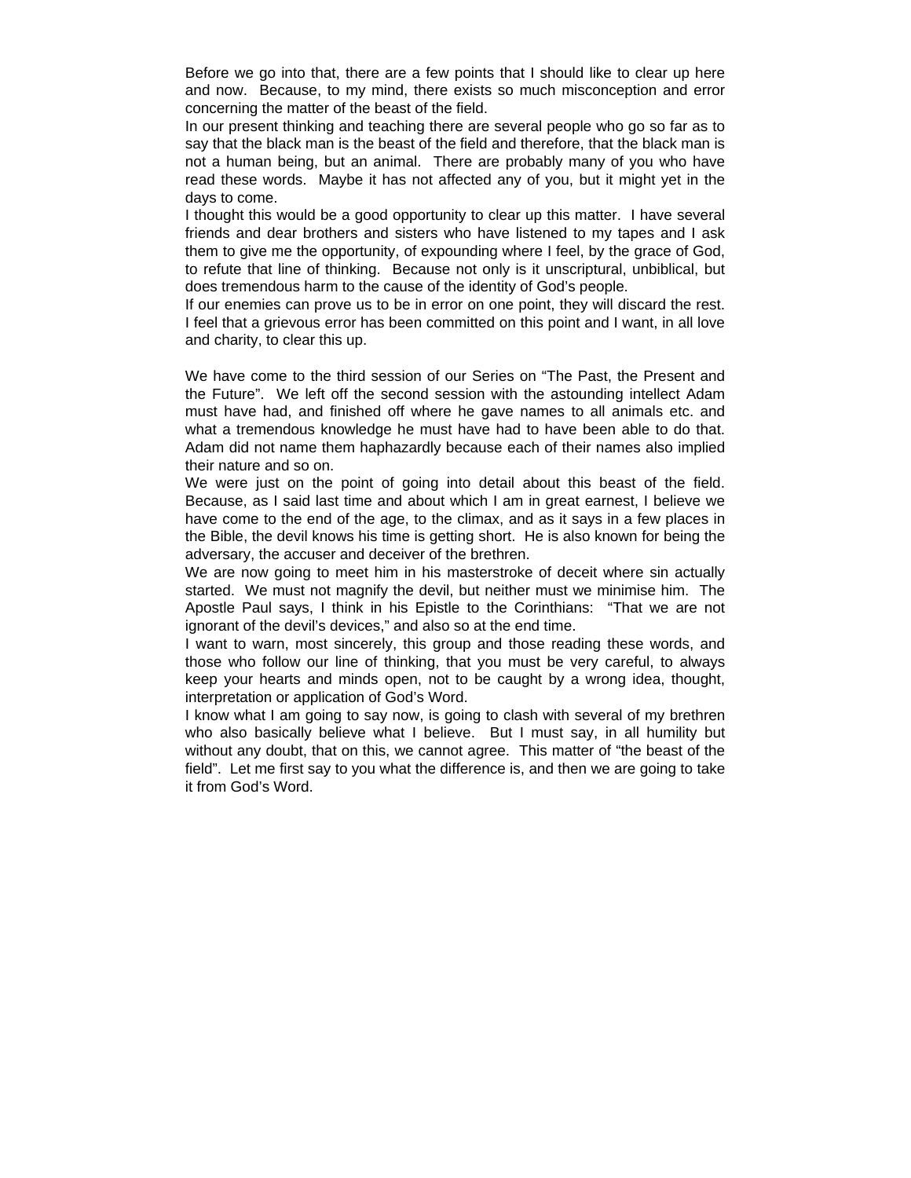Before we go into that, there are a few points that I should like to clear up here and now. Because, to my mind, there exists so much misconception and error concerning the matter of the beast of the field.

In our present thinking and teaching there are several people who go so far as to say that the black man is the beast of the field and therefore, that the black man is not a human being, but an animal. There are probably many of you who have read these words. Maybe it has not affected any of you, but it might yet in the days to come.

I thought this would be a good opportunity to clear up this matter. I have several friends and dear brothers and sisters who have listened to my tapes and I ask them to give me the opportunity, of expounding where I feel, by the grace of God, to refute that line of thinking. Because not only is it unscriptural, unbiblical, but does tremendous harm to the cause of the identity of God's people.

If our enemies can prove us to be in error on one point, they will discard the rest. I feel that a grievous error has been committed on this point and I want, in all love and charity, to clear this up.

We have come to the third session of our Series on "The Past, the Present and the Future". We left off the second session with the astounding intellect Adam must have had, and finished off where he gave names to all animals etc. and what a tremendous knowledge he must have had to have been able to do that. Adam did not name them haphazardly because each of their names also implied their nature and so on.

We were just on the point of going into detail about this beast of the field. Because, as I said last time and about which I am in great earnest, I believe we have come to the end of the age, to the climax, and as it says in a few places in the Bible, the devil knows his time is getting short. He is also known for being the adversary, the accuser and deceiver of the brethren.

We are now going to meet him in his masterstroke of deceit where sin actually started. We must not magnify the devil, but neither must we minimise him. The Apostle Paul says, I think in his Epistle to the Corinthians: "That we are not ignorant of the devil's devices," and also so at the end time.

I want to warn, most sincerely, this group and those reading these words, and those who follow our line of thinking, that you must be very careful, to always keep your hearts and minds open, not to be caught by a wrong idea, thought, interpretation or application of God's Word.

I know what I am going to say now, is going to clash with several of my brethren who also basically believe what I believe. But I must say, in all humility but without any doubt, that on this, we cannot agree. This matter of "the beast of the field". Let me first say to you what the difference is, and then we are going to take it from God's Word.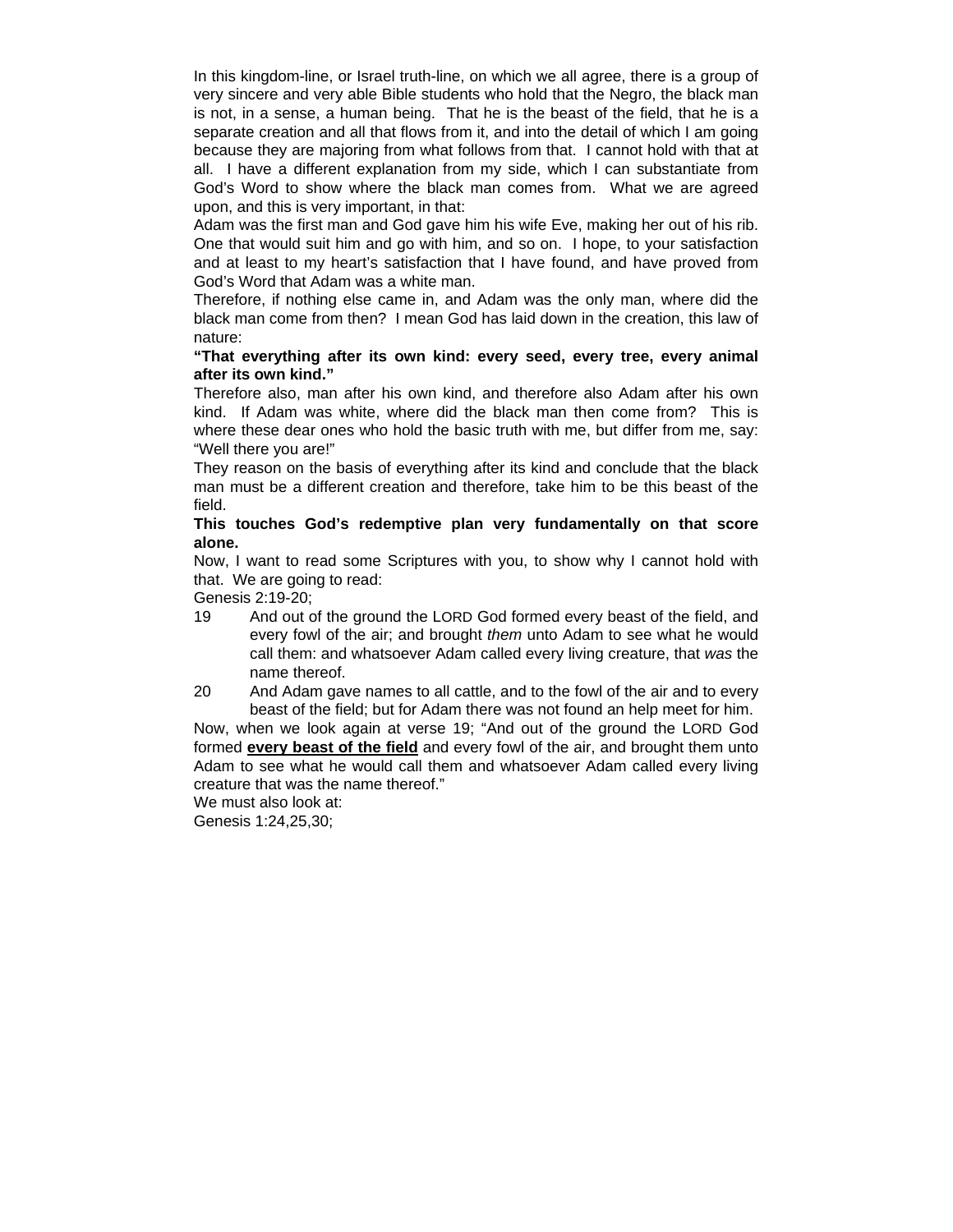In this kingdom-line, or Israel truth-line, on which we all agree, there is a group of very sincere and very able Bible students who hold that the Negro, the black man is not, in a sense, a human being. That he is the beast of the field, that he is a separate creation and all that flows from it, and into the detail of which I am going because they are majoring from what follows from that. I cannot hold with that at all. I have a different explanation from my side, which I can substantiate from God's Word to show where the black man comes from. What we are agreed upon, and this is very important, in that:

Adam was the first man and God gave him his wife Eve, making her out of his rib. One that would suit him and go with him, and so on. I hope, to your satisfaction and at least to my heart's satisfaction that I have found, and have proved from God's Word that Adam was a white man.

Therefore, if nothing else came in, and Adam was the only man, where did the black man come from then? I mean God has laid down in the creation, this law of nature:

**"That everything after its own kind: every seed, every tree, every animal after its own kind."**

Therefore also, man after his own kind, and therefore also Adam after his own kind. If Adam was white, where did the black man then come from? This is where these dear ones who hold the basic truth with me, but differ from me, say: "Well there you are!"

They reason on the basis of everything after its kind and conclude that the black man must be a different creation and therefore, take him to be this beast of the field.

**This touches God's redemptive plan very fundamentally on that score alone.**

Now, I want to read some Scriptures with you, to show why I cannot hold with that. We are going to read:

Genesis 2:19-20;

19 And out of the ground the LORD God formed every beast of the field, and every fowl of the air; and brought *them* unto Adam to see what he would call them: and whatsoever Adam called every living creature, that *was* the name thereof.

20 And Adam gave names to all cattle, and to the fowl of the air and to every beast of the field; but for Adam there was not found an help meet for him.

Now, when we look again at verse 19; "And out of the ground the LORD God formed **every beast of the field** and every fowl of the air, and brought them unto Adam to see what he would call them and whatsoever Adam called every living creature that was the name thereof."

We must also look at:

Genesis 1:24,25,30;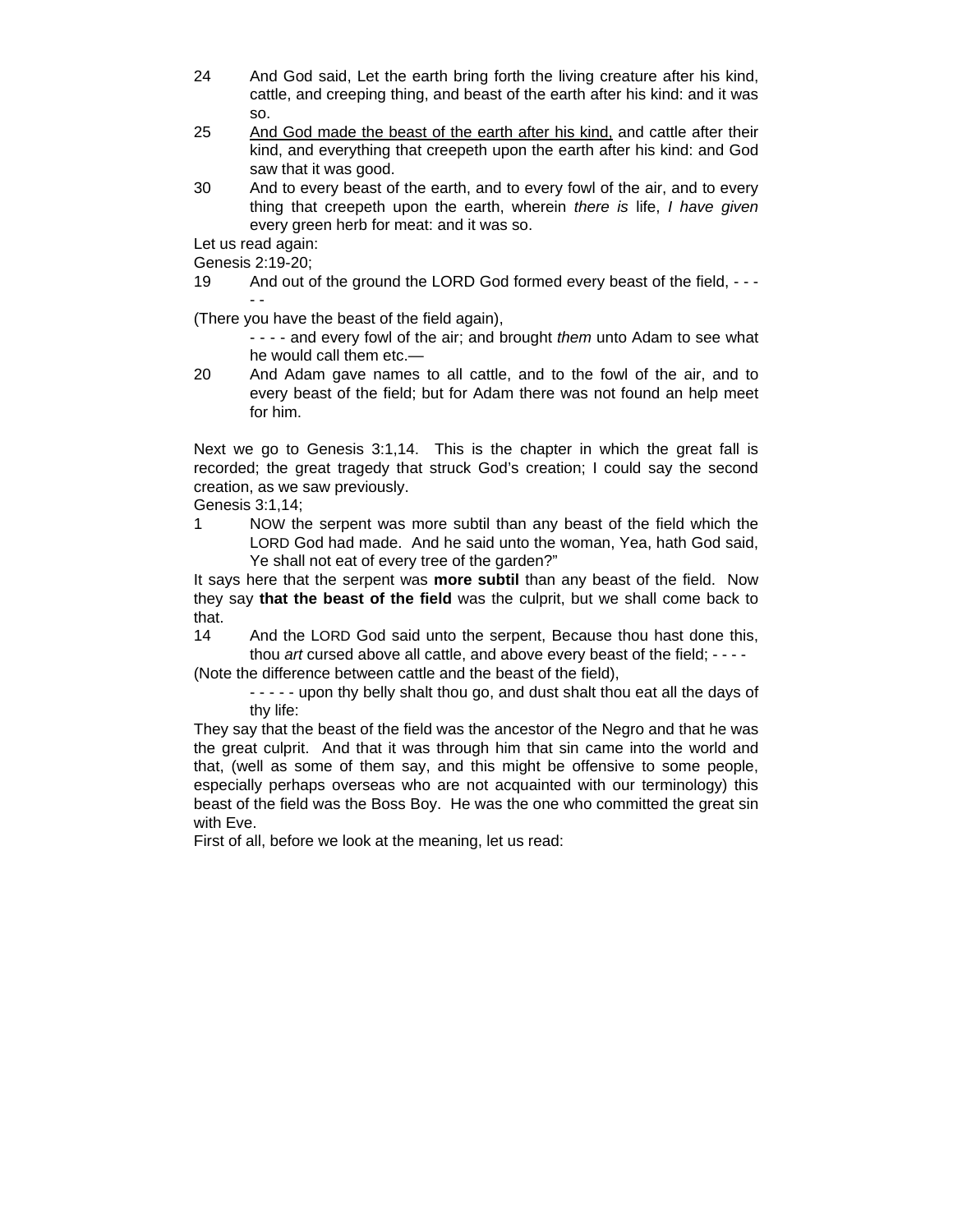24 And God said, Let the earth bring forth the living creature after his kind, cattle, and creeping thing, and beast of the earth after his kind: and it was so.

25 <u>And God made the beast of the earth after his kind,</u> and cattle after their kind, and everything that creepeth upon the earth after his kind: and God saw that it was good.

30 And to every beast of the earth, and to every fowl of the air, and to every thing that creepeth upon the earth, wherein *there is* life, *I have given* every green herb for meat: and it was so.

Let us read again:

Genesis 2:19-20;

19 And out of the ground the LORD God formed every beast of the field, - - - - -

(There you have the beast of the field again),

- - - - and every fowl of the air; and brought *them* unto Adam to see what he would call them etc.—

20 And Adam gave names to all cattle, and to the fowl of the air, and to every beast of the field; but for Adam there was not found an help meet for him.

Next we go to Genesis 3:1,14. This is the chapter in which the great fall is recorded; the great tragedy that struck God's creation; I could say the second creation, as we saw previously.

Genesis 3:1,14;

1 NOW the serpent was more subtil than any beast of the field which the LORD God had made. And he said unto the woman, Yea, hath God said, Ye shall not eat of every tree of the garden?"

It says here that the serpent was **more subtil** than any beast of the field. Now they say **that the beast of the field** was the culprit, but we shall come back to that.

14 And the LORD God said unto the serpent, Because thou hast done this, thou *art* cursed above all cattle, and above every beast of the field; - - - -

(Note the difference between cattle and the beast of the field),

- - - - - upon thy belly shalt thou go, and dust shalt thou eat all the days of thy life:

They say that the beast of the field was the ancestor of the Negro and that he was the great culprit. And that it was through him that sin came into the world and that, (well as some of them say, and this might be offensive to some people, especially perhaps overseas who are not acquainted with our terminology) this beast of the field was the Boss Boy. He was the one who committed the great sin with Eve.

First of all, before we look at the meaning, let us read: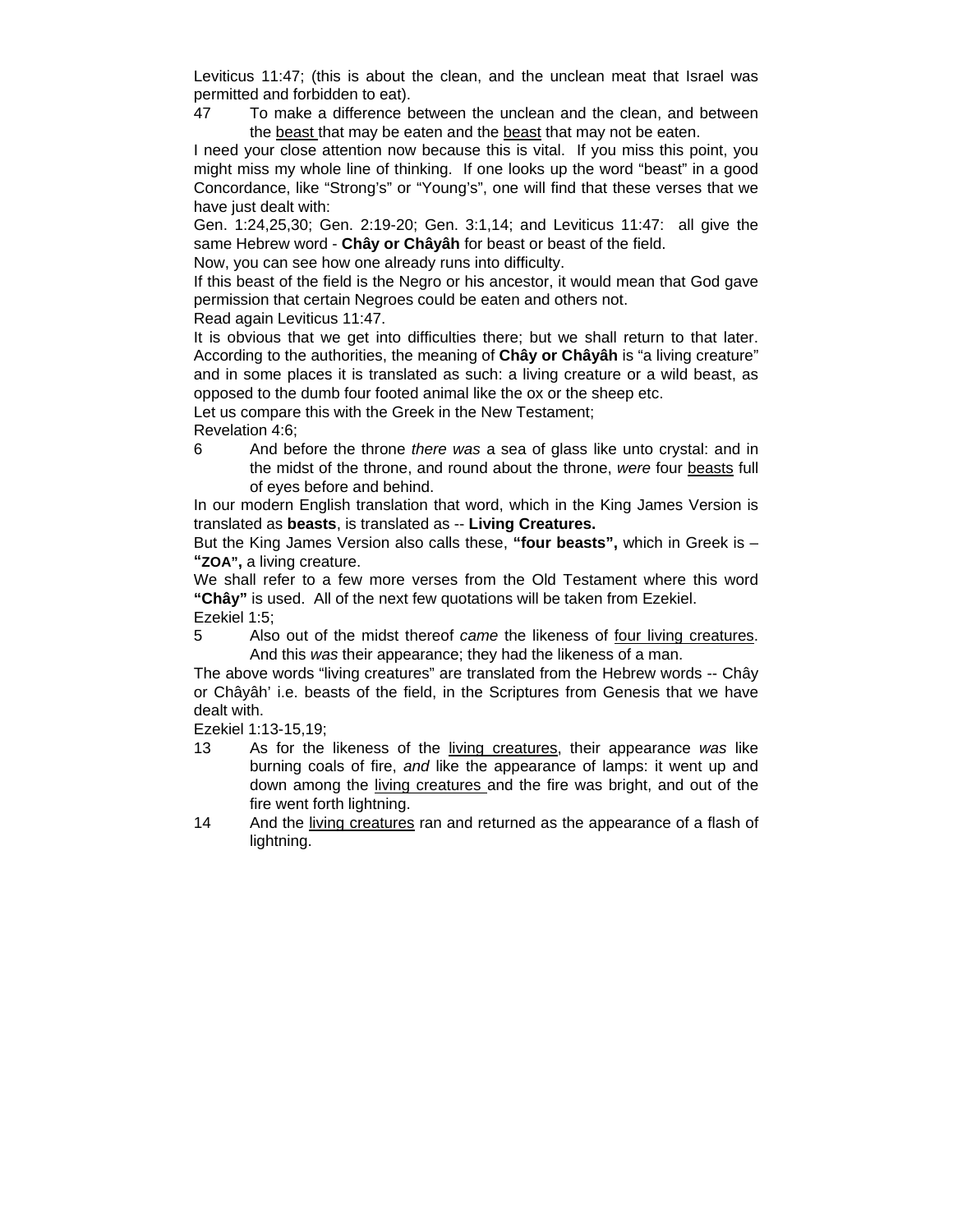Leviticus 11:47; (this is about the clean, and the unclean meat that Israel was permitted and forbidden to eat).

47 To make a difference between the unclean and the clean, and between the <u>beast</u> that may be eaten and the <u>beast</u> that may not be eaten.

I need your close attention now because this is vital. If you miss this point, you might miss my whole line of thinking. If one looks up the word "beast" in a good Concordance, like "Strong's" or "Young's", one will find that these verses that we have just dealt with:

Gen. 1:24,25,30; Gen. 2:19-20; Gen. 3:1,14; and Leviticus 11:47: all give the same Hebrew word - **Chây or Châyâh** for beast or beast of the field.

Now, you can see how one already runs into difficulty.

If this beast of the field is the Negro or his ancestor, it would mean that God gave permission that certain Negroes could be eaten and others not.

Read again Leviticus 11:47.

It is obvious that we get into difficulties there; but we shall return to that later. According to the authorities, the meaning of **Chây or Châyâh** is "a living creature" and in some places it is translated as such: a living creature or a wild beast, as opposed to the dumb four footed animal like the ox or the sheep etc.

Let us compare this with the Greek in the New Testament;

Revelation 4:6;

6 And before the throne *there was* a sea of glass like unto crystal: and in the midst of the throne, and round about the throne, *were* four <u>beasts</u> full of eyes before and behind.

In our modern English translation that word, which in the King James Version is translated as **beasts**, is translated as -- **Living Creatures.**

But the King James Version also calls these, **"four beasts",** which in Greek is – **"ZOA",** a living creature.

We shall refer to a few more verses from the Old Testament where this word **"Chây"** is used. All of the next few quotations will be taken from Ezekiel.

Ezekiel 1:5;

5 Also out of the midst thereof *came* the likeness of <u>four living creatures</u>. And this *was* their appearance; they had the likeness of a man.

The above words "living creatures" are translated from the Hebrew words -- Chây or Châyâh' i.e. beasts of the field, in the Scriptures from Genesis that we have dealt with.

Ezekiel 1:13-15,19;

13 As for the likeness of the <u>living creatures</u>, their appearance *was* like burning coals of fire, *and* like the appearance of lamps: it went up and down among the <u>living creatures</u> and the fire was bright, and out of the fire went forth lightning.

14 And the <u>living creatures</u> ran and returned as the appearance of a flash of lightning.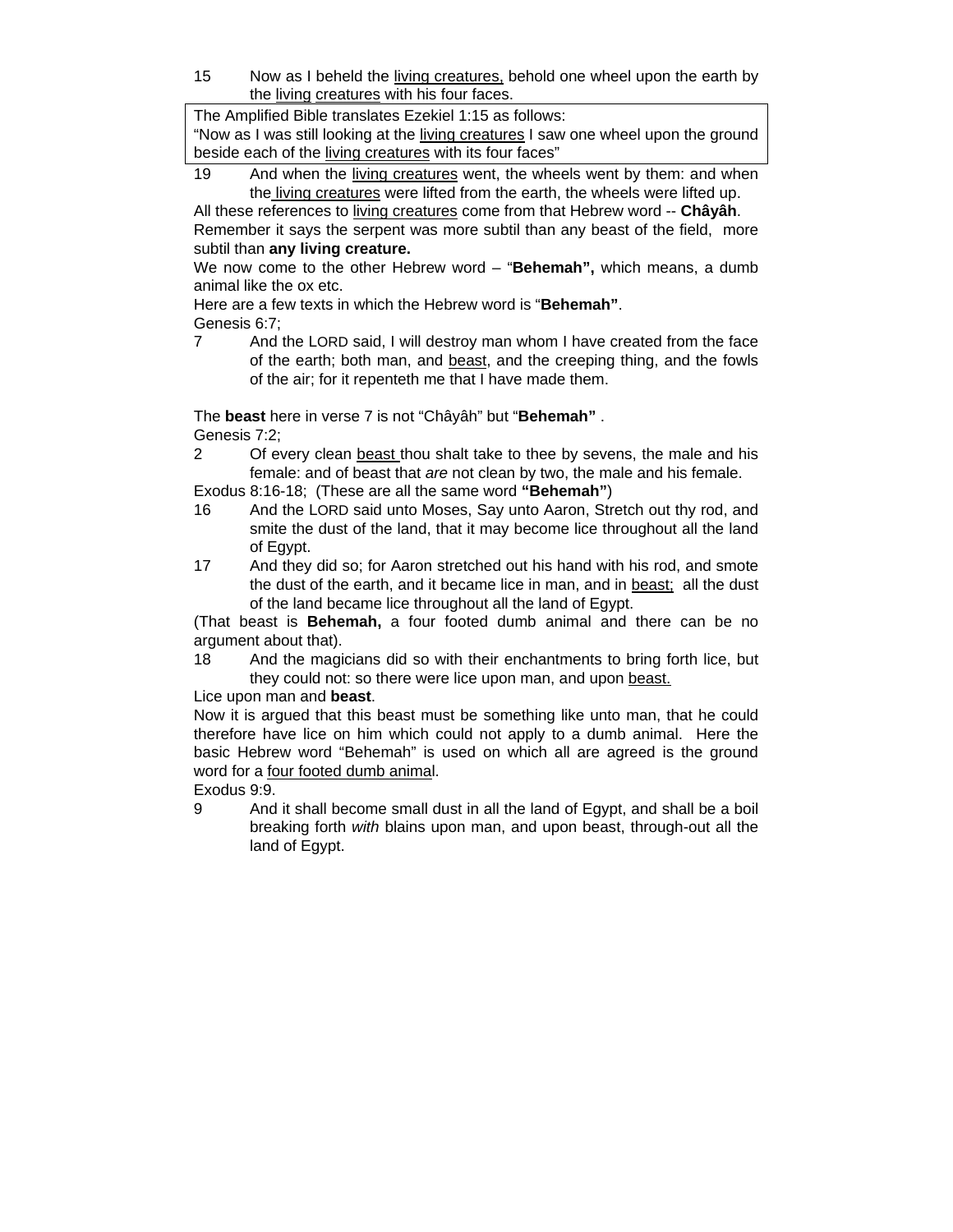15 Now as I beheld the <u>living creatures,</u> behold one wheel upon the earth by the <u>living</u> <u>creatures</u> with his four faces.

> The Amplified Bible translates Ezekiel 1:15 as follows:
> “Now as I was still looking at the <u>living creatures</u> I saw one wheel upon the ground beside each of the <u>living creatures</u> with its four faces”

19 And when the <u>living creatures</u> went, the wheels went by them: and when the <u>living creatures</u> were lifted from the earth, the wheels were lifted up.

All these references to <u>living creatures</u> come from that Hebrew word -- **Châyâh**.

Remember it says the serpent was more subtil than any beast of the field, more subtil than **any living creature.**

We now come to the other Hebrew word – “**Behemah”,** which means, a dumb animal like the ox etc.

Here are a few texts in which the Hebrew word is “**Behemah”**.

Genesis 6:7;

7 And the LORD said, I will destroy man whom I have created from the face of the earth; both man, and <u>beast</u>, and the creeping thing, and the fowls of the air; for it repenteth me that I have made them.

The **beast** here in verse 7 is not “Châyâh” but “**Behemah”** .

Genesis 7:2;

2 Of every clean <u>beast</u> thou shalt take to thee by sevens, the male and his female: and of beast that *are* not clean by two, the male and his female.

Exodus 8:16-18; (These are all the same word **“Behemah”**)

16 And the LORD said unto Moses, Say unto Aaron, Stretch out thy rod, and smite the dust of the land, that it may become lice throughout all the land of Egypt.

17 And they did so; for Aaron stretched out his hand with his rod, and smote the dust of the earth, and it became lice in man, and in <u>beast;</u> all the dust of the land became lice throughout all the land of Egypt.

(That beast is **Behemah,** a four footed dumb animal and there can be no argument about that).

18 And the magicians did so with their enchantments to bring forth lice, but they could not: so there were lice upon man, and upon <u>beast.</u>

Lice upon man and **beast**.

Now it is argued that this beast must be something like unto man, that he could therefore have lice on him which could not apply to a dumb animal. Here the basic Hebrew word “Behemah” is used on which all are agreed is the ground word for a <u>four footed dumb animal</u>.

Exodus 9:9.

9 And it shall become small dust in all the land of Egypt, and shall be a boil breaking forth *with* blains upon man, and upon beast, through-out all the land of Egypt.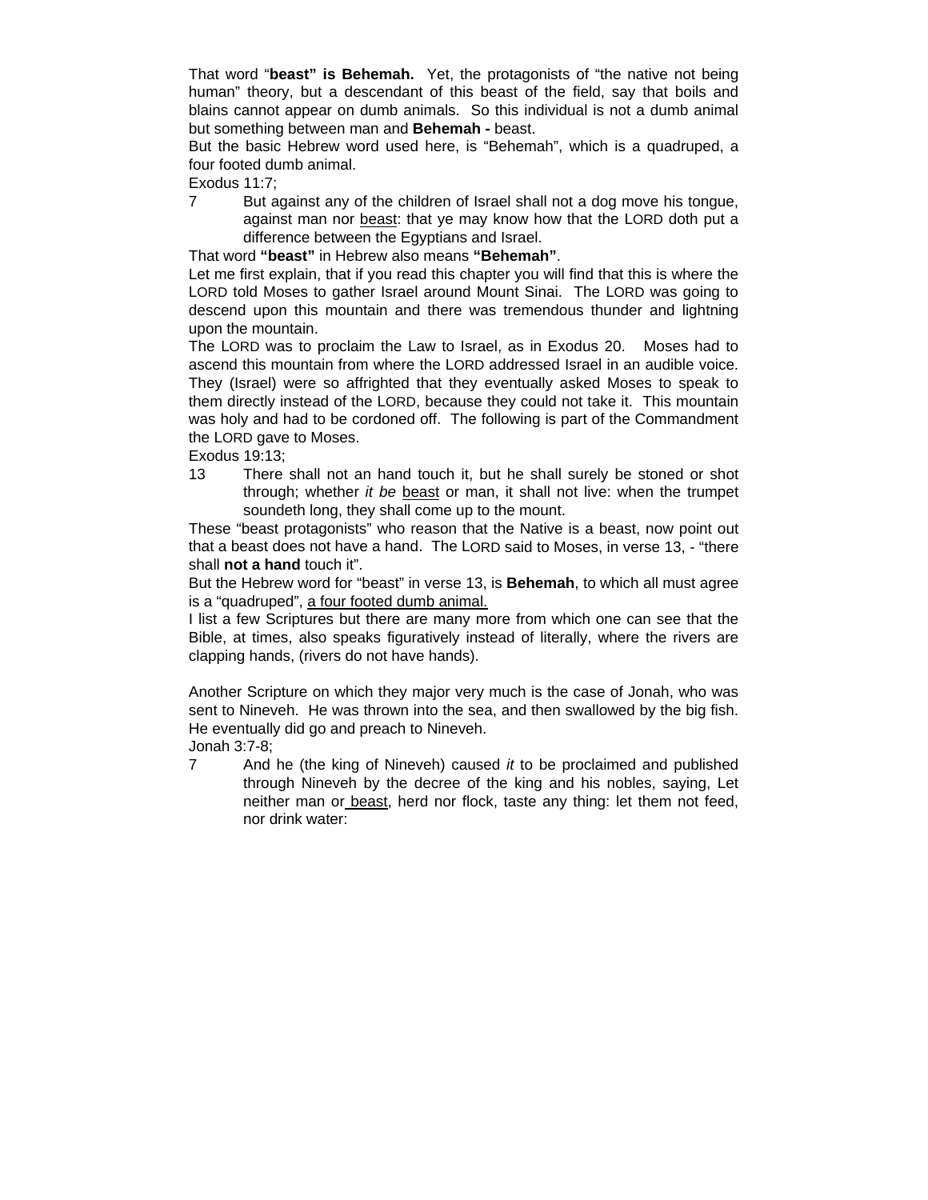That word "**beast" is Behemah.** Yet, the protagonists of "the native not being human" theory, but a descendant of this beast of the field, say that boils and blains cannot appear on dumb animals. So this individual is not a dumb animal but something between man and **Behemah -** beast.

But the basic Hebrew word used here, is "Behemah", which is a quadruped, a four footed dumb animal.

Exodus 11:7;

7 But against any of the children of Israel shall not a dog move his tongue, against man nor <u>beast</u>: that ye may know how that the LORD doth put a difference between the Egyptians and Israel.

That word **"beast"** in Hebrew also means **"Behemah"**.

Let me first explain, that if you read this chapter you will find that this is where the LORD told Moses to gather Israel around Mount Sinai. The LORD was going to descend upon this mountain and there was tremendous thunder and lightning upon the mountain.

The LORD was to proclaim the Law to Israel, as in Exodus 20. Moses had to ascend this mountain from where the LORD addressed Israel in an audible voice. They (Israel) were so affrighted that they eventually asked Moses to speak to them directly instead of the LORD, because they could not take it. This mountain was holy and had to be cordoned off. The following is part of the Commandment the LORD gave to Moses.

Exodus 19:13;

13 There shall not an hand touch it, but he shall surely be stoned or shot through; whether *it be* <u>beast</u> or man, it shall not live: when the trumpet soundeth long, they shall come up to the mount.

These "beast protagonists" who reason that the Native is a beast, now point out that a beast does not have a hand. The LORD said to Moses, in verse 13, - "there shall **not a hand** touch it".

But the Hebrew word for "beast" in verse 13, is **Behemah**, to which all must agree is a "quadruped", <u>a four footed dumb animal.</u>

I list a few Scriptures but there are many more from which one can see that the Bible, at times, also speaks figuratively instead of literally, where the rivers are clapping hands, (rivers do not have hands).

Another Scripture on which they major very much is the case of Jonah, who was sent to Nineveh. He was thrown into the sea, and then swallowed by the big fish. He eventually did go and preach to Nineveh.

Jonah 3:7-8;

7 And he (the king of Nineveh) caused *it* to be proclaimed and published through Nineveh by the decree of the king and his nobles, saying, Let neither man or <u>beast</u>, herd nor flock, taste any thing: let them not feed, nor drink water: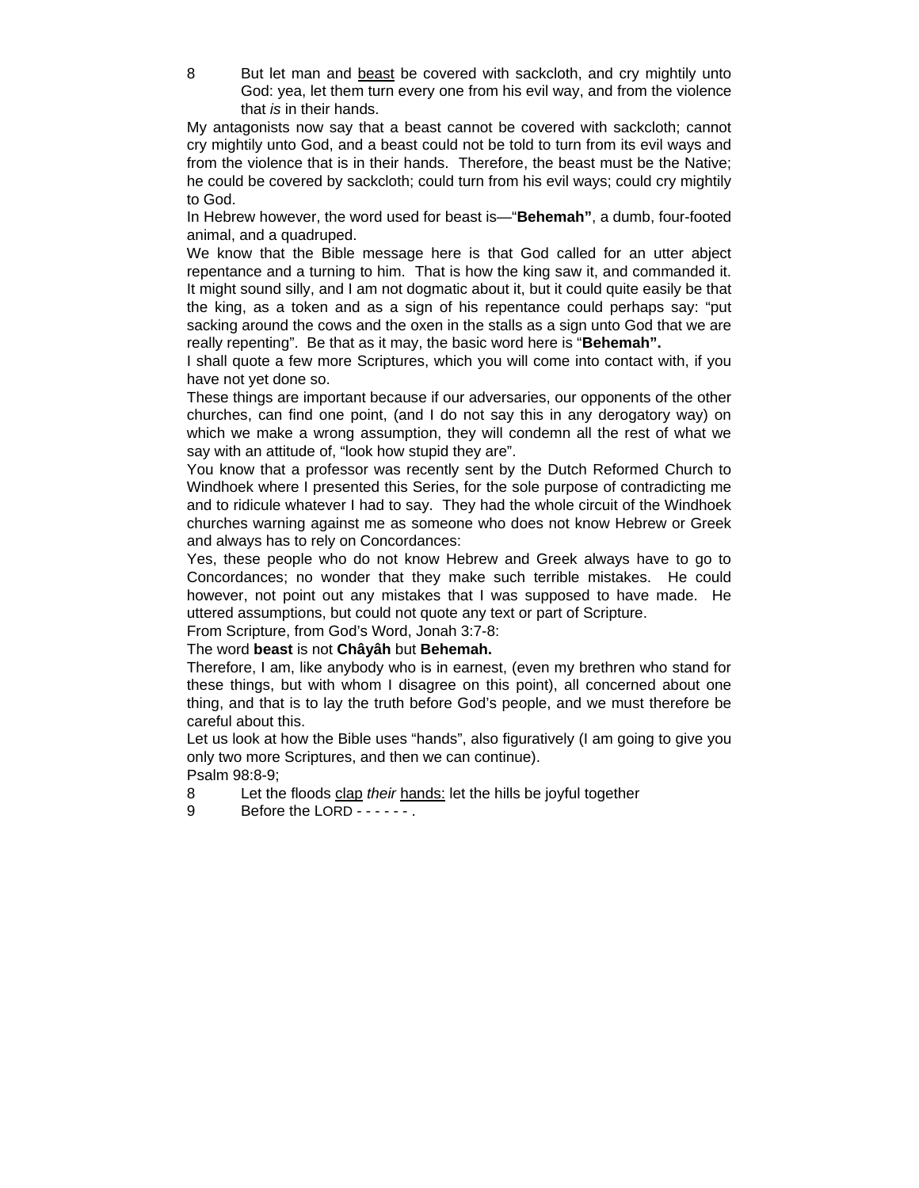8 But let man and <u>beast</u> be covered with sackcloth, and cry mightily unto God: yea, let them turn every one from his evil way, and from the violence that *is* in their hands.

My antagonists now say that a beast cannot be covered with sackcloth; cannot cry mightily unto God, and a beast could not be told to turn from its evil ways and from the violence that is in their hands. Therefore, the beast must be the Native; he could be covered by sackcloth; could turn from his evil ways; could cry mightily to God.

In Hebrew however, the word used for beast is—"**Behemah"**, a dumb, four-footed animal, and a quadruped.

We know that the Bible message here is that God called for an utter abject repentance and a turning to him. That is how the king saw it, and commanded it. It might sound silly, and I am not dogmatic about it, but it could quite easily be that the king, as a token and as a sign of his repentance could perhaps say: "put sacking around the cows and the oxen in the stalls as a sign unto God that we are really repenting". Be that as it may, the basic word here is "**Behemah".**

I shall quote a few more Scriptures, which you will come into contact with, if you have not yet done so.

These things are important because if our adversaries, our opponents of the other churches, can find one point, (and I do not say this in any derogatory way) on which we make a wrong assumption, they will condemn all the rest of what we say with an attitude of, "look how stupid they are".

You know that a professor was recently sent by the Dutch Reformed Church to Windhoek where I presented this Series, for the sole purpose of contradicting me and to ridicule whatever I had to say. They had the whole circuit of the Windhoek churches warning against me as someone who does not know Hebrew or Greek and always has to rely on Concordances:

Yes, these people who do not know Hebrew and Greek always have to go to Concordances; no wonder that they make such terrible mistakes. He could however, not point out any mistakes that I was supposed to have made. He uttered assumptions, but could not quote any text or part of Scripture.

From Scripture, from God's Word, Jonah 3:7-8:

The word **beast** is not **Châyâh** but **Behemah.**

Therefore, I am, like anybody who is in earnest, (even my brethren who stand for these things, but with whom I disagree on this point), all concerned about one thing, and that is to lay the truth before God's people, and we must therefore be careful about this.

Let us look at how the Bible uses "hands", also figuratively (I am going to give you only two more Scriptures, and then we can continue).

Psalm 98:8-9;

8 Let the floods <u>clap</u> *their* <u>hands:</u> let the hills be joyful together

9 Before the LORD - - - - - - .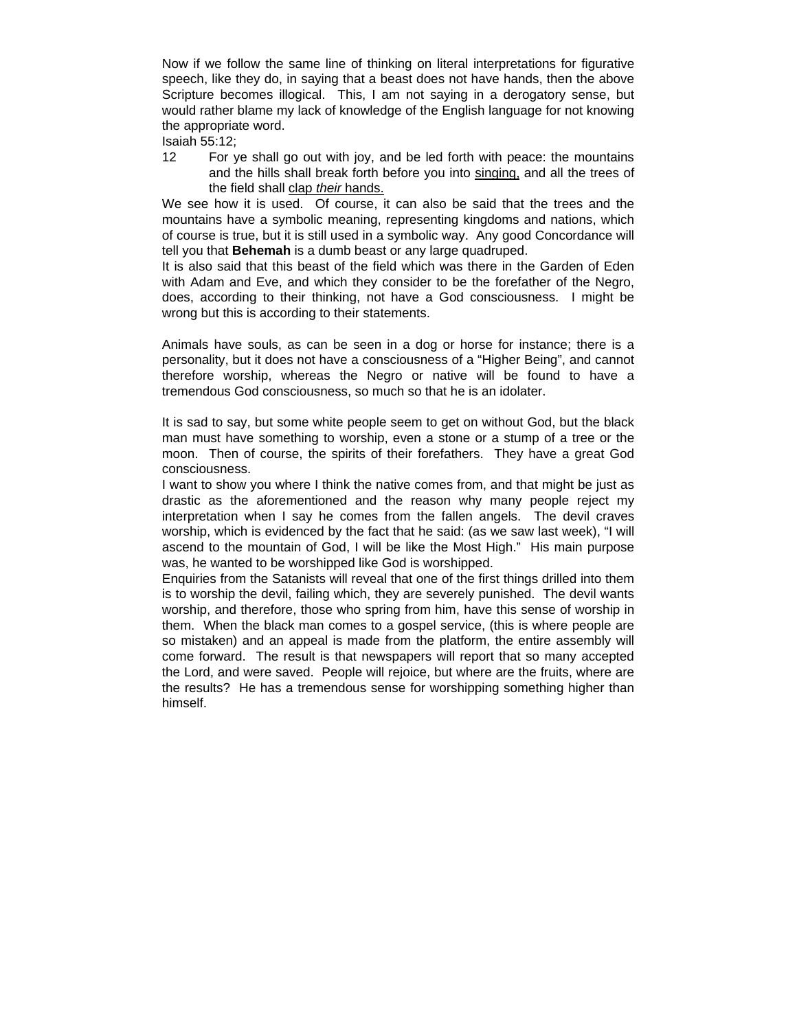Now if we follow the same line of thinking on literal interpretations for figurative speech, like they do, in saying that a beast does not have hands, then the above Scripture becomes illogical. This, I am not saying in a derogatory sense, but would rather blame my lack of knowledge of the English language for not knowing the appropriate word.

Isaiah 55:12;

12 For ye shall go out with joy, and be led forth with peace: the mountains and the hills shall break forth before you into singing, and all the trees of the field shall clap *their* hands.

We see how it is used. Of course, it can also be said that the trees and the mountains have a symbolic meaning, representing kingdoms and nations, which of course is true, but it is still used in a symbolic way. Any good Concordance will tell you that **Behemah** is a dumb beast or any large quadruped.

It is also said that this beast of the field which was there in the Garden of Eden with Adam and Eve, and which they consider to be the forefather of the Negro, does, according to their thinking, not have a God consciousness. I might be wrong but this is according to their statements.

Animals have souls, as can be seen in a dog or horse for instance; there is a personality, but it does not have a consciousness of a "Higher Being", and cannot therefore worship, whereas the Negro or native will be found to have a tremendous God consciousness, so much so that he is an idolater.

It is sad to say, but some white people seem to get on without God, but the black man must have something to worship, even a stone or a stump of a tree or the moon. Then of course, the spirits of their forefathers. They have a great God consciousness.

I want to show you where I think the native comes from, and that might be just as drastic as the aforementioned and the reason why many people reject my interpretation when I say he comes from the fallen angels. The devil craves worship, which is evidenced by the fact that he said: (as we saw last week), "I will ascend to the mountain of God, I will be like the Most High." His main purpose was, he wanted to be worshipped like God is worshipped.

Enquiries from the Satanists will reveal that one of the first things drilled into them is to worship the devil, failing which, they are severely punished. The devil wants worship, and therefore, those who spring from him, have this sense of worship in them. When the black man comes to a gospel service, (this is where people are so mistaken) and an appeal is made from the platform, the entire assembly will come forward. The result is that newspapers will report that so many accepted the Lord, and were saved. People will rejoice, but where are the fruits, where are the results? He has a tremendous sense for worshipping something higher than himself.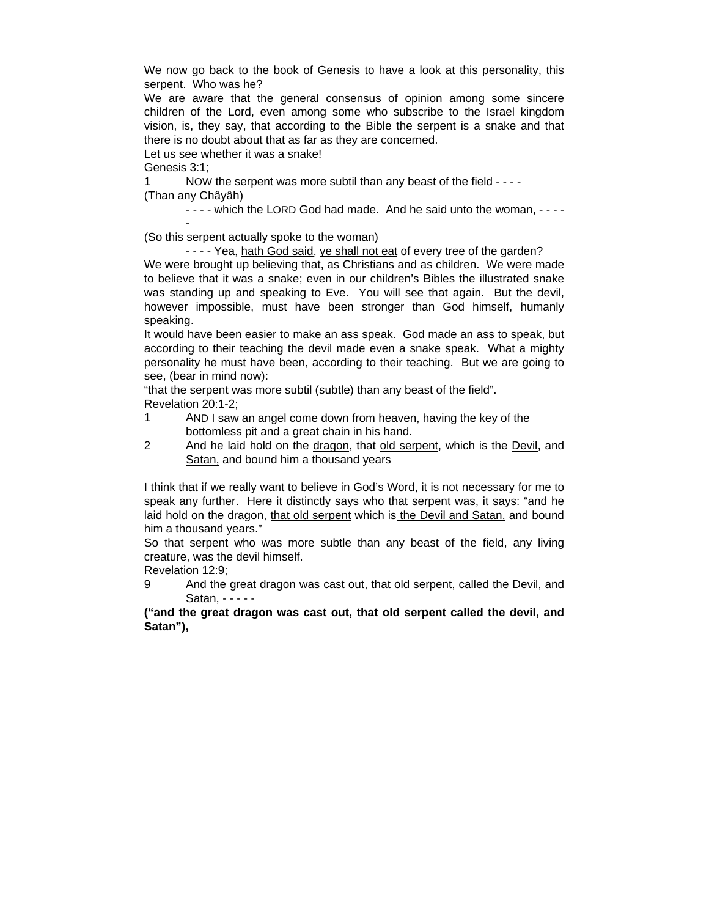We now go back to the book of Genesis to have a look at this personality, this serpent. Who was he?

We are aware that the general consensus of opinion among some sincere children of the Lord, even among some who subscribe to the Israel kingdom vision, is, they say, that according to the Bible the serpent is a snake and that there is no doubt about that as far as they are concerned.

Let us see whether it was a snake!

Genesis 3:1;

1 NOW the serpent was more subtil than any beast of the field - - - -

(Than any Châyâh)

- - - - which the LORD God had made. And he said unto the woman, - - - - -

(So this serpent actually spoke to the woman)

- - - - Yea, <u>hath God said</u>, <u>ye shall not eat</u> of every tree of the garden?

We were brought up believing that, as Christians and as children. We were made to believe that it was a snake; even in our children's Bibles the illustrated snake was standing up and speaking to Eve. You will see that again. But the devil, however impossible, must have been stronger than God himself, humanly speaking.

It would have been easier to make an ass speak. God made an ass to speak, but according to their teaching the devil made even a snake speak. What a mighty personality he must have been, according to their teaching. But we are going to see, (bear in mind now):

"that the serpent was more subtil (subtle) than any beast of the field".

Revelation 20:1-2;

1 AND I saw an angel come down from heaven, having the key of the bottomless pit and a great chain in his hand.

2 And he laid hold on the <u>dragon</u>, that <u>old serpent</u>, which is the <u>Devil</u>, and <u>Satan,</u> and bound him a thousand years

I think that if we really want to believe in God's Word, it is not necessary for me to speak any further. Here it distinctly says who that serpent was, it says: "and he laid hold on the dragon, <u>that old serpent</u> which is <u>the Devil and Satan,</u> and bound him a thousand years."

So that serpent who was more subtle than any beast of the field, any living creature, was the devil himself.

Revelation 12:9;

9 And the great dragon was cast out, that old serpent, called the Devil, and Satan, - - - - -

**("and the great dragon was cast out, that old serpent called the devil, and Satan"),**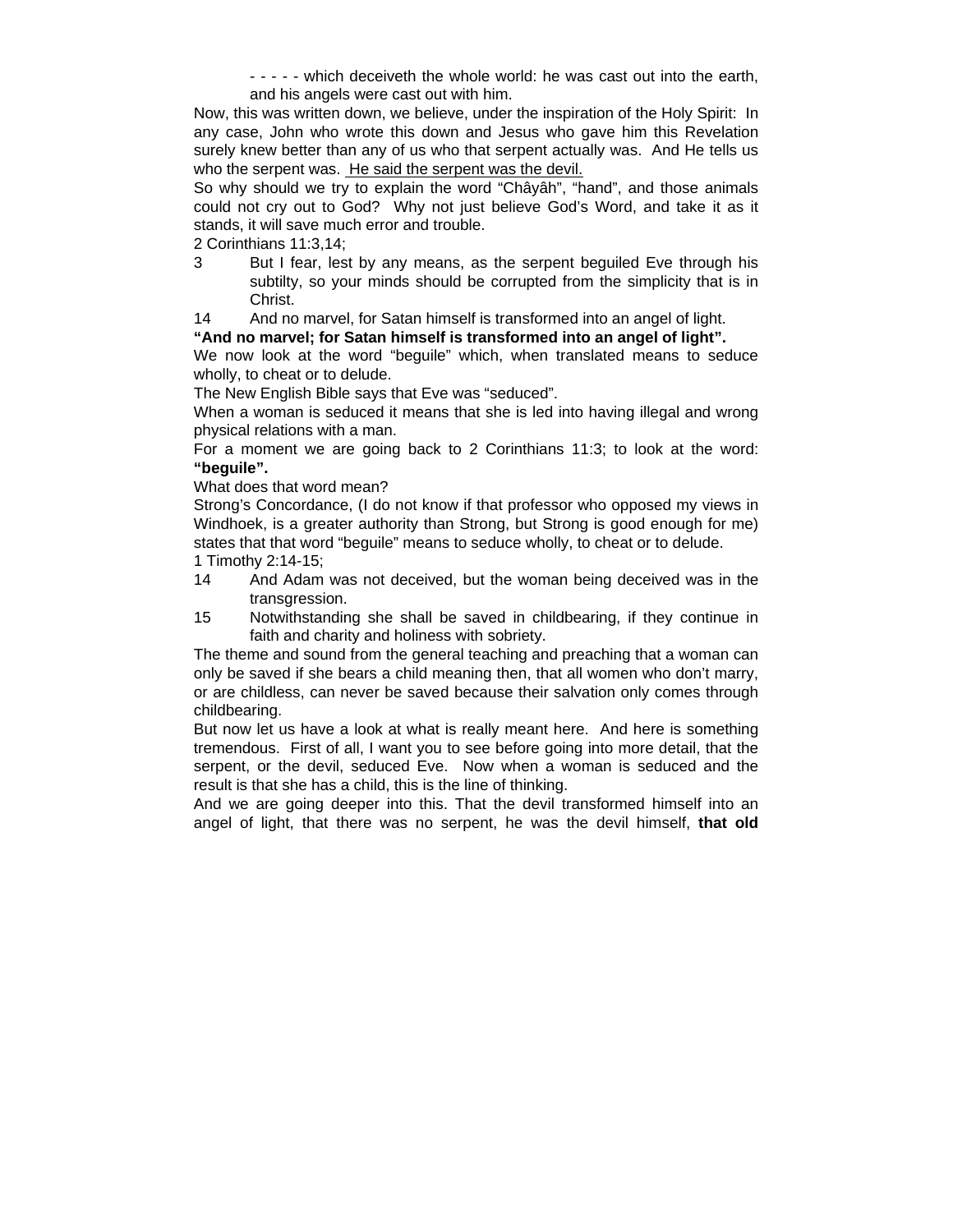- - - - - which deceiveth the whole world: he was cast out into the earth, and his angels were cast out with him.

Now, this was written down, we believe, under the inspiration of the Holy Spirit: In any case, John who wrote this down and Jesus who gave him this Revelation surely knew better than any of us who that serpent actually was. And He tells us who the serpent was. He said the serpent was the devil.

So why should we try to explain the word "Chây âh", "hand", and those animals could not cry out to God? Why not just believe God's Word, and take it as it stands, it will save much error and trouble.

2 Corinthians 11:3,14;

3 But I fear, lest by any means, as the serpent beguiled Eve through his subtilty, so your minds should be corrupted from the simplicity that is in Christ.

14 And no marvel, for Satan himself is transformed into an angel of light.

**"And no marvel; for Satan himself is transformed into an angel of light".**

We now look at the word "beguile" which, when translated means to seduce wholly, to cheat or to delude.

The New English Bible says that Eve was "seduced".

When a woman is seduced it means that she is led into having illegal and wrong physical relations with a man.

For a moment we are going back to 2 Corinthians 11:3; to look at the word: **"beguile".**

What does that word mean?

Strong's Concordance, (I do not know if that professor who opposed my views in Windhoek, is a greater authority than Strong, but Strong is good enough for me) states that that word "beguile" means to seduce wholly, to cheat or to delude.

1 Timothy 2:14-15;

14 And Adam was not deceived, but the woman being deceived was in the transgression.

15 Notwithstanding she shall be saved in childbearing, if they continue in faith and charity and holiness with sobriety.

The theme and sound from the general teaching and preaching that a woman can only be saved if she bears a child meaning then, that all women who don't marry, or are childless, can never be saved because their salvation only comes through childbearing.

But now let us have a look at what is really meant here. And here is something tremendous. First of all, I want you to see before going into more detail, that the serpent, or the devil, seduced Eve. Now when a woman is seduced and the result is that she has a child, this is the line of thinking.

And we are going deeper into this. That the devil transformed himself into an angel of light, that there was no serpent, he was the devil himself, **that old**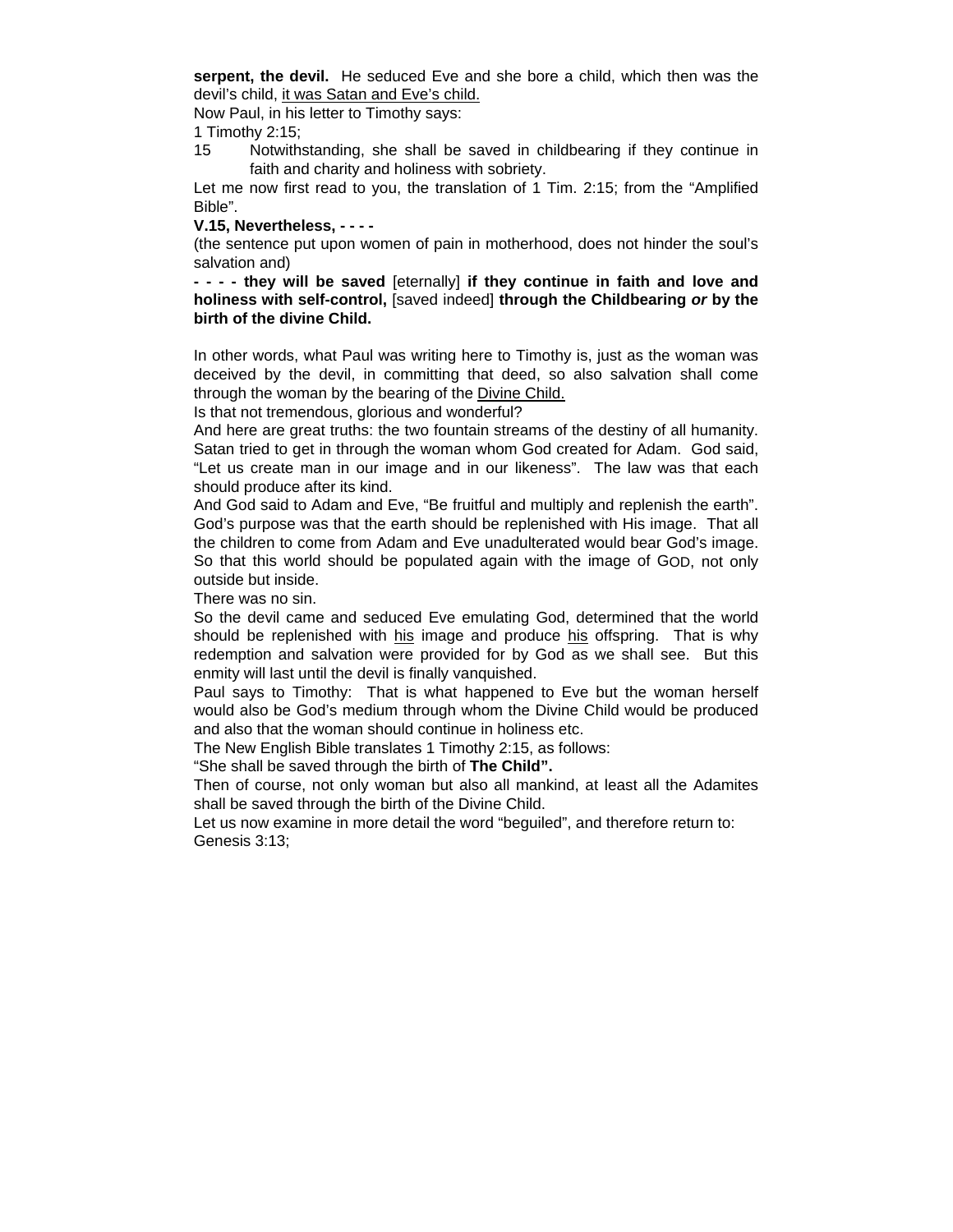**serpent, the devil.** He seduced Eve and she bore a child, which then was the devil's child, it was Satan and Eve's child.

Now Paul, in his letter to Timothy says:

1 Timothy 2:15;

15 Notwithstanding, she shall be saved in childbearing if they continue in faith and charity and holiness with sobriety.

Let me now first read to you, the translation of 1 Tim. 2:15; from the "Amplified Bible".

**V.15, Nevertheless, - - - -**

(the sentence put upon women of pain in motherhood, does not hinder the soul's salvation and)

**- - - - they will be saved** [eternally] **if they continue in faith and love and holiness with self-control,** [saved indeed] **through the Childbearing *or* by the birth of the divine Child.**

In other words, what Paul was writing here to Timothy is, just as the woman was deceived by the devil, in committing that deed, so also salvation shall come through the woman by the bearing of the Divine Child.

Is that not tremendous, glorious and wonderful?

And here are great truths: the two fountain streams of the destiny of all humanity. Satan tried to get in through the woman whom God created for Adam. God said, "Let us create man in our image and in our likeness". The law was that each should produce after its kind.

And God said to Adam and Eve, "Be fruitful and multiply and replenish the earth". God's purpose was that the earth should be replenished with His image. That all the children to come from Adam and Eve unadulterated would bear God's image. So that this world should be populated again with the image of GOD, not only outside but inside.

There was no sin.

So the devil came and seduced Eve emulating God, determined that the world should be replenished with his image and produce his offspring. That is why redemption and salvation were provided for by God as we shall see. But this enmity will last until the devil is finally vanquished.

Paul says to Timothy: That is what happened to Eve but the woman herself would also be God's medium through whom the Divine Child would be produced and also that the woman should continue in holiness etc.

The New English Bible translates 1 Timothy 2:15, as follows:

"She shall be saved through the birth of **The Child".**

Then of course, not only woman but also all mankind, at least all the Adamites shall be saved through the birth of the Divine Child.

Let us now examine in more detail the word "beguiled", and therefore return to:

Genesis 3:13;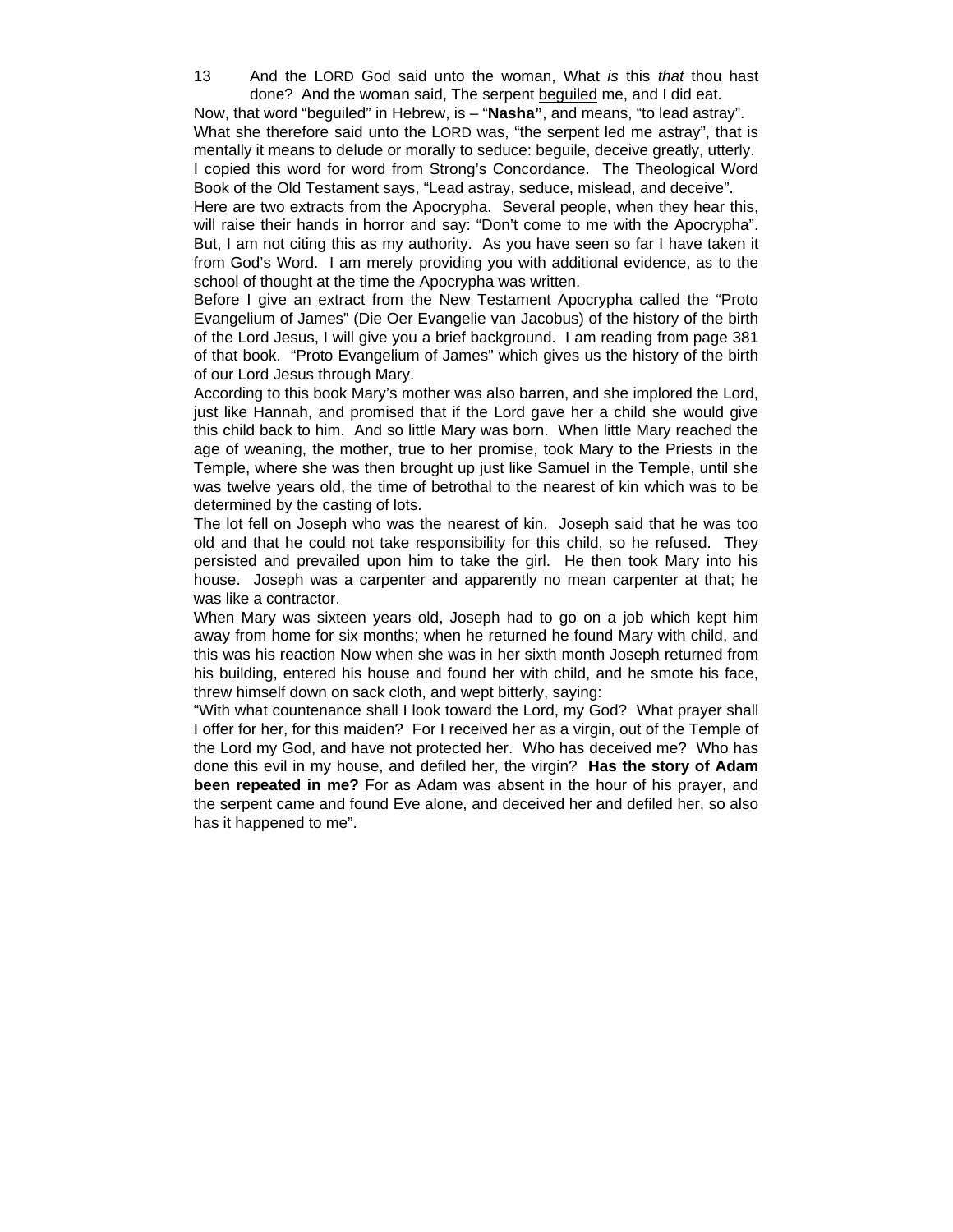13 And the LORD God said unto the woman, What *is* this *that* thou hast done? And the woman said, The serpent <u>beguiled</u> me, and I did eat.

Now, that word "beguiled" in Hebrew, is – "**Nasha"**, and means, "to lead astray". What she therefore said unto the LORD was, "the serpent led me astray", that is mentally it means to delude or morally to seduce: beguile, deceive greatly, utterly. I copied this word for word from Strong's Concordance. The Theological Word Book of the Old Testament says, "Lead astray, seduce, mislead, and deceive".

Here are two extracts from the Apocrypha. Several people, when they hear this, will raise their hands in horror and say: "Don't come to me with the Apocrypha". But, I am not citing this as my authority. As you have seen so far I have taken it from God's Word. I am merely providing you with additional evidence, as to the school of thought at the time the Apocrypha was written.

Before I give an extract from the New Testament Apocrypha called the "Proto Evangelium of James" (Die Oer Evangelie van Jacobus) of the history of the birth of the Lord Jesus, I will give you a brief background. I am reading from page 381 of that book. "Proto Evangelium of James" which gives us the history of the birth of our Lord Jesus through Mary.

According to this book Mary's mother was also barren, and she implored the Lord, just like Hannah, and promised that if the Lord gave her a child she would give this child back to him. And so little Mary was born. When little Mary reached the age of weaning, the mother, true to her promise, took Mary to the Priests in the Temple, where she was then brought up just like Samuel in the Temple, until she was twelve years old, the time of betrothal to the nearest of kin which was to be determined by the casting of lots.

The lot fell on Joseph who was the nearest of kin. Joseph said that he was too old and that he could not take responsibility for this child, so he refused. They persisted and prevailed upon him to take the girl. He then took Mary into his house. Joseph was a carpenter and apparently no mean carpenter at that; he was like a contractor.

When Mary was sixteen years old, Joseph had to go on a job which kept him away from home for six months; when he returned he found Mary with child, and this was his reaction Now when she was in her sixth month Joseph returned from his building, entered his house and found her with child, and he smote his face, threw himself down on sack cloth, and wept bitterly, saying:

"With what countenance shall I look toward the Lord, my God? What prayer shall I offer for her, for this maiden? For I received her as a virgin, out of the Temple of the Lord my God, and have not protected her. Who has deceived me? Who has done this evil in my house, and defiled her, the virgin? **Has the story of Adam been repeated in me?** For as Adam was absent in the hour of his prayer, and the serpent came and found Eve alone, and deceived her and defiled her, so also has it happened to me".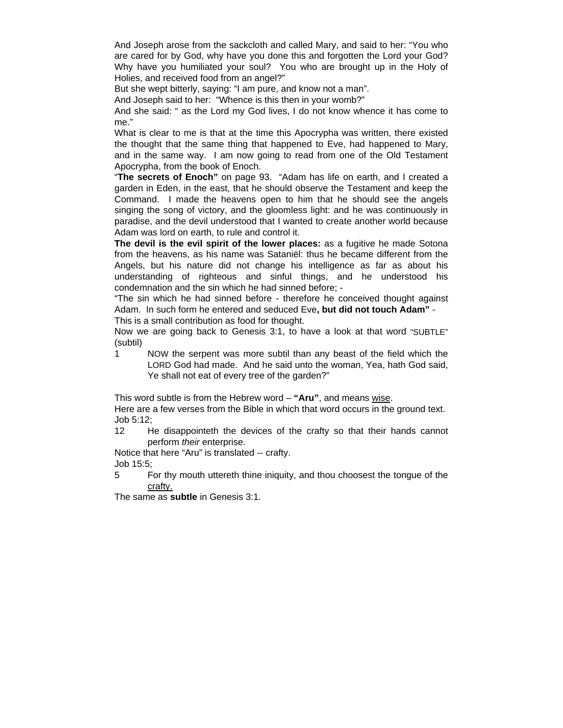And Joseph arose from the sackcloth and called Mary, and said to her: “You who are cared for by God, why have you done this and forgotten the Lord your God? Why have you humiliated your soul? You who are brought up in the Holy of Holies, and received food from an angel?”

But she wept bitterly, saying: “I am pure, and know not a man”.

And Joseph said to her: “Whence is this then in your womb?”

And she said: “ as the Lord my God lives, I do not know whence it has come to me.”

What is clear to me is that at the time this Apocrypha was written, there existed the thought that the same thing that happened to Eve, had happened to Mary, and in the same way. I am now going to read from one of the Old Testament Apocrypha, from the book of Enoch.

“**The secrets of Enoch”** on page 93. “Adam has life on earth, and I created a garden in Eden, in the east, that he should observe the Testament and keep the Command. I made the heavens open to him that he should see the angels singing the song of victory, and the gloomless light: and he was continuously in paradise, and the devil understood that I wanted to create another world because Adam was lord on earth, to rule and control it.

**The devil is the evil spirit of the lower places:** as a fugitive he made Sotona from the heavens, as his name was Sataniël: thus he became different from the Angels, but his nature did not change his intelligence as far as about his understanding of righteous and sinful things, and he understood his condemnation and the sin which he had sinned before; -

“The sin which he had sinned before - therefore he conceived thought against Adam. In such form he entered and seduced Eve**, but did not touch Adam”** -

This is a small contribution as food for thought.

Now we are going back to Genesis 3:1, to have a look at that word “SUBTLE” (subtil)

1 NOW the serpent was more subtil than any beast of the field which the LORD God had made. And he said unto the woman, Yea, hath God said, Ye shall not eat of every tree of the garden?”

This word subtle is from the Hebrew word – **“Aru”**, and means <u>wise</u>.

Here are a few verses from the Bible in which that word occurs in the ground text.

Job 5:12;

12 He disappointeth the devices of the crafty so that their hands cannot perform *their* enterprise.

Notice that here “Aru” is translated -- crafty.

Job 15:5;

5 For thy mouth uttereth thine iniquity, and thou choosest the tongue of the <u>crafty.</u>

The same as **subtle** in Genesis 3:1.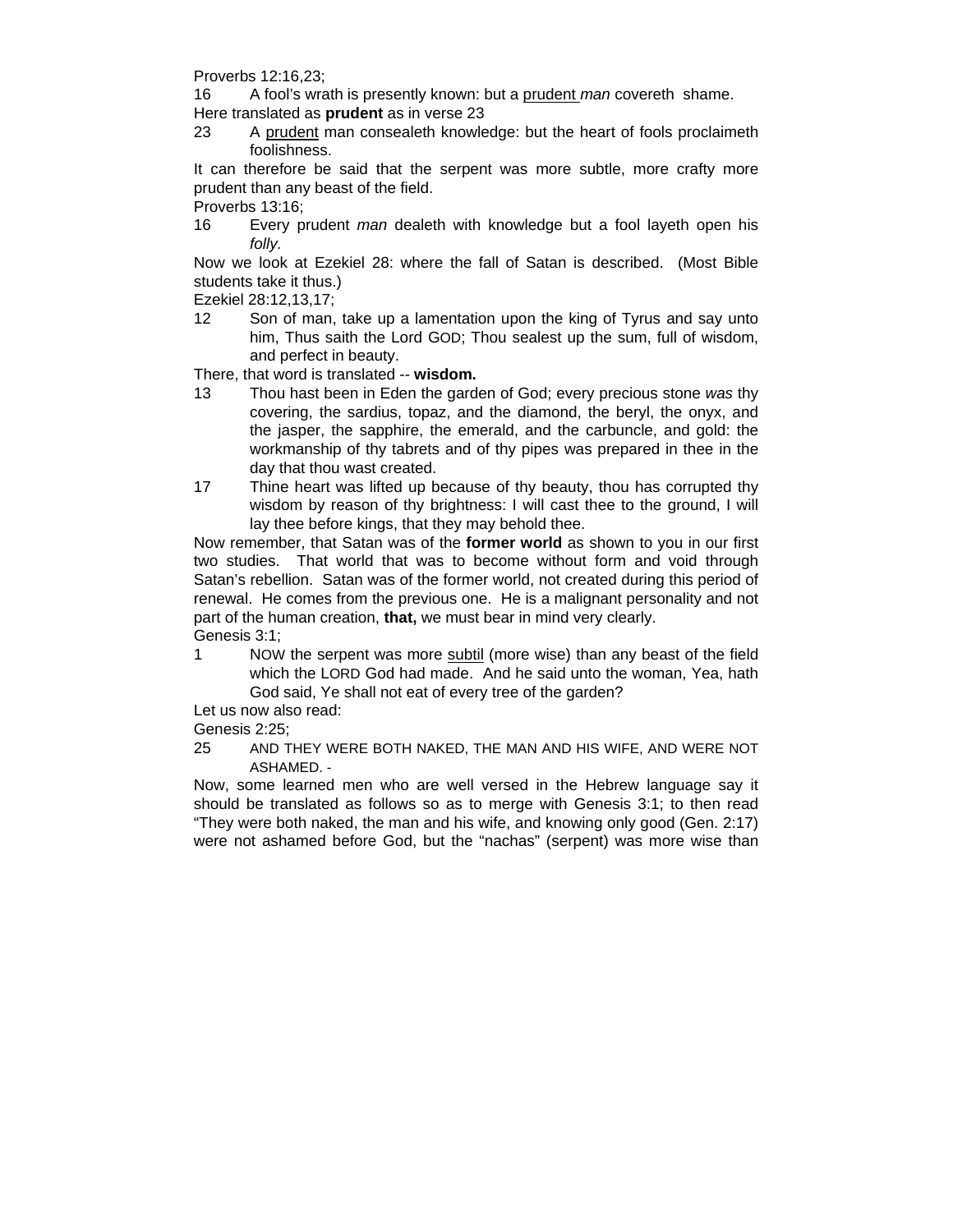Proverbs 12:16,23;

16 A fool's wrath is presently known: but a <u>prudent</u> *man* covereth shame.

Here translated as **prudent** as in verse 23

23 A <u>prudent</u> man consealeth knowledge: but the heart of fools proclaimeth foolishness.

It can therefore be said that the serpent was more subtle, more crafty more prudent than any beast of the field.

Proverbs 13:16;

16 Every prudent *man* dealeth with knowledge but a fool layeth open his *folly.*

Now we look at Ezekiel 28: where the fall of Satan is described. (Most Bible studients take it thus.)

Ezekiel 28:12,13,17;

12 Son of man, take up a lamentation upon the king of Tyrus and say unto him, Thus saith the Lord GOD; Thou sealest up the sum, full of wisdom, and perfect in beauty.

There, that word is translated -- **wisdom.**

13 Thou hast been in Eden the garden of God; every precious stone *was* thy covering, the sardius, topaz, and the diamond, the beryl, the onyx, and the jasper, the sapphire, the emerald, and the carbuncle, and gold: the workmanship of thy tabrets and of thy pipes was prepared in thee in the day that thou wast created.

17 Thine heart was lifted up because of thy beauty, thou has corrupted thy wisdom by reason of thy brightness: I will cast thee to the ground, I will lay thee before kings, that they may behold thee.

Now remember, that Satan was of the **former world** as shown to you in our first two studies. That world that was to become without form and void through Satan's rebellion. Satan was of the former world, not created during this period of renewal. He comes from the previous one. He is a malignant personality and not part of the human creation, **that,** we must bear in mind very clearly.

Genesis 3:1;

1 NOW the serpent was more <u>subtil</u> (more wise) than any beast of the field which the LORD God had made. And he said unto the woman, Yea, hath God said, Ye shall not eat of every tree of the garden?

Let us now also read:

Genesis 2:25;

25 AND THEY WERE BOTH NAKED, THE MAN AND HIS WIFE, AND WERE NOT ASHAMED. -

Now, some learned men who are well versed in the Hebrew language say it should be translated as follows so as to merge with Genesis 3:1; to then read "They were both naked, the man and his wife, and knowing only good (Gen. 2:17) were not ashamed before God, but the "nachas" (serpent) was more wise than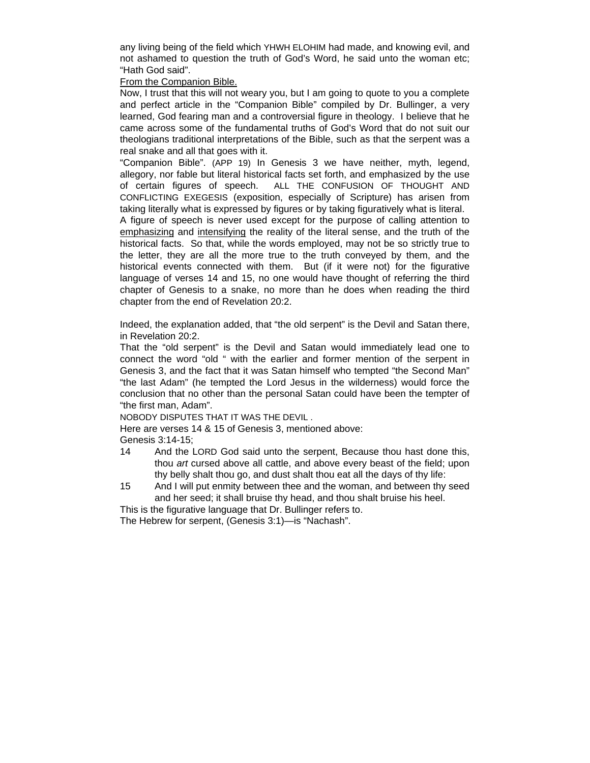any living being of the field which YHWH ELOHIM had made, and knowing evil, and not ashamed to question the truth of God's Word, he said unto the woman etc; "Hath God said".

From the Companion Bible.

Now, I trust that this will not weary you, but I am going to quote to you a complete and perfect article in the "Companion Bible" compiled by Dr. Bullinger, a very learned, God fearing man and a controversial figure in theology. I believe that he came across some of the fundamental truths of God's Word that do not suit our theologians traditional interpretations of the Bible, such as that the serpent was a real snake and all that goes with it.

"Companion Bible". (APP 19) In Genesis 3 we have neither, myth, legend, allegory, nor fable but literal historical facts set forth, and emphasized by the use of certain figures of speech. ALL THE CONFUSION OF THOUGHT AND CONFLICTING EXEGESIS (exposition, especially of Scripture) has arisen from taking literally what is expressed by figures or by taking figuratively what is literal.

A figure of speech is never used except for the purpose of calling attention to emphasizing and intensifying the reality of the literal sense, and the truth of the historical facts. So that, while the words employed, may not be so strictly true to the letter, they are all the more true to the truth conveyed by them, and the historical events connected with them. But (if it were not) for the figurative language of verses 14 and 15, no one would have thought of referring the third chapter of Genesis to a snake, no more than he does when reading the third chapter from the end of Revelation 20:2.

Indeed, the explanation added, that "the old serpent" is the Devil and Satan there, in Revelation 20:2.

That the "old serpent" is the Devil and Satan would immediately lead one to connect the word "old " with the earlier and former mention of the serpent in Genesis 3, and the fact that it was Satan himself who tempted "the Second Man" "the last Adam" (he tempted the Lord Jesus in the wilderness) would force the conclusion that no other than the personal Satan could have been the tempter of "the first man, Adam".

NOBODY DISPUTES THAT IT WAS THE DEVIL .

Here are verses 14 & 15 of Genesis 3, mentioned above:

Genesis 3:14-15;

14 And the LORD God said unto the serpent, Because thou hast done this, thou *art* cursed above all cattle, and above every beast of the field; upon thy belly shalt thou go, and dust shalt thou eat all the days of thy life:

15 And I will put enmity between thee and the woman, and between thy seed and her seed; it shall bruise thy head, and thou shalt bruise his heel.

This is the figurative language that Dr. Bullinger refers to.

The Hebrew for serpent, (Genesis 3:1)—is "Nachash".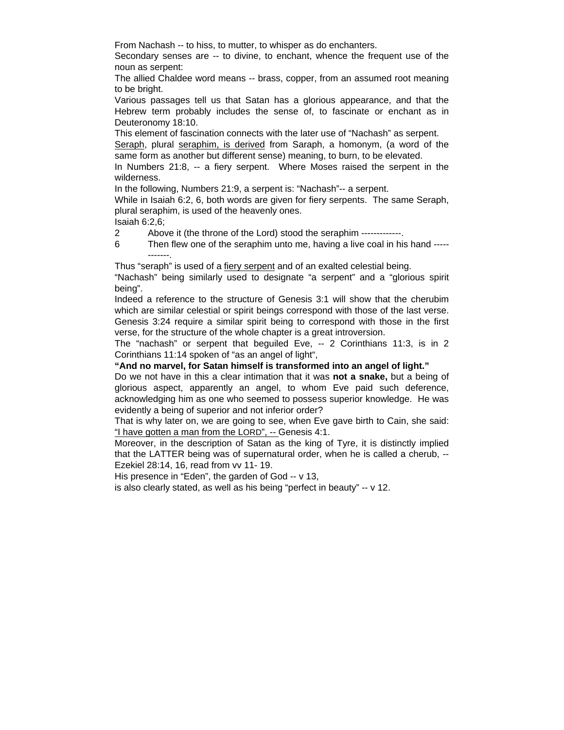From Nachash -- to hiss, to mutter, to whisper as do enchanters.

Secondary senses are -- to divine, to enchant, whence the frequent use of the noun as serpent:

The allied Chaldee word means -- brass, copper, from an assumed root meaning to be bright.

Various passages tell us that Satan has a glorious appearance, and that the Hebrew term probably includes the sense of, to fascinate or enchant as in Deuteronomy 18:10.

This element of fascination connects with the later use of "Nachash" as serpent.

Seraph, plural seraphim, is derived from Saraph, a homonym, (a word of the same form as another but different sense) meaning, to burn, to be elevated.

In Numbers 21:8, -- a fiery serpent. Where Moses raised the serpent in the wilderness.

In the following, Numbers 21:9, a serpent is: "Nachash"-- a serpent.

While in Isaiah 6:2, 6, both words are given for fiery serpents. The same Seraph, plural seraphim, is used of the heavenly ones.

Isaiah 6:2,6;

2 Above it (the throne of the Lord) stood the seraphim -------------.

6 Then flew one of the seraphim unto me, having a live coal in his hand ------------.

Thus "seraph" is used of a fiery serpent and of an exalted celestial being.

"Nachash" being similarly used to designate "a serpent" and a "glorious spirit being".

Indeed a reference to the structure of Genesis 3:1 will show that the cherubim which are similar celestial or spirit beings correspond with those of the last verse.

Genesis 3:24 require a similar spirit being to correspond with those in the first verse, for the structure of the whole chapter is a great introversion.

The "nachash" or serpent that beguiled Eve, -- 2 Corinthians 11:3, is in 2 Corinthians 11:14 spoken of "as an angel of light",

**"And no marvel, for Satan himself is transformed into an angel of light."**

Do we not have in this a clear intimation that it was **not a snake,** but a being of glorious aspect, apparently an angel, to whom Eve paid such deference, acknowledging him as one who seemed to possess superior knowledge. He was evidently a being of superior and not inferior order?

That is why later on, we are going to see, when Eve gave birth to Cain, she said: "I have gotten a man from the LORD", -- Genesis 4:1.

Moreover, in the description of Satan as the king of Tyre, it is distinctly implied that the LATTER being was of supernatural order, when he is called a cherub, -- Ezekiel 28:14, 16, read from vv 11- 19.

His presence in "Eden", the garden of God -- v 13,

is also clearly stated, as well as his being "perfect in beauty" -- v 12.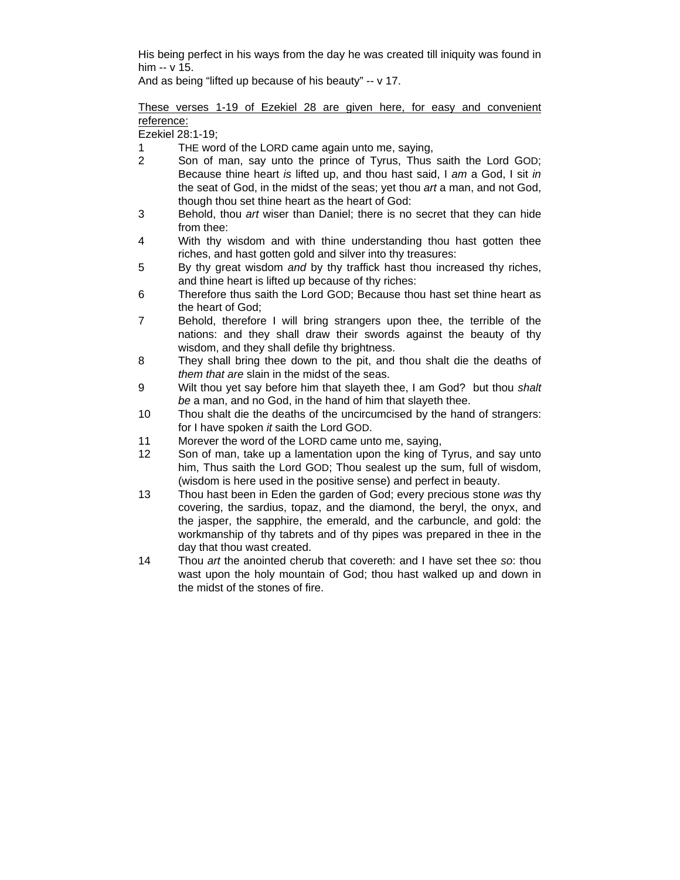His being perfect in his ways from the day he was created till iniquity was found in him -- v 15.

And as being "lifted up because of his beauty" -- v 17.

<u>These verses 1-19 of Ezekiel 28 are given here, for easy and convenient reference:</u>

Ezekiel 28:1-19;

1 THE word of the LORD came again unto me, saying,

2 Son of man, say unto the prince of Tyrus, Thus saith the Lord GOD; Because thine heart *is* lifted up, and thou hast said, I *am* a God, I sit *in* the seat of God, in the midst of the seas; yet thou *art* a man, and not God, though thou set thine heart as the heart of God:

3 Behold, thou *art* wiser than Daniel; there is no secret that they can hide from thee:

4 With thy wisdom and with thine understanding thou hast gotten thee riches, and hast gotten gold and silver into thy treasures:

5 By thy great wisdom *and* by thy traffick hast thou increased thy riches, and thine heart is lifted up because of thy riches:

6 Therefore thus saith the Lord GOD; Because thou hast set thine heart as the heart of God;

7 Behold, therefore I will bring strangers upon thee, the terrible of the nations: and they shall draw their swords against the beauty of thy wisdom, and they shall defile thy brightness.

8 They shall bring thee down to the pit, and thou shalt die the deaths of *them that are* slain in the midst of the seas.

9 Wilt thou yet say before him that slayeth thee, I am God? but thou *shalt be* a man, and no God, in the hand of him that slayeth thee.

10 Thou shalt die the deaths of the uncircumcised by the hand of strangers: for I have spoken *it* saith the Lord GOD.

11 Morever the word of the LORD came unto me, saying,

12 Son of man, take up a lamentation upon the king of Tyrus, and say unto him, Thus saith the Lord GOD; Thou sealest up the sum, full of wisdom, (wisdom is here used in the positive sense) and perfect in beauty.

13 Thou hast been in Eden the garden of God; every precious stone *was* thy covering, the sardius, topaz, and the diamond, the beryl, the onyx, and the jasper, the sapphire, the emerald, and the carbuncle, and gold: the workmanship of thy tabrets and of thy pipes was prepared in thee in the day that thou wast created.

14 Thou *art* the anointed cherub that covereth: and I have set thee *so*: thou wast upon the holy mountain of God; thou hast walked up and down in the midst of the stones of fire.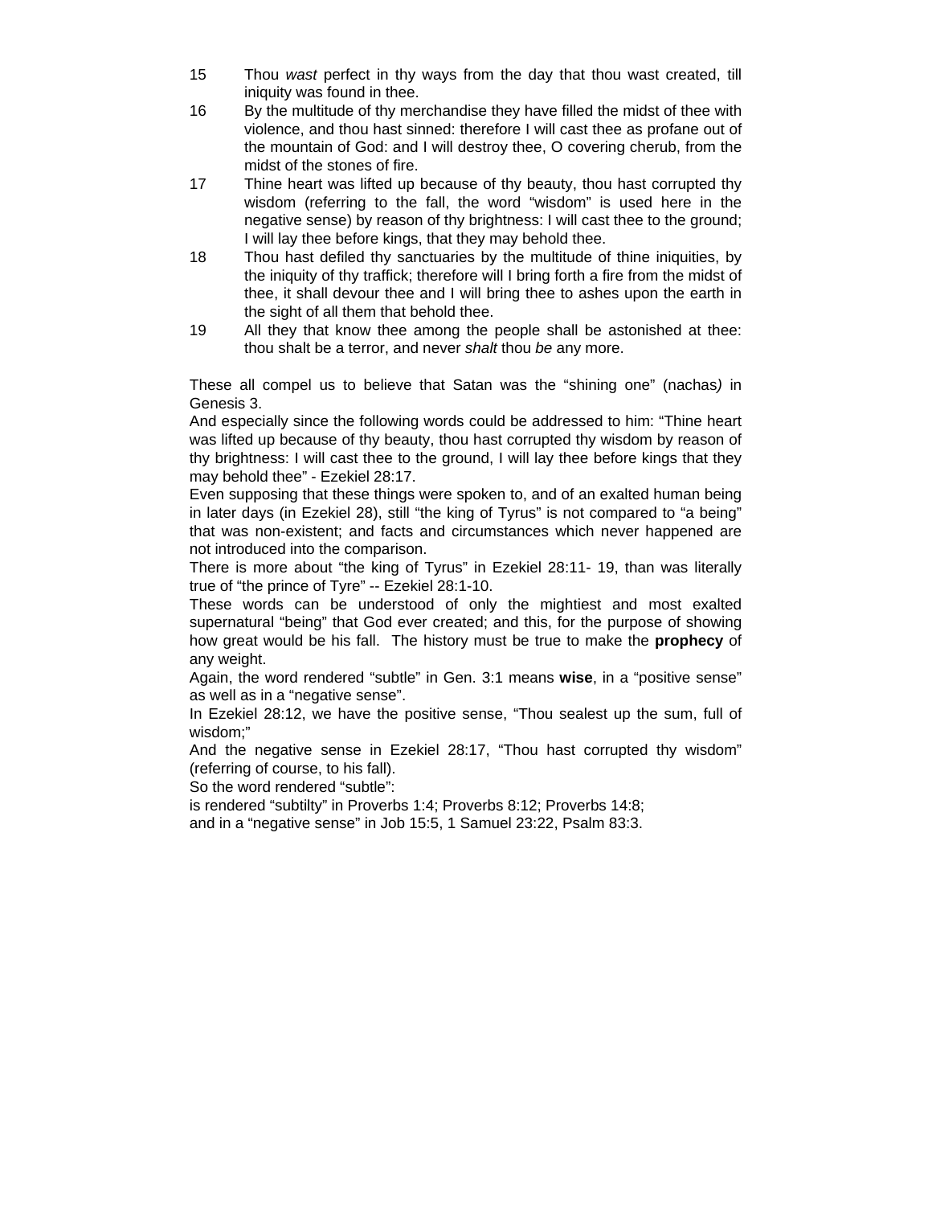15 Thou *wast* perfect in thy ways from the day that thou wast created, till iniquity was found in thee.

16 By the multitude of thy merchandise they have filled the midst of thee with violence, and thou hast sinned: therefore I will cast thee as profane out of the mountain of God: and I will destroy thee, O covering cherub, from the midst of the stones of fire.

17 Thine heart was lifted up because of thy beauty, thou hast corrupted thy wisdom (referring to the fall, the word "wisdom" is used here in the negative sense) by reason of thy brightness: I will cast thee to the ground; I will lay thee before kings, that they may behold thee.

18 Thou hast defiled thy sanctuaries by the multitude of thine iniquities, by the iniquity of thy traffick; therefore will I bring forth a fire from the midst of thee, it shall devour thee and I will bring thee to ashes upon the earth in the sight of all them that behold thee.

19 All they that know thee among the people shall be astonished at thee: thou shalt be a terror, and never *shalt* thou *be* any more.

These all compel us to believe that Satan was the "shining one" (nachas*)* in Genesis 3.

And especially since the following words could be addressed to him: "Thine heart was lifted up because of thy beauty, thou hast corrupted thy wisdom by reason of thy brightness: I will cast thee to the ground, I will lay thee before kings that they may behold thee" - Ezekiel 28:17.

Even supposing that these things were spoken to, and of an exalted human being in later days (in Ezekiel 28), still "the king of Tyrus" is not compared to "a being" that was non-existent; and facts and circumstances which never happened are not introduced into the comparison.

There is more about "the king of Tyrus" in Ezekiel 28:11- 19, than was literally true of "the prince of Tyre" -- Ezekiel 28:1-10.

These words can be understood of only the mightiest and most exalted supernatural "being" that God ever created; and this, for the purpose of showing how great would be his fall. The history must be true to make the **prophecy** of any weight.

Again, the word rendered "subtle" in Gen. 3:1 means **wise**, in a "positive sense" as well as in a "negative sense".

In Ezekiel 28:12, we have the positive sense, "Thou sealest up the sum, full of wisdom;"

And the negative sense in Ezekiel 28:17, "Thou hast corrupted thy wisdom" (referring of course, to his fall).

So the word rendered "subtle":

is rendered "subtilty" in Proverbs 1:4; Proverbs 8:12; Proverbs 14:8;

and in a "negative sense" in Job 15:5, 1 Samuel 23:22, Psalm 83:3.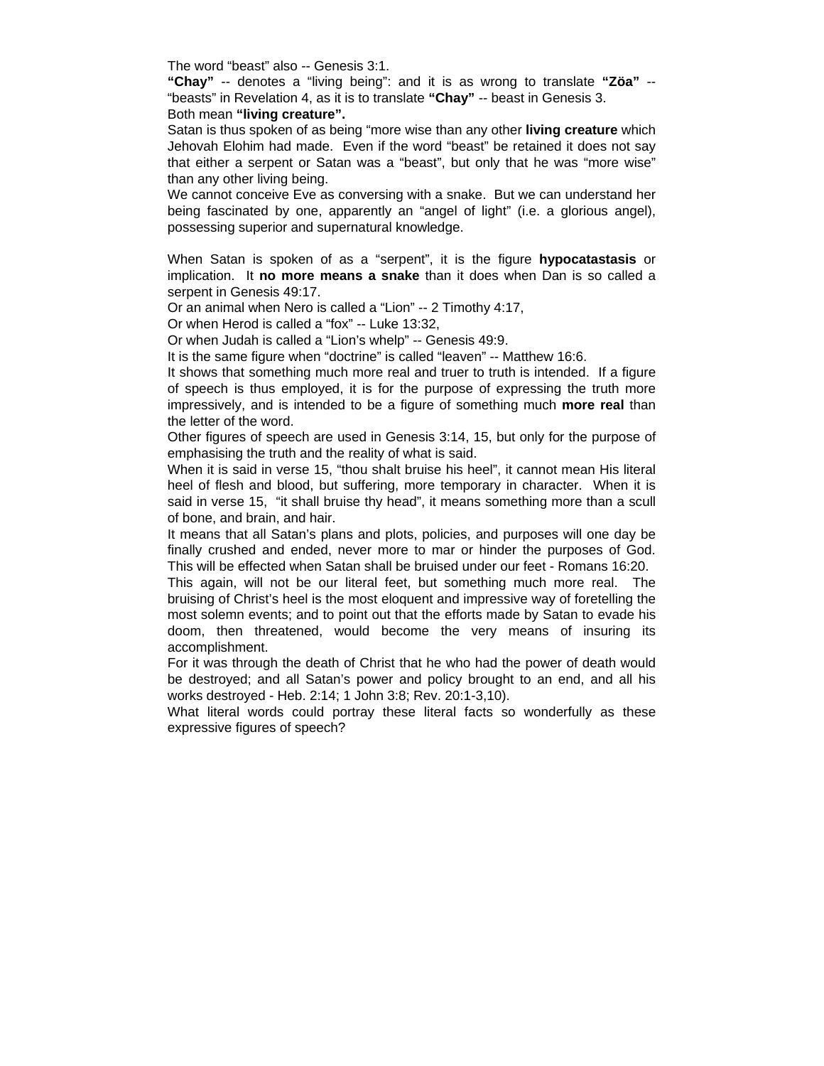The word “beast” also -- Genesis 3:1.

**“Chay”** -- denotes a “living being”: and it is as wrong to translate **“Zöa”** -- “beasts” in Revelation 4, as it is to translate **“Chay”** -- beast in Genesis 3.

Both mean **“living creature”.**

Satan is thus spoken of as being “more wise than any other **living creature** which Jehovah Elohim had made. Even if the word “beast” be retained it does not say that either a serpent or Satan was a “beast”, but only that he was “more wise” than any other living being.

We cannot conceive Eve as conversing with a snake. But we can understand her being fascinated by one, apparently an “angel of light” (i.e. a glorious angel), possessing superior and supernatural knowledge.

When Satan is spoken of as a “serpent”, it is the figure **hypocatastasis** or implication. It **no more means a snake** than it does when Dan is so called a serpent in Genesis 49:17.

Or an animal when Nero is called a “Lion” -- 2 Timothy 4:17,

Or when Herod is called a “fox” -- Luke 13:32,

Or when Judah is called a “Lion’s whelp” -- Genesis 49:9.

It is the same figure when “doctrine” is called “leaven” -- Matthew 16:6.

It shows that something much more real and truer to truth is intended. If a figure of speech is thus employed, it is for the purpose of expressing the truth more impressively, and is intended to be a figure of something much **more real** than the letter of the word.

Other figures of speech are used in Genesis 3:14, 15, but only for the purpose of emphasising the truth and the reality of what is said.

When it is said in verse 15, “thou shalt bruise his heel”, it cannot mean His literal heel of flesh and blood, but suffering, more temporary in character. When it is said in verse 15, “it shall bruise thy head”, it means something more than a scull of bone, and brain, and hair.

It means that all Satan’s plans and plots, policies, and purposes will one day be finally crushed and ended, never more to mar or hinder the purposes of God. This will be effected when Satan shall be bruised under our feet - Romans 16:20.

This again, will not be our literal feet, but something much more real. The bruising of Christ’s heel is the most eloquent and impressive way of foretelling the most solemn events; and to point out that the efforts made by Satan to evade his doom, then threatened, would become the very means of insuring its accomplishment.

For it was through the death of Christ that he who had the power of death would be destroyed; and all Satan’s power and policy brought to an end, and all his works destroyed - Heb. 2:14; 1 John 3:8; Rev. 20:1-3,10).

What literal words could portray these literal facts so wonderfully as these expressive figures of speech?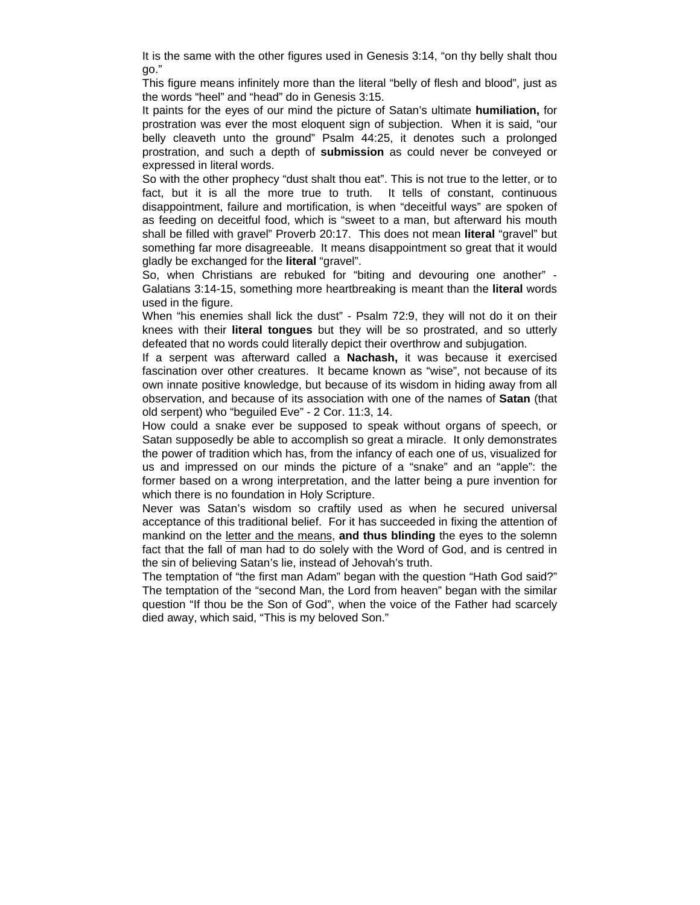It is the same with the other figures used in Genesis 3:14, "on thy belly shalt thou go."

This figure means infinitely more than the literal "belly of flesh and blood", just as the words "heel" and "head" do in Genesis 3:15.

It paints for the eyes of our mind the picture of Satan's ultimate **humiliation,** for prostration was ever the most eloquent sign of subjection. When it is said, "our belly cleaveth unto the ground" Psalm 44:25, it denotes such a prolonged prostration, and such a depth of **submission** as could never be conveyed or expressed in literal words.

So with the other prophecy "dust shalt thou eat". This is not true to the letter, or to fact, but it is all the more true to truth. It tells of constant, continuous disappointment, failure and mortification, is when "deceitful ways" are spoken of as feeding on deceitful food, which is "sweet to a man, but afterward his mouth shall be filled with gravel" Proverb 20:17. This does not mean **literal** "gravel" but something far more disagreeable. It means disappointment so great that it would gladly be exchanged for the **literal** "gravel".

So, when Christians are rebuked for "biting and devouring one another" - Galatians 3:14-15, something more heartbreaking is meant than the **literal** words used in the figure.

When "his enemies shall lick the dust" - Psalm 72:9, they will not do it on their knees with their **literal tongues** but they will be so prostrated, and so utterly defeated that no words could literally depict their overthrow and subjugation.

If a serpent was afterward called a **Nachash,** it was because it exercised fascination over other creatures. It became known as "wise", not because of its own innate positive knowledge, but because of its wisdom in hiding away from all observation, and because of its association with one of the names of **Satan** (that old serpent) who "beguiled Eve" - 2 Cor. 11:3, 14.

How could a snake ever be supposed to speak without organs of speech, or Satan supposedly be able to accomplish so great a miracle. It only demonstrates the power of tradition which has, from the infancy of each one of us, visualized for us and impressed on our minds the picture of a "snake" and an "apple": the former based on a wrong interpretation, and the latter being a pure invention for which there is no foundation in Holy Scripture.

Never was Satan's wisdom so craftily used as when he secured universal acceptance of this traditional belief. For it has succeeded in fixing the attention of mankind on the letter and the means, **and thus blinding** the eyes to the solemn fact that the fall of man had to do solely with the Word of God, and is centred in the sin of believing Satan's lie, instead of Jehovah's truth.

The temptation of "the first man Adam" began with the question "Hath God said?" The temptation of the "second Man, the Lord from heaven" began with the similar question "If thou be the Son of God", when the voice of the Father had scarcely died away, which said, "This is my beloved Son."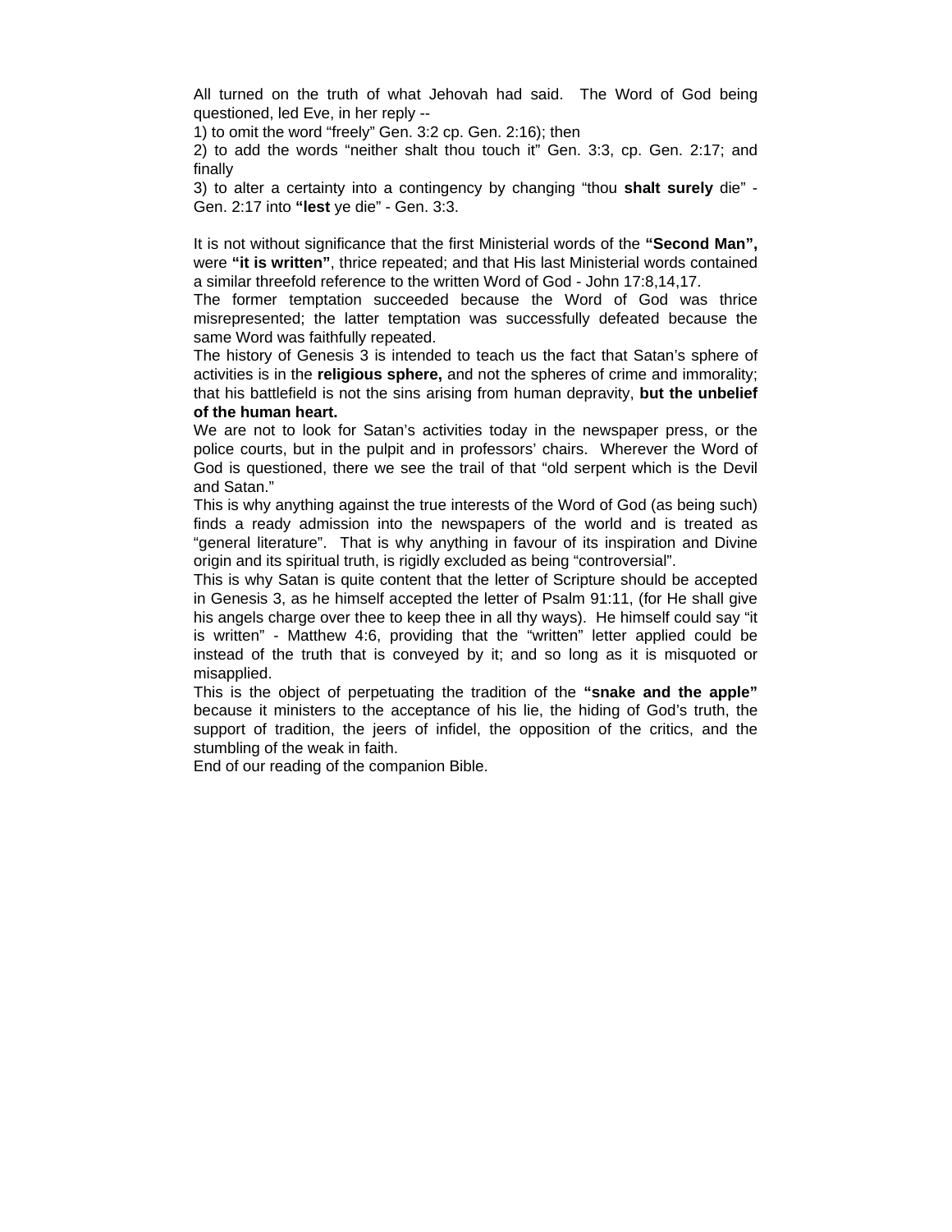All turned on the truth of what Jehovah had said.  The Word of God being questioned, led Eve, in her reply --

1) to omit the word “freely” Gen. 3:2 cp. Gen. 2:16); then

2) to add the words “neither shalt thou touch it” Gen. 3:3, cp. Gen. 2:17; and finally

3) to alter a certainty into a contingency by changing “thou **shalt surely** die” - Gen. 2:17 into **“lest** ye die” - Gen. 3:3.

It is not without significance that the first Ministerial words of the **“Second Man”,** were **“it is written”**, thrice repeated; and that His last Ministerial words contained a similar threefold reference to the written Word of God - John 17:8,14,17.

The former temptation succeeded because the Word of God was thrice misrepresented; the latter temptation was successfully defeated because the same Word was faithfully repeated.

The history of Genesis 3 is intended to teach us the fact that Satan’s sphere of activities is in the **religious sphere,** and not the spheres of crime and immorality; that his battlefield is not the sins arising from human depravity, **but the unbelief of the human heart.**

We are not to look for Satan’s activities today in the newspaper press, or the police courts, but in the pulpit and in professors’ chairs.  Wherever the Word of God is questioned, there we see the trail of that “old serpent which is the Devil and Satan.”

This is why anything against the true interests of the Word of God (as being such) finds a ready admission into the newspapers of the world and is treated as “general literature”.  That is why anything in favour of its inspiration and Divine origin and its spiritual truth, is rigidly excluded as being “controversial”.

This is why Satan is quite content that the letter of Scripture should be accepted in Genesis 3, as he himself accepted the letter of Psalm 91:11, (for He shall give his angels charge over thee to keep thee in all thy ways).  He himself could say “it is written” - Matthew 4:6, providing that the “written” letter applied could be instead of the truth that is conveyed by it; and so long as it is misquoted or misapplied.

This is the object of perpetuating the tradition of the **“snake and the apple”** because it ministers to the acceptance of his lie, the hiding of God’s truth, the support of tradition, the jeers of infidel, the opposition of the critics, and the stumbling of the weak in faith.

End of our reading of the companion Bible.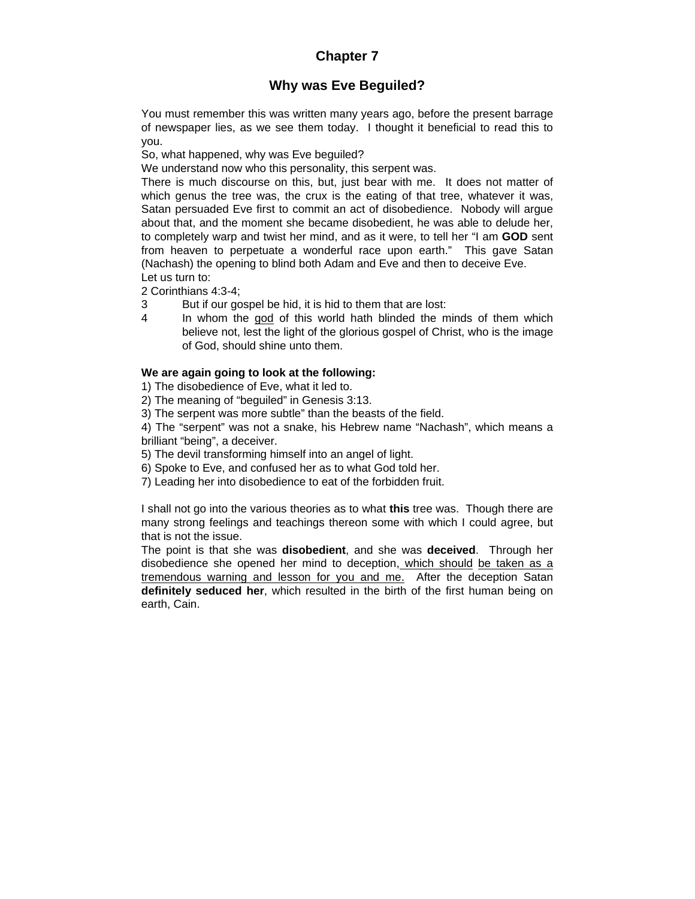# Chapter 7

## Why was Eve Beguiled?

You must remember this was written many years ago, before the present barrage of newspaper lies, as we see them today. I thought it beneficial to read this to you.

So, what happened, why was Eve beguiled?

We understand now who this personality, this serpent was.

There is much discourse on this, but, just bear with me. It does not matter of which genus the tree was, the crux is the eating of that tree, whatever it was, Satan persuaded Eve first to commit an act of disobedience. Nobody will argue about that, and the moment she became disobedient, he was able to delude her, to completely warp and twist her mind, and as it were, to tell her "I am **GOD** sent from heaven to perpetuate a wonderful race upon earth." This gave Satan (Nachash) the opening to blind both Adam and Eve and then to deceive Eve.

Let us turn to:

2 Corinthians 4:3-4;

3 But if our gospel be hid, it is hid to them that are lost:

4 In whom the <u>god</u> of this world hath blinded the minds of them which believe not, lest the light of the glorious gospel of Christ, who is the image of God, should shine unto them.

**We are again going to look at the following:**

1) The disobedience of Eve, what it led to.

2) The meaning of "beguiled" in Genesis 3:13.

3) The serpent was more subtle" than the beasts of the field.

4) The "serpent" was not a snake, his Hebrew name "Nachash", which means a brilliant "being", a deceiver.

5) The devil transforming himself into an angel of light.

6) Spoke to Eve, and confused her as to what God told her.

7) Leading her into disobedience to eat of the forbidden fruit.

I shall not go into the various theories as to what **this** tree was. Though there are many strong feelings and teachings thereon some with which I could agree, but that is not the issue.

The point is that she was **disobedient**, and she was **deceived**. Through her disobedience she opened her mind to deception, <u>which should be taken as a tremendous warning and lesson for you and me.</u> After the deception Satan **definitely seduced her**, which resulted in the birth of the first human being on earth, Cain.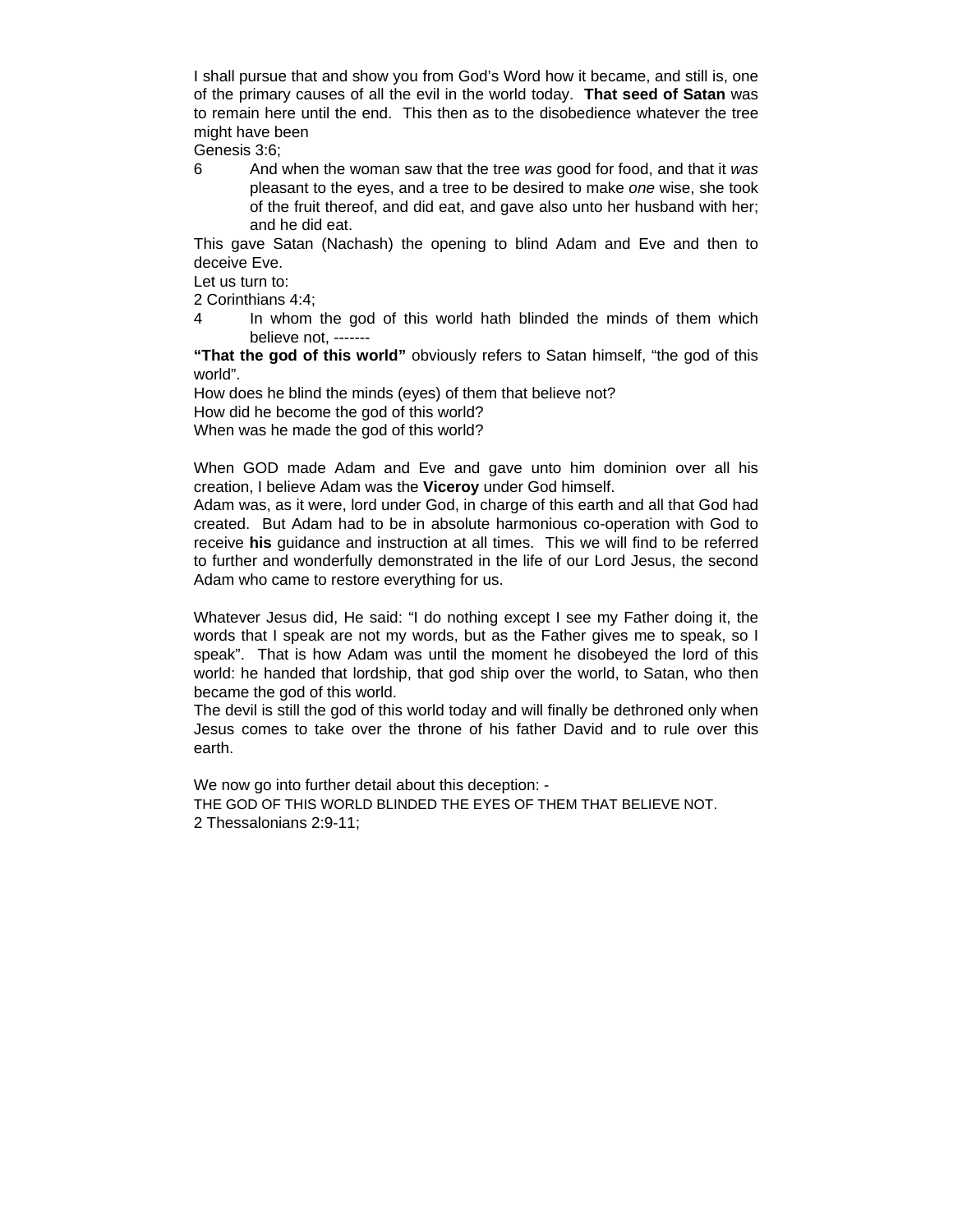I shall pursue that and show you from God's Word how it became, and still is, one of the primary causes of all the evil in the world today. **That seed of Satan** was to remain here until the end. This then as to the disobedience whatever the tree might have been

Genesis 3:6;

6 And when the woman saw that the tree *was* good for food, and that it *was* pleasant to the eyes, and a tree to be desired to make *one* wise, she took of the fruit thereof, and did eat, and gave also unto her husband with her; and he did eat.

This gave Satan (Nachash) the opening to blind Adam and Eve and then to deceive Eve.

Let us turn to:

2 Corinthians 4:4;

4 In whom the god of this world hath blinded the minds of them which believe not, -------

**"That the god of this world"** obviously refers to Satan himself, "the god of this world".

How does he blind the minds (eyes) of them that believe not?

How did he become the god of this world?

When was he made the god of this world?

When GOD made Adam and Eve and gave unto him dominion over all his creation, I believe Adam was the **Viceroy** under God himself.

Adam was, as it were, lord under God, in charge of this earth and all that God had created. But Adam had to be in absolute harmonious co-operation with God to receive **his** guidance and instruction at all times. This we will find to be referred to further and wonderfully demonstrated in the life of our Lord Jesus, the second Adam who came to restore everything for us.

Whatever Jesus did, He said: "I do nothing except I see my Father doing it, the words that I speak are not my words, but as the Father gives me to speak, so I speak". That is how Adam was until the moment he disobeyed the lord of this world: he handed that lordship, that god ship over the world, to Satan, who then became the god of this world.

The devil is still the god of this world today and will finally be dethroned only when Jesus comes to take over the throne of his father David and to rule over this earth.

We now go into further detail about this deception: -

THE GOD OF THIS WORLD BLINDED THE EYES OF THEM THAT BELIEVE NOT.

2 Thessalonians 2:9-11;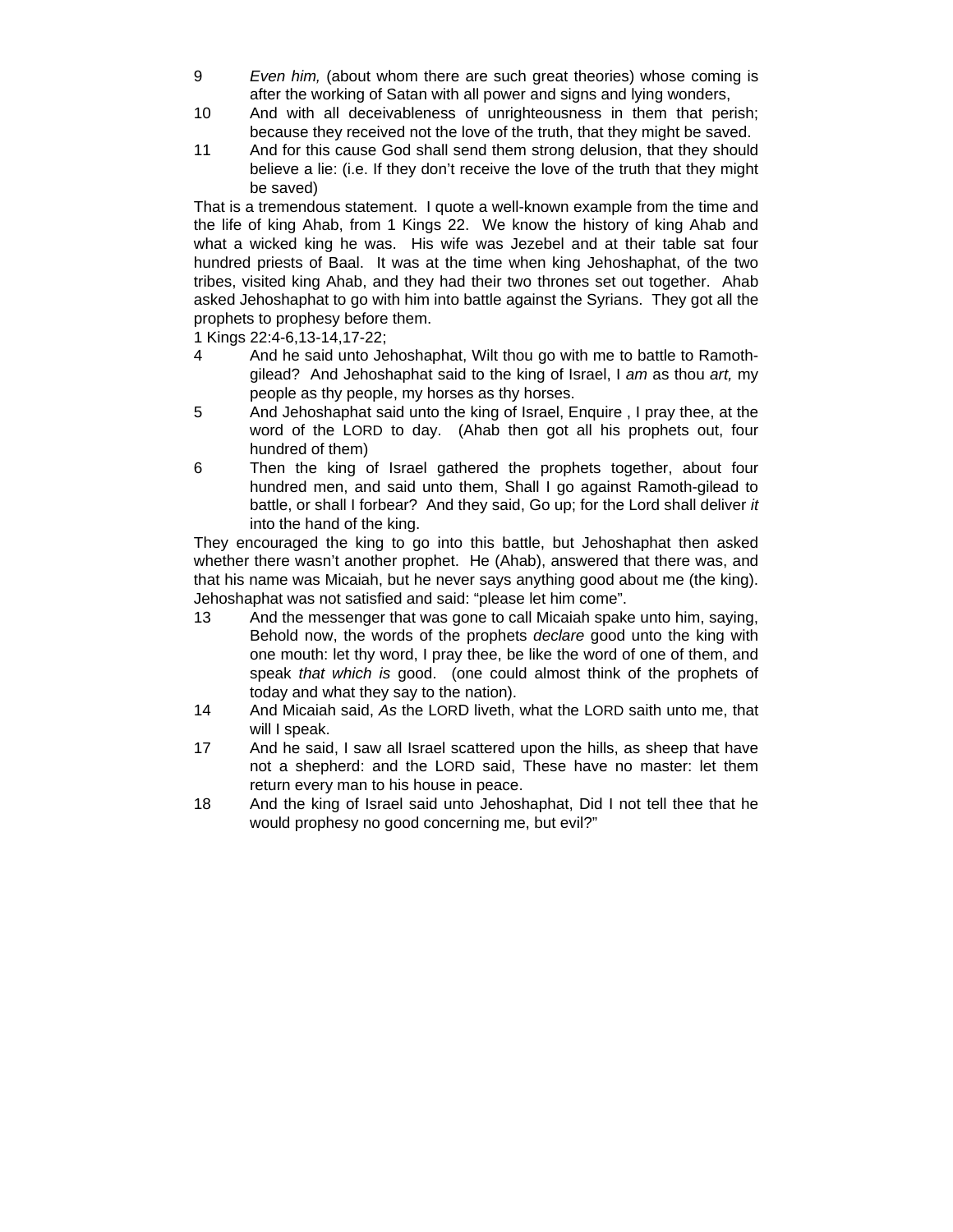9 *Even him,* (about whom there are such great theories) whose coming is after the working of Satan with all power and signs and lying wonders,

10 And with all deceivableness of unrighteousness in them that perish; because they received not the love of the truth, that they might be saved.

11 And for this cause God shall send them strong delusion, that they should believe a lie: (i.e. If they don't receive the love of the truth that they might be saved)

That is a tremendous statement. I quote a well-known example from the time and the life of king Ahab, from 1 Kings 22. We know the history of king Ahab and what a wicked king he was. His wife was Jezebel and at their table sat four hundred priests of Baal. It was at the time when king Jehoshaphat, of the two tribes, visited king Ahab, and they had their two thrones set out together. Ahab asked Jehoshaphat to go with him into battle against the Syrians. They got all the prophets to prophesy before them.

1 Kings 22:4-6,13-14,17-22;

4 And he said unto Jehoshaphat, Wilt thou go with me to battle to Ramoth-gilead? And Jehoshaphat said to the king of Israel, I *am* as thou *art,* my people as thy people, my horses as thy horses.

5 And Jehoshaphat said unto the king of Israel, Enquire , I pray thee, at the word of the LORD to day. (Ahab then got all his prophets out, four hundred of them)

6 Then the king of Israel gathered the prophets together, about four hundred men, and said unto them, Shall I go against Ramoth-gilead to battle, or shall I forbear? And they said, Go up; for the Lord shall deliver *it* into the hand of the king.

They encouraged the king to go into this battle, but Jehoshaphat then asked whether there wasn't another prophet. He (Ahab), answered that there was, and that his name was Micaiah, but he never says anything good about me (the king). Jehoshaphat was not satisfied and said: "please let him come".

13 And the messenger that was gone to call Micaiah spake unto him, saying, Behold now, the words of the prophets *declare* good unto the king with one mouth: let thy word, I pray thee, be like the word of one of them, and speak *that which is* good. (one could almost think of the prophets of today and what they say to the nation).

14 And Micaiah said, *As* the LORD liveth, what the LORD saith unto me, that will I speak.

17 And he said, I saw all Israel scattered upon the hills, as sheep that have not a shepherd: and the LORD said, These have no master: let them return every man to his house in peace.

18 And the king of Israel said unto Jehoshaphat, Did I not tell thee that he would prophesy no good concerning me, but evil?"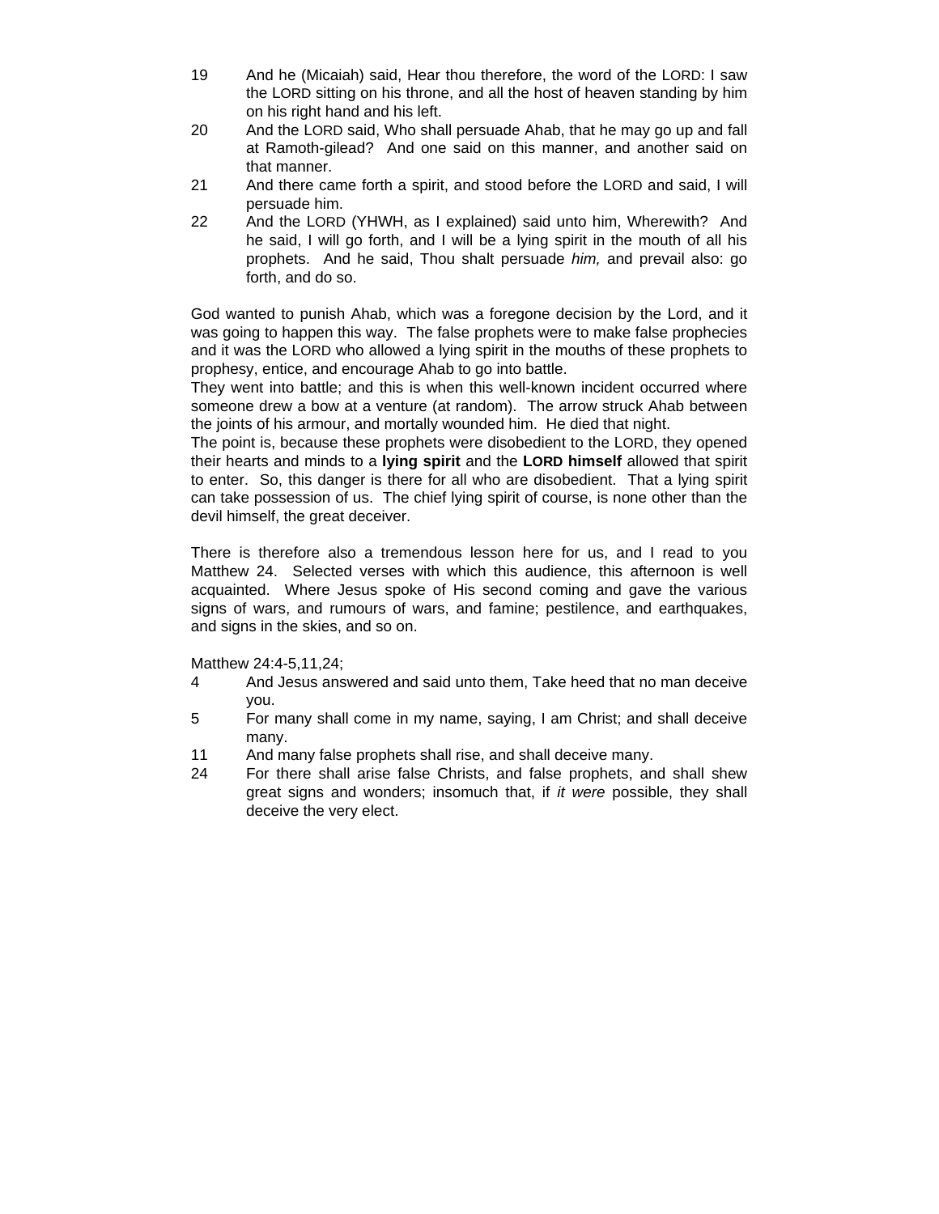19 And he (Micaiah) said, Hear thou therefore, the word of the LORD: I saw the LORD sitting on his throne, and all the host of heaven standing by him on his right hand and his left.

20 And the LORD said, Who shall persuade Ahab, that he may go up and fall at Ramoth-gilead? And one said on this manner, and another said on that manner.

21 And there came forth a spirit, and stood before the LORD and said, I will persuade him.

22 And the LORD (YHWH, as I explained) said unto him, Wherewith? And he said, I will go forth, and I will be a lying spirit in the mouth of all his prophets. And he said, Thou shalt persuade *him,* and prevail also: go forth, and do so.

God wanted to punish Ahab, which was a foregone decision by the Lord, and it was going to happen this way. The false prophets were to make false prophecies and it was the LORD who allowed a lying spirit in the mouths of these prophets to prophesy, entice, and encourage Ahab to go into battle.
They went into battle; and this is when this well-known incident occurred where someone drew a bow at a venture (at random). The arrow struck Ahab between the joints of his armour, and mortally wounded him. He died that night.
The point is, because these prophets were disobedient to the LORD, they opened their hearts and minds to a **lying spirit** and the **LORD himself** allowed that spirit to enter. So, this danger is there for all who are disobedient. That a lying spirit can take possession of us. The chief lying spirit of course, is none other than the devil himself, the great deceiver.

There is therefore also a tremendous lesson here for us, and I read to you Matthew 24. Selected verses with which this audience, this afternoon is well acquainted. Where Jesus spoke of His second coming and gave the various signs of wars, and rumours of wars, and famine; pestilence, and earthquakes, and signs in the skies, and so on.

Matthew 24:4-5,11,24;

4 And Jesus answered and said unto them, Take heed that no man deceive you.

5 For many shall come in my name, saying, I am Christ; and shall deceive many.

11 And many false prophets shall rise, and shall deceive many.

24 For there shall arise false Christs, and false prophets, and shall shew great signs and wonders; insomuch that, if *it were* possible, they shall deceive the very elect.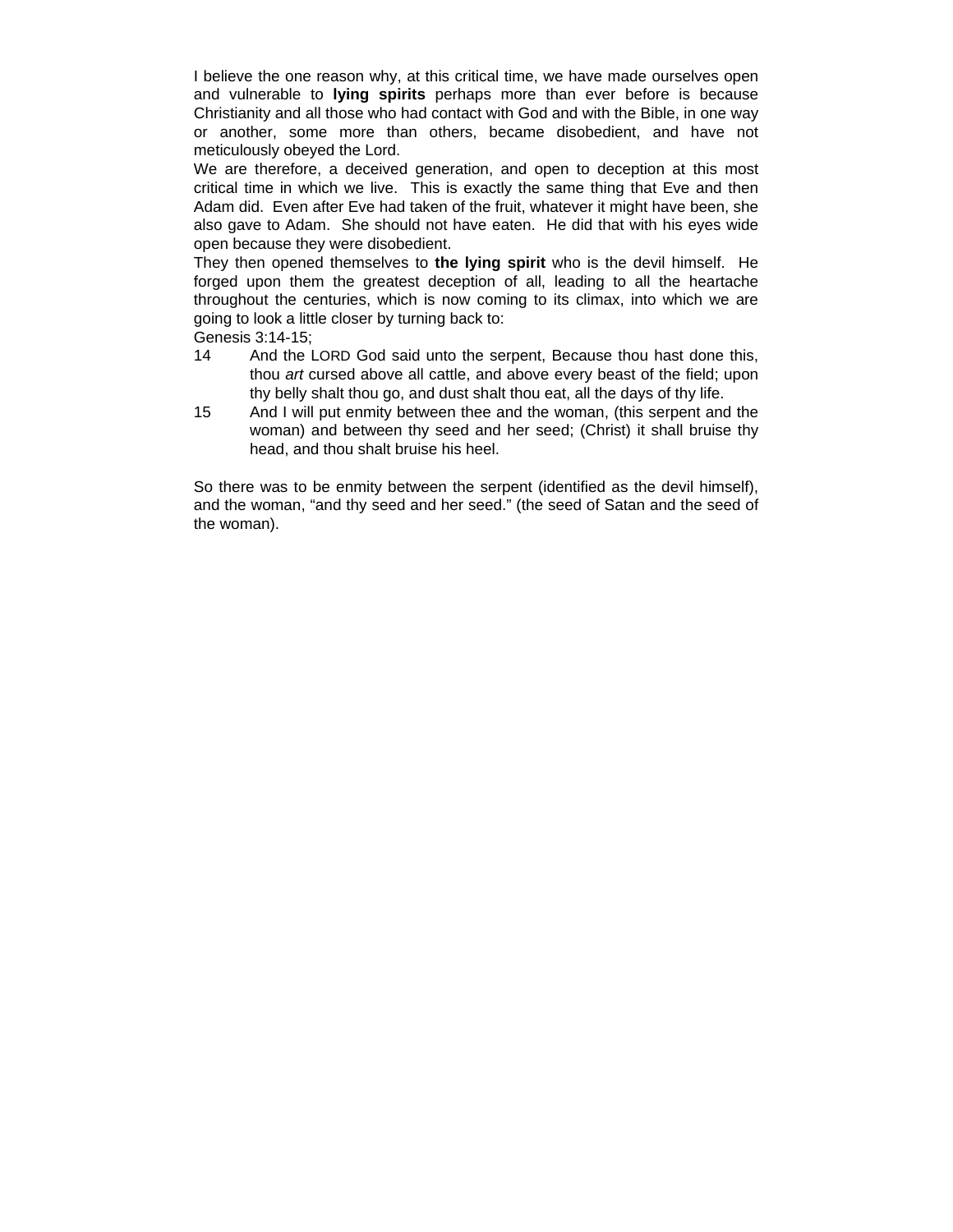I believe the one reason why, at this critical time, we have made ourselves open and vulnerable to **lying spirits** perhaps more than ever before is because Christianity and all those who had contact with God and with the Bible, in one way or another, some more than others, became disobedient, and have not meticulously obeyed the Lord.

We are therefore, a deceived generation, and open to deception at this most critical time in which we live. This is exactly the same thing that Eve and then Adam did. Even after Eve had taken of the fruit, whatever it might have been, she also gave to Adam. She should not have eaten. He did that with his eyes wide open because they were disobedient.

They then opened themselves to **the lying spirit** who is the devil himself. He forged upon them the greatest deception of all, leading to all the heartache throughout the centuries, which is now coming to its climax, into which we are going to look a little closer by turning back to:

Genesis 3:14-15;

14 And the LORD God said unto the serpent, Because thou hast done this, thou *art* cursed above all cattle, and above every beast of the field; upon thy belly shalt thou go, and dust shalt thou eat, all the days of thy life.

15 And I will put enmity between thee and the woman, (this serpent and the woman) and between thy seed and her seed; (Christ) it shall bruise thy head, and thou shalt bruise his heel.

So there was to be enmity between the serpent (identified as the devil himself), and the woman, "and thy seed and her seed." (the seed of Satan and the seed of the woman).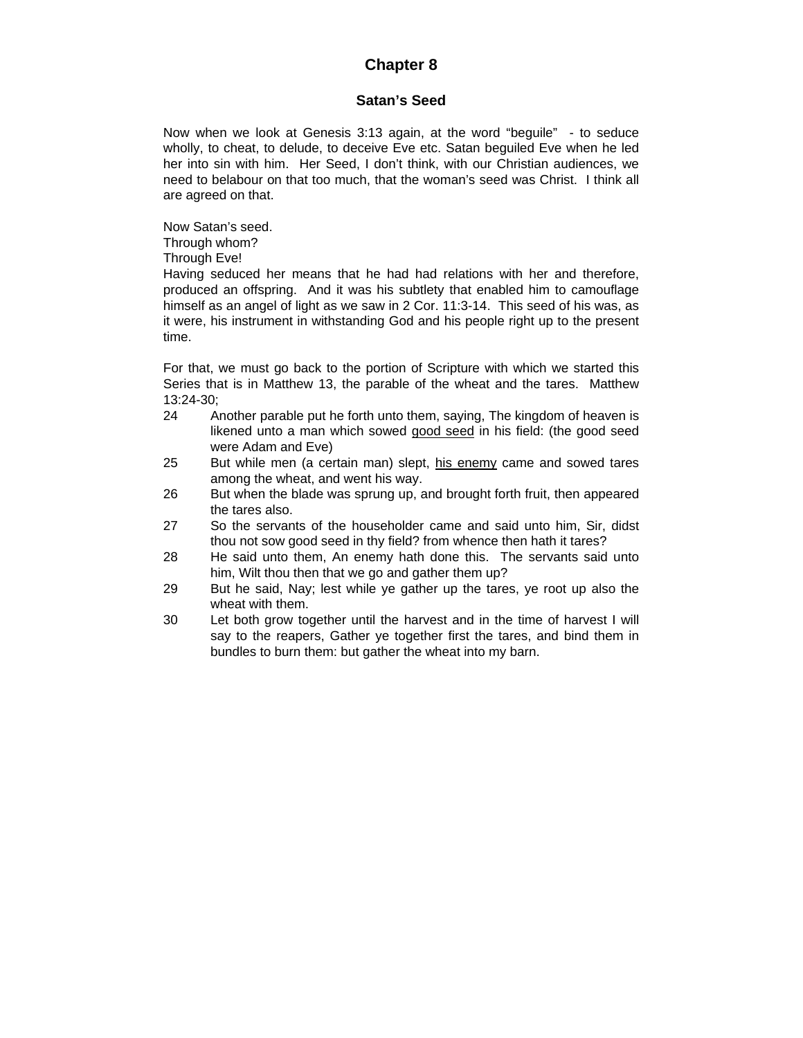# Chapter 8

## Satan's Seed

Now when we look at Genesis 3:13 again, at the word "beguile" - to seduce wholly, to cheat, to delude, to deceive Eve etc. Satan beguiled Eve when he led her into sin with him. Her Seed, I don't think, with our Christian audiences, we need to belabour on that too much, that the woman's seed was Christ. I think all are agreed on that.

Now Satan's seed.
Through whom?
Through Eve!
Having seduced her means that he had had relations with her and therefore, produced an offspring. And it was his subtlety that enabled him to camouflage himself as an angel of light as we saw in 2 Cor. 11:3-14. This seed of his was, as it were, his instrument in withstanding God and his people right up to the present time.

For that, we must go back to the portion of Scripture with which we started this Series that is in Matthew 13, the parable of the wheat and the tares. Matthew 13:24-30;

24 Another parable put he forth unto them, saying, The kingdom of heaven is likened unto a man which sowed <u>good seed</u> in his field: (the good seed were Adam and Eve)

25 But while men (a certain man) slept, <u>his enemy</u> came and sowed tares among the wheat, and went his way.

26 But when the blade was sprung up, and brought forth fruit, then appeared the tares also.

27 So the servants of the householder came and said unto him, Sir, didst thou not sow good seed in thy field? from whence then hath it tares?

28 He said unto them, An enemy hath done this. The servants said unto him, Wilt thou then that we go and gather them up?

29 But he said, Nay; lest while ye gather up the tares, ye root up also the wheat with them.

30 Let both grow together until the harvest and in the time of harvest I will say to the reapers, Gather ye together first the tares, and bind them in bundles to burn them: but gather the wheat into my barn.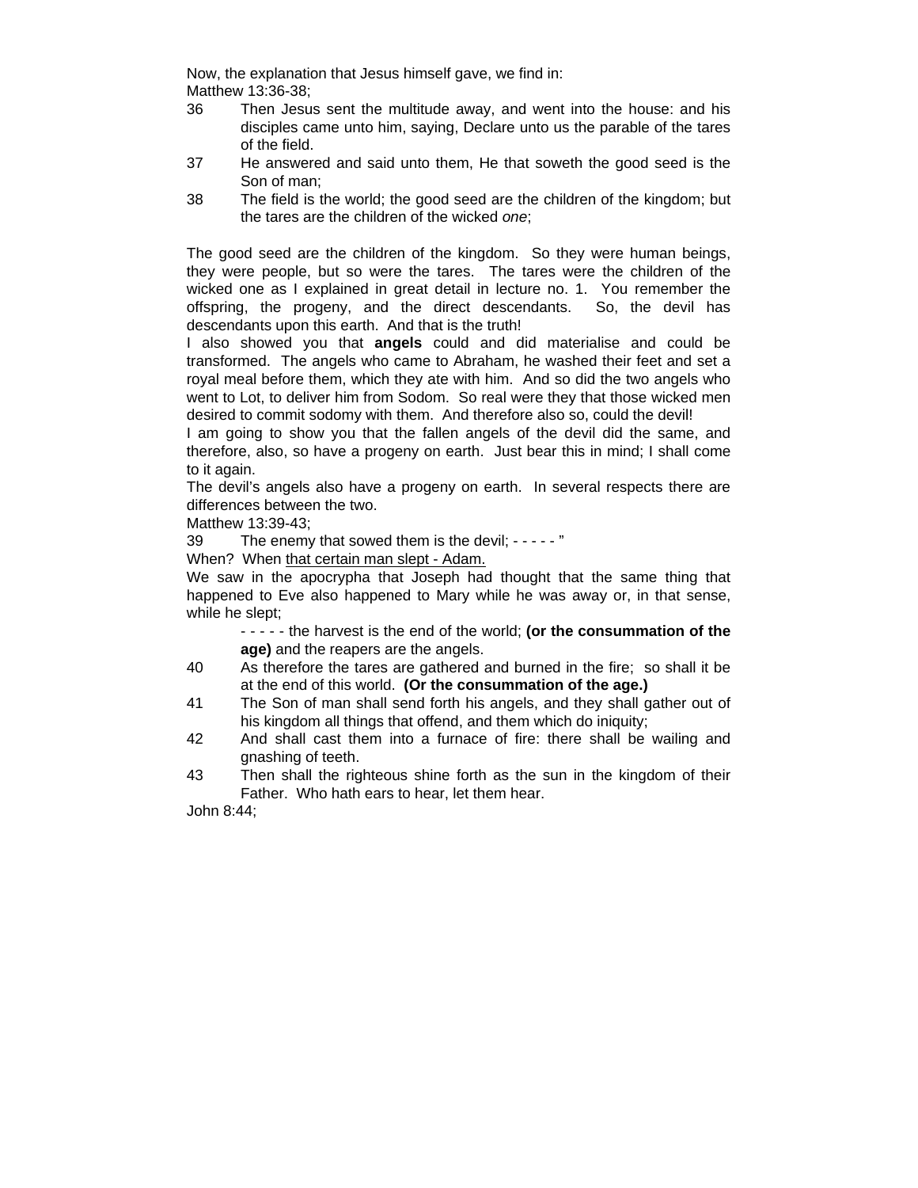Now, the explanation that Jesus himself gave, we find in:
Matthew 13:36-38;

36 Then Jesus sent the multitude away, and went into the house: and his disciples came unto him, saying, Declare unto us the parable of the tares of the field.

37 He answered and said unto them, He that soweth the good seed is the Son of man;

38 The field is the world; the good seed are the children of the kingdom; but the tares are the children of the wicked *one*;

The good seed are the children of the kingdom. So they were human beings, they were people, but so were the tares. The tares were the children of the wicked one as I explained in great detail in lecture no. 1. You remember the offspring, the progeny, and the direct descendants. So, the devil has descendants upon this earth. And that is the truth!

I also showed you that **angels** could and did materialise and could be transformed. The angels who came to Abraham, he washed their feet and set a royal meal before them, which they ate with him. And so did the two angels who went to Lot, to deliver him from Sodom. So real were they that those wicked men desired to commit sodomy with them. And therefore also so, could the devil!

I am going to show you that the fallen angels of the devil did the same, and therefore, also, so have a progeny on earth. Just bear this in mind; I shall come to it again.

The devil's angels also have a progeny on earth. In several respects there are differences between the two.

Matthew 13:39-43;

39 The enemy that sowed them is the devil; - - - - - "

When? When <u>that certain man slept - Adam.</u>

We saw in the apocrypha that Joseph had thought that the same thing that happened to Eve also happened to Mary while he was away or, in that sense, while he slept;

- - - - - the harvest is the end of the world; **(or the consummation of the age)** and the reapers are the angels.

40 As therefore the tares are gathered and burned in the fire; so shall it be at the end of this world. **(Or the consummation of the age.)**

41 The Son of man shall send forth his angels, and they shall gather out of his kingdom all things that offend, and them which do iniquity;

42 And shall cast them into a furnace of fire: there shall be wailing and gnashing of teeth.

43 Then shall the righteous shine forth as the sun in the kingdom of their Father. Who hath ears to hear, let them hear.

John 8:44;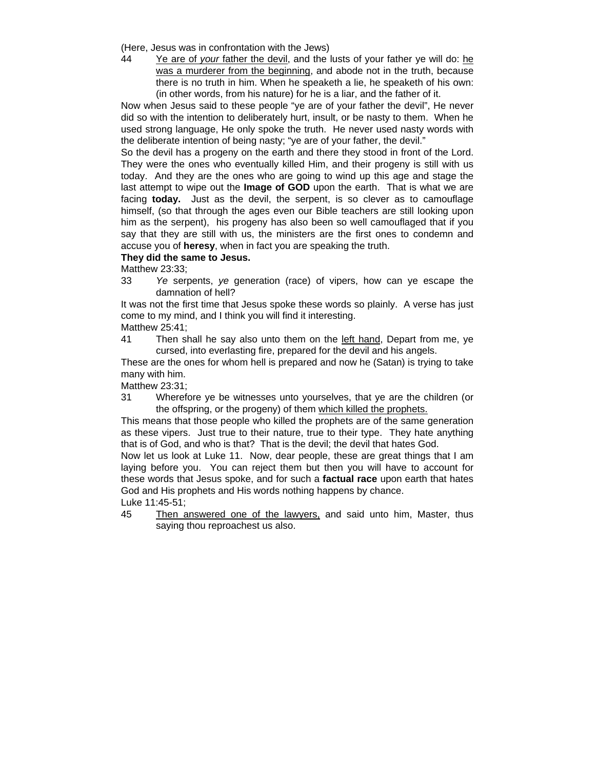(Here, Jesus was in confrontation with the Jews)

44 Ye are of *your* father the devil, and the lusts of your father ye will do: he was a murderer from the beginning, and abode not in the truth, because there is no truth in him. When he speaketh a lie, he speaketh of his own: (in other words, from his nature) for he is a liar, and the father of it.

Now when Jesus said to these people "ye are of your father the devil", He never did so with the intention to deliberately hurt, insult, or be nasty to them. When he used strong language, He only spoke the truth. He never used nasty words with the deliberate intention of being nasty; "ye are of your father, the devil."

So the devil has a progeny on the earth and there they stood in front of the Lord. They were the ones who eventually killed Him, and their progeny is still with us today. And they are the ones who are going to wind up this age and stage the last attempt to wipe out the **Image of GOD** upon the earth. That is what we are facing **today.** Just as the devil, the serpent, is so clever as to camouflage himself, (so that through the ages even our Bible teachers are still looking upon him as the serpent), his progeny has also been so well camouflaged that if you say that they are still with us, the ministers are the first ones to condemn and accuse you of **heresy**, when in fact you are speaking the truth.

**They did the same to Jesus.**

Matthew 23:33;

33 *Ye* serpents, *ye* generation (race) of vipers, how can ye escape the damnation of hell?

It was not the first time that Jesus spoke these words so plainly. A verse has just come to my mind, and I think you will find it interesting.

Matthew 25:41;

41 Then shall he say also unto them on the left hand, Depart from me, ye cursed, into everlasting fire, prepared for the devil and his angels.

These are the ones for whom hell is prepared and now he (Satan) is trying to take many with him.

Matthew 23:31;

31 Wherefore ye be witnesses unto yourselves, that ye are the children (or the offspring, or the progeny) of them which killed the prophets.

This means that those people who killed the prophets are of the same generation as these vipers. Just true to their nature, true to their type. They hate anything that is of God, and who is that? That is the devil; the devil that hates God.

Now let us look at Luke 11. Now, dear people, these are great things that I am laying before you. You can reject them but then you will have to account for these words that Jesus spoke, and for such a **factual race** upon earth that hates God and His prophets and His words nothing happens by chance.

Luke 11:45-51;

45 Then answered one of the lawyers, and said unto him, Master, thus saying thou reproachest us also.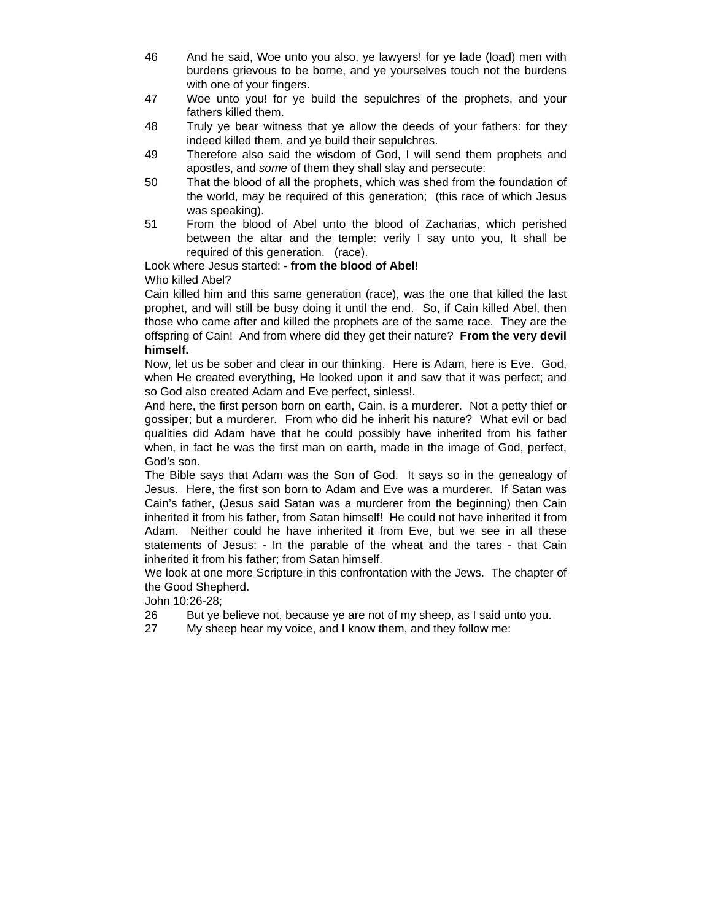46 And he said, Woe unto you also, ye lawyers! for ye lade (load) men with burdens grievous to be borne, and ye yourselves touch not the burdens with one of your fingers.

47 Woe unto you! for ye build the sepulchres of the prophets, and your fathers killed them.

48 Truly ye bear witness that ye allow the deeds of your fathers: for they indeed killed them, and ye build their sepulchres.

49 Therefore also said the wisdom of God, I will send them prophets and apostles, and *some* of them they shall slay and persecute:

50 That the blood of all the prophets, which was shed from the foundation of the world, may be required of this generation; (this race of which Jesus was speaking).

51 From the blood of Abel unto the blood of Zacharias, which perished between the altar and the temple: verily I say unto you, It shall be required of this generation. (race).

Look where Jesus started: **- from the blood of Abel**!

Who killed Abel?

Cain killed him and this same generation (race), was the one that killed the last prophet, and will still be busy doing it until the end. So, if Cain killed Abel, then those who came after and killed the prophets are of the same race. They are the offspring of Cain! And from where did they get their nature? **From the very devil himself.**

Now, let us be sober and clear in our thinking. Here is Adam, here is Eve. God, when He created everything, He looked upon it and saw that it was perfect; and so God also created Adam and Eve perfect, sinless!.

And here, the first person born on earth, Cain, is a murderer. Not a petty thief or gossiper; but a murderer. From who did he inherit his nature? What evil or bad qualities did Adam have that he could possibly have inherited from his father when, in fact he was the first man on earth, made in the image of God, perfect, God's son.

The Bible says that Adam was the Son of God. It says so in the genealogy of Jesus. Here, the first son born to Adam and Eve was a murderer. If Satan was Cain's father, (Jesus said Satan was a murderer from the beginning) then Cain inherited it from his father, from Satan himself! He could not have inherited it from Adam. Neither could he have inherited it from Eve, but we see in all these statements of Jesus: - In the parable of the wheat and the tares - that Cain inherited it from his father; from Satan himself.

We look at one more Scripture in this confrontation with the Jews. The chapter of the Good Shepherd.

John 10:26-28;

26 But ye believe not, because ye are not of my sheep, as I said unto you.

27 My sheep hear my voice, and I know them, and they follow me: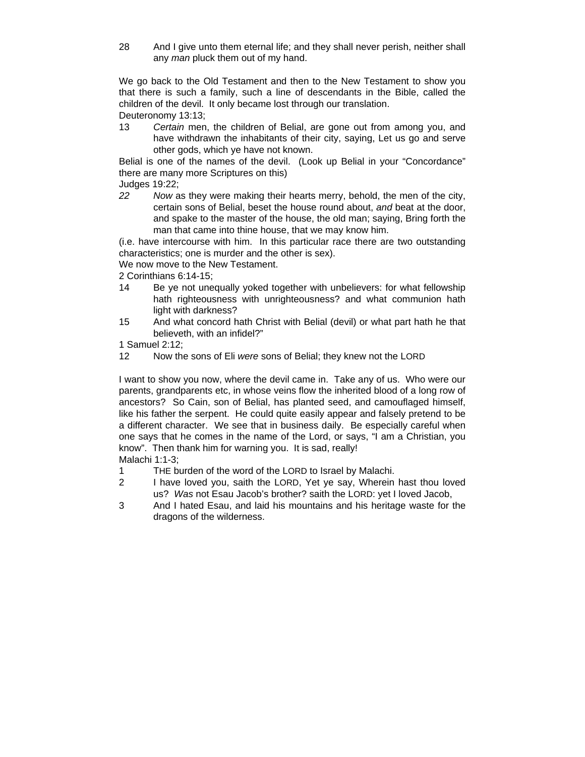28 And I give unto them eternal life; and they shall never perish, neither shall any *man* pluck them out of my hand.

We go back to the Old Testament and then to the New Testament to show you that there is such a family, such a line of descendants in the Bible, called the children of the devil. It only became lost through our translation.
Deuteronomy 13:13;

13 *Certain* men, the children of Belial, are gone out from among you, and have withdrawn the inhabitants of their city, saying, Let us go and serve other gods, which ye have not known.

Belial is one of the names of the devil. (Look up Belial in your "Concordance" there are many more Scriptures on this)
Judges 19:22;

*22* *Now* as they were making their hearts merry, behold, the men of the city, certain sons of Belial, beset the house round about, *and* beat at the door, and spake to the master of the house, the old man; saying, Bring forth the man that came into thine house, that we may know him.

(i.e. have intercourse with him. In this particular race there are two outstanding characteristics; one is murder and the other is sex).
We now move to the New Testament.
2 Corinthians 6:14-15;

14 Be ye not unequally yoked together with unbelievers: for what fellowship hath righteousness with unrighteousness? and what communion hath light with darkness?

15 And what concord hath Christ with Belial (devil) or what part hath he that believeth, with an infidel?"

1 Samuel 2:12;

12 Now the sons of Eli *were* sons of Belial; they knew not the LORD

I want to show you now, where the devil came in. Take any of us. Who were our parents, grandparents etc, in whose veins flow the inherited blood of a long row of ancestors? So Cain, son of Belial, has planted seed, and camouflaged himself, like his father the serpent. He could quite easily appear and falsely pretend to be a different character. We see that in business daily. Be especially careful when one says that he comes in the name of the Lord, or says, "I am a Christian, you know". Then thank him for warning you. It is sad, really!
Malachi 1:1-3;

1 THE burden of the word of the LORD to Israel by Malachi.

2 I have loved you, saith the LORD, Yet ye say, Wherein hast thou loved us? *Was* not Esau Jacob's brother? saith the LORD: yet I loved Jacob,

3 And I hated Esau, and laid his mountains and his heritage waste for the dragons of the wilderness.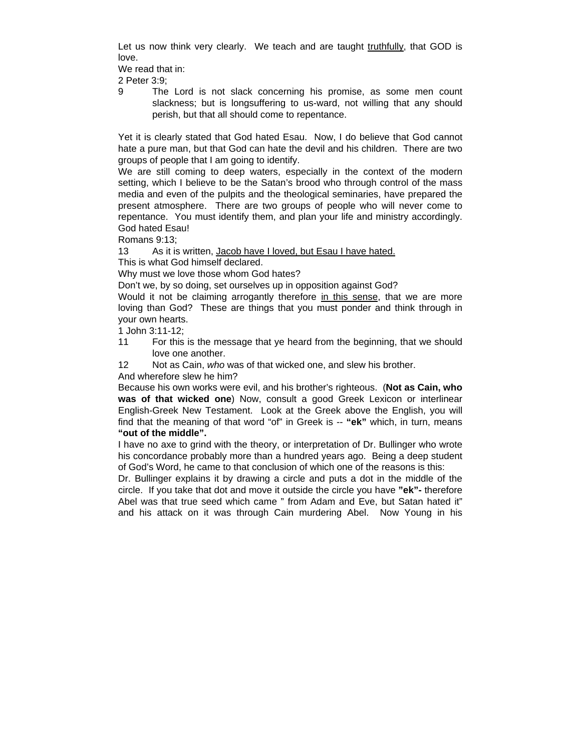Let us now think very clearly. We teach and are taught <u>truthfully</u>, that GOD is love.

We read that in:

2 Peter 3:9;

9 The Lord is not slack concerning his promise, as some men count slackness; but is longsuffering to us-ward, not willing that any should perish, but that all should come to repentance.

Yet it is clearly stated that God hated Esau. Now, I do believe that God cannot hate a pure man, but that God can hate the devil and his children. There are two groups of people that I am going to identify.

We are still coming to deep waters, especially in the context of the modern setting, which I believe to be the Satan's brood who through control of the mass media and even of the pulpits and the theological seminaries, have prepared the present atmosphere. There are two groups of people who will never come to repentance. You must identify them, and plan your life and ministry accordingly. God hated Esau!

Romans 9:13;

13 As it is written, <u>Jacob have I loved, but Esau I have hated.</u>

This is what God himself declared.

Why must we love those whom God hates?

Don't we, by so doing, set ourselves up in opposition against God?

Would it not be claiming arrogantly therefore <u>in this sense</u>, that we are more loving than God? These are things that you must ponder and think through in your own hearts.

1 John 3:11-12;

11 For this is the message that ye heard from the beginning, that we should love one another.

12 Not as Cain, *who* was of that wicked one, and slew his brother.

And wherefore slew he him?

Because his own works were evil, and his brother's righteous. (**Not as Cain, who was of that wicked one**) Now, consult a good Greek Lexicon or interlinear English-Greek New Testament. Look at the Greek above the English, you will find that the meaning of that word "of" in Greek is -- **"ek"** which, in turn, means **"out of the middle".**

I have no axe to grind with the theory, or interpretation of Dr. Bullinger who wrote his concordance probably more than a hundred years ago. Being a deep student of God's Word, he came to that conclusion of which one of the reasons is this:

Dr. Bullinger explains it by drawing a circle and puts a dot in the middle of the circle. If you take that dot and move it outside the circle you have **"ek"-** therefore Abel was that true seed which came " from Adam and Eve, but Satan hated it" and his attack on it was through Cain murdering Abel. Now Young in his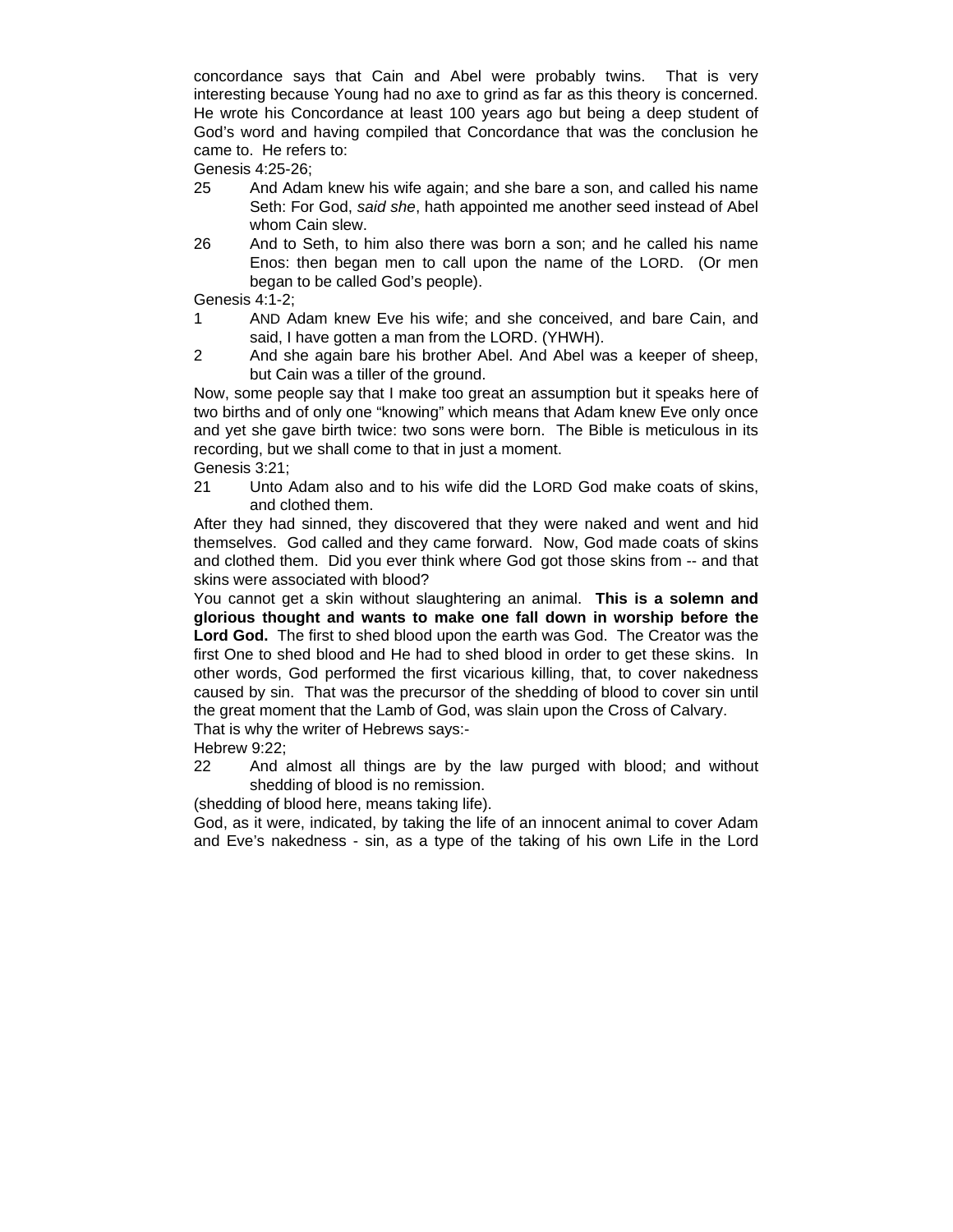concordance says that Cain and Abel were probably twins. That is very interesting because Young had no axe to grind as far as this theory is concerned. He wrote his Concordance at least 100 years ago but being a deep student of God's word and having compiled that Concordance that was the conclusion he came to. He refers to:

Genesis 4:25-26;

25 And Adam knew his wife again; and she bare a son, and called his name Seth: For God, *said she*, hath appointed me another seed instead of Abel whom Cain slew.

26 And to Seth, to him also there was born a son; and he called his name Enos: then began men to call upon the name of the LORD. (Or men began to be called God's people).

Genesis 4:1-2;

1 AND Adam knew Eve his wife; and she conceived, and bare Cain, and said, I have gotten a man from the LORD. (YHWH).

2 And she again bare his brother Abel. And Abel was a keeper of sheep, but Cain was a tiller of the ground.

Now, some people say that I make too great an assumption but it speaks here of two births and of only one "knowing" which means that Adam knew Eve only once and yet she gave birth twice: two sons were born. The Bible is meticulous in its recording, but we shall come to that in just a moment.

Genesis 3:21;

21 Unto Adam also and to his wife did the LORD God make coats of skins, and clothed them.

After they had sinned, they discovered that they were naked and went and hid themselves. God called and they came forward. Now, God made coats of skins and clothed them. Did you ever think where God got those skins from -- and that skins were associated with blood?

You cannot get a skin without slaughtering an animal. **This is a solemn and glorious thought and wants to make one fall down in worship before the Lord God.** The first to shed blood upon the earth was God. The Creator was the first One to shed blood and He had to shed blood in order to get these skins. In other words, God performed the first vicarious killing, that, to cover nakedness caused by sin. That was the precursor of the shedding of blood to cover sin until the great moment that the Lamb of God, was slain upon the Cross of Calvary.

That is why the writer of Hebrews says:-

Hebrew 9:22;

22 And almost all things are by the law purged with blood; and without shedding of blood is no remission.

(shedding of blood here, means taking life).

God, as it were, indicated, by taking the life of an innocent animal to cover Adam and Eve's nakedness - sin, as a type of the taking of his own Life in the Lord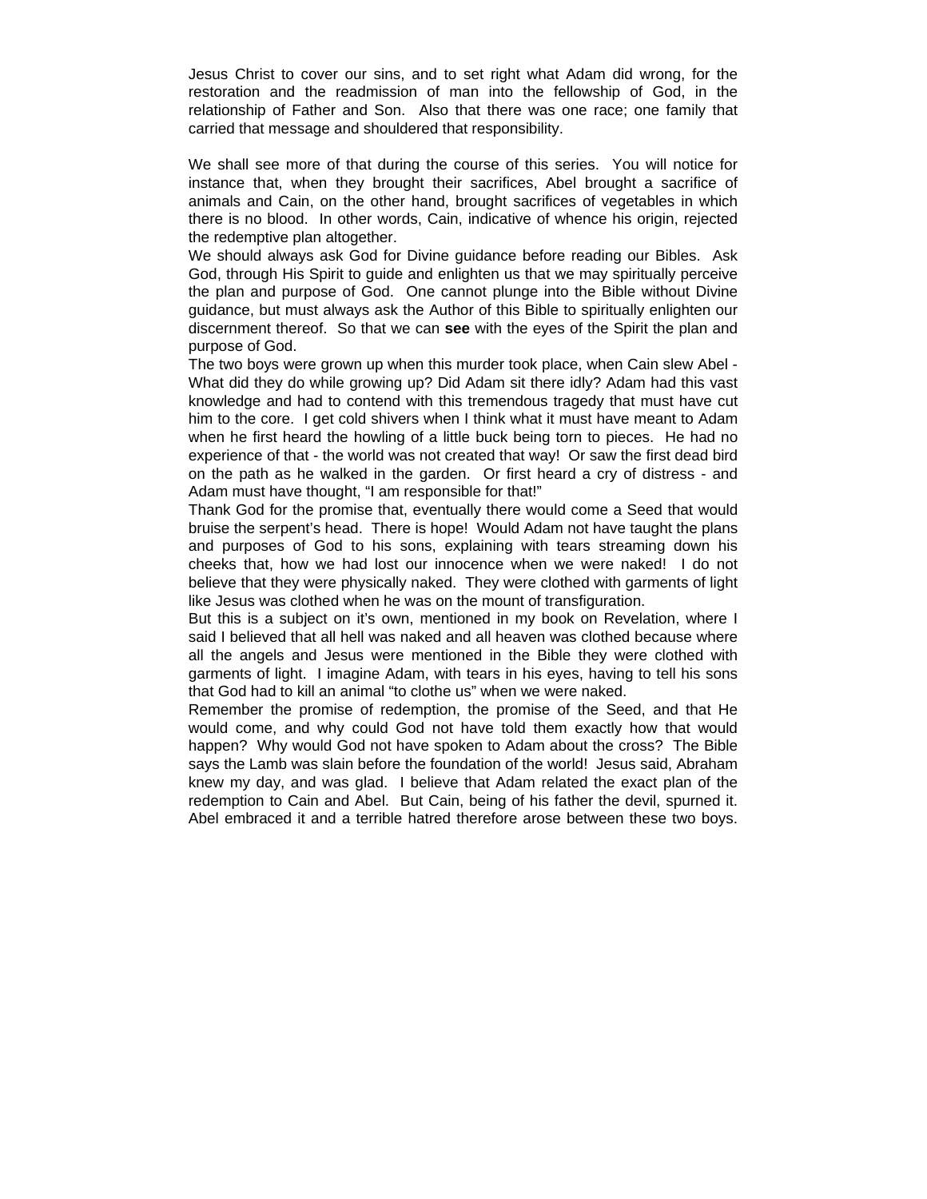Jesus Christ to cover our sins, and to set right what Adam did wrong, for the restoration and the readmission of man into the fellowship of God, in the relationship of Father and Son. Also that there was one race; one family that carried that message and shouldered that responsibility.

We shall see more of that during the course of this series. You will notice for instance that, when they brought their sacrifices, Abel brought a sacrifice of animals and Cain, on the other hand, brought sacrifices of vegetables in which there is no blood. In other words, Cain, indicative of whence his origin, rejected the redemptive plan altogether.

We should always ask God for Divine guidance before reading our Bibles. Ask God, through His Spirit to guide and enlighten us that we may spiritually perceive the plan and purpose of God. One cannot plunge into the Bible without Divine guidance, but must always ask the Author of this Bible to spiritually enlighten our discernment thereof. So that we can **see** with the eyes of the Spirit the plan and purpose of God.

The two boys were grown up when this murder took place, when Cain slew Abel - What did they do while growing up? Did Adam sit there idly? Adam had this vast knowledge and had to contend with this tremendous tragedy that must have cut him to the core. I get cold shivers when I think what it must have meant to Adam when he first heard the howling of a little buck being torn to pieces. He had no experience of that - the world was not created that way! Or saw the first dead bird on the path as he walked in the garden. Or first heard a cry of distress - and Adam must have thought, "I am responsible for that!"

Thank God for the promise that, eventually there would come a Seed that would bruise the serpent's head. There is hope! Would Adam not have taught the plans and purposes of God to his sons, explaining with tears streaming down his cheeks that, how we had lost our innocence when we were naked! I do not believe that they were physically naked. They were clothed with garments of light like Jesus was clothed when he was on the mount of transfiguration.

But this is a subject on it's own, mentioned in my book on Revelation, where I said I believed that all hell was naked and all heaven was clothed because where all the angels and Jesus were mentioned in the Bible they were clothed with garments of light. I imagine Adam, with tears in his eyes, having to tell his sons that God had to kill an animal "to clothe us" when we were naked.

Remember the promise of redemption, the promise of the Seed, and that He would come, and why could God not have told them exactly how that would happen? Why would God not have spoken to Adam about the cross? The Bible says the Lamb was slain before the foundation of the world! Jesus said, Abraham knew my day, and was glad. I believe that Adam related the exact plan of the redemption to Cain and Abel. But Cain, being of his father the devil, spurned it. Abel embraced it and a terrible hatred therefore arose between these two boys.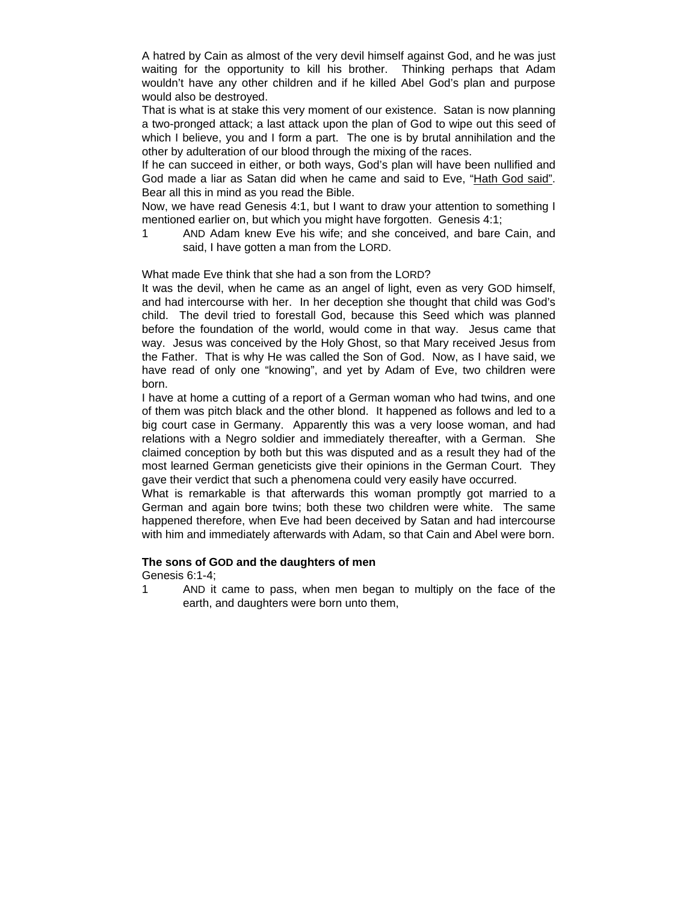A hatred by Cain as almost of the very devil himself against God, and he was just waiting for the opportunity to kill his brother. Thinking perhaps that Adam wouldn't have any other children and if he killed Abel God's plan and purpose would also be destroyed.

That is what is at stake this very moment of our existence. Satan is now planning a two-pronged attack; a last attack upon the plan of God to wipe out this seed of which I believe, you and I form a part. The one is by brutal annihilation and the other by adulteration of our blood through the mixing of the races.

If he can succeed in either, or both ways, God's plan will have been nullified and God made a liar as Satan did when he came and said to Eve, "Hath God said". Bear all this in mind as you read the Bible.

Now, we have read Genesis 4:1, but I want to draw your attention to something I mentioned earlier on, but which you might have forgotten. Genesis 4:1;

1 AND Adam knew Eve his wife; and she conceived, and bare Cain, and said, I have gotten a man from the LORD.

What made Eve think that she had a son from the LORD?

It was the devil, when he came as an angel of light, even as very GOD himself, and had intercourse with her. In her deception she thought that child was God's child. The devil tried to forestall God, because this Seed which was planned before the foundation of the world, would come in that way. Jesus came that way. Jesus was conceived by the Holy Ghost, so that Mary received Jesus from the Father. That is why He was called the Son of God. Now, as I have said, we have read of only one "knowing", and yet by Adam of Eve, two children were born.

I have at home a cutting of a report of a German woman who had twins, and one of them was pitch black and the other blond. It happened as follows and led to a big court case in Germany. Apparently this was a very loose woman, and had relations with a Negro soldier and immediately thereafter, with a German. She claimed conception by both but this was disputed and as a result they had of the most learned German geneticists give their opinions in the German Court. They gave their verdict that such a phenomena could very easily have occurred.

What is remarkable is that afterwards this woman promptly got married to a German and again bore twins; both these two children were white. The same happened therefore, when Eve had been deceived by Satan and had intercourse with him and immediately afterwards with Adam, so that Cain and Abel were born.

**The sons of GOD and the daughters of men**

Genesis 6:1-4;

1 AND it came to pass, when men began to multiply on the face of the earth, and daughters were born unto them,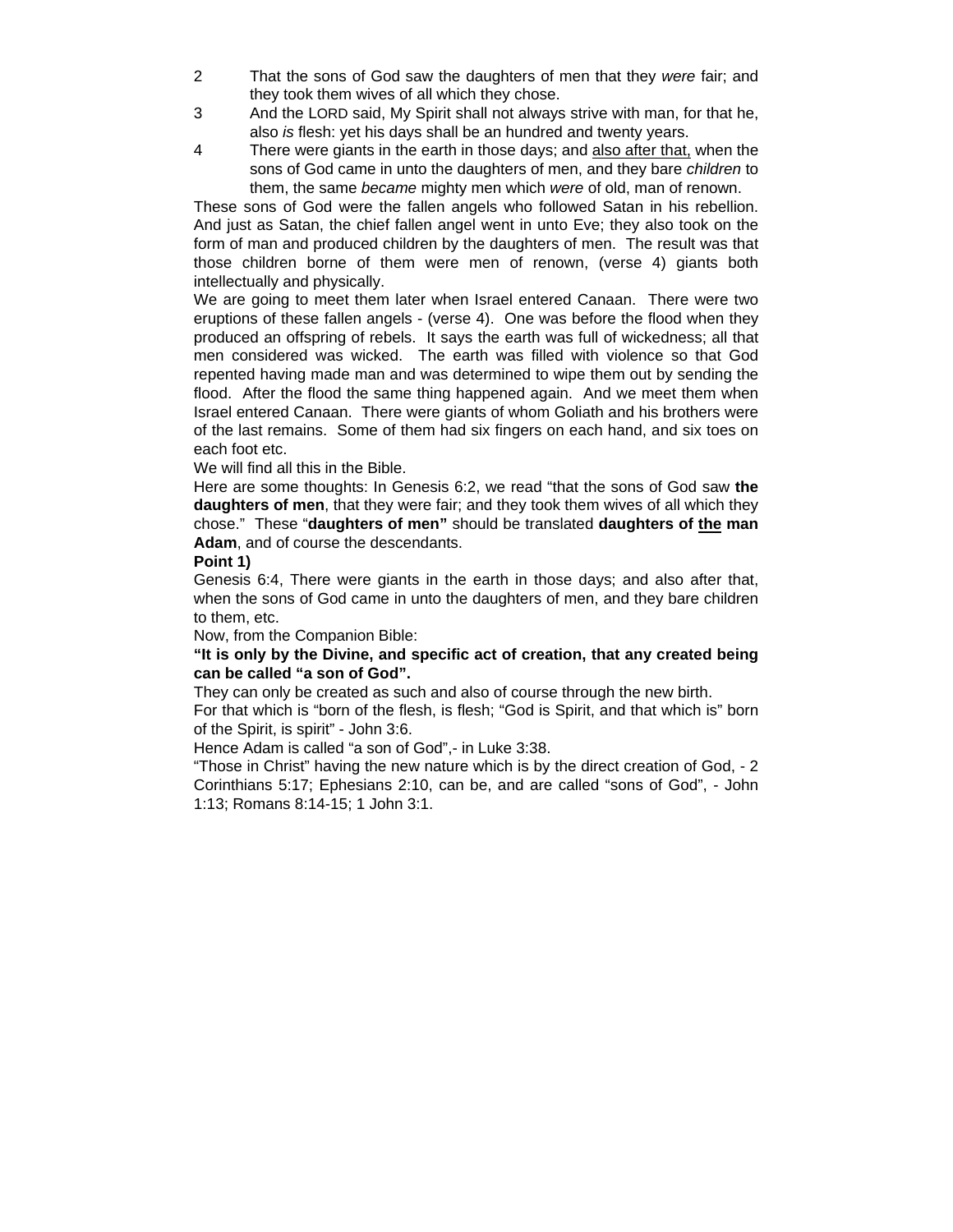2 That the sons of God saw the daughters of men that they *were* fair; and they took them wives of all which they chose.

3 And the LORD said, My Spirit shall not always strive with man, for that he, also *is* flesh: yet his days shall be an hundred and twenty years.

4 There were giants in the earth in those days; and <u>also after that,</u> when the sons of God came in unto the daughters of men, and they bare *children* to them, the same *became* mighty men which *were* of old, man of renown.

These sons of God were the fallen angels who followed Satan in his rebellion. And just as Satan, the chief fallen angel went in unto Eve; they also took on the form of man and produced children by the daughters of men. The result was that those children borne of them were men of renown, (verse 4) giants both intellectually and physically.

We are going to meet them later when Israel entered Canaan. There were two eruptions of these fallen angels - (verse 4). One was before the flood when they produced an offspring of rebels. It says the earth was full of wickedness; all that men considered was wicked. The earth was filled with violence so that God repented having made man and was determined to wipe them out by sending the flood. After the flood the same thing happened again. And we meet them when Israel entered Canaan. There were giants of whom Goliath and his brothers were of the last remains. Some of them had six fingers on each hand, and six toes on each foot etc.

We will find all this in the Bible.

Here are some thoughts: In Genesis 6:2, we read "that the sons of God saw **the daughters of men**, that they were fair; and they took them wives of all which they chose." These "**daughters of men"** should be translated **daughters of <u>the</u> man Adam**, and of course the descendants.

**Point 1)**

Genesis 6:4, There were giants in the earth in those days; and also after that, when the sons of God came in unto the daughters of men, and they bare children to them, etc.

Now, from the Companion Bible:

**"It is only by the Divine, and specific act of creation, that any created being can be called "a son of God".**

They can only be created as such and also of course through the new birth.

For that which is "born of the flesh, is flesh; "God is Spirit, and that which is" born of the Spirit, is spirit" - John 3:6.

Hence Adam is called "a son of God",- in Luke 3:38.

"Those in Christ" having the new nature which is by the direct creation of God, - 2 Corinthians 5:17; Ephesians 2:10, can be, and are called "sons of God", - John 1:13; Romans 8:14-15; 1 John 3:1.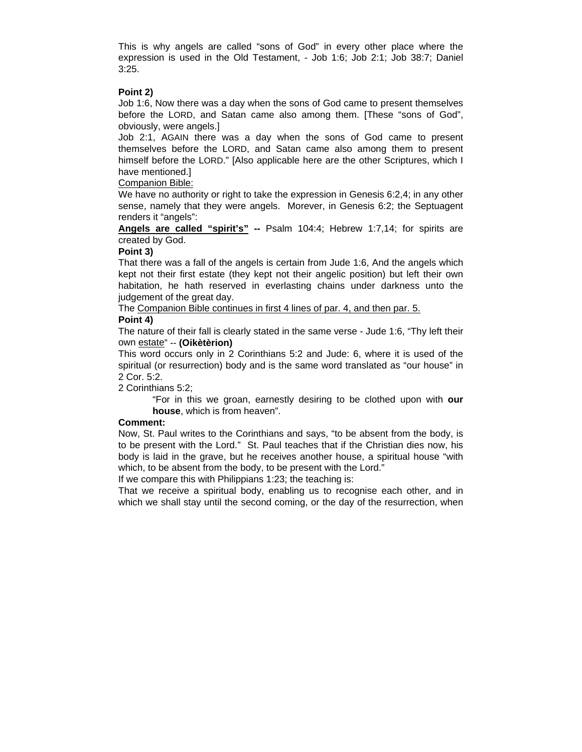This is why angels are called "sons of God" in every other place where the expression is used in the Old Testament, - Job 1:6; Job 2:1; Job 38:7; Daniel 3:25.

**Point 2)**

Job 1:6, Now there was a day when the sons of God came to present themselves before the LORD, and Satan came also among them. [These "sons of God", obviously, were angels.]

Job 2:1, AGAIN there was a day when the sons of God came to present themselves before the LORD, and Satan came also among them to present himself before the LORD." [Also applicable here are the other Scriptures, which I have mentioned.]

<u>Companion Bible:</u>

We have no authority or right to take the expression in Genesis 6:2,4; in any other sense, namely that they were angels. Morever, in Genesis 6:2; the Septuagent renders it "angels":

<u>**Angels are called "spirit's"**</u> **--** Psalm 104:4; Hebrew 1:7,14; for spirits are created by God.

**Point 3)**

That there was a fall of the angels is certain from Jude 1:6, And the angels which kept not their first estate (they kept not their angelic position) but left their own habitation, he hath reserved in everlasting chains under darkness unto the judgement of the great day.

The <u>Companion Bible continues in first 4 lines of par. 4, and then par. 5.</u>

**Point 4)**

The nature of their fall is clearly stated in the same verse - Jude 1:6, "Thy left their own <u>estate</u>" -- **(Oikètèrion)**

This word occurs only in 2 Corinthians 5:2 and Jude: 6, where it is used of the spiritual (or resurrection) body and is the same word translated as "our house" in 2 Cor. 5:2.

2 Corinthians 5:2;

> "For in this we groan, earnestly desiring to be clothed upon with **our house**, which is from heaven".

**Comment:**

Now, St. Paul writes to the Corinthians and says, "to be absent from the body, is to be present with the Lord." St. Paul teaches that if the Christian dies now, his body is laid in the grave, but he receives another house, a spiritual house "with which, to be absent from the body, to be present with the Lord."

If we compare this with Philippians 1:23; the teaching is:

That we receive a spiritual body, enabling us to recognise each other, and in which we shall stay until the second coming, or the day of the resurrection, when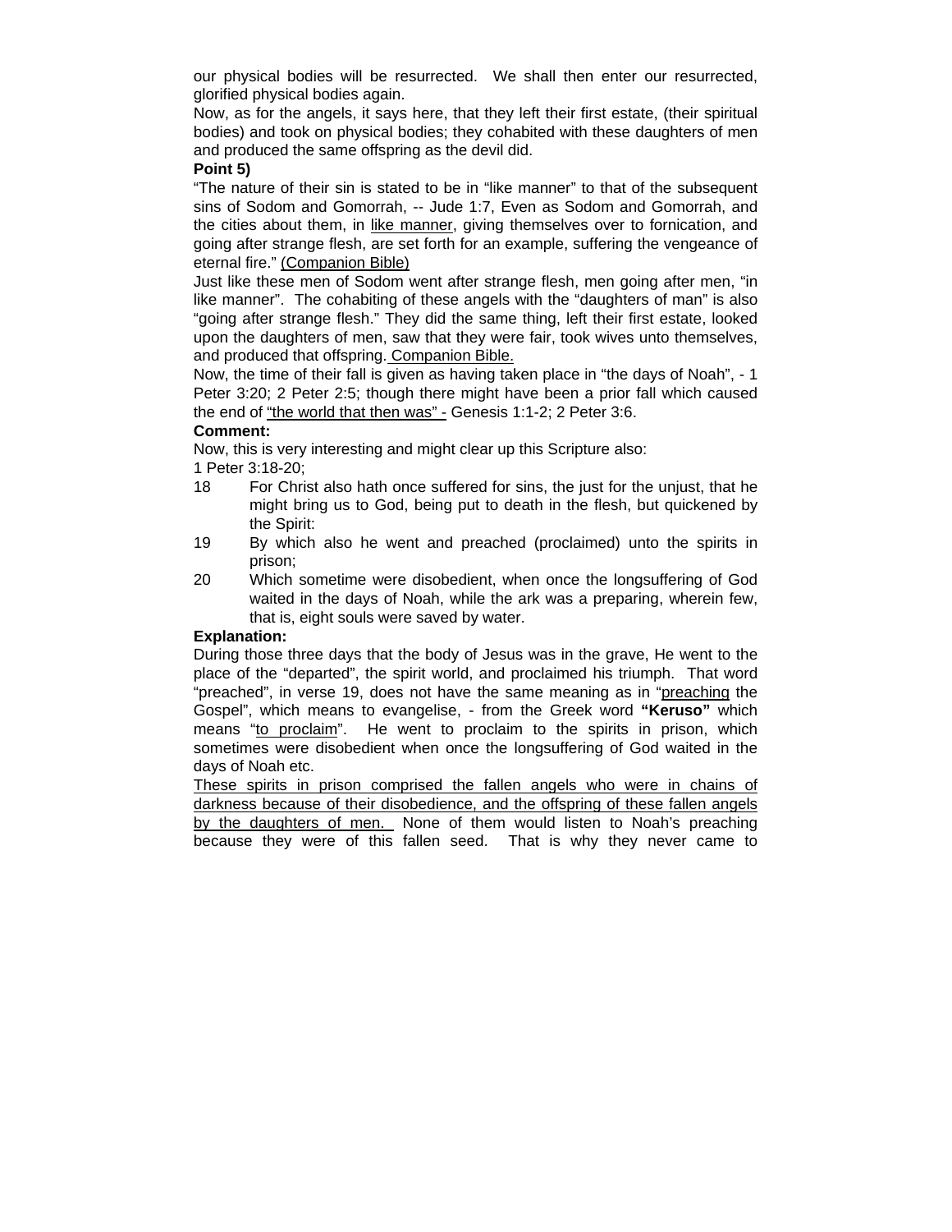our physical bodies will be resurrected. We shall then enter our resurrected, glorified physical bodies again.

Now, as for the angels, it says here, that they left their first estate, (their spiritual bodies) and took on physical bodies; they cohabited with these daughters of men and produced the same offspring as the devil did.

**Point 5)**

"The nature of their sin is stated to be in "like manner" to that of the subsequent sins of Sodom and Gomorrah, -- Jude 1:7, Even as Sodom and Gomorrah, and the cities about them, in <u>like manner</u>, giving themselves over to fornication, and going after strange flesh, are set forth for an example, suffering the vengeance of eternal fire." <u>(Companion Bible)</u>

Just like these men of Sodom went after strange flesh, men going after men, "in like manner". The cohabiting of these angels with the "daughters of man" is also "going after strange flesh." They did the same thing, left their first estate, looked upon the daughters of men, saw that they were fair, took wives unto themselves, and produced that offspring. <u>Companion Bible.</u>

Now, the time of their fall is given as having taken place in "the days of Noah", - 1 Peter 3:20; 2 Peter 2:5; though there might have been a prior fall which caused the end of <u>"the world that then was" -</u> Genesis 1:1-2; 2 Peter 3:6.

**Comment:**

Now, this is very interesting and might clear up this Scripture also:

1 Peter 3:18-20;

18 For Christ also hath once suffered for sins, the just for the unjust, that he might bring us to God, being put to death in the flesh, but quickened by the Spirit:

19 By which also he went and preached (proclaimed) unto the spirits in prison;

20 Which sometime were disobedient, when once the longsuffering of God waited in the days of Noah, while the ark was a preparing, wherein few, that is, eight souls were saved by water.

**Explanation:**

During those three days that the body of Jesus was in the grave, He went to the place of the "departed", the spirit world, and proclaimed his triumph. That word "preached", in verse 19, does not have the same meaning as in "<u>preaching</u> the Gospel", which means to evangelise, - from the Greek word **"Keruso"** which means "<u>to proclaim</u>". He went to proclaim to the spirits in prison, which sometimes were disobedient when once the longsuffering of God waited in the days of Noah etc.

<u>These spirits in prison comprised the fallen angels who were in chains of darkness because of their disobedience, and the offspring of these fallen angels by the daughters of men.</u> None of them would listen to Noah's preaching because they were of this fallen seed. That is why they never came to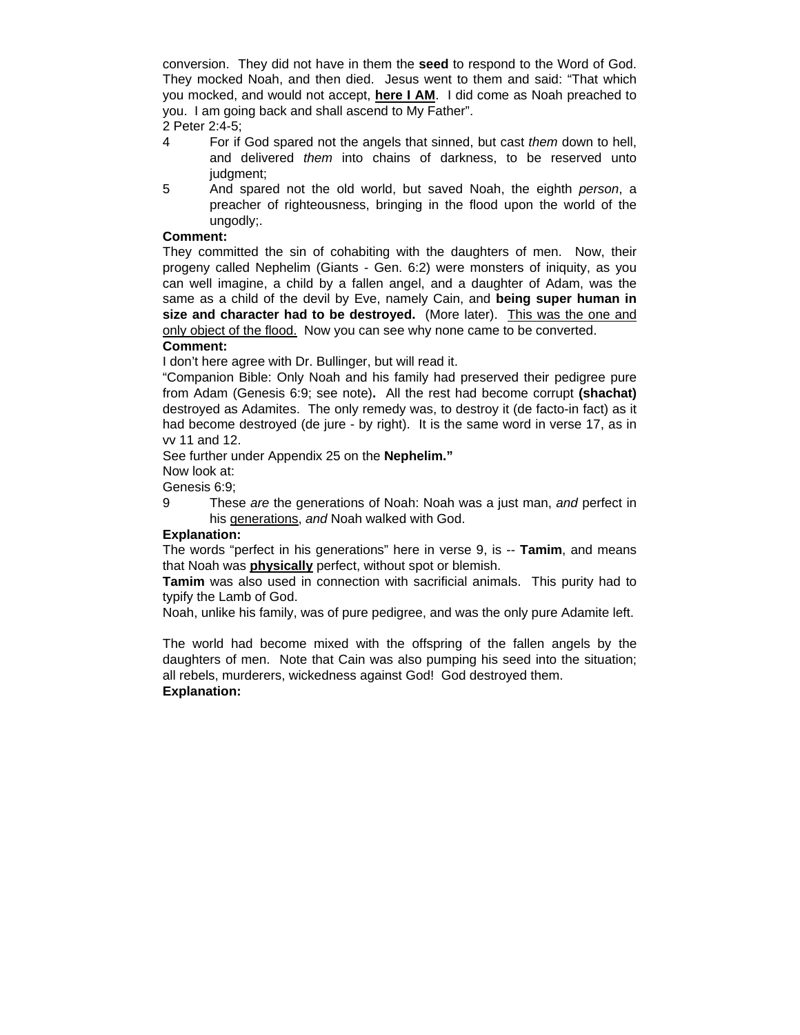conversion. They did not have in them the **seed** to respond to the Word of God. They mocked Noah, and then died. Jesus went to them and said: "That which you mocked, and would not accept, **here I AM**. I did come as Noah preached to you. I am going back and shall ascend to My Father".

2 Peter 2:4-5;

4 For if God spared not the angels that sinned, but cast *them* down to hell, and delivered *them* into chains of darkness, to be reserved unto judgment;

5 And spared not the old world, but saved Noah, the eighth *person*, a preacher of righteousness, bringing in the flood upon the world of the ungodly;.

**Comment:**

They committed the sin of cohabiting with the daughters of men. Now, their progeny called Nephelim (Giants - Gen. 6:2) were monsters of iniquity, as you can well imagine, a child by a fallen angel, and a daughter of Adam, was the same as a child of the devil by Eve, namely Cain, and **being super human in size and character had to be destroyed.** (More later). This was the one and only object of the flood. Now you can see why none came to be converted.

**Comment:**

I don't here agree with Dr. Bullinger, but will read it.

"Companion Bible: Only Noah and his family had preserved their pedigree pure from Adam (Genesis 6:9; see note)**.** All the rest had become corrupt **(shachat)** destroyed as Adamites. The only remedy was, to destroy it (de facto-in fact) as it had become destroyed (de jure - by right). It is the same word in verse 17, as in vv 11 and 12.

See further under Appendix 25 on the **Nephelim."**

Now look at:

Genesis 6:9;

9 These *are* the generations of Noah: Noah was a just man, *and* perfect in his generations, *and* Noah walked with God.

**Explanation:**

The words "perfect in his generations" here in verse 9, is -- **Tamim**, and means that Noah was **physically** perfect, without spot or blemish.

**Tamim** was also used in connection with sacrificial animals. This purity had to typify the Lamb of God.

Noah, unlike his family, was of pure pedigree, and was the only pure Adamite left.

The world had become mixed with the offspring of the fallen angels by the daughters of men. Note that Cain was also pumping his seed into the situation; all rebels, murderers, wickedness against God! God destroyed them.

**Explanation:**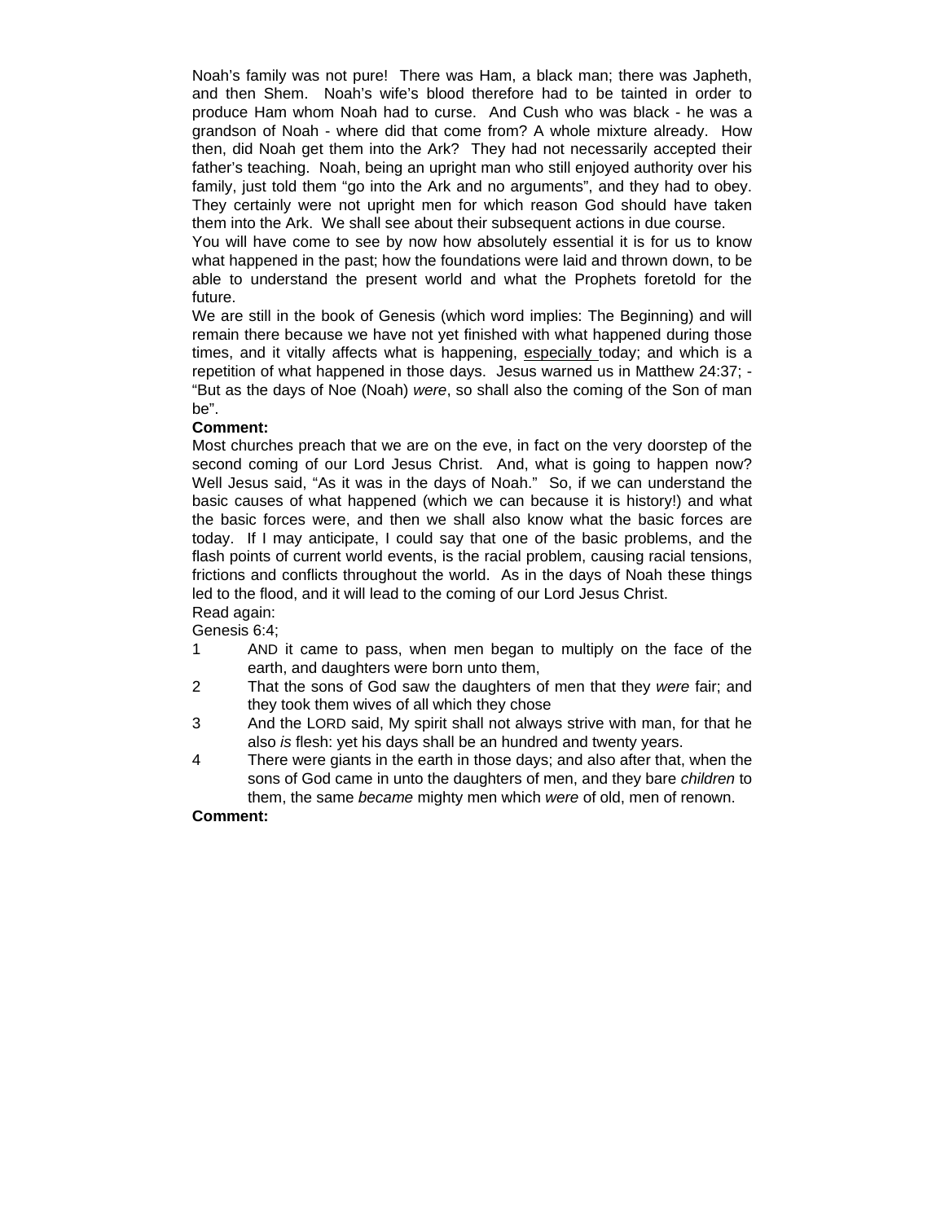Noah's family was not pure! There was Ham, a black man; there was Japheth, and then Shem. Noah's wife's blood therefore had to be tainted in order to produce Ham whom Noah had to curse. And Cush who was black - he was a grandson of Noah - where did that come from? A whole mixture already. How then, did Noah get them into the Ark? They had not necessarily accepted their father's teaching. Noah, being an upright man who still enjoyed authority over his family, just told them "go into the Ark and no arguments", and they had to obey. They certainly were not upright men for which reason God should have taken them into the Ark. We shall see about their subsequent actions in due course.

You will have come to see by now how absolutely essential it is for us to know what happened in the past; how the foundations were laid and thrown down, to be able to understand the present world and what the Prophets foretold for the future.

We are still in the book of Genesis (which word implies: The Beginning) and will remain there because we have not yet finished with what happened during those times, and it vitally affects what is happening, <u>especially</u> today; and which is a repetition of what happened in those days. Jesus warned us in Matthew 24:37; - "But as the days of Noe (Noah) *were*, so shall also the coming of the Son of man be".

**Comment:**

Most churches preach that we are on the eve, in fact on the very doorstep of the second coming of our Lord Jesus Christ. And, what is going to happen now? Well Jesus said, "As it was in the days of Noah." So, if we can understand the basic causes of what happened (which we can because it is history!) and what the basic forces were, and then we shall also know what the basic forces are today. If I may anticipate, I could say that one of the basic problems, and the flash points of current world events, is the racial problem, causing racial tensions, frictions and conflicts throughout the world. As in the days of Noah these things led to the flood, and it will lead to the coming of our Lord Jesus Christ.

Read again:

Genesis 6:4;

1 AND it came to pass, when men began to multiply on the face of the earth, and daughters were born unto them,

2 That the sons of God saw the daughters of men that they *were* fair; and they took them wives of all which they chose

3 And the LORD said, My spirit shall not always strive with man, for that he also *is* flesh: yet his days shall be an hundred and twenty years.

4 There were giants in the earth in those days; and also after that, when the sons of God came in unto the daughters of men, and they bare *children* to them, the same *became* mighty men which *were* of old, men of renown.

**Comment:**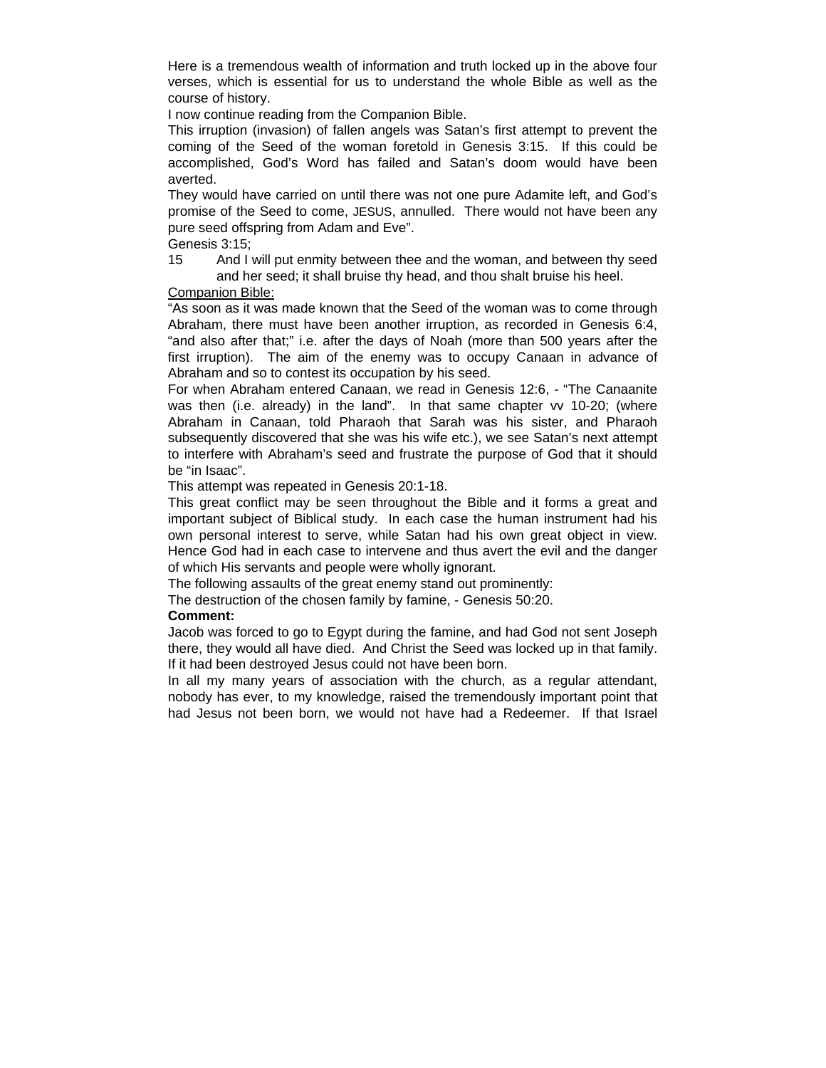Here is a tremendous wealth of information and truth locked up in the above four verses, which is essential for us to understand the whole Bible as well as the course of history.

I now continue reading from the Companion Bible.

This irruption (invasion) of fallen angels was Satan's first attempt to prevent the coming of the Seed of the woman foretold in Genesis 3:15. If this could be accomplished, God's Word has failed and Satan's doom would have been averted.

They would have carried on until there was not one pure Adamite left, and God's promise of the Seed to come, JESUS, annulled. There would not have been any pure seed offspring from Adam and Eve".

Genesis 3:15;

15 And I will put enmity between thee and the woman, and between thy seed and her seed; it shall bruise thy head, and thou shalt bruise his heel.

<u>Companion Bible:</u>

"As soon as it was made known that the Seed of the woman was to come through Abraham, there must have been another irruption, as recorded in Genesis 6:4, "and also after that;" i.e. after the days of Noah (more than 500 years after the first irruption). The aim of the enemy was to occupy Canaan in advance of Abraham and so to contest its occupation by his seed.

For when Abraham entered Canaan, we read in Genesis 12:6, - "The Canaanite was then (i.e. already) in the land". In that same chapter vv 10-20; (where Abraham in Canaan, told Pharaoh that Sarah was his sister, and Pharaoh subsequently discovered that she was his wife etc.), we see Satan's next attempt to interfere with Abraham's seed and frustrate the purpose of God that it should be "in Isaac".

This attempt was repeated in Genesis 20:1-18.

This great conflict may be seen throughout the Bible and it forms a great and important subject of Biblical study. In each case the human instrument had his own personal interest to serve, while Satan had his own great object in view. Hence God had in each case to intervene and thus avert the evil and the danger of which His servants and people were wholly ignorant.

The following assaults of the great enemy stand out prominently:

The destruction of the chosen family by famine, - Genesis 50:20.

**Comment:**

Jacob was forced to go to Egypt during the famine, and had God not sent Joseph there, they would all have died. And Christ the Seed was locked up in that family. If it had been destroyed Jesus could not have been born.

In all my many years of association with the church, as a regular attendant, nobody has ever, to my knowledge, raised the tremendously important point that had Jesus not been born, we would not have had a Redeemer. If that Israel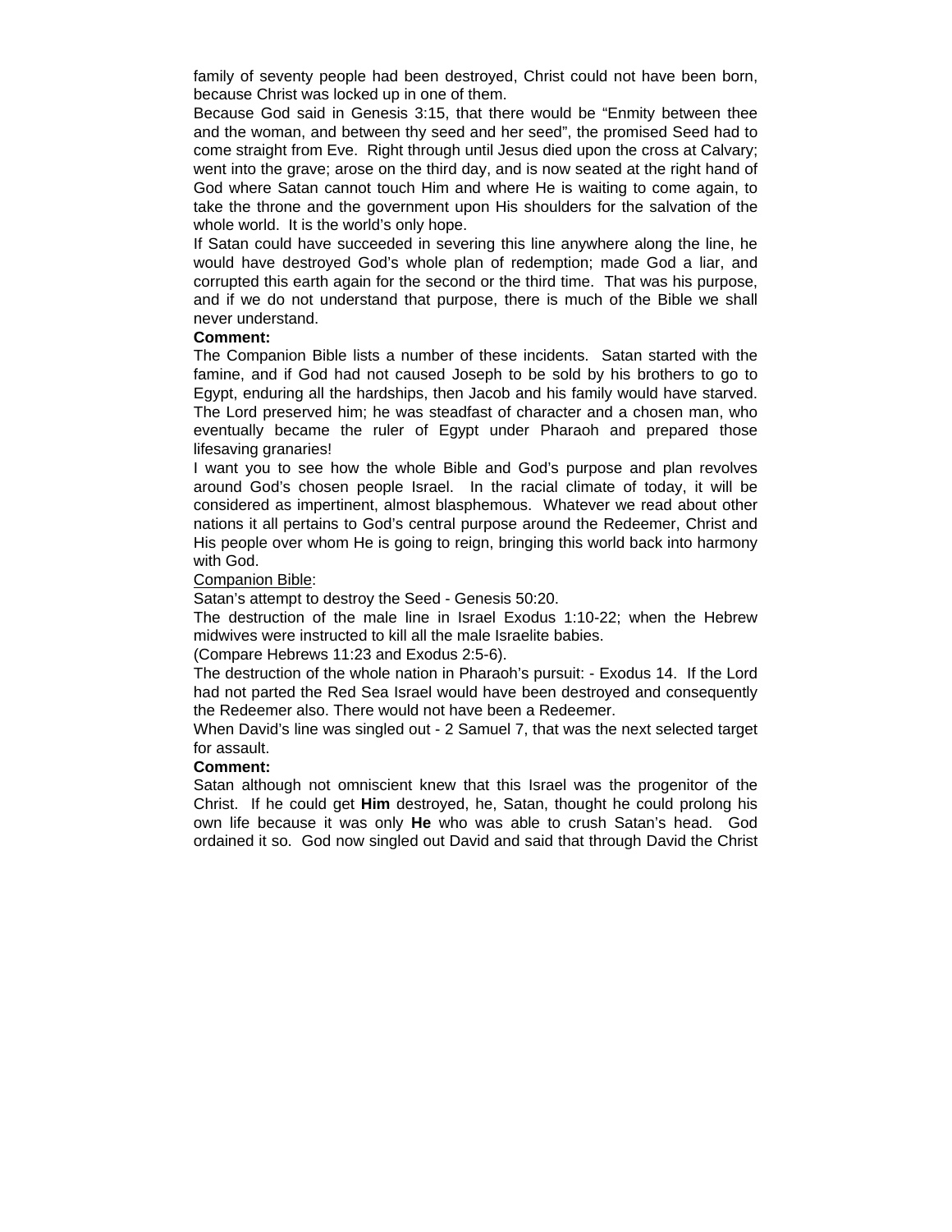family of seventy people had been destroyed, Christ could not have been born, because Christ was locked up in one of them.

Because God said in Genesis 3:15, that there would be “Enmity between thee and the woman, and between thy seed and her seed”, the promised Seed had to come straight from Eve. Right through until Jesus died upon the cross at Calvary; went into the grave; arose on the third day, and is now seated at the right hand of God where Satan cannot touch Him and where He is waiting to come again, to take the throne and the government upon His shoulders for the salvation of the whole world. It is the world’s only hope.

If Satan could have succeeded in severing this line anywhere along the line, he would have destroyed God’s whole plan of redemption; made God a liar, and corrupted this earth again for the second or the third time. That was his purpose, and if we do not understand that purpose, there is much of the Bible we shall never understand.

**Comment:**

The Companion Bible lists a number of these incidents. Satan started with the famine, and if God had not caused Joseph to be sold by his brothers to go to Egypt, enduring all the hardships, then Jacob and his family would have starved. The Lord preserved him; he was steadfast of character and a chosen man, who eventually became the ruler of Egypt under Pharaoh and prepared those lifesaving granaries!

I want you to see how the whole Bible and God’s purpose and plan revolves around God’s chosen people Israel. In the racial climate of today, it will be considered as impertinent, almost blasphemous. Whatever we read about other nations it all pertains to God’s central purpose around the Redeemer, Christ and His people over whom He is going to reign, bringing this world back into harmony with God.

<u>Companion Bible</u>:

Satan’s attempt to destroy the Seed - Genesis 50:20.

The destruction of the male line in Israel Exodus 1:10-22; when the Hebrew midwives were instructed to kill all the male Israelite babies.

(Compare Hebrews 11:23 and Exodus 2:5-6).

The destruction of the whole nation in Pharaoh’s pursuit: - Exodus 14. If the Lord had not parted the Red Sea Israel would have been destroyed and consequently the Redeemer also. There would not have been a Redeemer.

When David’s line was singled out - 2 Samuel 7, that was the next selected target for assault.

**Comment:**

Satan although not omniscient knew that this Israel was the progenitor of the Christ. If he could get **Him** destroyed, he, Satan, thought he could prolong his own life because it was only **He** who was able to crush Satan’s head. God ordained it so. God now singled out David and said that through David the Christ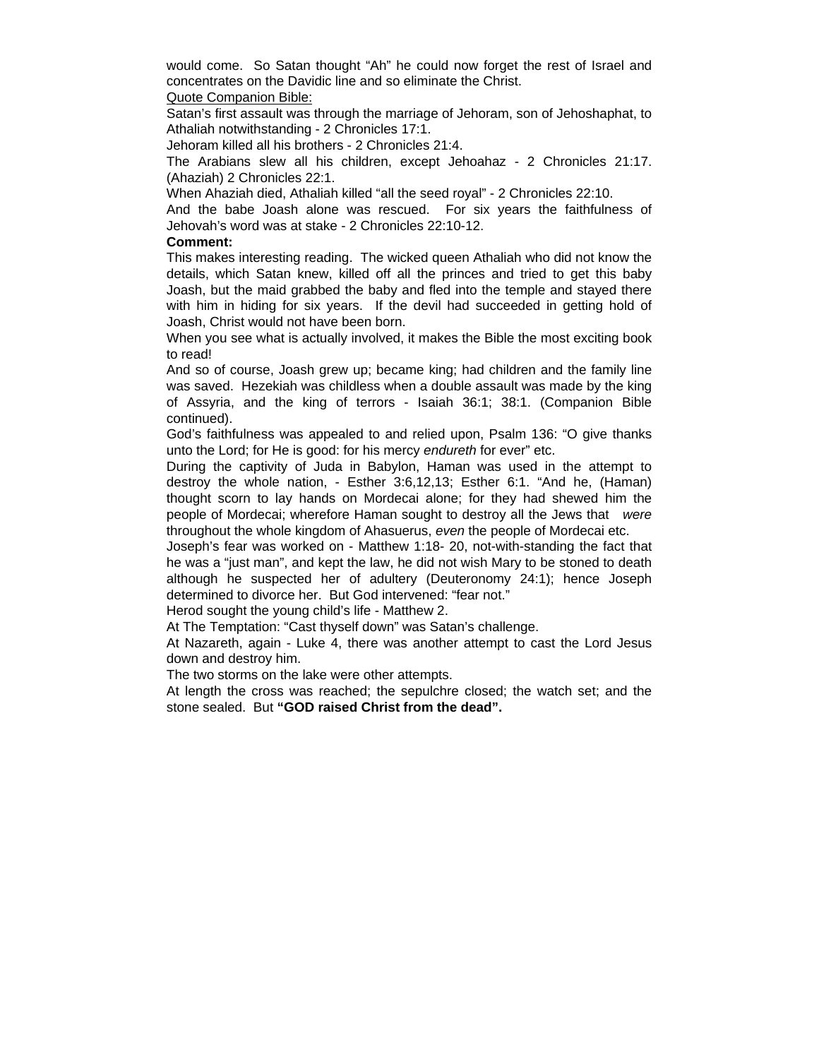would come. So Satan thought "Ah" he could now forget the rest of Israel and concentrates on the Davidic line and so eliminate the Christ.

Quote Companion Bible:

Satan's first assault was through the marriage of Jehoram, son of Jehoshaphat, to Athaliah notwithstanding - 2 Chronicles 17:1.

Jehoram killed all his brothers - 2 Chronicles 21:4.

The Arabians slew all his children, except Jehoahaz - 2 Chronicles 21:17. (Ahaziah) 2 Chronicles 22:1.

When Ahaziah died, Athaliah killed "all the seed royal" - 2 Chronicles 22:10.

And the babe Joash alone was rescued. For six years the faithfulness of Jehovah's word was at stake - 2 Chronicles 22:10-12.

**Comment:**

This makes interesting reading. The wicked queen Athaliah who did not know the details, which Satan knew, killed off all the princes and tried to get this baby Joash, but the maid grabbed the baby and fled into the temple and stayed there with him in hiding for six years. If the devil had succeeded in getting hold of Joash, Christ would not have been born.

When you see what is actually involved, it makes the Bible the most exciting book to read!

And so of course, Joash grew up; became king; had children and the family line was saved. Hezekiah was childless when a double assault was made by the king of Assyria, and the king of terrors - Isaiah 36:1; 38:1. (Companion Bible continued).

God's faithfulness was appealed to and relied upon, Psalm 136: "O give thanks unto the Lord; for He is good: for his mercy *endureth* for ever" etc.

During the captivity of Juda in Babylon, Haman was used in the attempt to destroy the whole nation, - Esther 3:6,12,13; Esther 6:1. "And he, (Haman) thought scorn to lay hands on Mordecai alone; for they had shewed him the people of Mordecai; wherefore Haman sought to destroy all the Jews that *were* throughout the whole kingdom of Ahasuerus, *even* the people of Mordecai etc.

Joseph's fear was worked on - Matthew 1:18- 20, not-with-standing the fact that he was a "just man", and kept the law, he did not wish Mary to be stoned to death although he suspected her of adultery (Deuteronomy 24:1); hence Joseph determined to divorce her. But God intervened: "fear not."

Herod sought the young child's life - Matthew 2.

At The Temptation: "Cast thyself down" was Satan's challenge.

At Nazareth, again - Luke 4, there was another attempt to cast the Lord Jesus down and destroy him.

The two storms on the lake were other attempts.

At length the cross was reached; the sepulchre closed; the watch set; and the stone sealed. But **"GOD raised Christ from the dead".**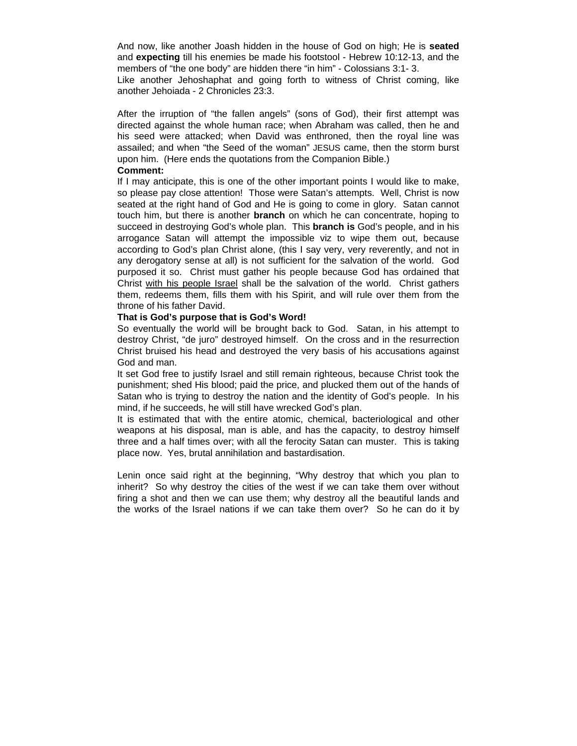And now, like another Joash hidden in the house of God on high; He is **seated** and **expecting** till his enemies be made his footstool - Hebrew 10:12-13, and the members of "the one body" are hidden there "in him" - Colossians 3:1- 3.
Like another Jehoshaphat and going forth to witness of Christ coming, like another Jehoiada - 2 Chronicles 23:3.

After the irruption of "the fallen angels" (sons of God), their first attempt was directed against the whole human race; when Abraham was called, then he and his seed were attacked; when David was enthroned, then the royal line was assailed; and when "the Seed of the woman" JESUS came, then the storm burst upon him. (Here ends the quotations from the Companion Bible.)

**Comment:**

If I may anticipate, this is one of the other important points I would like to make, so please pay close attention! Those were Satan's attempts. Well, Christ is now seated at the right hand of God and He is going to come in glory. Satan cannot touch him, but there is another **branch** on which he can concentrate, hoping to succeed in destroying God's whole plan. This **branch is** God's people, and in his arrogance Satan will attempt the impossible viz to wipe them out, because according to God's plan Christ alone, (this I say very, very reverently, and not in any derogatory sense at all) is not sufficient for the salvation of the world. God purposed it so. Christ must gather his people because God has ordained that Christ <u>with his people Israel</u> shall be the salvation of the world. Christ gathers them, redeems them, fills them with his Spirit, and will rule over them from the throne of his father David.

**That is God's purpose that is God's Word!**

So eventually the world will be brought back to God. Satan, in his attempt to destroy Christ, "de juro" destroyed himself. On the cross and in the resurrection Christ bruised his head and destroyed the very basis of his accusations against God and man.

It set God free to justify Israel and still remain righteous, because Christ took the punishment; shed His blood; paid the price, and plucked them out of the hands of Satan who is trying to destroy the nation and the identity of God's people. In his mind, if he succeeds, he will still have wrecked God's plan.

It is estimated that with the entire atomic, chemical, bacteriological and other weapons at his disposal, man is able, and has the capacity, to destroy himself three and a half times over; with all the ferocity Satan can muster. This is taking place now. Yes, brutal annihilation and bastardisation.

Lenin once said right at the beginning, "Why destroy that which you plan to inherit? So why destroy the cities of the west if we can take them over without firing a shot and then we can use them; why destroy all the beautiful lands and the works of the Israel nations if we can take them over? So he can do it by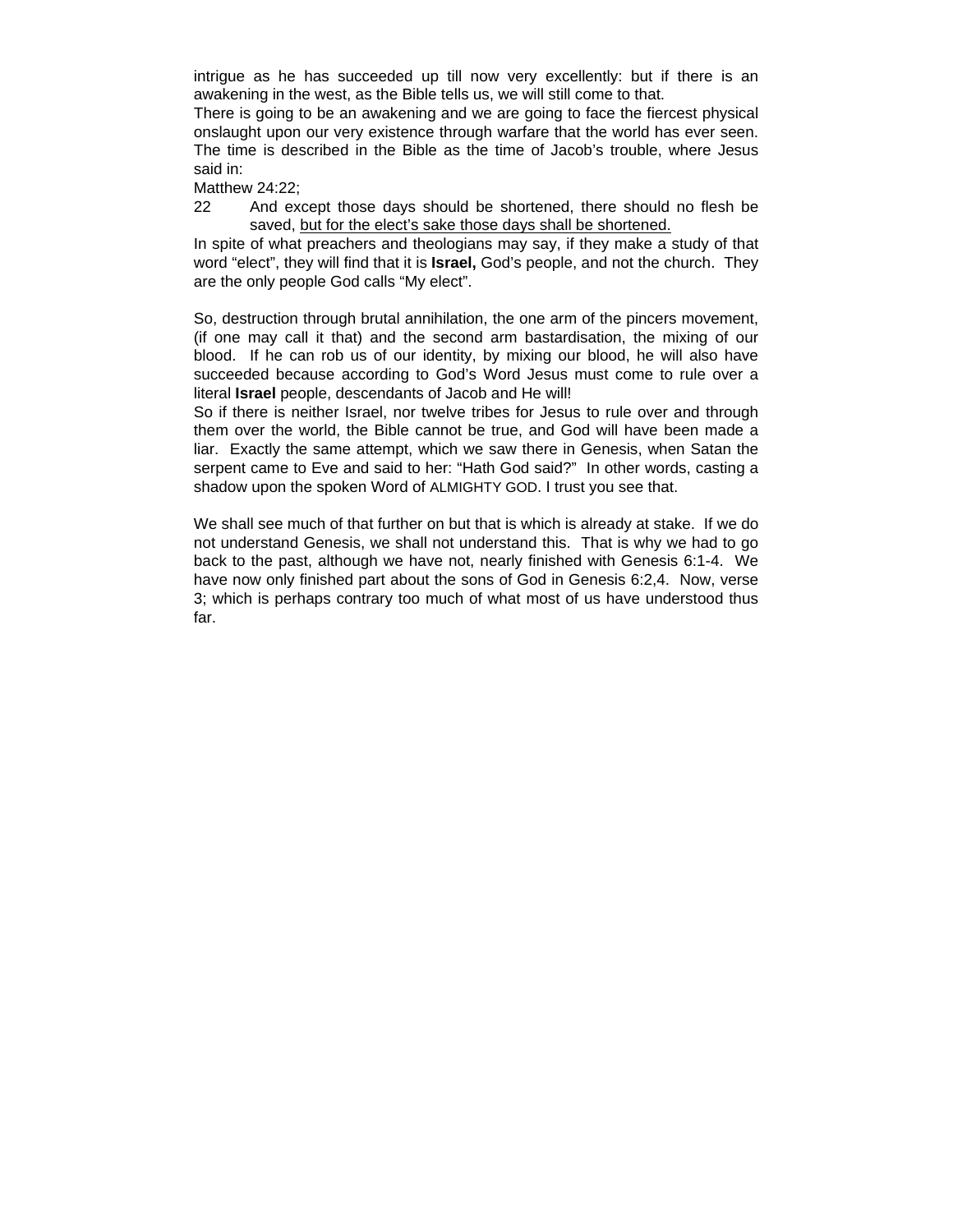intrigue as he has succeeded up till now very excellently: but if there is an awakening in the west, as the Bible tells us, we will still come to that.

There is going to be an awakening and we are going to face the fiercest physical onslaught upon our very existence through warfare that the world has ever seen. The time is described in the Bible as the time of Jacob's trouble, where Jesus said in:

Matthew 24:22;

22 And except those days should be shortened, there should no flesh be saved, <u>but for the elect's sake those days shall be shortened.</u>

In spite of what preachers and theologians may say, if they make a study of that word "elect", they will find that it is **Israel,** God's people, and not the church. They are the only people God calls "My elect".

So, destruction through brutal annihilation, the one arm of the pincers movement, (if one may call it that) and the second arm bastardisation, the mixing of our blood. If he can rob us of our identity, by mixing our blood, he will also have succeeded because according to God's Word Jesus must come to rule over a literal **Israel** people, descendants of Jacob and He will!

So if there is neither Israel, nor twelve tribes for Jesus to rule over and through them over the world, the Bible cannot be true, and God will have been made a liar. Exactly the same attempt, which we saw there in Genesis, when Satan the serpent came to Eve and said to her: "Hath God said?" In other words, casting a shadow upon the spoken Word of ALMIGHTY GOD. I trust you see that.

We shall see much of that further on but that is which is already at stake. If we do not understand Genesis, we shall not understand this. That is why we had to go back to the past, although we have not, nearly finished with Genesis 6:1-4. We have now only finished part about the sons of God in Genesis 6:2,4. Now, verse 3; which is perhaps contrary too much of what most of us have understood thus far.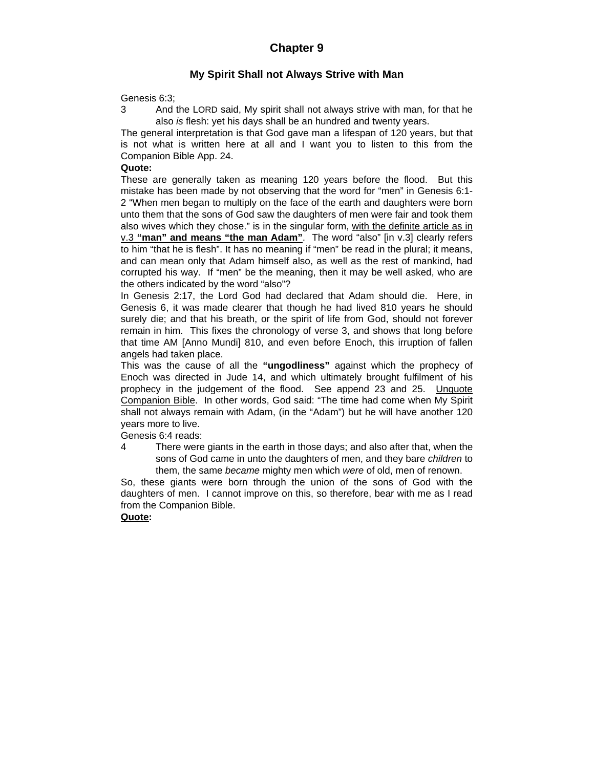# Chapter 9

## My Spirit Shall not Always Strive with Man

Genesis 6:3;

3 And the LORD said, My spirit shall not always strive with man, for that he also *is* flesh: yet his days shall be an hundred and twenty years.

The general interpretation is that God gave man a lifespan of 120 years, but that is not what is written here at all and I want you to listen to this from the Companion Bible App. 24.

**Quote:**

These are generally taken as meaning 120 years before the flood. But this mistake has been made by not observing that the word for "men" in Genesis 6:1-2 "When men began to multiply on the face of the earth and daughters were born unto them that the sons of God saw the daughters of men were fair and took them also wives which they chose." is in the singular form, <u>with the definite article as in v.3</u> <u>**"man" and means "the man Adam"**</u>. The word "also" [in v.3] clearly refers to him "that he is flesh". It has no meaning if "men" be read in the plural; it means, and can mean only that Adam himself also, as well as the rest of mankind, had corrupted his way. If "men" be the meaning, then it may be well asked, who are the others indicated by the word "also"?

In Genesis 2:17, the Lord God had declared that Adam should die. Here, in Genesis 6, it was made clearer that though he had lived 810 years he should surely die; and that his breath, or the spirit of life from God, should not forever remain in him. This fixes the chronology of verse 3, and shows that long before that time AM [Anno Mundi] 810, and even before Enoch, this irruption of fallen angels had taken place.

This was the cause of all the **"ungodliness"** against which the prophecy of Enoch was directed in Jude 14, and which ultimately brought fulfilment of his prophecy in the judgement of the flood. See append 23 and 25. <u>Unquote Companion Bible</u>. In other words, God said: "The time had come when My Spirit shall not always remain with Adam, (in the "Adam") but he will have another 120 years more to live.

Genesis 6:4 reads:

4 There were giants in the earth in those days; and also after that, when the sons of God came in unto the daughters of men, and they bare *children* to them, the same *became* mighty men which *were* of old, men of renown.

So, these giants were born through the union of the sons of God with the daughters of men. I cannot improve on this, so therefore, bear with me as I read from the Companion Bible.

**<u>Quote</u>:**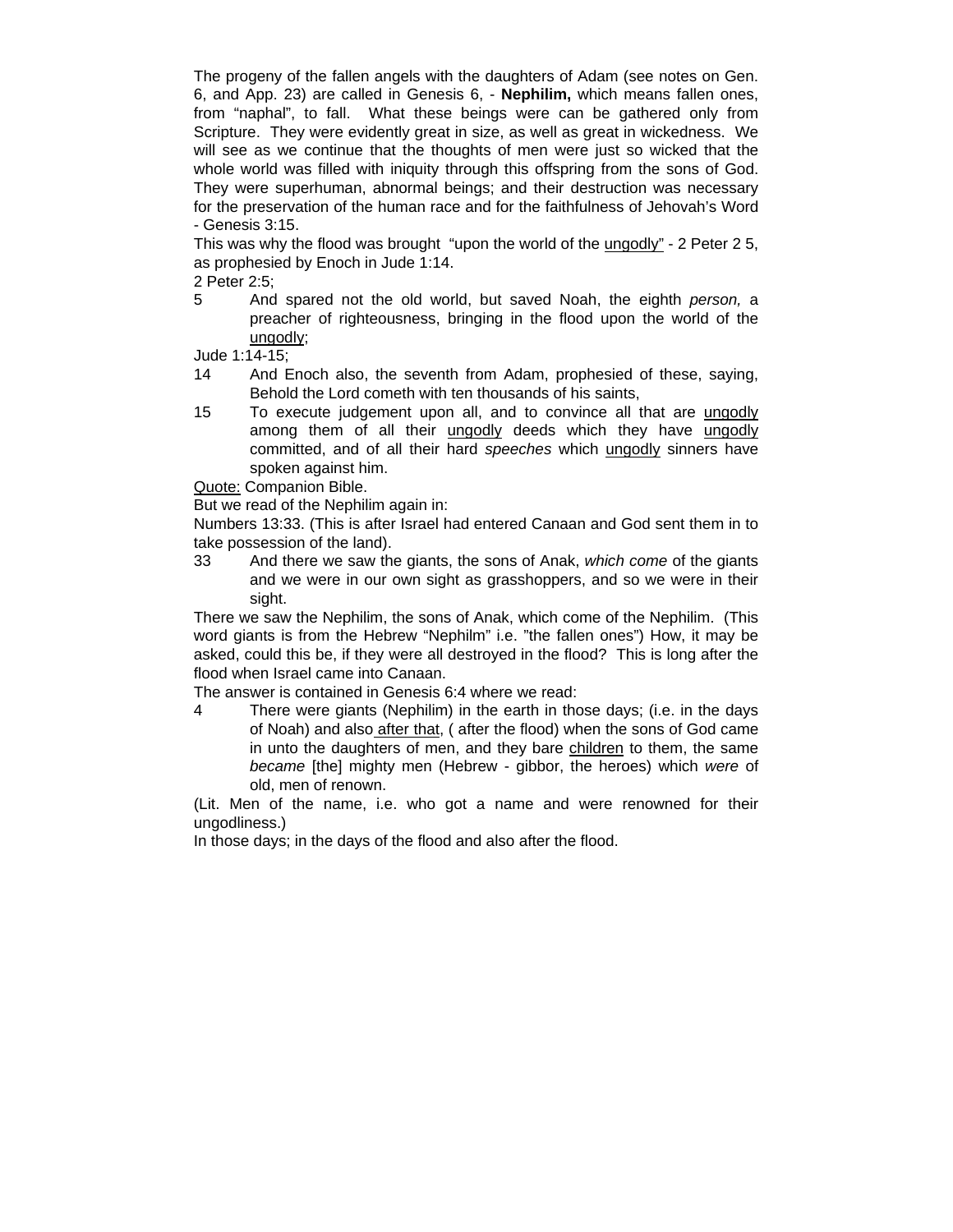The progeny of the fallen angels with the daughters of Adam (see notes on Gen. 6, and App. 23) are called in Genesis 6, - **Nephilim,** which means fallen ones, from "naphal", to fall. What these beings were can be gathered only from Scripture. They were evidently great in size, as well as great in wickedness. We will see as we continue that the thoughts of men were just so wicked that the whole world was filled with iniquity through this offspring from the sons of God. They were superhuman, abnormal beings; and their destruction was necessary for the preservation of the human race and for the faithfulness of Jehovah's Word - Genesis 3:15.

This was why the flood was brought "upon the world of the <u>ungodly"</u> - 2 Peter 2 5, as prophesied by Enoch in Jude 1:14.

2 Peter 2:5;

5 And spared not the old world, but saved Noah, the eighth *person,* a preacher of righteousness, bringing in the flood upon the world of the <u>ungodly</u>;

Jude 1:14-15;

14 And Enoch also, the seventh from Adam, prophesied of these, saying, Behold the Lord cometh with ten thousands of his saints,

15 To execute judgement upon all, and to convince all that are <u>ungodly</u> among them of all their <u>ungodly</u> deeds which they have <u>ungodly</u> committed, and of all their hard *speeches* which <u>ungodly</u> sinners have spoken against him.

<u>Quote:</u> Companion Bible.

But we read of the Nephilim again in:

Numbers 13:33. (This is after Israel had entered Canaan and God sent them in to take possession of the land).

33 And there we saw the giants, the sons of Anak, *which come* of the giants and we were in our own sight as grasshoppers, and so we were in their sight.

There we saw the Nephilim, the sons of Anak, which come of the Nephilim. (This word giants is from the Hebrew "Nephilm" i.e. "the fallen ones") How, it may be asked, could this be, if they were all destroyed in the flood? This is long after the flood when Israel came into Canaan.

The answer is contained in Genesis 6:4 where we read:

4 There were giants (Nephilim) in the earth in those days; (i.e. in the days of Noah) and also <u>after that</u>, ( after the flood) when the sons of God came in unto the daughters of men, and they bare <u>children</u> to them, the same *became* [the] mighty men (Hebrew - gibbor, the heroes) which *were* of old, men of renown.

(Lit. Men of the name, i.e. who got a name and were renowned for their ungodliness.)

In those days; in the days of the flood and also after the flood.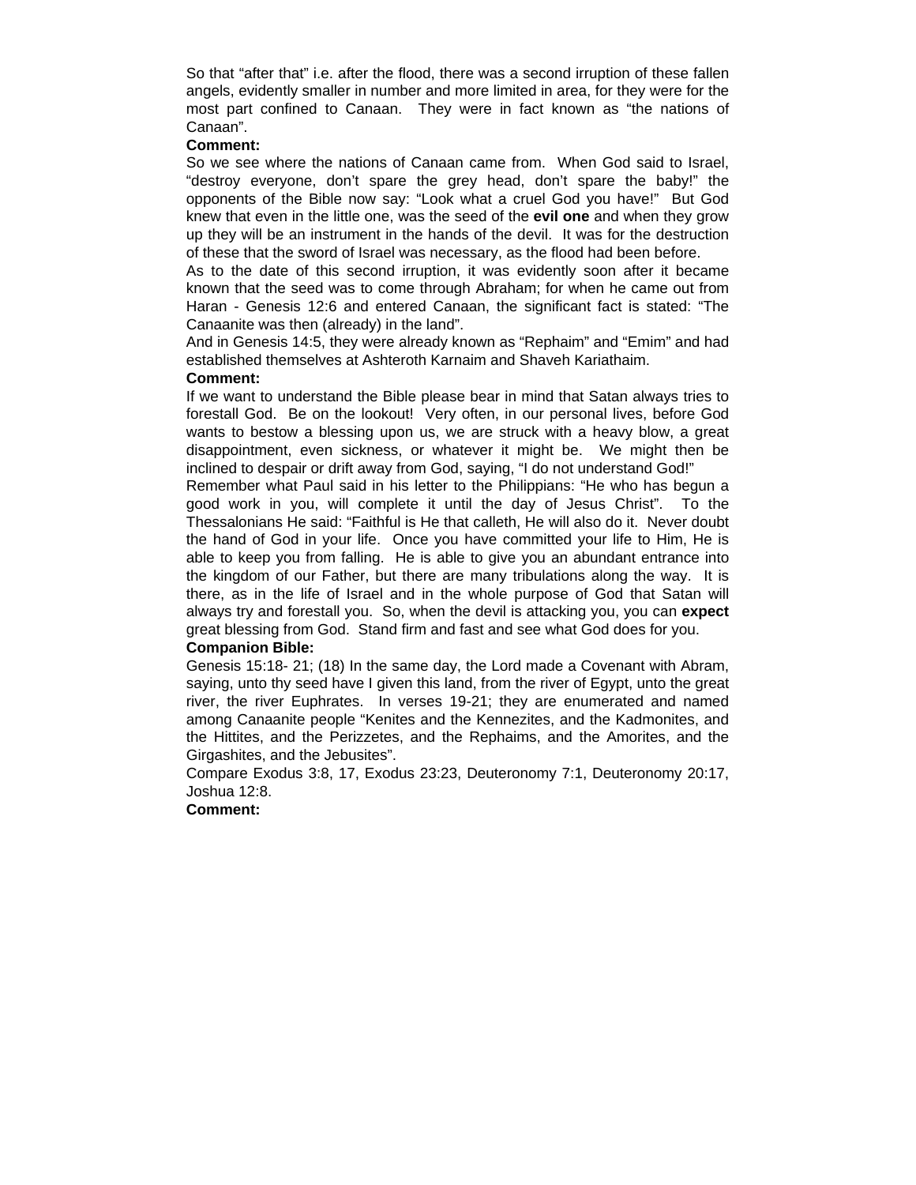So that "after that" i.e. after the flood, there was a second irruption of these fallen angels, evidently smaller in number and more limited in area, for they were for the most part confined to Canaan. They were in fact known as "the nations of Canaan".

**Comment:**

So we see where the nations of Canaan came from. When God said to Israel, "destroy everyone, don't spare the grey head, don't spare the baby!" the opponents of the Bible now say: "Look what a cruel God you have!" But God knew that even in the little one, was the seed of the **evil one** and when they grow up they will be an instrument in the hands of the devil. It was for the destruction of these that the sword of Israel was necessary, as the flood had been before.

As to the date of this second irruption, it was evidently soon after it became known that the seed was to come through Abraham; for when he came out from Haran - Genesis 12:6 and entered Canaan, the significant fact is stated: "The Canaanite was then (already) in the land".

And in Genesis 14:5, they were already known as "Rephaim" and "Emim" and had established themselves at Ashteroth Karnaim and Shaveh Kariathaim.

**Comment:**

If we want to understand the Bible please bear in mind that Satan always tries to forestall God. Be on the lookout! Very often, in our personal lives, before God wants to bestow a blessing upon us, we are struck with a heavy blow, a great disappointment, even sickness, or whatever it might be. We might then be inclined to despair or drift away from God, saying, "I do not understand God!"

Remember what Paul said in his letter to the Philippians: "He who has begun a good work in you, will complete it until the day of Jesus Christ". To the Thessalonians He said: "Faithful is He that calleth, He will also do it. Never doubt the hand of God in your life. Once you have committed your life to Him, He is able to keep you from falling. He is able to give you an abundant entrance into the kingdom of our Father, but there are many tribulations along the way. It is there, as in the life of Israel and in the whole purpose of God that Satan will always try and forestall you. So, when the devil is attacking you, you can **expect** great blessing from God. Stand firm and fast and see what God does for you.

**Companion Bible:**

Genesis 15:18- 21; (18) In the same day, the Lord made a Covenant with Abram, saying, unto thy seed have I given this land, from the river of Egypt, unto the great river, the river Euphrates. In verses 19-21; they are enumerated and named among Canaanite people "Kenites and the Kennezites, and the Kadmonites, and the Hittites, and the Perizzetes, and the Rephaims, and the Amorites, and the Girgashites, and the Jebusites".

Compare Exodus 3:8, 17, Exodus 23:23, Deuteronomy 7:1, Deuteronomy 20:17, Joshua 12:8.

**Comment:**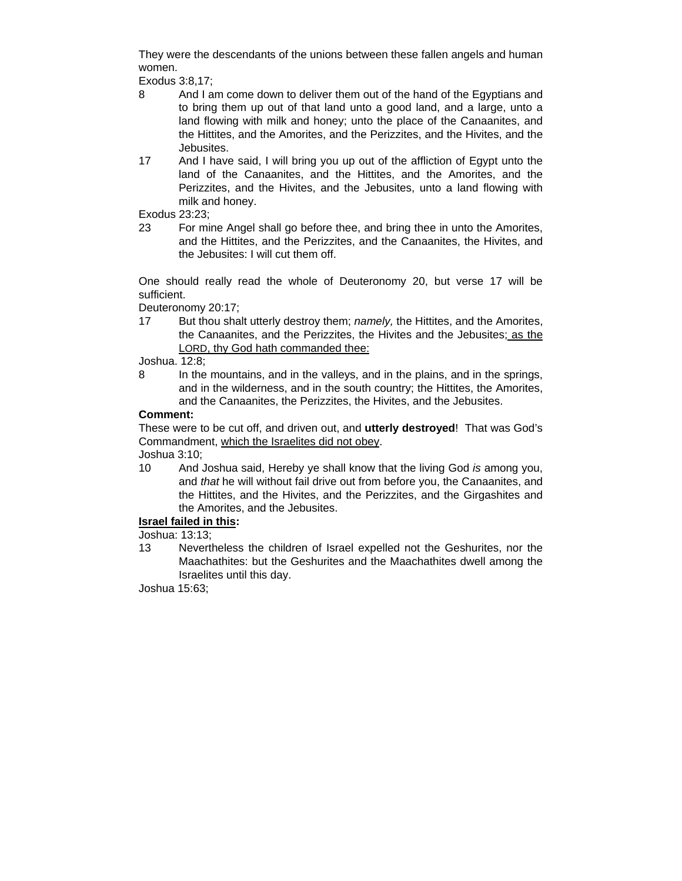They were the descendants of the unions between these fallen angels and human women.

Exodus 3:8,17;

8 And I am come down to deliver them out of the hand of the Egyptians and to bring them up out of that land unto a good land, and a large, unto a land flowing with milk and honey; unto the place of the Canaanites, and the Hittites, and the Amorites, and the Perizzites, and the Hivites, and the Jebusites.

17 And I have said, I will bring you up out of the affliction of Egypt unto the land of the Canaanites, and the Hittites, and the Amorites, and the Perizzites, and the Hivites, and the Jebusites, unto a land flowing with milk and honey.

Exodus 23:23;

23 For mine Angel shall go before thee, and bring thee in unto the Amorites, and the Hittites, and the Perizzites, and the Canaanites, the Hivites, and the Jebusites: I will cut them off.

One should really read the whole of Deuteronomy 20, but verse 17 will be sufficient.

Deuteronomy 20:17;

17 But thou shalt utterly destroy them; *namely,* the Hittites, and the Amorites, the Canaanites, and the Perizzites, the Hivites and the Jebusites; <u>as the LORD, thy God hath commanded thee:</u>

Joshua. 12:8;

8 In the mountains, and in the valleys, and in the plains, and in the springs, and in the wilderness, and in the south country; the Hittites, the Amorites, and the Canaanites, the Perizzites, the Hivites, and the Jebusites.

**Comment:**

These were to be cut off, and driven out, and **utterly destroyed**! That was God's Commandment, <u>which the Israelites did not obey</u>.

Joshua 3:10;

10 And Joshua said, Hereby ye shall know that the living God *is* among you, and *that* he will without fail drive out from before you, the Canaanites, and the Hittites, and the Hivites, and the Perizzites, and the Girgashites and the Amorites, and the Jebusites.

**<u>Israel failed in this</u>:**

Joshua: 13:13;

13 Nevertheless the children of Israel expelled not the Geshurites, nor the Maachathites: but the Geshurites and the Maachathites dwell among the Israelites until this day.

Joshua 15:63;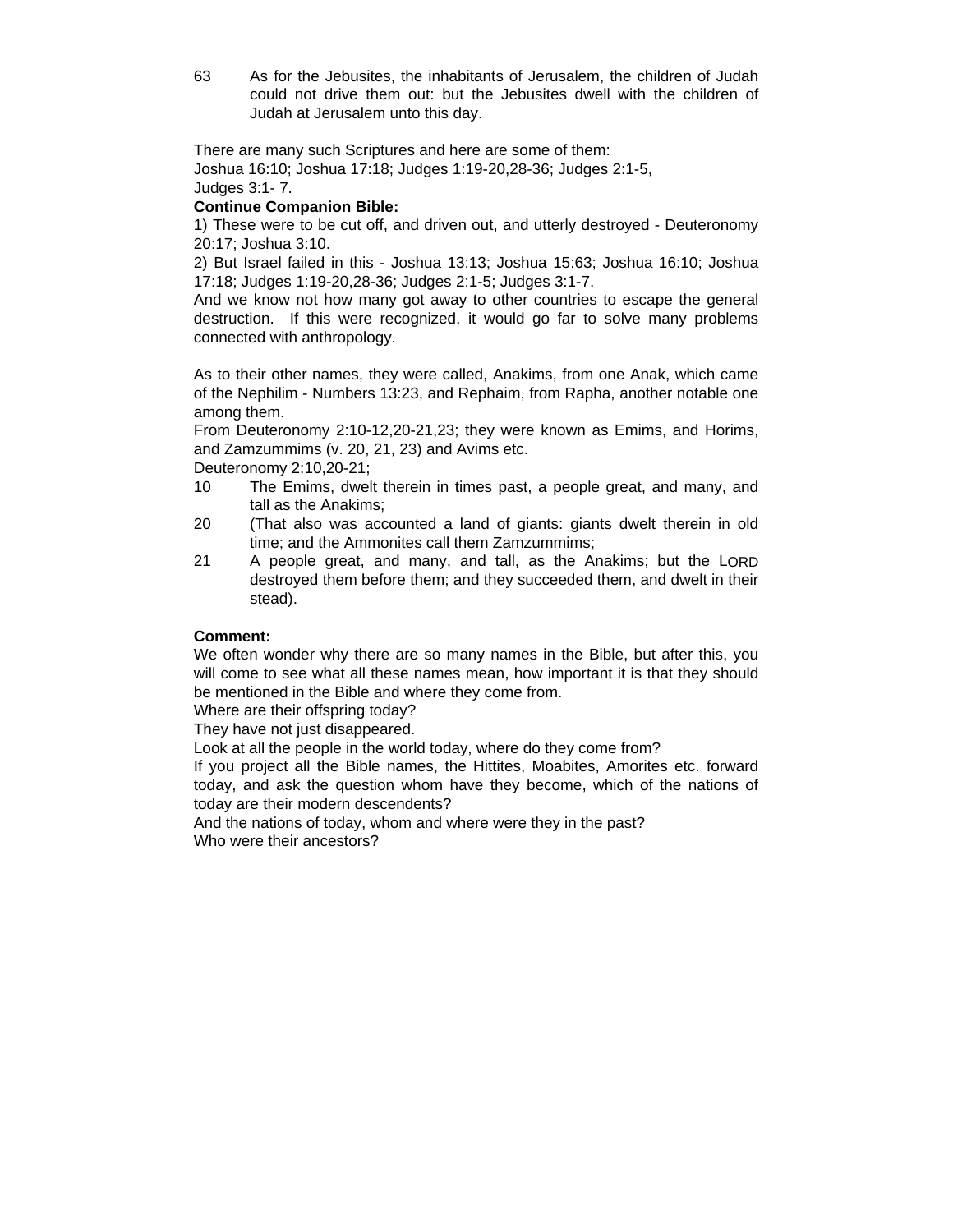63 As for the Jebusites, the inhabitants of Jerusalem, the children of Judah could not drive them out: but the Jebusites dwell with the children of Judah at Jerusalem unto this day.

There are many such Scriptures and here are some of them:
Joshua 16:10; Joshua 17:18; Judges 1:19-20,28-36; Judges 2:1-5, Judges 3:1- 7.

**Continue Companion Bible:**

1) These were to be cut off, and driven out, and utterly destroyed - Deuteronomy 20:17; Joshua 3:10.

2) But Israel failed in this - Joshua 13:13; Joshua 15:63; Joshua 16:10; Joshua 17:18; Judges 1:19-20,28-36; Judges 2:1-5; Judges 3:1-7.

And we know not how many got away to other countries to escape the general destruction. If this were recognized, it would go far to solve many problems connected with anthropology.

As to their other names, they were called, Anakims, from one Anak, which came of the Nephilim - Numbers 13:23, and Rephaim, from Rapha, another notable one among them.

From Deuteronomy 2:10-12,20-21,23; they were known as Emims, and Horims, and Zamzummims (v. 20, 21, 23) and Avims etc.

Deuteronomy 2:10,20-21;

10 The Emims, dwelt therein in times past, a people great, and many, and tall as the Anakims;

20 (That also was accounted a land of giants: giants dwelt therein in old time; and the Ammonites call them Zamzummims;

21 A people great, and many, and tall, as the Anakims; but the LORD destroyed them before them; and they succeeded them, and dwelt in their stead).

**Comment:**

We often wonder why there are so many names in the Bible, but after this, you will come to see what all these names mean, how important it is that they should be mentioned in the Bible and where they come from.

Where are their offspring today?

They have not just disappeared.

Look at all the people in the world today, where do they come from?

If you project all the Bible names, the Hittites, Moabites, Amorites etc. forward today, and ask the question whom have they become, which of the nations of today are their modern descendents?

And the nations of today, whom and where were they in the past?

Who were their ancestors?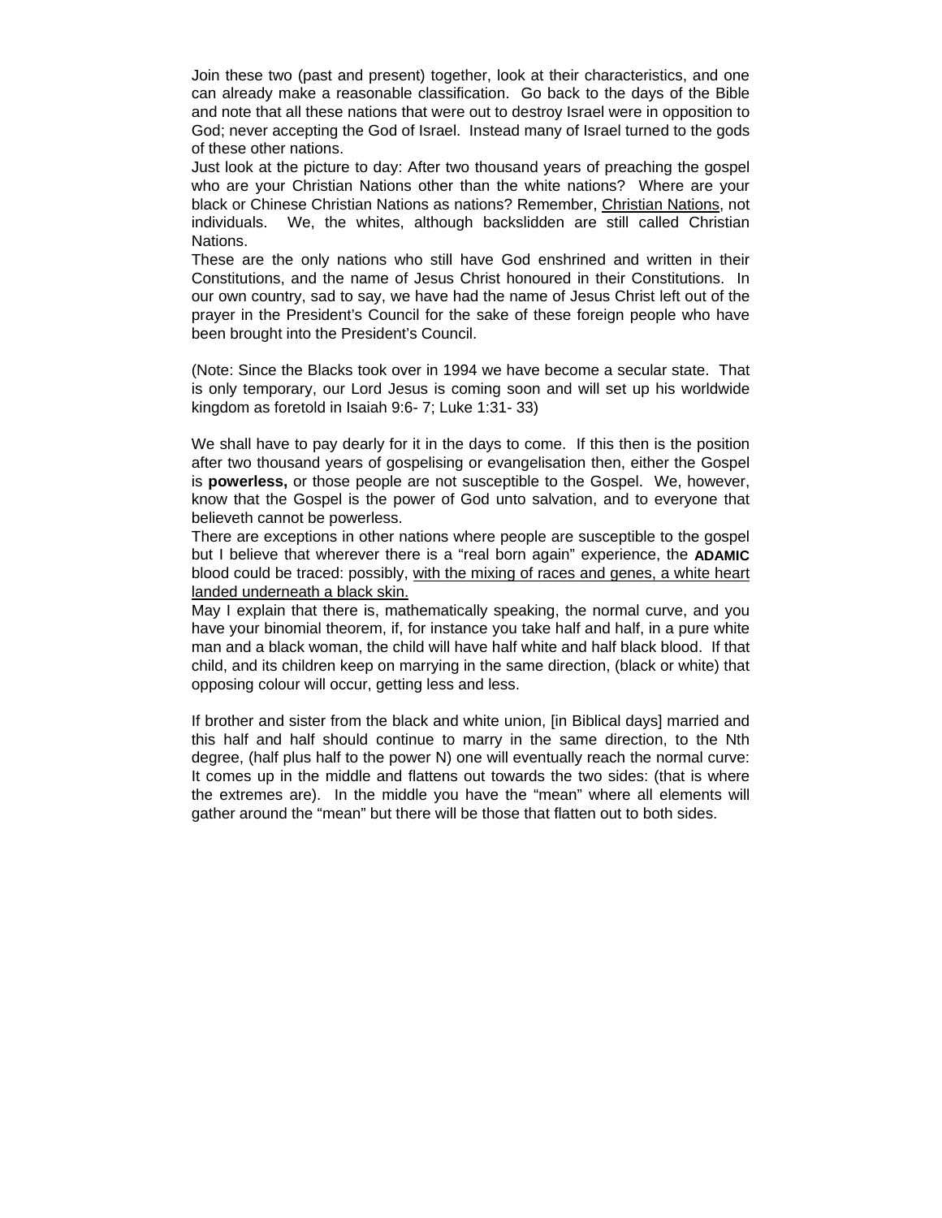Join these two (past and present) together, look at their characteristics, and one can already make a reasonable classification. Go back to the days of the Bible and note that all these nations that were out to destroy Israel were in opposition to God; never accepting the God of Israel. Instead many of Israel turned to the gods of these other nations.

Just look at the picture to day: After two thousand years of preaching the gospel who are your Christian Nations other than the white nations? Where are your black or Chinese Christian Nations as nations? Remember, <u>Christian Nations</u>, not individuals. We, the whites, although backslidden are still called Christian Nations.

These are the only nations who still have God enshrined and written in their Constitutions, and the name of Jesus Christ honoured in their Constitutions. In our own country, sad to say, we have had the name of Jesus Christ left out of the prayer in the President's Council for the sake of these foreign people who have been brought into the President's Council.

(Note: Since the Blacks took over in 1994 we have become a secular state. That is only temporary, our Lord Jesus is coming soon and will set up his worldwide kingdom as foretold in Isaiah 9:6- 7; Luke 1:31- 33)

We shall have to pay dearly for it in the days to come. If this then is the position after two thousand years of gospelising or evangelisation then, either the Gospel is **powerless,** or those people are not susceptible to the Gospel. We, however, know that the Gospel is the power of God unto salvation, and to everyone that believeth cannot be powerless.

There are exceptions in other nations where people are susceptible to the gospel but I believe that wherever there is a "real born again" experience, the **ADAMIC** blood could be traced: possibly, <u>with the mixing of races and genes, a white heart landed underneath a black skin.</u>

May I explain that there is, mathematically speaking, the normal curve, and you have your binomial theorem, if, for instance you take half and half, in a pure white man and a black woman, the child will have half white and half black blood. If that child, and its children keep on marrying in the same direction, (black or white) that opposing colour will occur, getting less and less.

If brother and sister from the black and white union, [in Biblical days] married and this half and half should continue to marry in the same direction, to the Nth degree, (half plus half to the power N) one will eventually reach the normal curve: It comes up in the middle and flattens out towards the two sides: (that is where the extremes are). In the middle you have the "mean" where all elements will gather around the "mean" but there will be those that flatten out to both sides.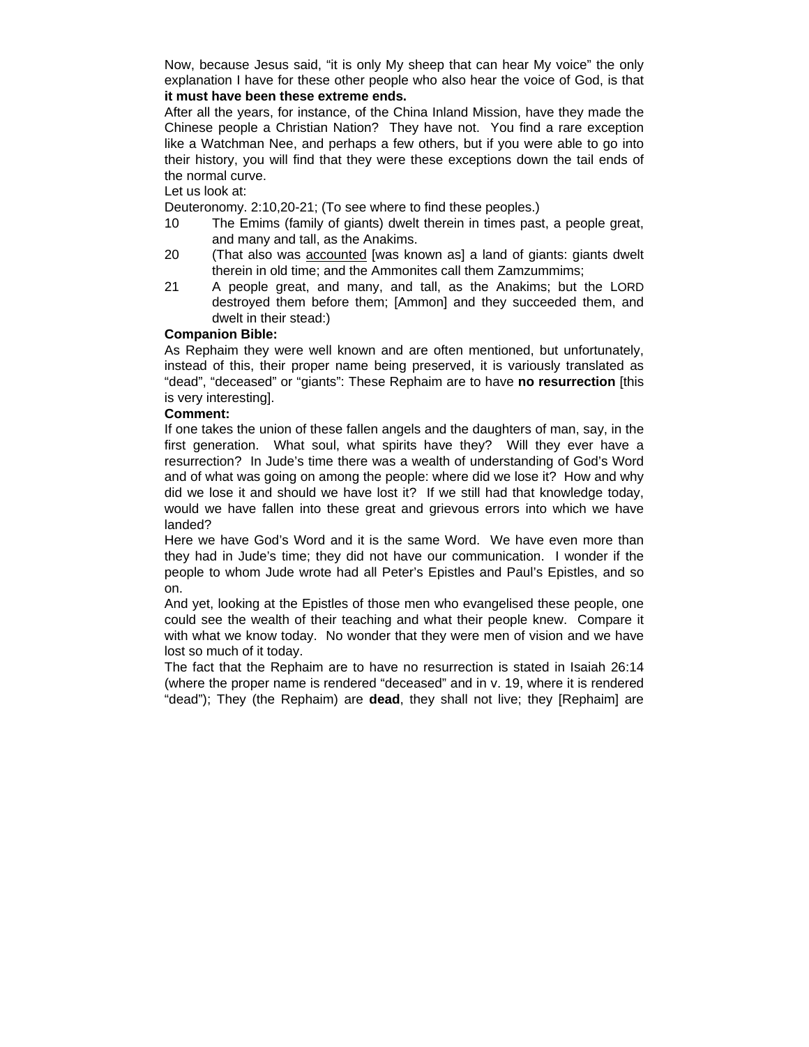Now, because Jesus said, “it is only My sheep that can hear My voice” the only explanation I have for these other people who also hear the voice of God, is that **it must have been these extreme ends.**

After all the years, for instance, of the China Inland Mission, have they made the Chinese people a Christian Nation? They have not. You find a rare exception like a Watchman Nee, and perhaps a few others, but if you were able to go into their history, you will find that they were these exceptions down the tail ends of the normal curve.

Let us look at:

Deuteronomy. 2:10,20-21; (To see where to find these peoples.)

10 The Emims (family of giants) dwelt therein in times past, a people great, and many and tall, as the Anakims.

20 (That also was <u>accounted</u> [was known as] a land of giants: giants dwelt therein in old time; and the Ammonites call them Zamzummims;

21 A people great, and many, and tall, as the Anakims; but the LORD destroyed them before them; [Ammon] and they succeeded them, and dwelt in their stead:)

**Companion Bible:**

As Rephaim they were well known and are often mentioned, but unfortunately, instead of this, their proper name being preserved, it is variously translated as “dead”, “deceased” or “giants”: These Rephaim are to have **no resurrection** [this is very interesting].

**Comment:**

If one takes the union of these fallen angels and the daughters of man, say, in the first generation. What soul, what spirits have they? Will they ever have a resurrection? In Jude’s time there was a wealth of understanding of God’s Word and of what was going on among the people: where did we lose it? How and why did we lose it and should we have lost it? If we still had that knowledge today, would we have fallen into these great and grievous errors into which we have landed?

Here we have God’s Word and it is the same Word. We have even more than they had in Jude’s time; they did not have our communication. I wonder if the people to whom Jude wrote had all Peter’s Epistles and Paul’s Epistles, and so on.

And yet, looking at the Epistles of those men who evangelised these people, one could see the wealth of their teaching and what their people knew. Compare it with what we know today. No wonder that they were men of vision and we have lost so much of it today.

The fact that the Rephaim are to have no resurrection is stated in Isaiah 26:14 (where the proper name is rendered “deceased” and in v. 19, where it is rendered “dead”); They (the Rephaim) are **dead**, they shall not live; they [Rephaim] are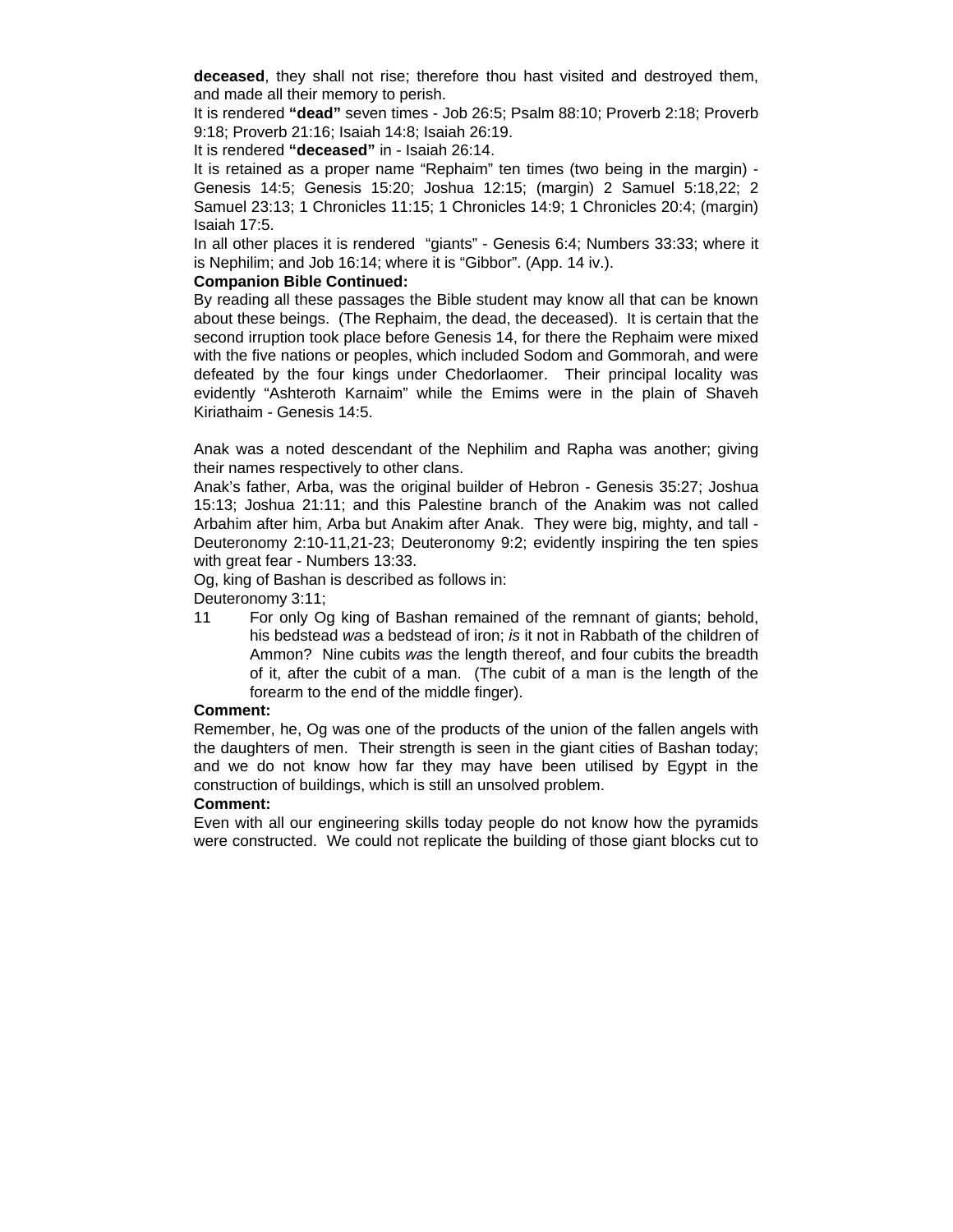**deceased**, they shall not rise; therefore thou hast visited and destroyed them, and made all their memory to perish.

It is rendered **"dead"** seven times - Job 26:5; Psalm 88:10; Proverb 2:18; Proverb 9:18; Proverb 21:16; Isaiah 14:8; Isaiah 26:19.

It is rendered **"deceased"** in - Isaiah 26:14.

It is retained as a proper name "Rephaim" ten times (two being in the margin) - Genesis 14:5; Genesis 15:20; Joshua 12:15; (margin) 2 Samuel 5:18,22; 2 Samuel 23:13; 1 Chronicles 11:15; 1 Chronicles 14:9; 1 Chronicles 20:4; (margin) Isaiah 17:5.

In all other places it is rendered "giants" - Genesis 6:4; Numbers 33:33; where it is Nephilim; and Job 16:14; where it is "Gibbor". (App. 14 iv.).

**Companion Bible Continued:**

By reading all these passages the Bible student may know all that can be known about these beings. (The Rephaim, the dead, the deceased). It is certain that the second irruption took place before Genesis 14, for there the Rephaim were mixed with the five nations or peoples, which included Sodom and Gommorah, and were defeated by the four kings under Chedorlaomer. Their principal locality was evidently "Ashteroth Karnaim" while the Emims were in the plain of Shaveh Kiriathaim - Genesis 14:5.

Anak was a noted descendant of the Nephilim and Rapha was another; giving their names respectively to other clans.

Anak's father, Arba, was the original builder of Hebron - Genesis 35:27; Joshua 15:13; Joshua 21:11; and this Palestine branch of the Anakim was not called Arbahim after him, Arba but Anakim after Anak. They were big, mighty, and tall - Deuteronomy 2:10-11,21-23; Deuteronomy 9:2; evidently inspiring the ten spies with great fear - Numbers 13:33.

Og, king of Bashan is described as follows in:

Deuteronomy 3:11;

11 For only Og king of Bashan remained of the remnant of giants; behold, his bedstead *was* a bedstead of iron; *is* it not in Rabbath of the children of Ammon? Nine cubits *was* the length thereof, and four cubits the breadth of it, after the cubit of a man. (The cubit of a man is the length of the forearm to the end of the middle finger).

**Comment:**

Remember, he, Og was one of the products of the union of the fallen angels with the daughters of men. Their strength is seen in the giant cities of Bashan today; and we do not know how far they may have been utilised by Egypt in the construction of buildings, which is still an unsolved problem.

**Comment:**

Even with all our engineering skills today people do not know how the pyramids were constructed. We could not replicate the building of those giant blocks cut to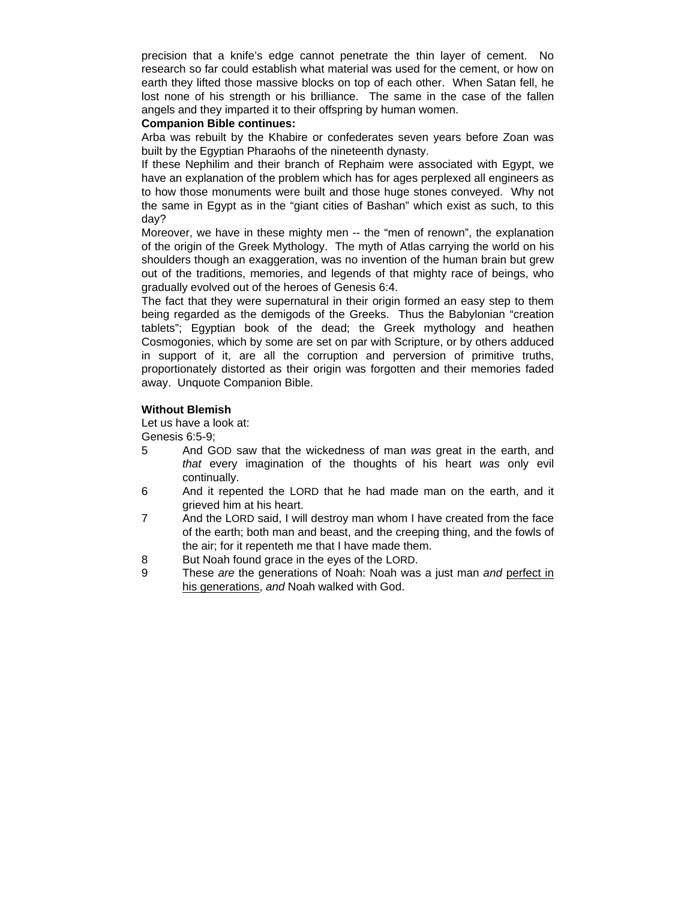precision that a knife's edge cannot penetrate the thin layer of cement. No research so far could establish what material was used for the cement, or how on earth they lifted those massive blocks on top of each other. When Satan fell, he lost none of his strength or his brilliance. The same in the case of the fallen angels and they imparted it to their offspring by human women.

**Companion Bible continues:**

Arba was rebuilt by the Khabire or confederates seven years before Zoan was built by the Egyptian Pharaohs of the nineteenth dynasty.

If these Nephilim and their branch of Rephaim were associated with Egypt, we have an explanation of the problem which has for ages perplexed all engineers as to how those monuments were built and those huge stones conveyed. Why not the same in Egypt as in the "giant cities of Bashan" which exist as such, to this day?

Moreover, we have in these mighty men -- the "men of renown", the explanation of the origin of the Greek Mythology. The myth of Atlas carrying the world on his shoulders though an exaggeration, was no invention of the human brain but grew out of the traditions, memories, and legends of that mighty race of beings, who gradually evolved out of the heroes of Genesis 6:4.

The fact that they were supernatural in their origin formed an easy step to them being regarded as the demigods of the Greeks. Thus the Babylonian "creation tablets"; Egyptian book of the dead; the Greek mythology and heathen Cosmogonies, which by some are set on par with Scripture, or by others adduced in support of it, are all the corruption and perversion of primitive truths, proportionately distorted as their origin was forgotten and their memories faded away. Unquote Companion Bible.

**Without Blemish**

Let us have a look at:

Genesis 6:5-9;

5 And GOD saw that the wickedness of man *was* great in the earth, and *that* every imagination of the thoughts of his heart *was* only evil continually.

6 And it repented the LORD that he had made man on the earth, and it grieved him at his heart.

7 And the LORD said, I will destroy man whom I have created from the face of the earth; both man and beast, and the creeping thing, and the fowls of the air; for it repenteth me that I have made them.

8 But Noah found grace in the eyes of the LORD.

9 These *are* the generations of Noah: Noah was a just man *and* <u>perfect in his generations</u>, *and* Noah walked with God.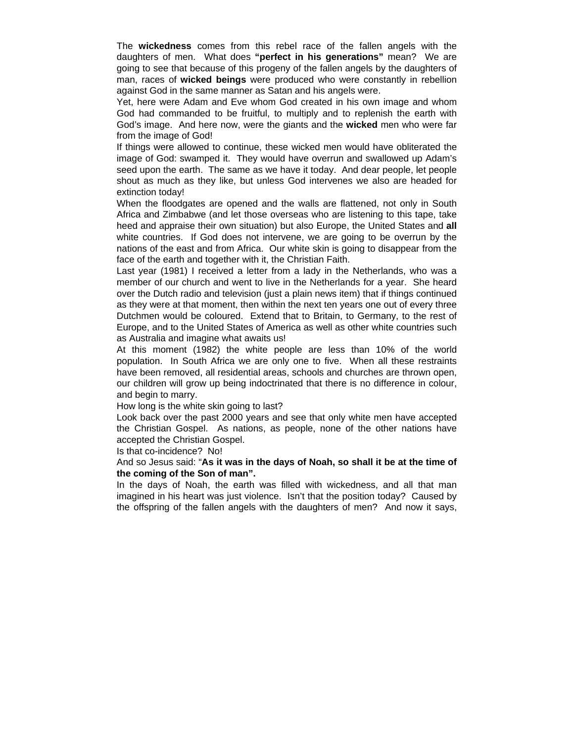The **wickedness** comes from this rebel race of the fallen angels with the daughters of men. What does **"perfect in his generations"** mean? We are going to see that because of this progeny of the fallen angels by the daughters of man, races of **wicked beings** were produced who were constantly in rebellion against God in the same manner as Satan and his angels were.

Yet, here were Adam and Eve whom God created in his own image and whom God had commanded to be fruitful, to multiply and to replenish the earth with God's image. And here now, were the giants and the **wicked** men who were far from the image of God!

If things were allowed to continue, these wicked men would have obliterated the image of God: swamped it. They would have overrun and swallowed up Adam's seed upon the earth. The same as we have it today. And dear people, let people shout as much as they like, but unless God intervenes we also are headed for extinction today!

When the floodgates are opened and the walls are flattened, not only in South Africa and Zimbabwe (and let those overseas who are listening to this tape, take heed and appraise their own situation) but also Europe, the United States and **all** white countries. If God does not intervene, we are going to be overrun by the nations of the east and from Africa. Our white skin is going to disappear from the face of the earth and together with it, the Christian Faith.

Last year (1981) I received a letter from a lady in the Netherlands, who was a member of our church and went to live in the Netherlands for a year. She heard over the Dutch radio and television (just a plain news item) that if things continued as they were at that moment, then within the next ten years one out of every three Dutchmen would be coloured. Extend that to Britain, to Germany, to the rest of Europe, and to the United States of America as well as other white countries such as Australia and imagine what awaits us!

At this moment (1982) the white people are less than 10% of the world population. In South Africa we are only one to five. When all these restraints have been removed, all residential areas, schools and churches are thrown open, our children will grow up being indoctrinated that there is no difference in colour, and begin to marry.

How long is the white skin going to last?

Look back over the past 2000 years and see that only white men have accepted the Christian Gospel. As nations, as people, none of the other nations have accepted the Christian Gospel.

Is that co-incidence? No!

And so Jesus said: "**As it was in the days of Noah, so shall it be at the time of the coming of the Son of man".**

In the days of Noah, the earth was filled with wickedness, and all that man imagined in his heart was just violence. Isn't that the position today? Caused by the offspring of the fallen angels with the daughters of men? And now it says,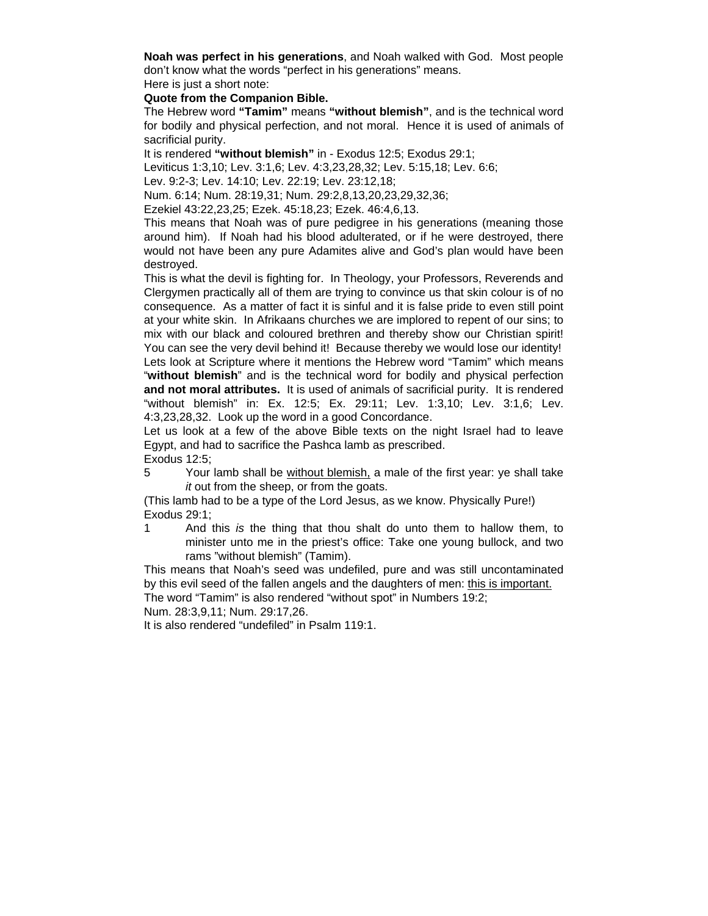**Noah was perfect in his generations**, and Noah walked with God. Most people don't know what the words "perfect in his generations" means.

Here is just a short note:

**Quote from the Companion Bible.**

The Hebrew word **"Tamim"** means **"without blemish"**, and is the technical word for bodily and physical perfection, and not moral. Hence it is used of animals of sacrificial purity.

It is rendered **"without blemish"** in - Exodus 12:5; Exodus 29:1;
Leviticus 1:3,10; Lev. 3:1,6; Lev. 4:3,23,28,32; Lev. 5:15,18; Lev. 6:6;
Lev. 9:2-3; Lev. 14:10; Lev. 22:19; Lev. 23:12,18;
Num. 6:14; Num. 28:19,31; Num. 29:2,8,13,20,23,29,32,36;
Ezekiel 43:22,23,25; Ezek. 45:18,23; Ezek. 46:4,6,13.

This means that Noah was of pure pedigree in his generations (meaning those around him). If Noah had his blood adulterated, or if he were destroyed, there would not have been any pure Adamites alive and God's plan would have been destroyed.

This is what the devil is fighting for. In Theology, your Professors, Reverends and Clergymen practically all of them are trying to convince us that skin colour is of no consequence. As a matter of fact it is sinful and it is false pride to even still point at your white skin. In Afrikaans churches we are implored to repent of our sins; to mix with our black and coloured brethren and thereby show our Christian spirit! You can see the very devil behind it! Because thereby we would lose our identity!

Lets look at Scripture where it mentions the Hebrew word "Tamim" which means "**without blemish**" and is the technical word for bodily and physical perfection **and not moral attributes.** It is used of animals of sacrificial purity. It is rendered "without blemish" in: Ex. 12:5; Ex. 29:11; Lev. 1:3,10; Lev. 3:1,6; Lev. 4:3,23,28,32. Look up the word in a good Concordance.

Let us look at a few of the above Bible texts on the night Israel had to leave Egypt, and had to sacrifice the Pashca lamb as prescribed.

Exodus 12:5;

5 Your lamb shall be without blemish, a male of the first year: ye shall take *it* out from the sheep, or from the goats.

(This lamb had to be a type of the Lord Jesus, as we know. Physically Pure!)

Exodus 29:1;

1 And this *is* the thing that thou shalt do unto them to hallow them, to minister unto me in the priest's office: Take one young bullock, and two rams "without blemish" (Tamim).

This means that Noah's seed was undefiled, pure and was still uncontaminated by this evil seed of the fallen angels and the daughters of men: this is important.

The word "Tamim" is also rendered "without spot" in Numbers 19:2;
Num. 28:3,9,11; Num. 29:17,26.

It is also rendered "undefiled" in Psalm 119:1.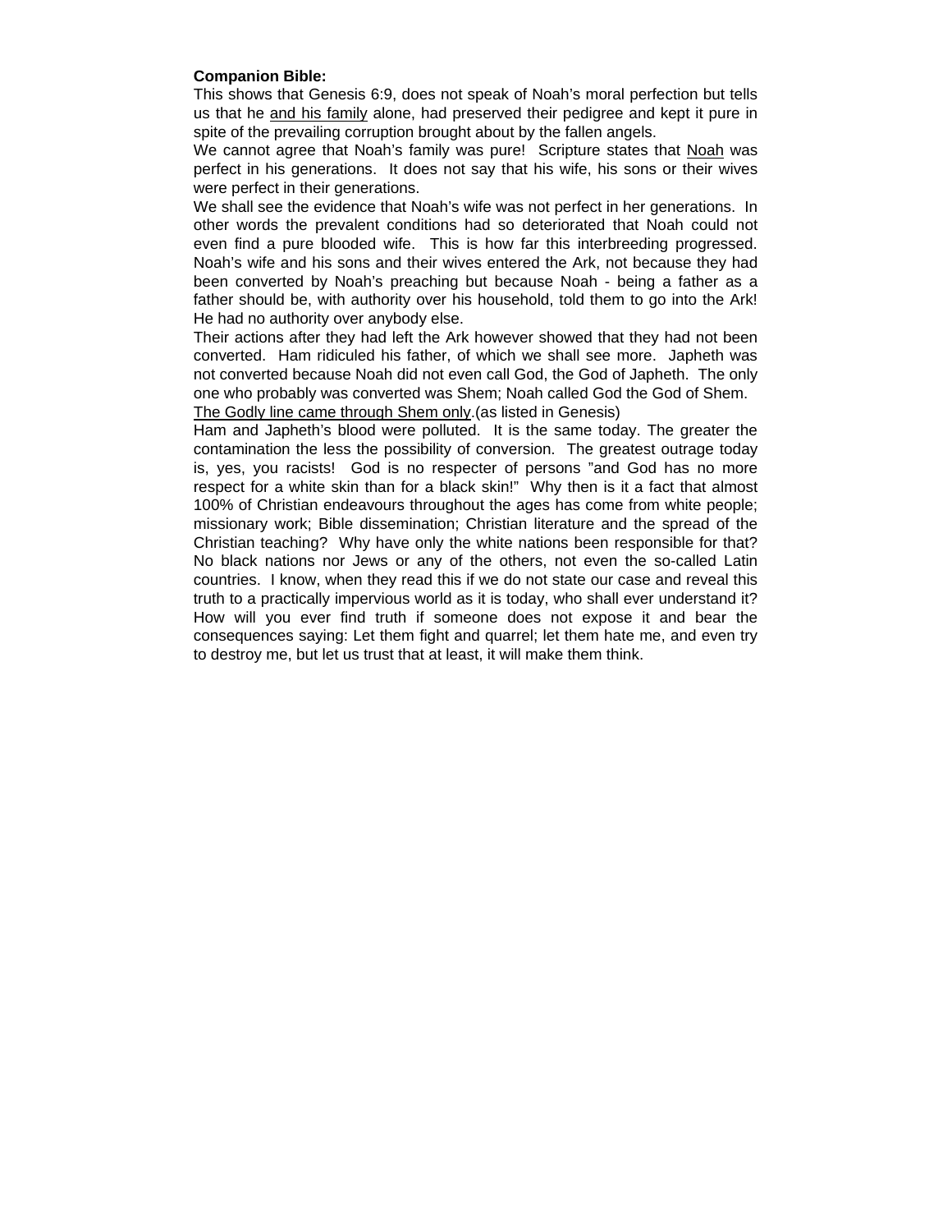**Companion Bible:**

This shows that Genesis 6:9, does not speak of Noah's moral perfection but tells us that he <u>and his family</u> alone, had preserved their pedigree and kept it pure in spite of the prevailing corruption brought about by the fallen angels.

We cannot agree that Noah's family was pure! Scripture states that <u>Noah</u> was perfect in his generations. It does not say that his wife, his sons or their wives were perfect in their generations.

We shall see the evidence that Noah's wife was not perfect in her generations. In other words the prevalent conditions had so deteriorated that Noah could not even find a pure blooded wife. This is how far this interbreeding progressed. Noah's wife and his sons and their wives entered the Ark, not because they had been converted by Noah's preaching but because Noah - being a father as a father should be, with authority over his household, told them to go into the Ark! He had no authority over anybody else.

Their actions after they had left the Ark however showed that they had not been converted. Ham ridiculed his father, of which we shall see more. Japheth was not converted because Noah did not even call God, the God of Japheth. The only one who probably was converted was Shem; Noah called God the God of Shem.

<u>The Godly line came through Shem only</u>.(as listed in Genesis)

Ham and Japheth's blood were polluted. It is the same today. The greater the contamination the less the possibility of conversion. The greatest outrage today is, yes, you racists! God is no respecter of persons "and God has no more respect for a white skin than for a black skin!" Why then is it a fact that almost 100% of Christian endeavours throughout the ages has come from white people; missionary work; Bible dissemination; Christian literature and the spread of the Christian teaching? Why have only the white nations been responsible for that? No black nations nor Jews or any of the others, not even the so-called Latin countries. I know, when they read this if we do not state our case and reveal this truth to a practically impervious world as it is today, who shall ever understand it? How will you ever find truth if someone does not expose it and bear the consequences saying: Let them fight and quarrel; let them hate me, and even try to destroy me, but let us trust that at least, it will make them think.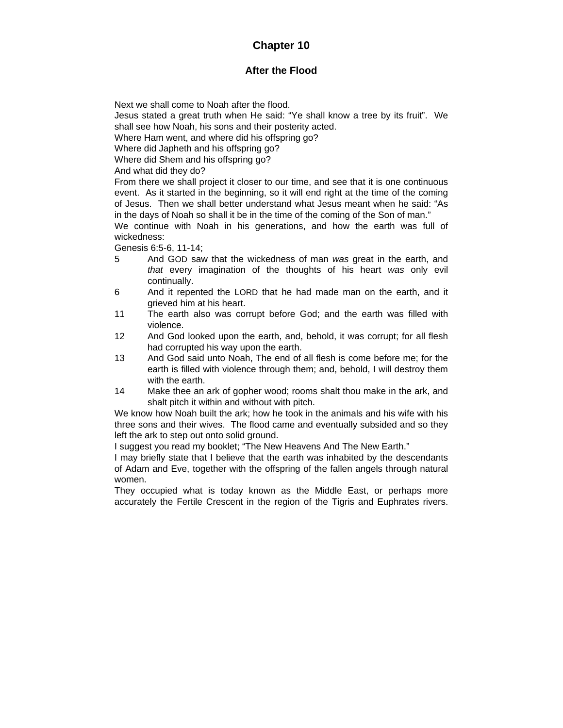# Chapter 10

## After the Flood

Next we shall come to Noah after the flood.

Jesus stated a great truth when He said: "Ye shall know a tree by its fruit". We shall see how Noah, his sons and their posterity acted.

Where Ham went, and where did his offspring go?

Where did Japheth and his offspring go?

Where did Shem and his offspring go?

And what did they do?

From there we shall project it closer to our time, and see that it is one continuous event. As it started in the beginning, so it will end right at the time of the coming of Jesus. Then we shall better understand what Jesus meant when he said: "As in the days of Noah so shall it be in the time of the coming of the Son of man."

We continue with Noah in his generations, and how the earth was full of wickedness:

Genesis 6:5-6, 11-14;

5 And GOD saw that the wickedness of man *was* great in the earth, and *that* every imagination of the thoughts of his heart *was* only evil continually.

6 And it repented the LORD that he had made man on the earth, and it grieved him at his heart.

11 The earth also was corrupt before God; and the earth was filled with violence.

12 And God looked upon the earth, and, behold, it was corrupt; for all flesh had corrupted his way upon the earth.

13 And God said unto Noah, The end of all flesh is come before me; for the earth is filled with violence through them; and, behold, I will destroy them with the earth.

14 Make thee an ark of gopher wood; rooms shalt thou make in the ark, and shalt pitch it within and without with pitch.

We know how Noah built the ark; how he took in the animals and his wife with his three sons and their wives. The flood came and eventually subsided and so they left the ark to step out onto solid ground.

I suggest you read my booklet; "The New Heavens And The New Earth."

I may briefly state that I believe that the earth was inhabited by the descendants of Adam and Eve, together with the offspring of the fallen angels through natural women.

They occupied what is today known as the Middle East, or perhaps more accurately the Fertile Crescent in the region of the Tigris and Euphrates rivers.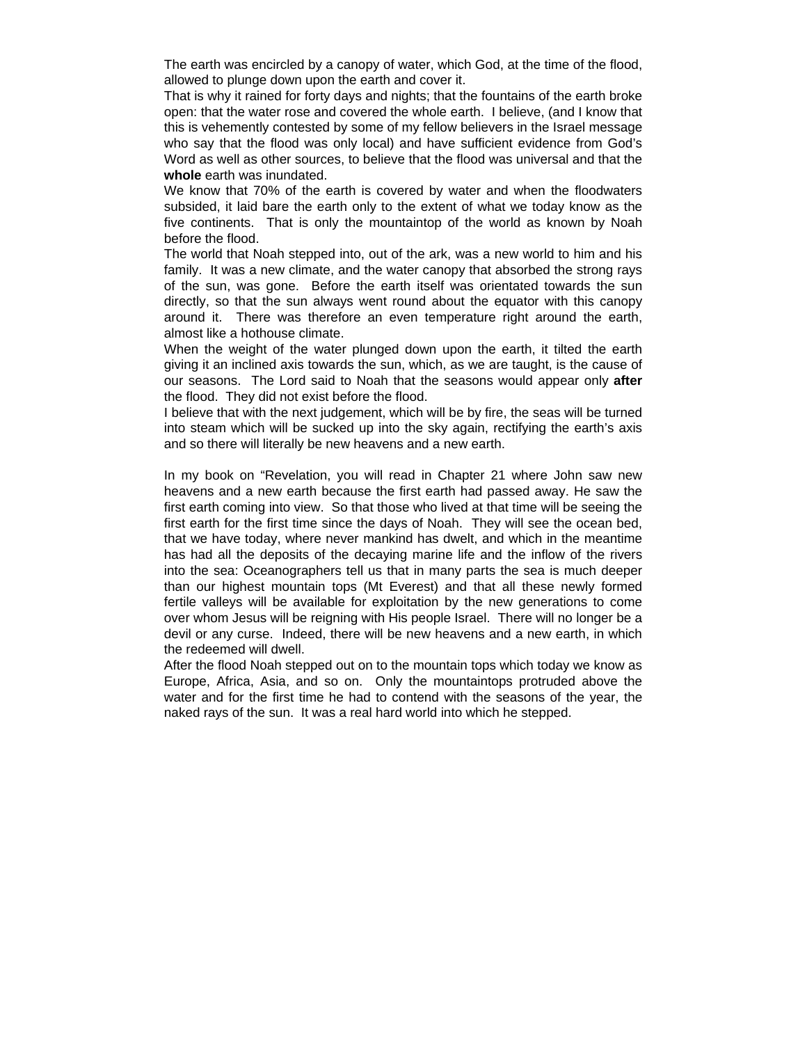The earth was encircled by a canopy of water, which God, at the time of the flood, allowed to plunge down upon the earth and cover it.

That is why it rained for forty days and nights; that the fountains of the earth broke open: that the water rose and covered the whole earth. I believe, (and I know that this is vehemently contested by some of my fellow believers in the Israel message who say that the flood was only local) and have sufficient evidence from God's Word as well as other sources, to believe that the flood was universal and that the **whole** earth was inundated.

We know that 70% of the earth is covered by water and when the floodwaters subsided, it laid bare the earth only to the extent of what we today know as the five continents. That is only the mountaintop of the world as known by Noah before the flood.

The world that Noah stepped into, out of the ark, was a new world to him and his family. It was a new climate, and the water canopy that absorbed the strong rays of the sun, was gone. Before the earth itself was orientated towards the sun directly, so that the sun always went round about the equator with this canopy around it. There was therefore an even temperature right around the earth, almost like a hothouse climate.

When the weight of the water plunged down upon the earth, it tilted the earth giving it an inclined axis towards the sun, which, as we are taught, is the cause of our seasons. The Lord said to Noah that the seasons would appear only **after** the flood. They did not exist before the flood.

I believe that with the next judgement, which will be by fire, the seas will be turned into steam which will be sucked up into the sky again, rectifying the earth's axis and so there will literally be new heavens and a new earth.

In my book on "Revelation, you will read in Chapter 21 where John saw new heavens and a new earth because the first earth had passed away. He saw the first earth coming into view. So that those who lived at that time will be seeing the first earth for the first time since the days of Noah. They will see the ocean bed, that we have today, where never mankind has dwelt, and which in the meantime has had all the deposits of the decaying marine life and the inflow of the rivers into the sea: Oceanographers tell us that in many parts the sea is much deeper than our highest mountain tops (Mt Everest) and that all these newly formed fertile valleys will be available for exploitation by the new generations to come over whom Jesus will be reigning with His people Israel. There will no longer be a devil or any curse. Indeed, there will be new heavens and a new earth, in which the redeemed will dwell.

After the flood Noah stepped out on to the mountain tops which today we know as Europe, Africa, Asia, and so on. Only the mountaintops protruded above the water and for the first time he had to contend with the seasons of the year, the naked rays of the sun. It was a real hard world into which he stepped.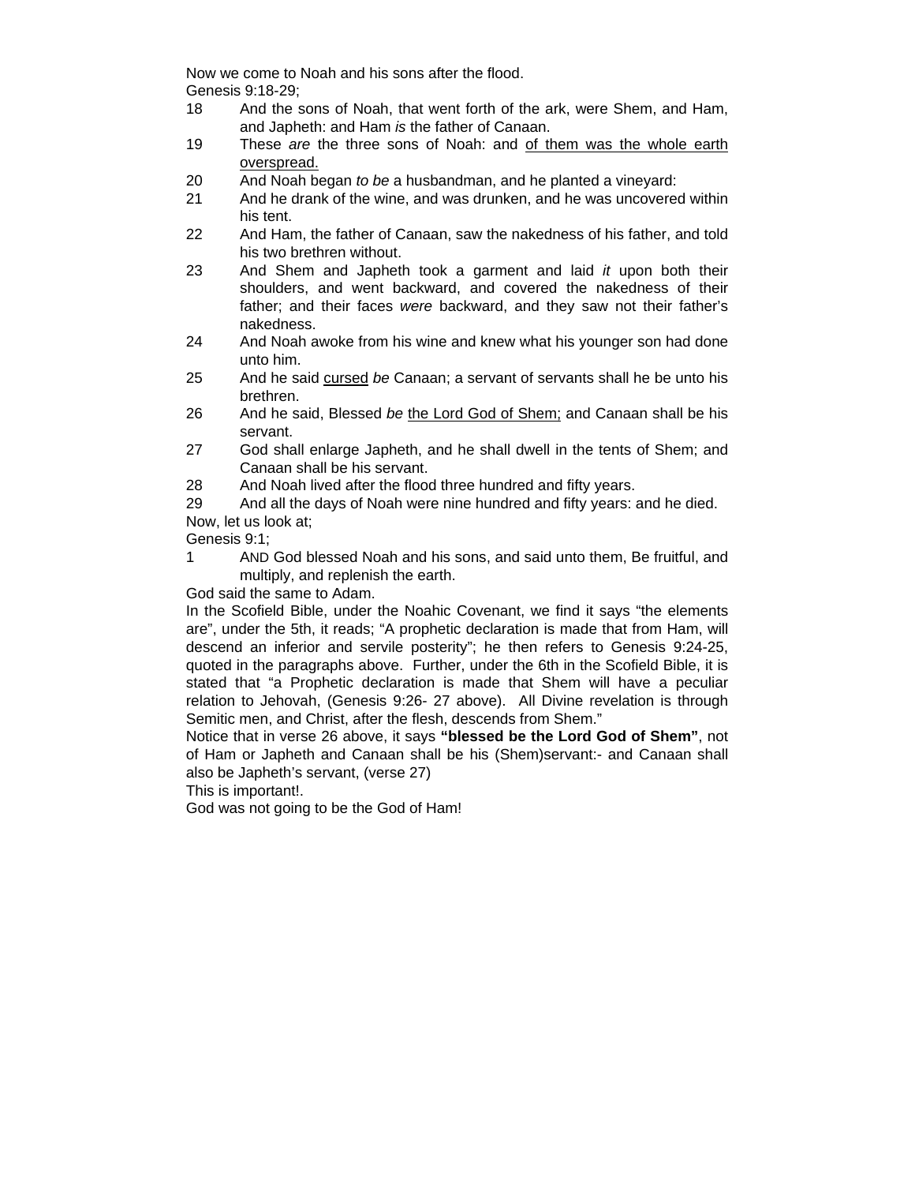Now we come to Noah and his sons after the flood.

Genesis 9:18-29;

18 And the sons of Noah, that went forth of the ark, were Shem, and Ham, and Japheth: and Ham *is* the father of Canaan.

19 These *are* the three sons of Noah: and <u>of them was the whole earth overspread.</u>

20 And Noah began *to be* a husbandman, and he planted a vineyard:

21 And he drank of the wine, and was drunken, and he was uncovered within his tent.

22 And Ham, the father of Canaan, saw the nakedness of his father, and told his two brethren without.

23 And Shem and Japheth took a garment and laid *it* upon both their shoulders, and went backward, and covered the nakedness of their father; and their faces *were* backward, and they saw not their father's nakedness.

24 And Noah awoke from his wine and knew what his younger son had done unto him.

25 And he said <u>cursed</u> *be* Canaan; a servant of servants shall he be unto his brethren.

26 And he said, Blessed *be* <u>the Lord God of Shem;</u> and Canaan shall be his servant.

27 God shall enlarge Japheth, and he shall dwell in the tents of Shem; and Canaan shall be his servant.

28 And Noah lived after the flood three hundred and fifty years.

29 And all the days of Noah were nine hundred and fifty years: and he died.

Now, let us look at;

Genesis 9:1;

1 AND God blessed Noah and his sons, and said unto them, Be fruitful, and multiply, and replenish the earth.

God said the same to Adam.

In the Scofield Bible, under the Noahic Covenant, we find it says "the elements are", under the 5th, it reads; "A prophetic declaration is made that from Ham, will descend an inferior and servile posterity"; he then refers to Genesis 9:24-25, quoted in the paragraphs above. Further, under the 6th in the Scofield Bible, it is stated that "a Prophetic declaration is made that Shem will have a peculiar relation to Jehovah, (Genesis 9:26- 27 above). All Divine revelation is through Semitic men, and Christ, after the flesh, descends from Shem."

Notice that in verse 26 above, it says **"blessed be the Lord God of Shem"**, not of Ham or Japheth and Canaan shall be his (Shem)servant:- and Canaan shall also be Japheth's servant, (verse 27)

This is important!.

God was not going to be the God of Ham!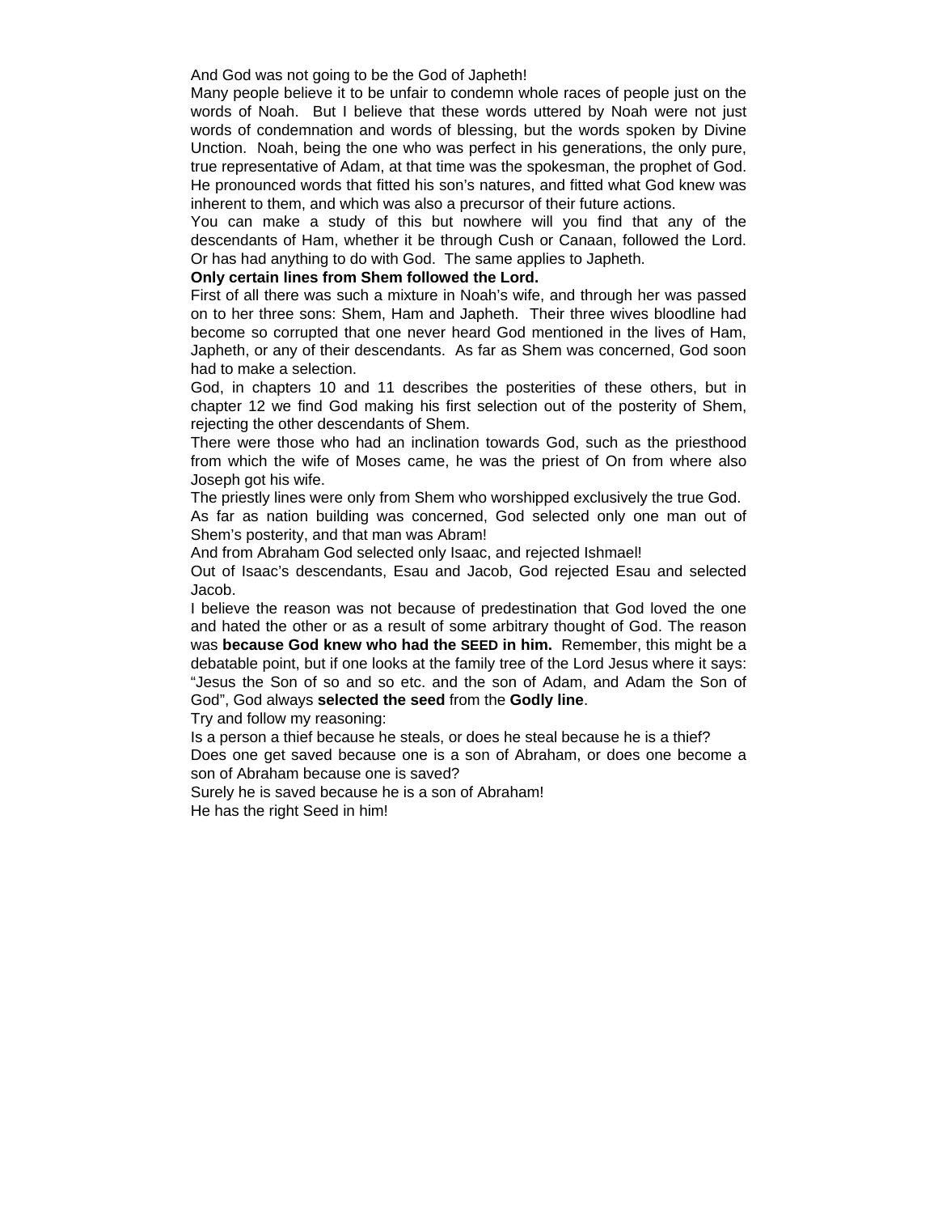And God was not going to be the God of Japheth!

Many people believe it to be unfair to condemn whole races of people just on the words of Noah. But I believe that these words uttered by Noah were not just words of condemnation and words of blessing, but the words spoken by Divine Unction. Noah, being the one who was perfect in his generations, the only pure, true representative of Adam, at that time was the spokesman, the prophet of God. He pronounced words that fitted his son's natures, and fitted what God knew was inherent to them, and which was also a precursor of their future actions.

You can make a study of this but nowhere will you find that any of the descendants of Ham, whether it be through Cush or Canaan, followed the Lord. Or has had anything to do with God. The same applies to Japheth.

**Only certain lines from Shem followed the Lord.**

First of all there was such a mixture in Noah's wife, and through her was passed on to her three sons: Shem, Ham and Japheth. Their three wives bloodline had become so corrupted that one never heard God mentioned in the lives of Ham, Japheth, or any of their descendants. As far as Shem was concerned, God soon had to make a selection.

God, in chapters 10 and 11 describes the posterities of these others, but in chapter 12 we find God making his first selection out of the posterity of Shem, rejecting the other descendants of Shem.

There were those who had an inclination towards God, such as the priesthood from which the wife of Moses came, he was the priest of On from where also Joseph got his wife.

The priestly lines were only from Shem who worshipped exclusively the true God.

As far as nation building was concerned, God selected only one man out of Shem's posterity, and that man was Abram!

And from Abraham God selected only Isaac, and rejected Ishmael!

Out of Isaac's descendants, Esau and Jacob, God rejected Esau and selected Jacob.

I believe the reason was not because of predestination that God loved the one and hated the other or as a result of some arbitrary thought of God. The reason was **because God knew who had the SEED in him.** Remember, this might be a debatable point, but if one looks at the family tree of the Lord Jesus where it says: "Jesus the Son of so and so etc. and the son of Adam, and Adam the Son of God", God always **selected the seed** from the **Godly line**.

Try and follow my reasoning:

Is a person a thief because he steals, or does he steal because he is a thief?

Does one get saved because one is a son of Abraham, or does one become a son of Abraham because one is saved?

Surely he is saved because he is a son of Abraham!

He has the right Seed in him!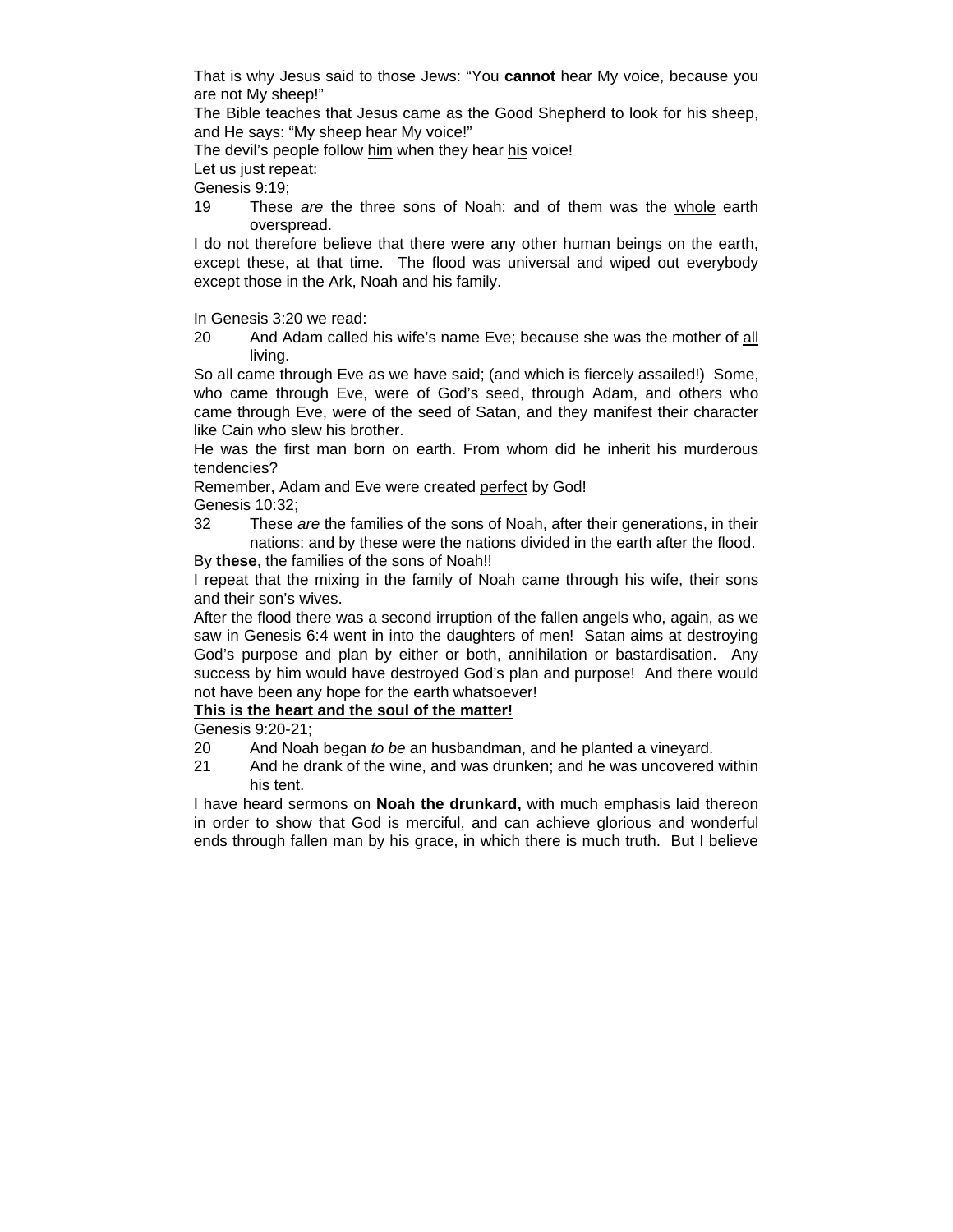That is why Jesus said to those Jews: “You **cannot** hear My voice, because you are not My sheep!”

The Bible teaches that Jesus came as the Good Shepherd to look for his sheep, and He says: “My sheep hear My voice!”

The devil’s people follow <u>him</u> when they hear <u>his</u> voice!

Let us just repeat:

Genesis 9:19;

19 These *are* the three sons of Noah: and of them was the <u>whole</u> earth overspread.

I do not therefore believe that there were any other human beings on the earth, except these, at that time. The flood was universal and wiped out everybody except those in the Ark, Noah and his family.

In Genesis 3:20 we read:

20 And Adam called his wife’s name Eve; because she was the mother of <u>all</u> living.

So all came through Eve as we have said; (and which is fiercely assailed!) Some, who came through Eve, were of God’s seed, through Adam, and others who came through Eve, were of the seed of Satan, and they manifest their character like Cain who slew his brother.

He was the first man born on earth. From whom did he inherit his murderous tendencies?

Remember, Adam and Eve were created <u>perfect</u> by God!

Genesis 10:32;

32 These *are* the families of the sons of Noah, after their generations, in their nations: and by these were the nations divided in the earth after the flood.

By **these**, the families of the sons of Noah!!

I repeat that the mixing in the family of Noah came through his wife, their sons and their son’s wives.

After the flood there was a second irruption of the fallen angels who, again, as we saw in Genesis 6:4 went in into the daughters of men! Satan aims at destroying God’s purpose and plan by either or both, annihilation or bastardisation. Any success by him would have destroyed God’s plan and purpose! And there would not have been any hope for the earth whatsoever!

<u>**This is the heart and the soul of the matter!**</u>

Genesis 9:20-21;

20 And Noah began *to be* an husbandman, and he planted a vineyard.

21 And he drank of the wine, and was drunken; and he was uncovered within his tent.

I have heard sermons on **Noah the drunkard,** with much emphasis laid thereon in order to show that God is merciful, and can achieve glorious and wonderful ends through fallen man by his grace, in which there is much truth. But I believe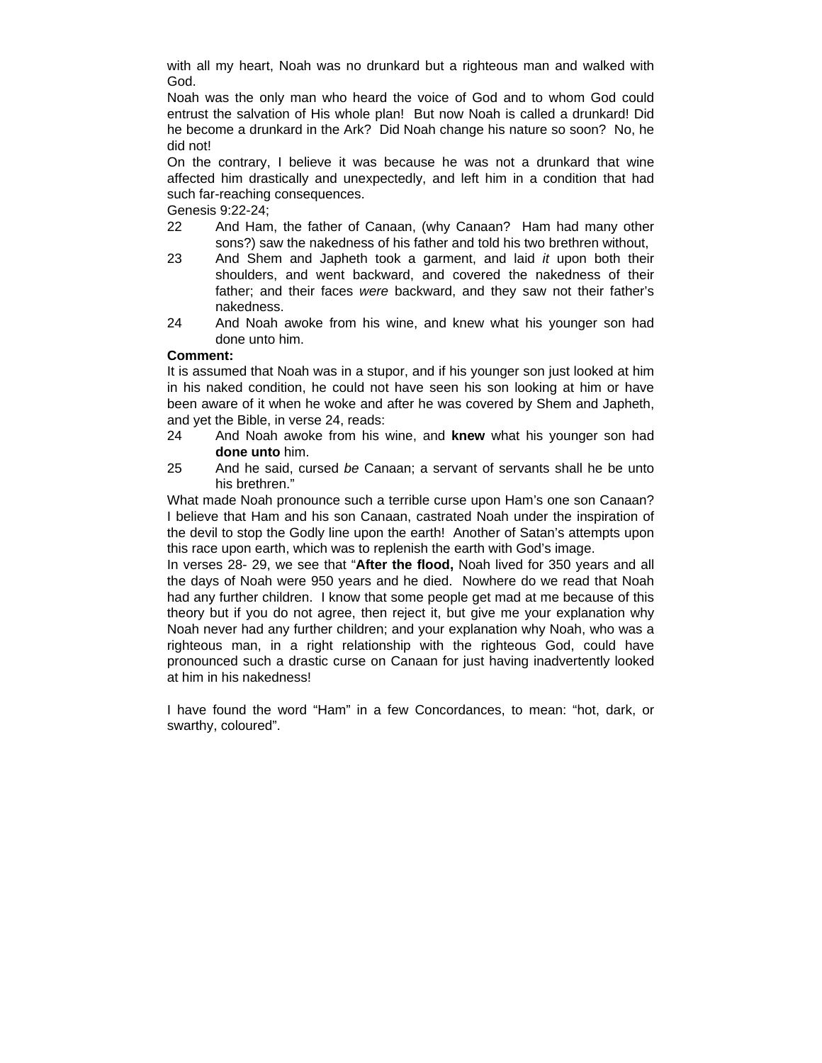with all my heart, Noah was no drunkard but a righteous man and walked with God.

Noah was the only man who heard the voice of God and to whom God could entrust the salvation of His whole plan! But now Noah is called a drunkard! Did he become a drunkard in the Ark? Did Noah change his nature so soon? No, he did not!

On the contrary, I believe it was because he was not a drunkard that wine affected him drastically and unexpectedly, and left him in a condition that had such far-reaching consequences.

Genesis 9:22-24;

22 And Ham, the father of Canaan, (why Canaan? Ham had many other sons?) saw the nakedness of his father and told his two brethren without,

23 And Shem and Japheth took a garment, and laid *it* upon both their shoulders, and went backward, and covered the nakedness of their father; and their faces *were* backward, and they saw not their father's nakedness.

24 And Noah awoke from his wine, and knew what his younger son had done unto him.

**Comment:**

It is assumed that Noah was in a stupor, and if his younger son just looked at him in his naked condition, he could not have seen his son looking at him or have been aware of it when he woke and after he was covered by Shem and Japheth, and yet the Bible, in verse 24, reads:

24 And Noah awoke from his wine, and **knew** what his younger son had **done unto** him.

25 And he said, cursed *be* Canaan; a servant of servants shall he be unto his brethren."

What made Noah pronounce such a terrible curse upon Ham's one son Canaan? I believe that Ham and his son Canaan, castrated Noah under the inspiration of the devil to stop the Godly line upon the earth! Another of Satan's attempts upon this race upon earth, which was to replenish the earth with God's image.

In verses 28- 29, we see that "**After the flood,** Noah lived for 350 years and all the days of Noah were 950 years and he died. Nowhere do we read that Noah had any further children. I know that some people get mad at me because of this theory but if you do not agree, then reject it, but give me your explanation why Noah never had any further children; and your explanation why Noah, who was a righteous man, in a right relationship with the righteous God, could have pronounced such a drastic curse on Canaan for just having inadvertently looked at him in his nakedness!

I have found the word "Ham" in a few Concordances, to mean: "hot, dark, or swarthy, coloured".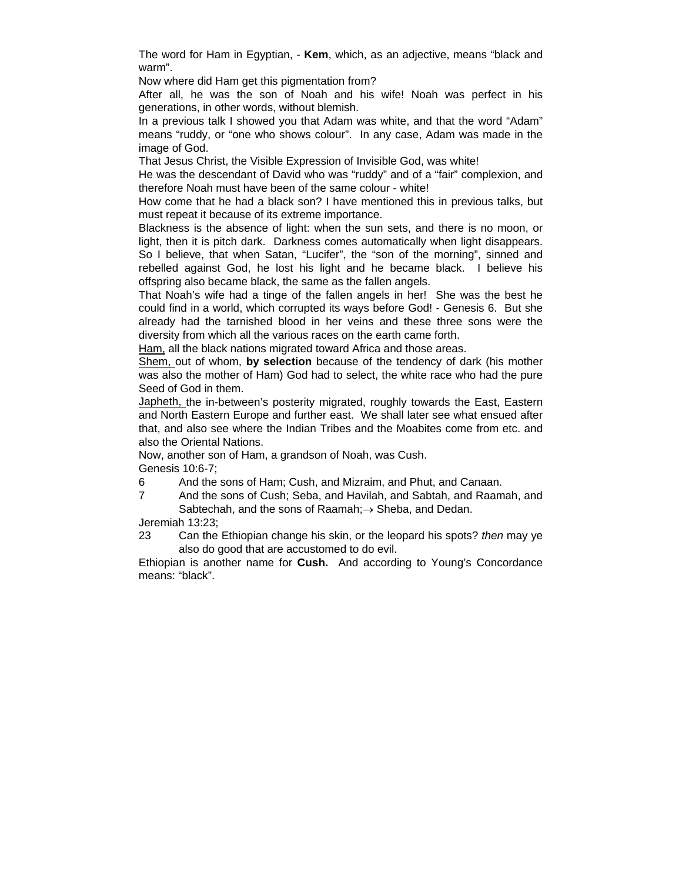The word for Ham in Egyptian, - **Kem**, which, as an adjective, means "black and warm".

Now where did Ham get this pigmentation from?

After all, he was the son of Noah and his wife! Noah was perfect in his generations, in other words, without blemish.

In a previous talk I showed you that Adam was white, and that the word "Adam" means "ruddy, or "one who shows colour". In any case, Adam was made in the image of God.

That Jesus Christ, the Visible Expression of Invisible God, was white!

He was the descendant of David who was "ruddy" and of a "fair" complexion, and therefore Noah must have been of the same colour - white!

How come that he had a black son? I have mentioned this in previous talks, but must repeat it because of its extreme importance.

Blackness is the absence of light: when the sun sets, and there is no moon, or light, then it is pitch dark. Darkness comes automatically when light disappears. So I believe, that when Satan, "Lucifer", the "son of the morning", sinned and rebelled against God, he lost his light and he became black. I believe his offspring also became black, the same as the fallen angels.

That Noah's wife had a tinge of the fallen angels in her! She was the best he could find in a world, which corrupted its ways before God! - Genesis 6. But she already had the tarnished blood in her veins and these three sons were the diversity from which all the various races on the earth came forth.

<u>Ham,</u> all the black nations migrated toward Africa and those areas.

<u>Shem,</u> out of whom, **by selection** because of the tendency of dark (his mother was also the mother of Ham) God had to select, the white race who had the pure Seed of God in them.

<u>Japheth,</u> the in-between's posterity migrated, roughly towards the East, Eastern and North Eastern Europe and further east. We shall later see what ensued after that, and also see where the Indian Tribes and the Moabites come from etc. and also the Oriental Nations.

Now, another son of Ham, a grandson of Noah, was Cush.

Genesis 10:6-7;

6 And the sons of Ham; Cush, and Mizraim, and Phut, and Canaan.

7 And the sons of Cush; Seba, and Havilah, and Sabtah, and Raamah, and Sabtechah, and the sons of Raamah;→ Sheba, and Dedan.

Jeremiah 13:23;

23 Can the Ethiopian change his skin, or the leopard his spots? *then* may ye also do good that are accustomed to do evil.

Ethiopian is another name for **Cush.** And according to Young's Concordance means: "black".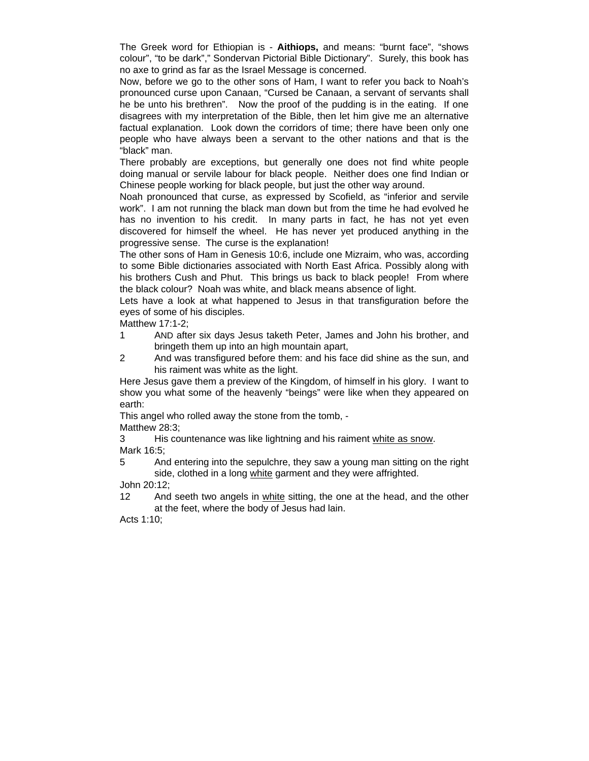The Greek word for Ethiopian is - **Aithiops,** and means: "burnt face", "shows colour", "to be dark"," Sondervan Pictorial Bible Dictionary". Surely, this book has no axe to grind as far as the Israel Message is concerned.

Now, before we go to the other sons of Ham, I want to refer you back to Noah's pronounced curse upon Canaan, "Cursed be Canaan, a servant of servants shall he be unto his brethren". Now the proof of the pudding is in the eating. If one disagrees with my interpretation of the Bible, then let him give me an alternative factual explanation. Look down the corridors of time; there have been only one people who have always been a servant to the other nations and that is the "black" man.

There probably are exceptions, but generally one does not find white people doing manual or servile labour for black people. Neither does one find Indian or Chinese people working for black people, but just the other way around.

Noah pronounced that curse, as expressed by Scofield, as "inferior and servile work". I am not running the black man down but from the time he had evolved he has no invention to his credit. In many parts in fact, he has not yet even discovered for himself the wheel. He has never yet produced anything in the progressive sense. The curse is the explanation!

The other sons of Ham in Genesis 10:6, include one Mizraim, who was, according to some Bible dictionaries associated with North East Africa. Possibly along with his brothers Cush and Phut. This brings us back to black people! From where the black colour? Noah was white, and black means absence of light.

Lets have a look at what happened to Jesus in that transfiguration before the eyes of some of his disciples.

Matthew 17:1-2;

1 AND after six days Jesus taketh Peter, James and John his brother, and bringeth them up into an high mountain apart,

2 And was transfigured before them: and his face did shine as the sun, and his raiment was white as the light.

Here Jesus gave them a preview of the Kingdom, of himself in his glory. I want to show you what some of the heavenly "beings" were like when they appeared on earth:

This angel who rolled away the stone from the tomb, -

Matthew 28:3;

3 His countenance was like lightning and his raiment <u>white as snow</u>.

Mark 16:5;

5 And entering into the sepulchre, they saw a young man sitting on the right side, clothed in a long <u>white</u> garment and they were affrighted.

John 20:12;

12 And seeth two angels in <u>white</u> sitting, the one at the head, and the other at the feet, where the body of Jesus had lain.

Acts 1:10;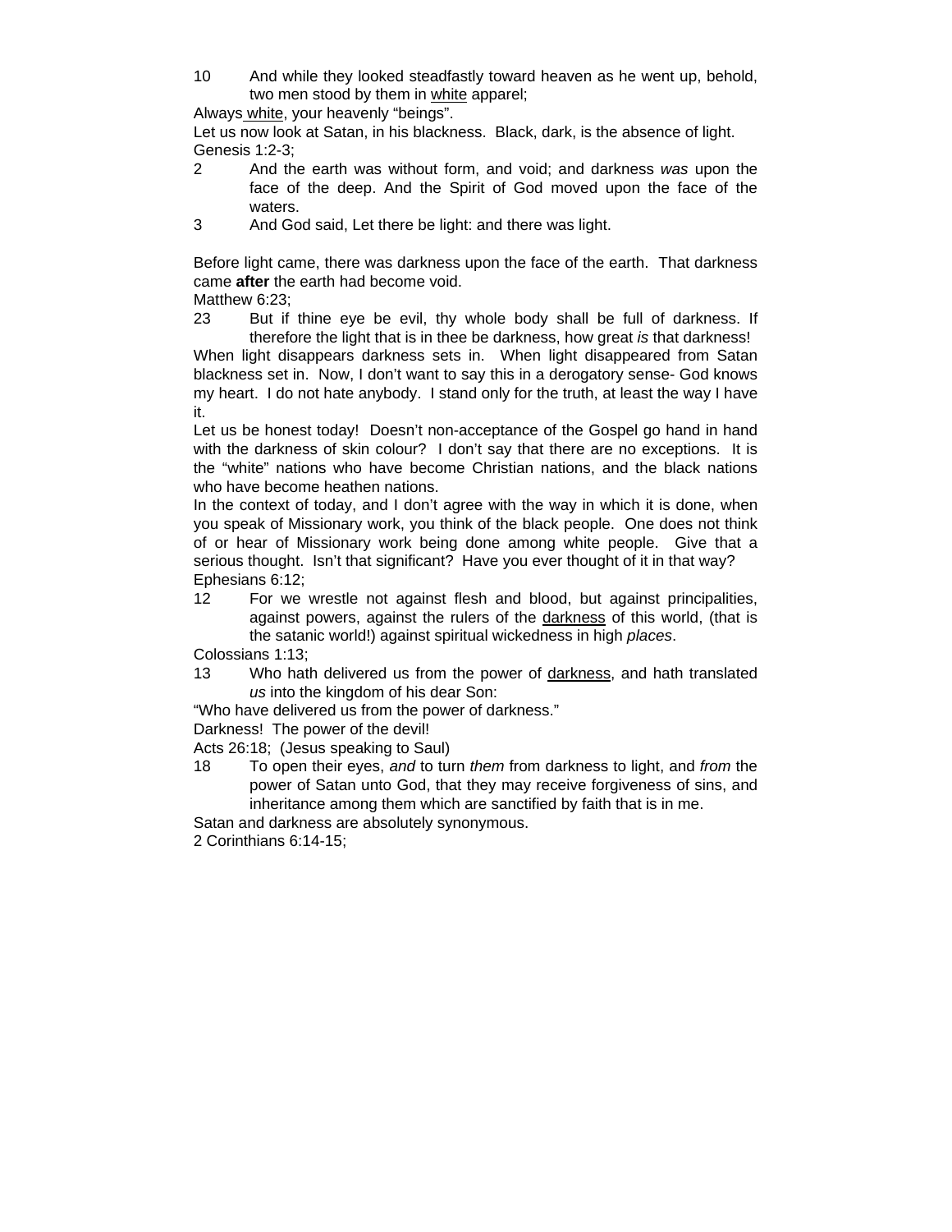10 And while they looked steadfastly toward heaven as he went up, behold, two men stood by them in white apparel;

Always white, your heavenly "beings".

Let us now look at Satan, in his blackness. Black, dark, is the absence of light.

Genesis 1:2-3;

2 And the earth was without form, and void; and darkness *was* upon the face of the deep. And the Spirit of God moved upon the face of the waters.

3 And God said, Let there be light: and there was light.

Before light came, there was darkness upon the face of the earth. That darkness came **after** the earth had become void.

Matthew 6:23;

23 But if thine eye be evil, thy whole body shall be full of darkness. If therefore the light that is in thee be darkness, how great *is* that darkness!

When light disappears darkness sets in. When light disappeared from Satan blackness set in. Now, I don't want to say this in a derogatory sense- God knows my heart. I do not hate anybody. I stand only for the truth, at least the way I have it.

Let us be honest today! Doesn't non-acceptance of the Gospel go hand in hand with the darkness of skin colour? I don't say that there are no exceptions. It is the "white" nations who have become Christian nations, and the black nations who have become heathen nations.

In the context of today, and I don't agree with the way in which it is done, when you speak of Missionary work, you think of the black people. One does not think of or hear of Missionary work being done among white people. Give that a serious thought. Isn't that significant? Have you ever thought of it in that way?

Ephesians 6:12;

12 For we wrestle not against flesh and blood, but against principalities, against powers, against the rulers of the darkness of this world, (that is the satanic world!) against spiritual wickedness in high *places*.

Colossians 1:13;

13 Who hath delivered us from the power of darkness, and hath translated *us* into the kingdom of his dear Son:

"Who have delivered us from the power of darkness."

Darkness! The power of the devil!

Acts 26:18; (Jesus speaking to Saul)

18 To open their eyes, *and* to turn *them* from darkness to light, and *from* the power of Satan unto God, that they may receive forgiveness of sins, and inheritance among them which are sanctified by faith that is in me.

Satan and darkness are absolutely synonymous.

2 Corinthians 6:14-15;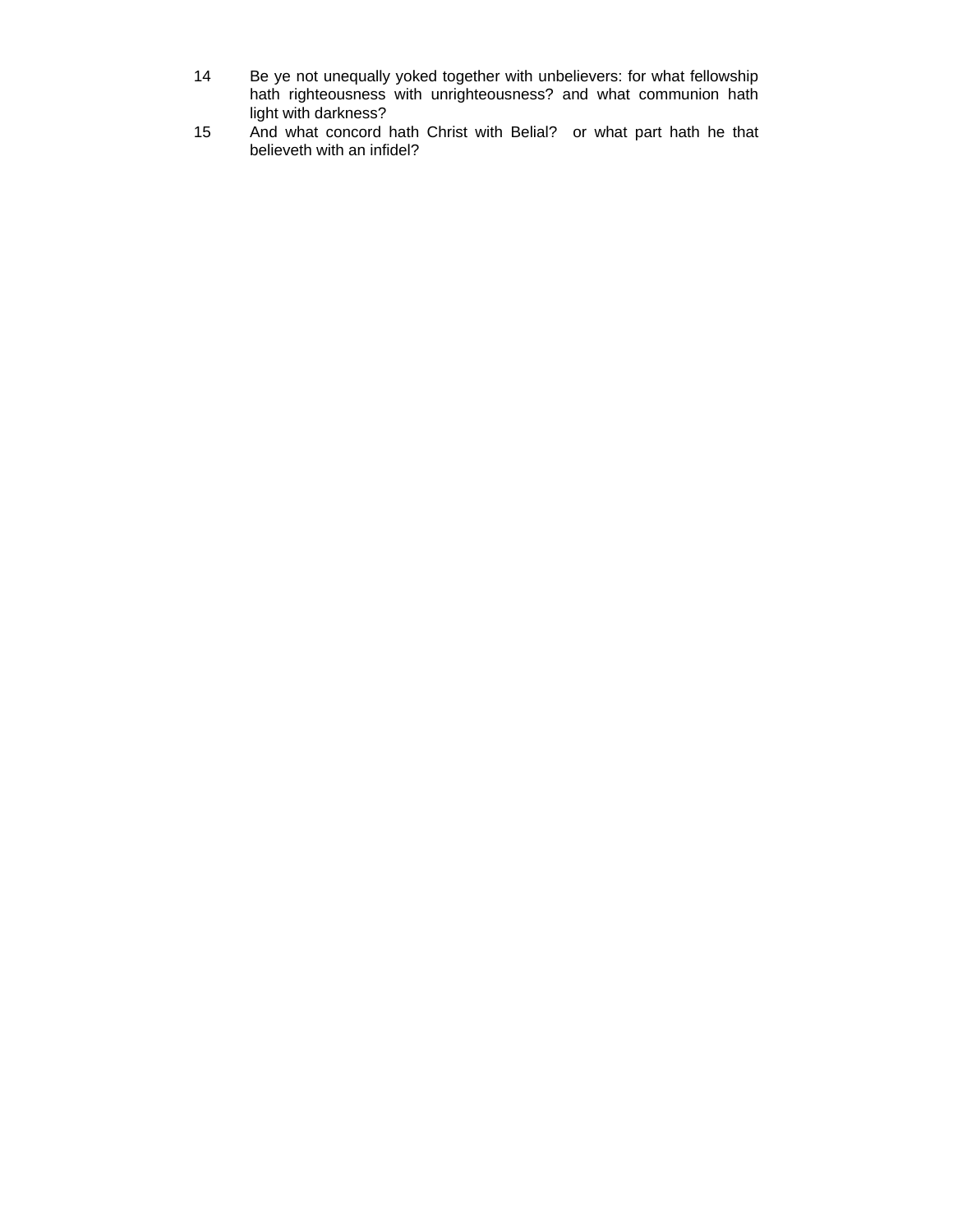14 Be ye not unequally yoked together with unbelievers: for what fellowship hath righteousness with unrighteousness? and what communion hath light with darkness?

15 And what concord hath Christ with Belial? or what part hath he that believeth with an infidel?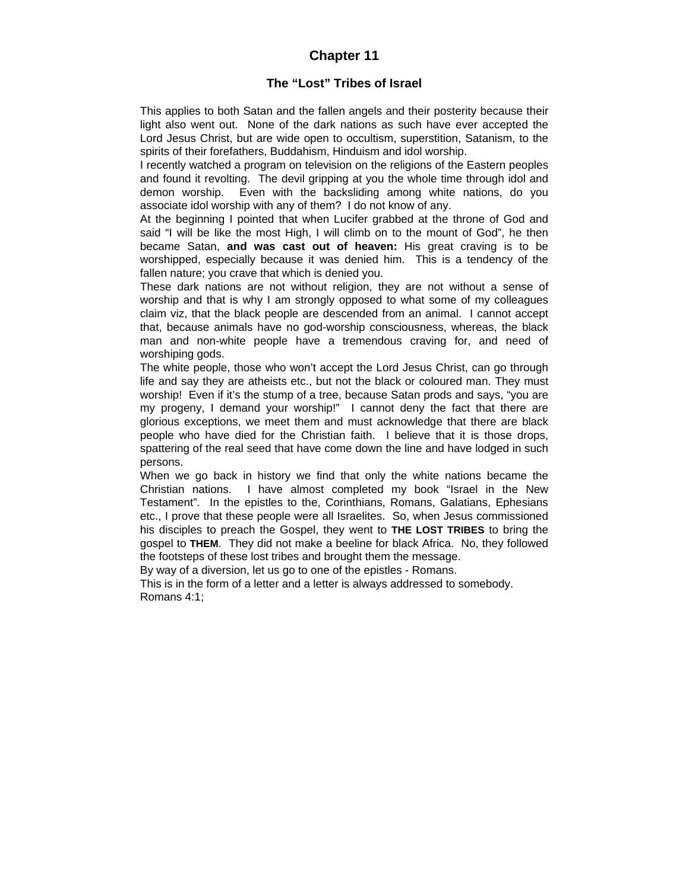# Chapter 11

## The "Lost" Tribes of Israel

This applies to both Satan and the fallen angels and their posterity because their light also went out. None of the dark nations as such have ever accepted the Lord Jesus Christ, but are wide open to occultism, superstition, Satanism, to the spirits of their forefathers, Buddahism, Hinduism and idol worship.

I recently watched a program on television on the religions of the Eastern peoples and found it revolting. The devil gripping at you the whole time through idol and demon worship. Even with the backsliding among white nations, do you associate idol worship with any of them? I do not know of any.

At the beginning I pointed that when Lucifer grabbed at the throne of God and said "I will be like the most High, I will climb on to the mount of God", he then became Satan, **and was cast out of heaven:** His great craving is to be worshipped, especially because it was denied him. This is a tendency of the fallen nature; you crave that which is denied you.

These dark nations are not without religion, they are not without a sense of worship and that is why I am strongly opposed to what some of my colleagues claim viz, that the black people are descended from an animal. I cannot accept that, because animals have no god-worship consciousness, whereas, the black man and non-white people have a tremendous craving for, and need of worshiping gods.

The white people, those who won't accept the Lord Jesus Christ, can go through life and say they are atheists etc., but not the black or coloured man. They must worship! Even if it's the stump of a tree, because Satan prods and says, "you are my progeny, I demand your worship!" I cannot deny the fact that there are glorious exceptions, we meet them and must acknowledge that there are black people who have died for the Christian faith. I believe that it is those drops, spattering of the real seed that have come down the line and have lodged in such persons.

When we go back in history we find that only the white nations became the Christian nations. I have almost completed my book "Israel in the New Testament". In the epistles to the, Corinthians, Romans, Galatians, Ephesians etc., I prove that these people were all Israelites. So, when Jesus commissioned his disciples to preach the Gospel, they went to **THE LOST TRIBES** to bring the gospel to **THEM**. They did not make a beeline for black Africa. No, they followed the footsteps of these lost tribes and brought them the message.

By way of a diversion, let us go to one of the epistles - Romans.

This is in the form of a letter and a letter is always addressed to somebody.

Romans 4:1;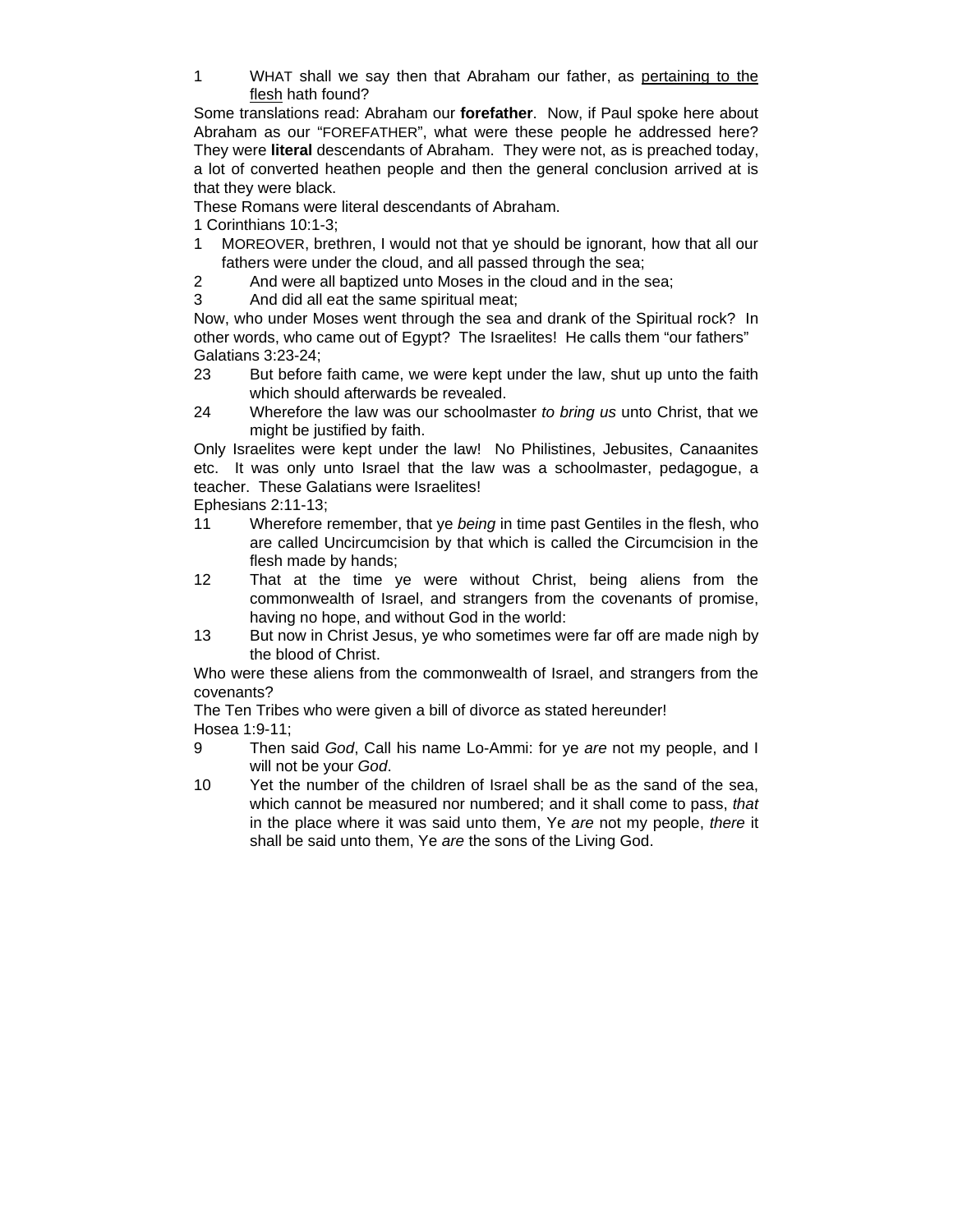1 WHAT shall we say then that Abraham our father, as pertaining to the flesh hath found?

Some translations read: Abraham our **forefather**. Now, if Paul spoke here about Abraham as our "FOREFATHER", what were these people he addressed here? They were **literal** descendants of Abraham. They were not, as is preached today, a lot of converted heathen people and then the general conclusion arrived at is that they were black.

These Romans were literal descendants of Abraham.

1 Corinthians 10:1-3;

1 MOREOVER, brethren, I would not that ye should be ignorant, how that all our fathers were under the cloud, and all passed through the sea;

2 And were all baptized unto Moses in the cloud and in the sea;

3 And did all eat the same spiritual meat;

Now, who under Moses went through the sea and drank of the Spiritual rock? In other words, who came out of Egypt? The Israelites! He calls them "our fathers"

Galatians 3:23-24;

23 But before faith came, we were kept under the law, shut up unto the faith which should afterwards be revealed.

24 Wherefore the law was our schoolmaster *to bring us* unto Christ, that we might be justified by faith.

Only Israelites were kept under the law! No Philistines, Jebusites, Canaanites etc. It was only unto Israel that the law was a schoolmaster, pedagogue, a teacher. These Galatians were Israelites!

Ephesians 2:11-13;

11 Wherefore remember, that ye *being* in time past Gentiles in the flesh, who are called Uncircumcision by that which is called the Circumcision in the flesh made by hands;

12 That at the time ye were without Christ, being aliens from the commonwealth of Israel, and strangers from the covenants of promise, having no hope, and without God in the world:

13 But now in Christ Jesus, ye who sometimes were far off are made nigh by the blood of Christ.

Who were these aliens from the commonwealth of Israel, and strangers from the covenants?

The Ten Tribes who were given a bill of divorce as stated hereunder!

Hosea 1:9-11;

9 Then said *God*, Call his name Lo-Ammi: for ye *are* not my people, and I will not be your *God*.

10 Yet the number of the children of Israel shall be as the sand of the sea, which cannot be measured nor numbered; and it shall come to pass, *that* in the place where it was said unto them, Ye *are* not my people, *there* it shall be said unto them, Ye *are* the sons of the Living God.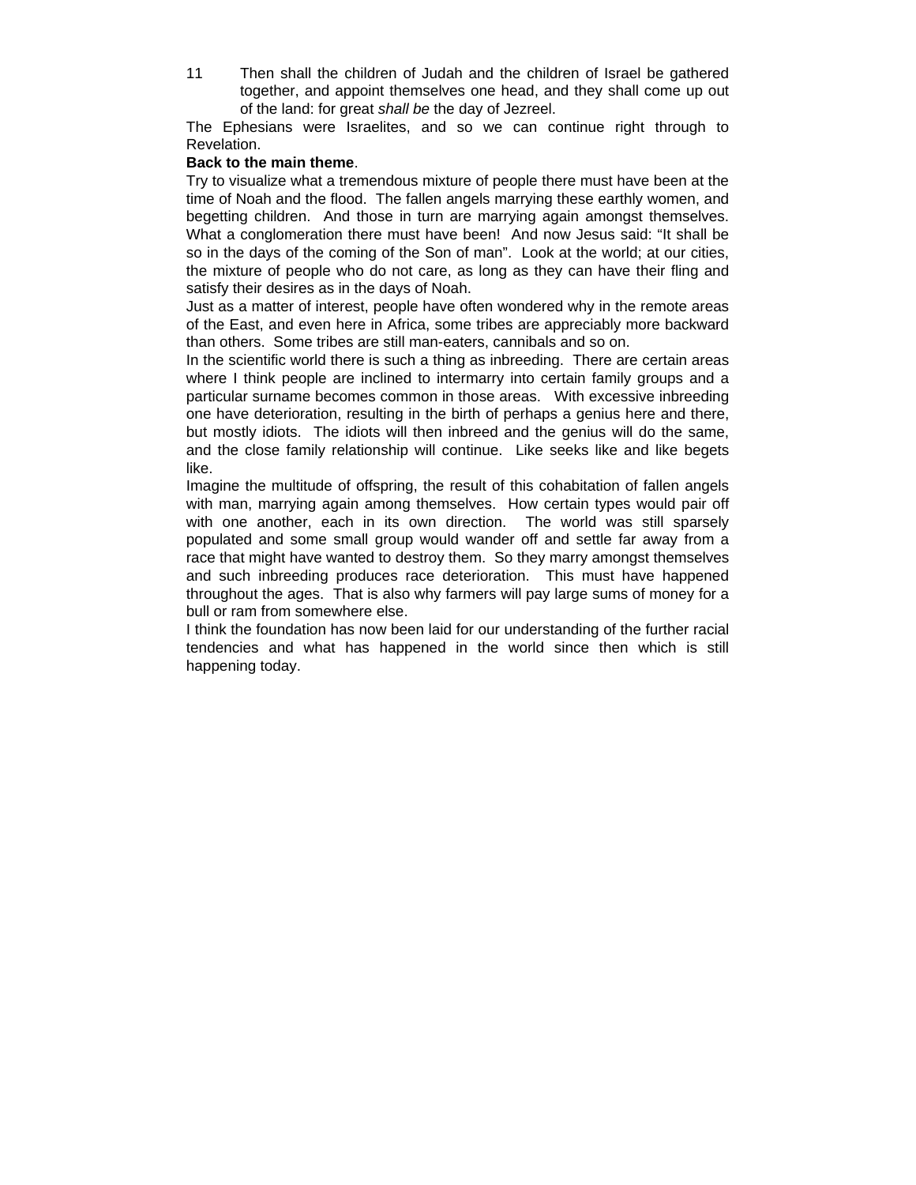11 Then shall the children of Judah and the children of Israel be gathered together, and appoint themselves one head, and they shall come up out of the land: for great *shall be* the day of Jezreel.

The Ephesians were Israelites, and so we can continue right through to Revelation.

**Back to the main theme**.

Try to visualize what a tremendous mixture of people there must have been at the time of Noah and the flood. The fallen angels marrying these earthly women, and begetting children. And those in turn are marrying again amongst themselves. What a conglomeration there must have been! And now Jesus said: "It shall be so in the days of the coming of the Son of man". Look at the world; at our cities, the mixture of people who do not care, as long as they can have their fling and satisfy their desires as in the days of Noah.

Just as a matter of interest, people have often wondered why in the remote areas of the East, and even here in Africa, some tribes are appreciably more backward than others. Some tribes are still man-eaters, cannibals and so on.

In the scientific world there is such a thing as inbreeding. There are certain areas where I think people are inclined to intermarry into certain family groups and a particular surname becomes common in those areas. With excessive inbreeding one have deterioration, resulting in the birth of perhaps a genius here and there, but mostly idiots. The idiots will then inbreed and the genius will do the same, and the close family relationship will continue. Like seeks like and like begets like.

Imagine the multitude of offspring, the result of this cohabitation of fallen angels with man, marrying again among themselves. How certain types would pair off with one another, each in its own direction. The world was still sparsely populated and some small group would wander off and settle far away from a race that might have wanted to destroy them. So they marry amongst themselves and such inbreeding produces race deterioration. This must have happened throughout the ages. That is also why farmers will pay large sums of money for a bull or ram from somewhere else.

I think the foundation has now been laid for our understanding of the further racial tendencies and what has happened in the world since then which is still happening today.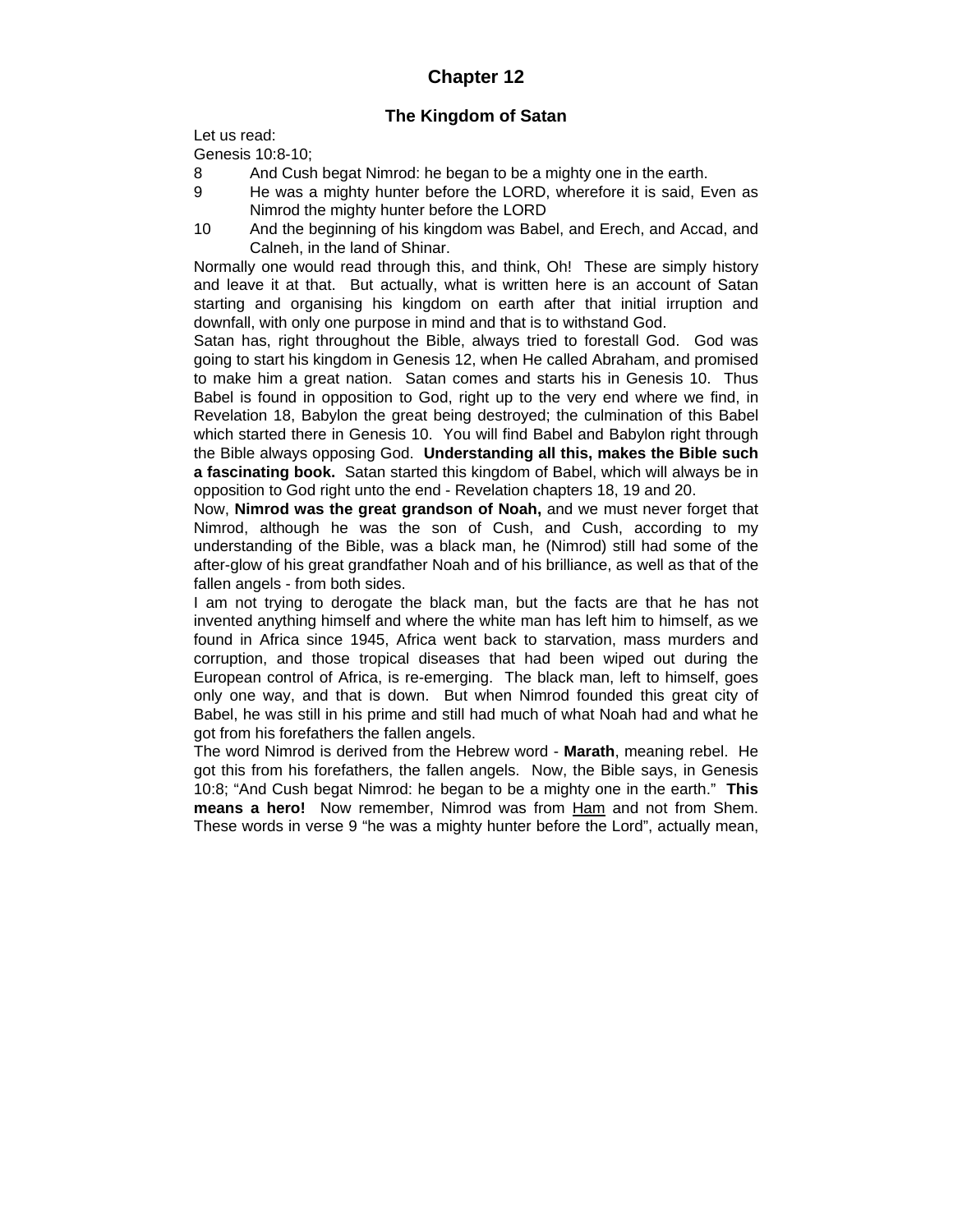# Chapter 12

## The Kingdom of Satan

Let us read:

Genesis 10:8-10;

8 And Cush begat Nimrod: he began to be a mighty one in the earth.

9 He was a mighty hunter before the LORD, wherefore it is said, Even as Nimrod the mighty hunter before the LORD

10 And the beginning of his kingdom was Babel, and Erech, and Accad, and Calneh, in the land of Shinar.

Normally one would read through this, and think, Oh! These are simply history and leave it at that. But actually, what is written here is an account of Satan starting and organising his kingdom on earth after that initial irruption and downfall, with only one purpose in mind and that is to withstand God.

Satan has, right throughout the Bible, always tried to forestall God. God was going to start his kingdom in Genesis 12, when He called Abraham, and promised to make him a great nation. Satan comes and starts his in Genesis 10. Thus Babel is found in opposition to God, right up to the very end where we find, in Revelation 18, Babylon the great being destroyed; the culmination of this Babel which started there in Genesis 10. You will find Babel and Babylon right through the Bible always opposing God. **Understanding all this, makes the Bible such a fascinating book.** Satan started this kingdom of Babel, which will always be in opposition to God right unto the end - Revelation chapters 18, 19 and 20.

Now, **Nimrod was the great grandson of Noah,** and we must never forget that Nimrod, although he was the son of Cush, and Cush, according to my understanding of the Bible, was a black man, he (Nimrod) still had some of the after-glow of his great grandfather Noah and of his brilliance, as well as that of the fallen angels - from both sides.

I am not trying to derogate the black man, but the facts are that he has not invented anything himself and where the white man has left him to himself, as we found in Africa since 1945, Africa went back to starvation, mass murders and corruption, and those tropical diseases that had been wiped out during the European control of Africa, is re-emerging. The black man, left to himself, goes only one way, and that is down. But when Nimrod founded this great city of Babel, he was still in his prime and still had much of what Noah had and what he got from his forefathers the fallen angels.

The word Nimrod is derived from the Hebrew word - **Marath**, meaning rebel. He got this from his forefathers, the fallen angels. Now, the Bible says, in Genesis 10:8; "And Cush begat Nimrod: he began to be a mighty one in the earth." **This means a hero!** Now remember, Nimrod was from <u>Ham</u> and not from Shem. These words in verse 9 "he was a mighty hunter before the Lord", actually mean,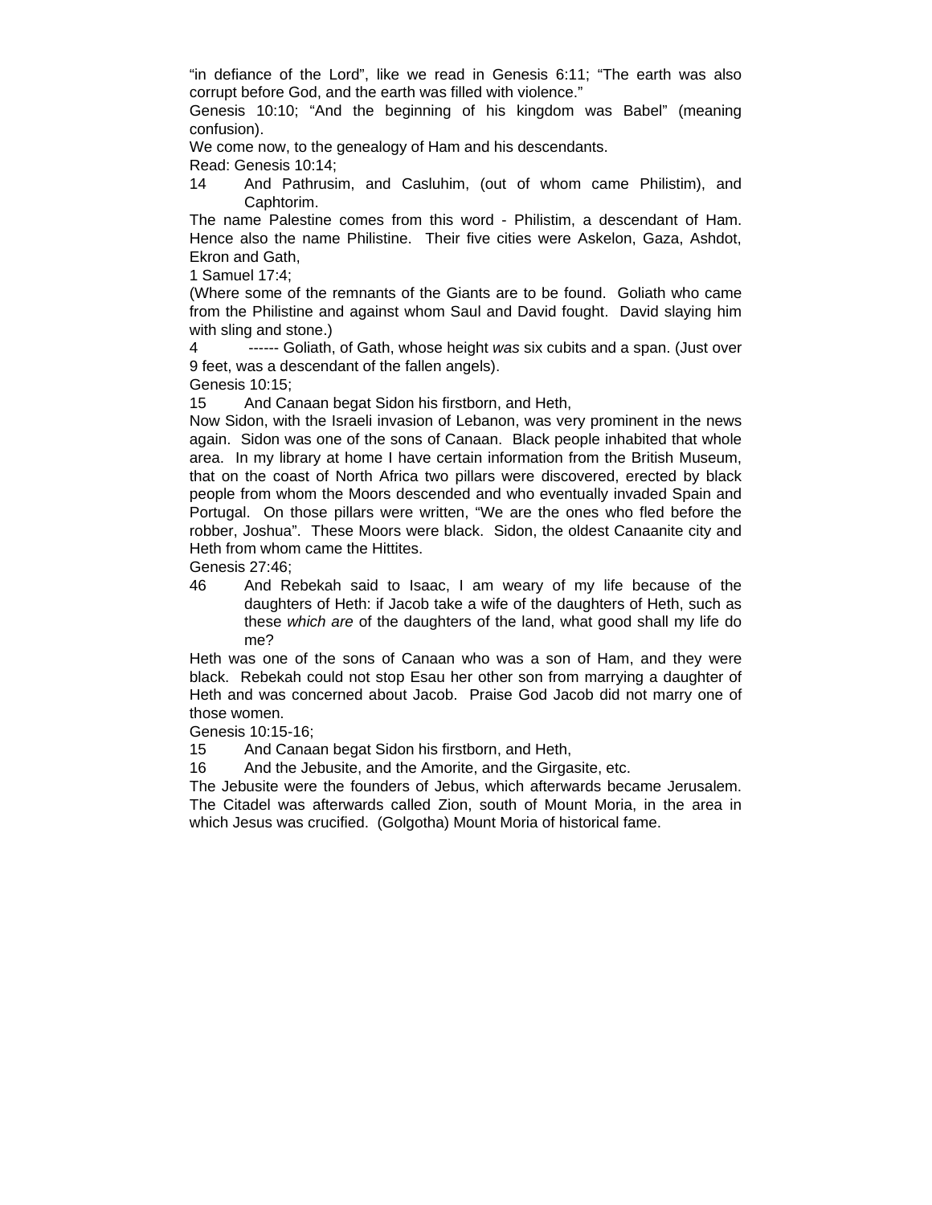"in defiance of the Lord", like we read in Genesis 6:11; "The earth was also corrupt before God, and the earth was filled with violence."

Genesis 10:10; "And the beginning of his kingdom was Babel" (meaning confusion).

We come now, to the genealogy of Ham and his descendants.

Read: Genesis 10:14;

14 And Pathrusim, and Casluhim, (out of whom came Philistim), and Caphtorim.

The name Palestine comes from this word - Philistim, a descendant of Ham. Hence also the name Philistine. Their five cities were Askelon, Gaza, Ashdot, Ekron and Gath,

1 Samuel 17:4;

(Where some of the remnants of the Giants are to be found. Goliath who came from the Philistine and against whom Saul and David fought. David slaying him with sling and stone.)

4 ------ Goliath, of Gath, whose height *was* six cubits and a span. (Just over 9 feet, was a descendant of the fallen angels).

Genesis 10:15;

15 And Canaan begat Sidon his firstborn, and Heth,

Now Sidon, with the Israeli invasion of Lebanon, was very prominent in the news again. Sidon was one of the sons of Canaan. Black people inhabited that whole area. In my library at home I have certain information from the British Museum, that on the coast of North Africa two pillars were discovered, erected by black people from whom the Moors descended and who eventually invaded Spain and Portugal. On those pillars were written, "We are the ones who fled before the robber, Joshua". These Moors were black. Sidon, the oldest Canaanite city and Heth from whom came the Hittites.

Genesis 27:46;

46 And Rebekah said to Isaac, I am weary of my life because of the daughters of Heth: if Jacob take a wife of the daughters of Heth, such as these *which are* of the daughters of the land, what good shall my life do me?

Heth was one of the sons of Canaan who was a son of Ham, and they were black. Rebekah could not stop Esau her other son from marrying a daughter of Heth and was concerned about Jacob. Praise God Jacob did not marry one of those women.

Genesis 10:15-16;

15 And Canaan begat Sidon his firstborn, and Heth,

16 And the Jebusite, and the Amorite, and the Girgasite, etc.

The Jebusite were the founders of Jebus, which afterwards became Jerusalem. The Citadel was afterwards called Zion, south of Mount Moria, in the area in which Jesus was crucified. (Golgotha) Mount Moria of historical fame.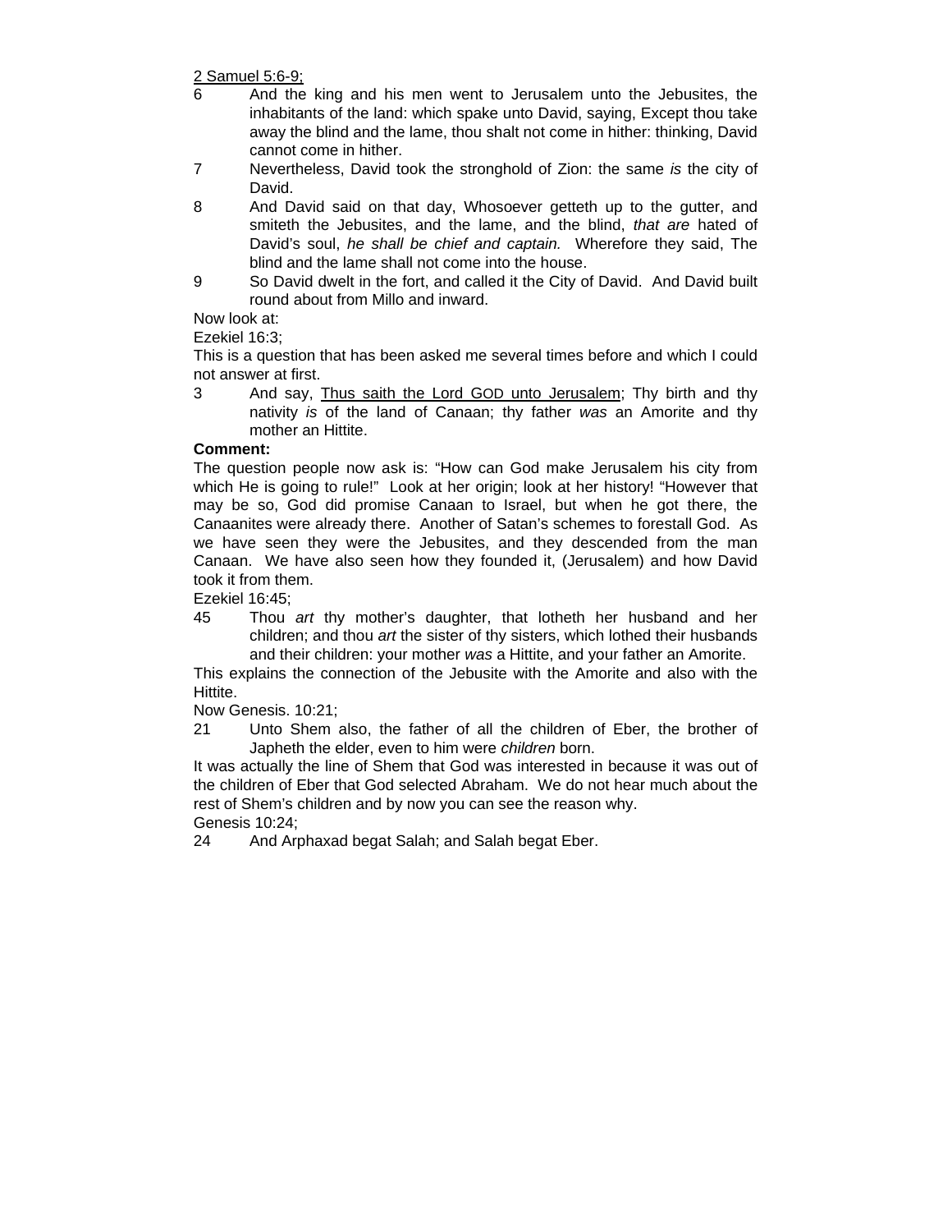2 Samuel 5:6-9;

6 And the king and his men went to Jerusalem unto the Jebusites, the inhabitants of the land: which spake unto David, saying, Except thou take away the blind and the lame, thou shalt not come in hither: thinking, David cannot come in hither.

7 Nevertheless, David took the stronghold of Zion: the same *is* the city of David.

8 And David said on that day, Whosoever getteth up to the gutter, and smiteth the Jebusites, and the lame, and the blind, *that are* hated of David's soul, *he shall be chief and captain.* Wherefore they said, The blind and the lame shall not come into the house.

9 So David dwelt in the fort, and called it the City of David. And David built round about from Millo and inward.

Now look at:

Ezekiel 16:3;

This is a question that has been asked me several times before and which I could not answer at first.

3 And say, Thus saith the Lord GOD unto Jerusalem; Thy birth and thy nativity *is* of the land of Canaan; thy father *was* an Amorite and thy mother an Hittite.

**Comment:**

The question people now ask is: "How can God make Jerusalem his city from which He is going to rule!" Look at her origin; look at her history! "However that may be so, God did promise Canaan to Israel, but when he got there, the Canaanites were already there. Another of Satan's schemes to forestall God. As we have seen they were the Jebusites, and they descended from the man Canaan. We have also seen how they founded it, (Jerusalem) and how David took it from them.

Ezekiel 16:45;

45 Thou *art* thy mother's daughter, that lotheth her husband and her children; and thou *art* the sister of thy sisters, which lothed their husbands and their children: your mother *was* a Hittite, and your father an Amorite.

This explains the connection of the Jebusite with the Amorite and also with the Hittite.

Now Genesis. 10:21;

21 Unto Shem also, the father of all the children of Eber, the brother of Japheth the elder, even to him were *children* born.

It was actually the line of Shem that God was interested in because it was out of the children of Eber that God selected Abraham. We do not hear much about the rest of Shem's children and by now you can see the reason why.

Genesis 10:24;

24 And Arphaxad begat Salah; and Salah begat Eber.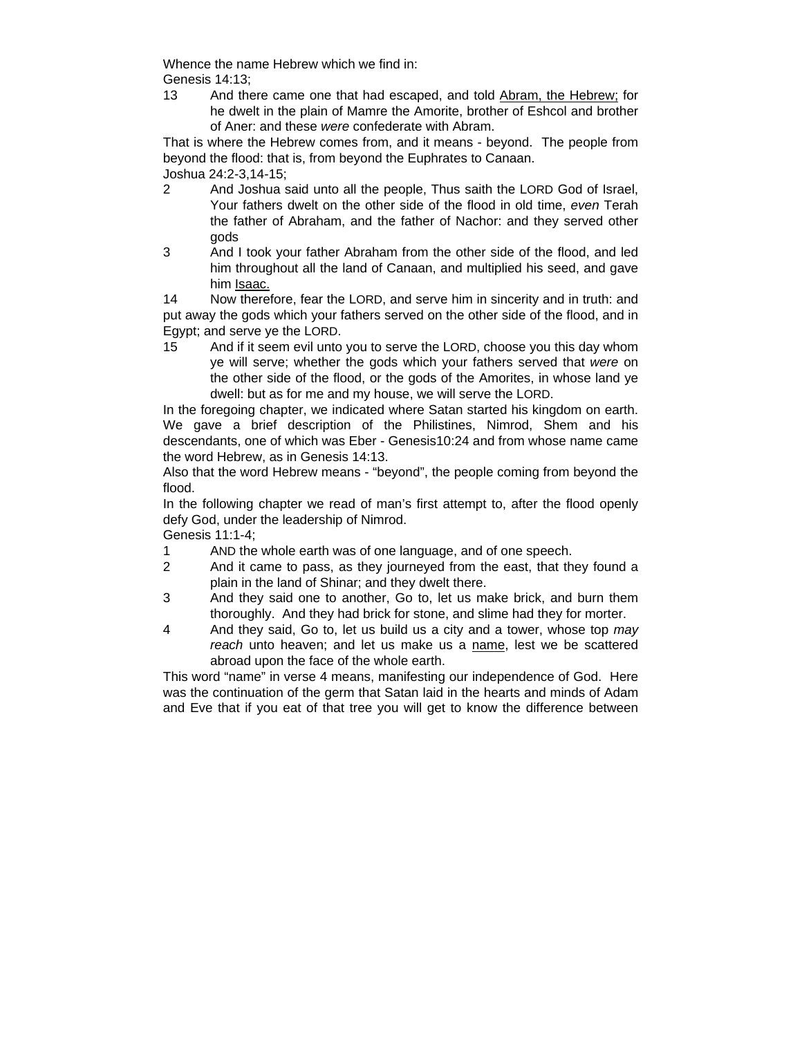Whence the name Hebrew which we find in:

Genesis 14:13;

13 And there came one that had escaped, and told <u>Abram, the Hebrew;</u> for he dwelt in the plain of Mamre the Amorite, brother of Eshcol and brother of Aner: and these *were* confederate with Abram.

That is where the Hebrew comes from, and it means - beyond. The people from beyond the flood: that is, from beyond the Euphrates to Canaan.

Joshua 24:2-3,14-15;

2 And Joshua said unto all the people, Thus saith the LORD God of Israel, Your fathers dwelt on the other side of the flood in old time, *even* Terah the father of Abraham, and the father of Nachor: and they served other gods

3 And I took your father Abraham from the other side of the flood, and led him throughout all the land of Canaan, and multiplied his seed, and gave him <u>Isaac.</u>

14 Now therefore, fear the LORD, and serve him in sincerity and in truth: and put away the gods which your fathers served on the other side of the flood, and in Egypt; and serve ye the LORD.

15 And if it seem evil unto you to serve the LORD, choose you this day whom ye will serve; whether the gods which your fathers served that *were* on the other side of the flood, or the gods of the Amorites, in whose land ye dwell: but as for me and my house, we will serve the LORD.

In the foregoing chapter, we indicated where Satan started his kingdom on earth. We gave a brief description of the Philistines, Nimrod, Shem and his descendants, one of which was Eber - Genesis10:24 and from whose name came the word Hebrew, as in Genesis 14:13.

Also that the word Hebrew means - "beyond", the people coming from beyond the flood.

In the following chapter we read of man's first attempt to, after the flood openly defy God, under the leadership of Nimrod.

Genesis 11:1-4;

1 AND the whole earth was of one language, and of one speech.

2 And it came to pass, as they journeyed from the east, that they found a plain in the land of Shinar; and they dwelt there.

3 And they said one to another, Go to, let us make brick, and burn them thoroughly. And they had brick for stone, and slime had they for morter.

4 And they said, Go to, let us build us a city and a tower, whose top *may reach* unto heaven; and let us make us a <u>name</u>, lest we be scattered abroad upon the face of the whole earth.

This word "name" in verse 4 means, manifesting our independence of God. Here was the continuation of the germ that Satan laid in the hearts and minds of Adam and Eve that if you eat of that tree you will get to know the difference between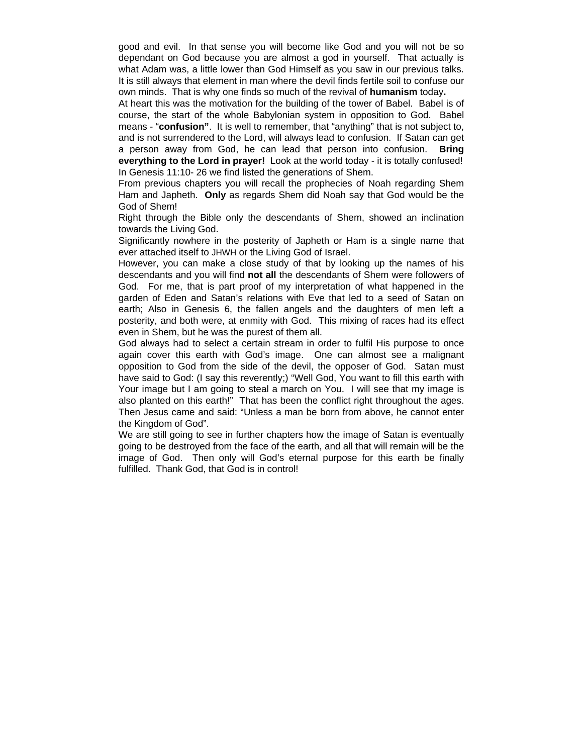good and evil. In that sense you will become like God and you will not be so dependant on God because you are almost a god in yourself. That actually is what Adam was, a little lower than God Himself as you saw in our previous talks. It is still always that element in man where the devil finds fertile soil to confuse our own minds. That is why one finds so much of the revival of **humanism** today**.**

At heart this was the motivation for the building of the tower of Babel. Babel is of course, the start of the whole Babylonian system in opposition to God. Babel means - "**confusion"**. It is well to remember, that "anything" that is not subject to, and is not surrendered to the Lord, will always lead to confusion. If Satan can get a person away from God, he can lead that person into confusion. **Bring everything to the Lord in prayer!** Look at the world today - it is totally confused!

In Genesis 11:10- 26 we find listed the generations of Shem.

From previous chapters you will recall the prophecies of Noah regarding Shem Ham and Japheth. **Only** as regards Shem did Noah say that God would be the God of Shem!

Right through the Bible only the descendants of Shem, showed an inclination towards the Living God.

Significantly nowhere in the posterity of Japheth or Ham is a single name that ever attached itself to JHWH or the Living God of Israel.

However, you can make a close study of that by looking up the names of his descendants and you will find **not all** the descendants of Shem were followers of God. For me, that is part proof of my interpretation of what happened in the garden of Eden and Satan's relations with Eve that led to a seed of Satan on earth; Also in Genesis 6, the fallen angels and the daughters of men left a posterity, and both were, at enmity with God. This mixing of races had its effect even in Shem, but he was the purest of them all.

God always had to select a certain stream in order to fulfil His purpose to once again cover this earth with God's image. One can almost see a malignant opposition to God from the side of the devil, the opposer of God. Satan must have said to God: (I say this reverently;) "Well God, You want to fill this earth with Your image but I am going to steal a march on You. I will see that my image is also planted on this earth!" That has been the conflict right throughout the ages. Then Jesus came and said: "Unless a man be born from above, he cannot enter the Kingdom of God".

We are still going to see in further chapters how the image of Satan is eventually going to be destroyed from the face of the earth, and all that will remain will be the image of God. Then only will God's eternal purpose for this earth be finally fulfilled. Thank God, that God is in control!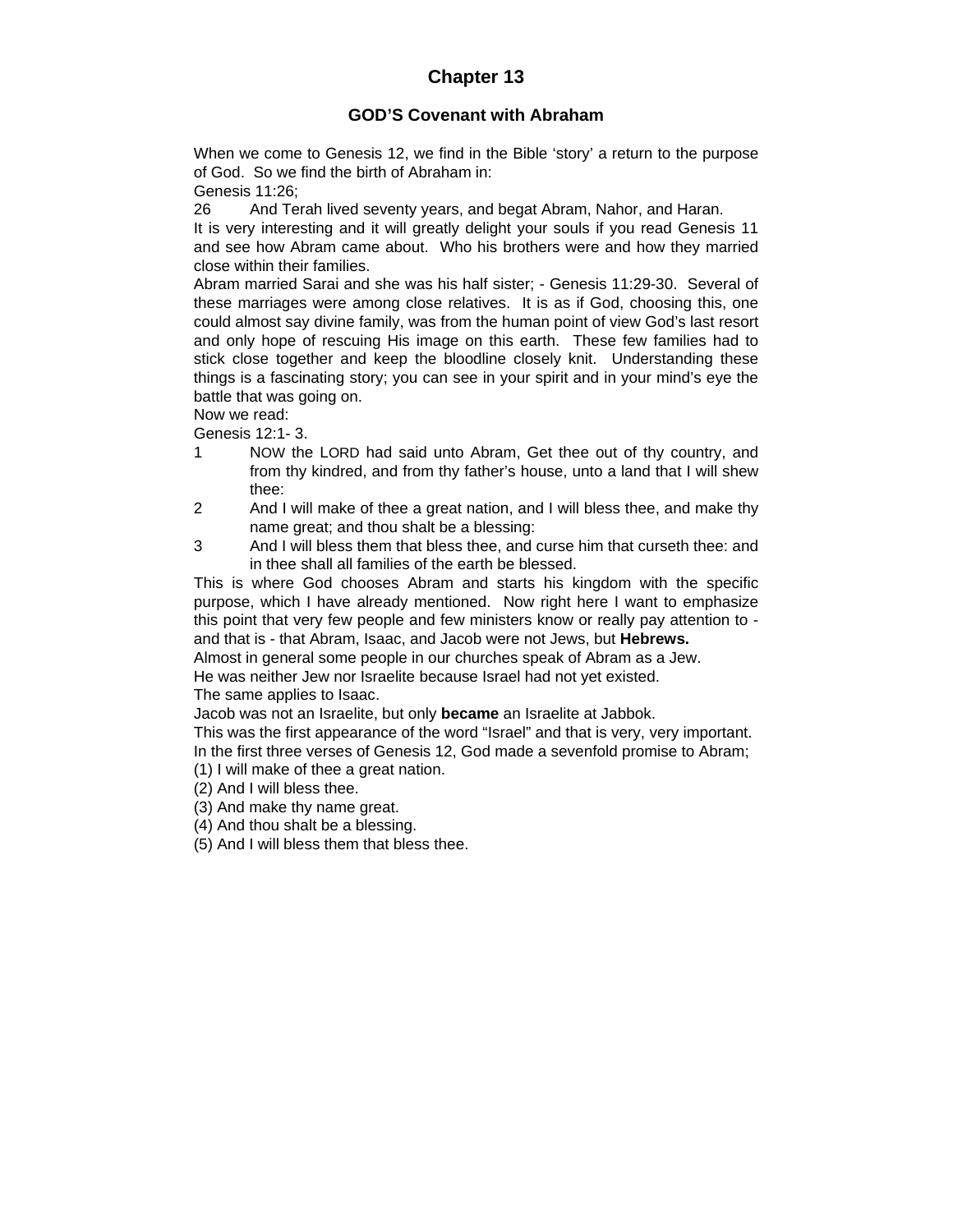# Chapter 13

## GOD'S Covenant with Abraham

When we come to Genesis 12, we find in the Bible 'story' a return to the purpose of God. So we find the birth of Abraham in:

Genesis 11:26;

26 And Terah lived seventy years, and begat Abram, Nahor, and Haran.

It is very interesting and it will greatly delight your souls if you read Genesis 11 and see how Abram came about. Who his brothers were and how they married close within their families.

Abram married Sarai and she was his half sister; - Genesis 11:29-30. Several of these marriages were among close relatives. It is as if God, choosing this, one could almost say divine family, was from the human point of view God's last resort and only hope of rescuing His image on this earth. These few families had to stick close together and keep the bloodline closely knit. Understanding these things is a fascinating story; you can see in your spirit and in your mind's eye the battle that was going on.

Now we read:

Genesis 12:1- 3.

1 NOW the LORD had said unto Abram, Get thee out of thy country, and from thy kindred, and from thy father's house, unto a land that I will shew thee:

2 And I will make of thee a great nation, and I will bless thee, and make thy name great; and thou shalt be a blessing:

3 And I will bless them that bless thee, and curse him that curseth thee: and in thee shall all families of the earth be blessed.

This is where God chooses Abram and starts his kingdom with the specific purpose, which I have already mentioned. Now right here I want to emphasize this point that very few people and few ministers know or really pay attention to - and that is - that Abram, Isaac, and Jacob were not Jews, but **Hebrews.**

Almost in general some people in our churches speak of Abram as a Jew.

He was neither Jew nor Israelite because Israel had not yet existed.

The same applies to Isaac.

Jacob was not an Israelite, but only **became** an Israelite at Jabbok.

This was the first appearance of the word "Israel" and that is very, very important.

In the first three verses of Genesis 12, God made a sevenfold promise to Abram;

(1) I will make of thee a great nation.

(2) And I will bless thee.

(3) And make thy name great.

(4) And thou shalt be a blessing.

(5) And I will bless them that bless thee.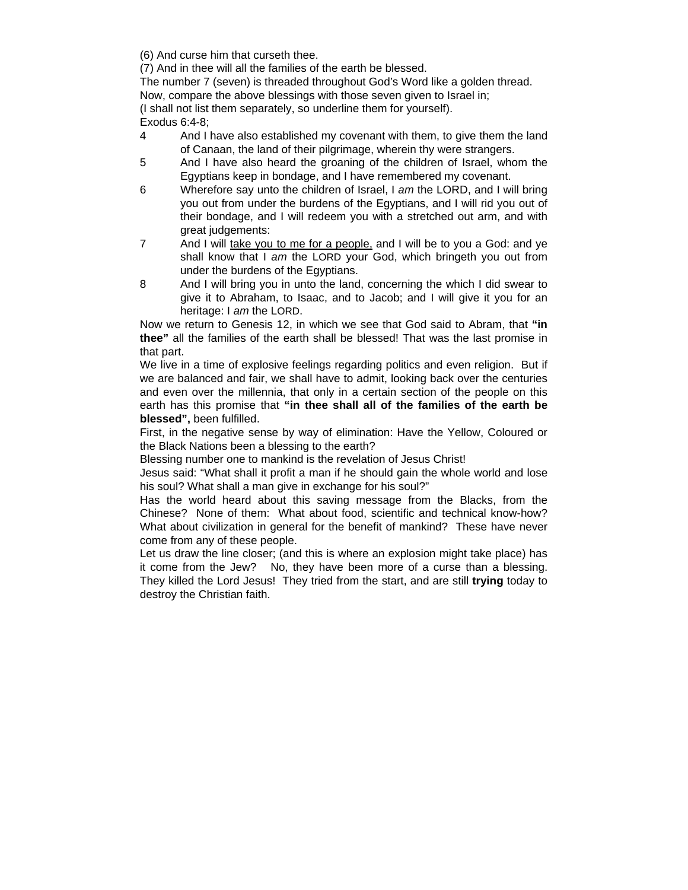(6) And curse him that curseth thee.
(7) And in thee will all the families of the earth be blessed.
The number 7 (seven) is threaded throughout God's Word like a golden thread.
Now, compare the above blessings with those seven given to Israel in;
(I shall not list them separately, so underline them for yourself).
Exodus 6:4-8;

4 And I have also established my covenant with them, to give them the land of Canaan, the land of their pilgrimage, wherein thy were strangers.

5 And I have also heard the groaning of the children of Israel, whom the Egyptians keep in bondage, and I have remembered my covenant.

6 Wherefore say unto the children of Israel, I *am* the LORD, and I will bring you out from under the burdens of the Egyptians, and I will rid you out of their bondage, and I will redeem you with a stretched out arm, and with great judgements:

7 And I will <u>take you to me for a people,</u> and I will be to you a God: and ye shall know that I *am* the LORD your God, which bringeth you out from under the burdens of the Egyptians.

8 And I will bring you in unto the land, concerning the which I did swear to give it to Abraham, to Isaac, and to Jacob; and I will give it you for an heritage: I *am* the LORD.

Now we return to Genesis 12, in which we see that God said to Abram, that **"in thee"** all the families of the earth shall be blessed! That was the last promise in that part.

We live in a time of explosive feelings regarding politics and even religion. But if we are balanced and fair, we shall have to admit, looking back over the centuries and even over the millennia, that only in a certain section of the people on this earth has this promise that **"in thee shall all of the families of the earth be blessed",** been fulfilled.

First, in the negative sense by way of elimination: Have the Yellow, Coloured or the Black Nations been a blessing to the earth?

Blessing number one to mankind is the revelation of Jesus Christ!

Jesus said: "What shall it profit a man if he should gain the whole world and lose his soul? What shall a man give in exchange for his soul?"

Has the world heard about this saving message from the Blacks, from the Chinese? None of them: What about food, scientific and technical know-how? What about civilization in general for the benefit of mankind? These have never come from any of these people.

Let us draw the line closer; (and this is where an explosion might take place) has it come from the Jew? No, they have been more of a curse than a blessing. They killed the Lord Jesus! They tried from the start, and are still **trying** today to destroy the Christian faith.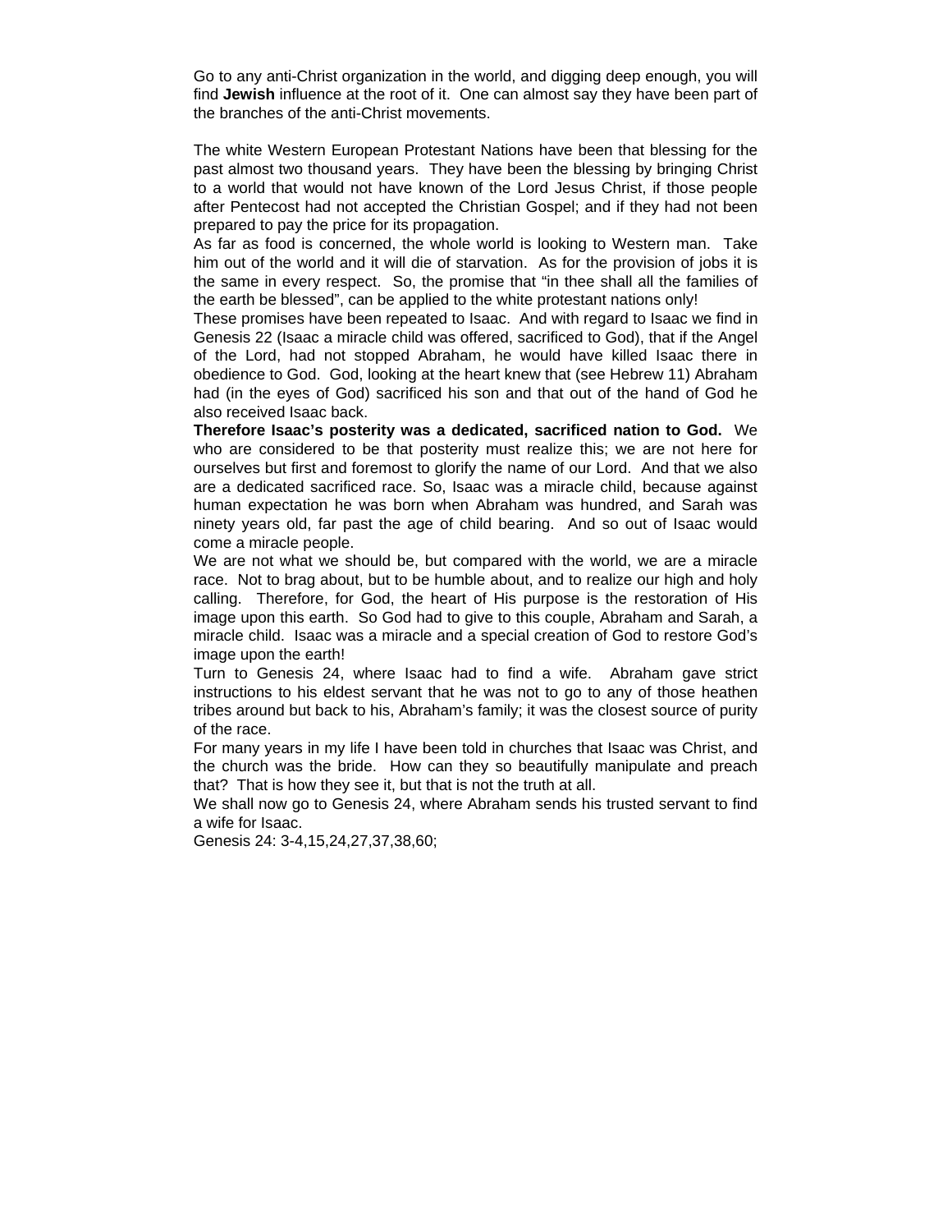Go to any anti-Christ organization in the world, and digging deep enough, you will find **Jewish** influence at the root of it. One can almost say they have been part of the branches of the anti-Christ movements.

The white Western European Protestant Nations have been that blessing for the past almost two thousand years. They have been the blessing by bringing Christ to a world that would not have known of the Lord Jesus Christ, if those people after Pentecost had not accepted the Christian Gospel; and if they had not been prepared to pay the price for its propagation.

As far as food is concerned, the whole world is looking to Western man. Take him out of the world and it will die of starvation. As for the provision of jobs it is the same in every respect. So, the promise that "in thee shall all the families of the earth be blessed", can be applied to the white protestant nations only!

These promises have been repeated to Isaac. And with regard to Isaac we find in Genesis 22 (Isaac a miracle child was offered, sacrificed to God), that if the Angel of the Lord, had not stopped Abraham, he would have killed Isaac there in obedience to God. God, looking at the heart knew that (see Hebrew 11) Abraham had (in the eyes of God) sacrificed his son and that out of the hand of God he also received Isaac back.

**Therefore Isaac's posterity was a dedicated, sacrificed nation to God.** We who are considered to be that posterity must realize this; we are not here for ourselves but first and foremost to glorify the name of our Lord. And that we also are a dedicated sacrificed race. So, Isaac was a miracle child, because against human expectation he was born when Abraham was hundred, and Sarah was ninety years old, far past the age of child bearing. And so out of Isaac would come a miracle people.

We are not what we should be, but compared with the world, we are a miracle race. Not to brag about, but to be humble about, and to realize our high and holy calling. Therefore, for God, the heart of His purpose is the restoration of His image upon this earth. So God had to give to this couple, Abraham and Sarah, a miracle child. Isaac was a miracle and a special creation of God to restore God's image upon the earth!

Turn to Genesis 24, where Isaac had to find a wife. Abraham gave strict instructions to his eldest servant that he was not to go to any of those heathen tribes around but back to his, Abraham's family; it was the closest source of purity of the race.

For many years in my life I have been told in churches that Isaac was Christ, and the church was the bride. How can they so beautifully manipulate and preach that? That is how they see it, but that is not the truth at all.

We shall now go to Genesis 24, where Abraham sends his trusted servant to find a wife for Isaac.

Genesis 24: 3-4,15,24,27,37,38,60;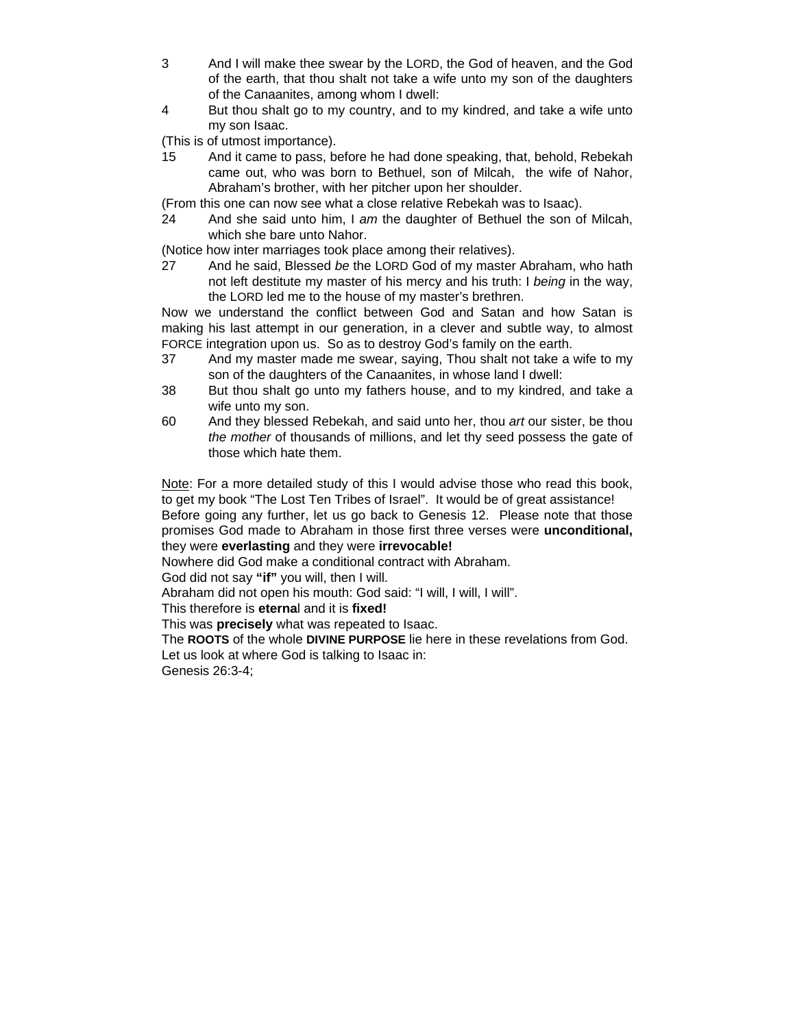3 And I will make thee swear by the LORD, the God of heaven, and the God of the earth, that thou shalt not take a wife unto my son of the daughters of the Canaanites, among whom I dwell:

4 But thou shalt go to my country, and to my kindred, and take a wife unto my son Isaac.

(This is of utmost importance).

15 And it came to pass, before he had done speaking, that, behold, Rebekah came out, who was born to Bethuel, son of Milcah, the wife of Nahor, Abraham's brother, with her pitcher upon her shoulder.

(From this one can now see what a close relative Rebekah was to Isaac).

24 And she said unto him, I *am* the daughter of Bethuel the son of Milcah, which she bare unto Nahor.

(Notice how inter marriages took place among their relatives).

27 And he said, Blessed *be* the LORD God of my master Abraham, who hath not left destitute my master of his mercy and his truth: I *being* in the way, the LORD led me to the house of my master's brethren.

Now we understand the conflict between God and Satan and how Satan is making his last attempt in our generation, in a clever and subtle way, to almost FORCE integration upon us. So as to destroy God's family on the earth.

37 And my master made me swear, saying, Thou shalt not take a wife to my son of the daughters of the Canaanites, in whose land I dwell:

38 But thou shalt go unto my fathers house, and to my kindred, and take a wife unto my son.

60 And they blessed Rebekah, and said unto her, thou *art* our sister, be thou *the mother* of thousands of millions, and let thy seed possess the gate of those which hate them.

Note: For a more detailed study of this I would advise those who read this book, to get my book "The Lost Ten Tribes of Israel". It would be of great assistance!

Before going any further, let us go back to Genesis 12. Please note that those promises God made to Abraham in those first three verses were **unconditional,** they were **everlasting** and they were **irrevocable!**

Nowhere did God make a conditional contract with Abraham.

God did not say **"if"** you will, then I will.

Abraham did not open his mouth: God said: "I will, I will, I will".

This therefore is **eterna**l and it is **fixed!**

This was **precisely** what was repeated to Isaac.

The **ROOTS** of the whole **DIVINE PURPOSE** lie here in these revelations from God.

Let us look at where God is talking to Isaac in:

Genesis 26:3-4;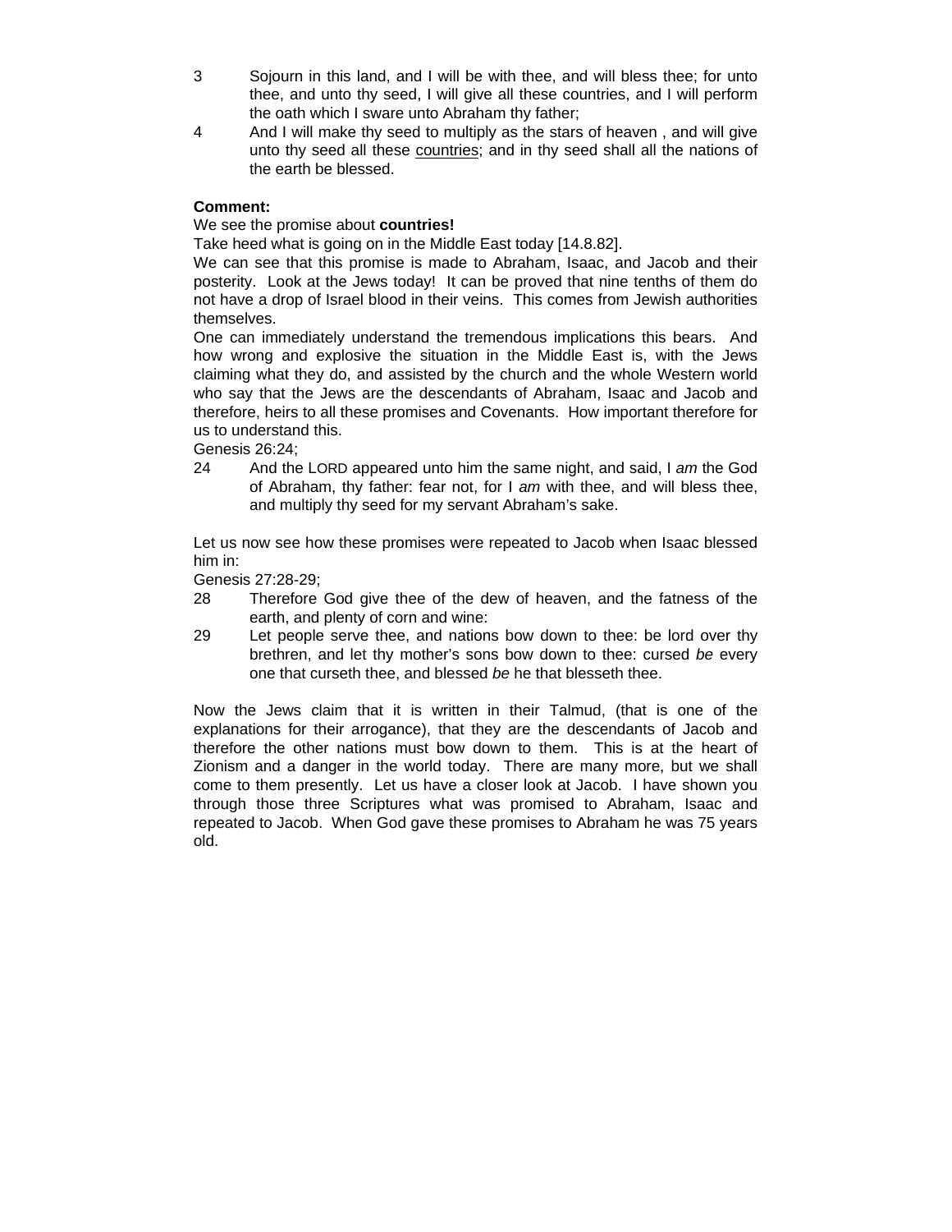3 Sojourn in this land, and I will be with thee, and will bless thee; for unto thee, and unto thy seed, I will give all these countries, and I will perform the oath which I sware unto Abraham thy father;

4 And I will make thy seed to multiply as the stars of heaven , and will give unto thy seed all these <u>countries</u>; and in thy seed shall all the nations of the earth be blessed.

**Comment:**

We see the promise about **countries!**

Take heed what is going on in the Middle East today [14.8.82].

We can see that this promise is made to Abraham, Isaac, and Jacob and their posterity. Look at the Jews today! It can be proved that nine tenths of them do not have a drop of Israel blood in their veins. This comes from Jewish authorities themselves.

One can immediately understand the tremendous implications this bears. And how wrong and explosive the situation in the Middle East is, with the Jews claiming what they do, and assisted by the church and the whole Western world who say that the Jews are the descendants of Abraham, Isaac and Jacob and therefore, heirs to all these promises and Covenants. How important therefore for us to understand this.

Genesis 26:24;

24 And the LORD appeared unto him the same night, and said, I *am* the God of Abraham, thy father: fear not, for I *am* with thee, and will bless thee, and multiply thy seed for my servant Abraham's sake.

Let us now see how these promises were repeated to Jacob when Isaac blessed him in:

Genesis 27:28-29;

28 Therefore God give thee of the dew of heaven, and the fatness of the earth, and plenty of corn and wine:

29 Let people serve thee, and nations bow down to thee: be lord over thy brethren, and let thy mother's sons bow down to thee: cursed *be* every one that curseth thee, and blessed *be* he that blesseth thee.

Now the Jews claim that it is written in their Talmud, (that is one of the explanations for their arrogance), that they are the descendants of Jacob and therefore the other nations must bow down to them. This is at the heart of Zionism and a danger in the world today. There are many more, but we shall come to them presently. Let us have a closer look at Jacob. I have shown you through those three Scriptures what was promised to Abraham, Isaac and repeated to Jacob. When God gave these promises to Abraham he was 75 years old.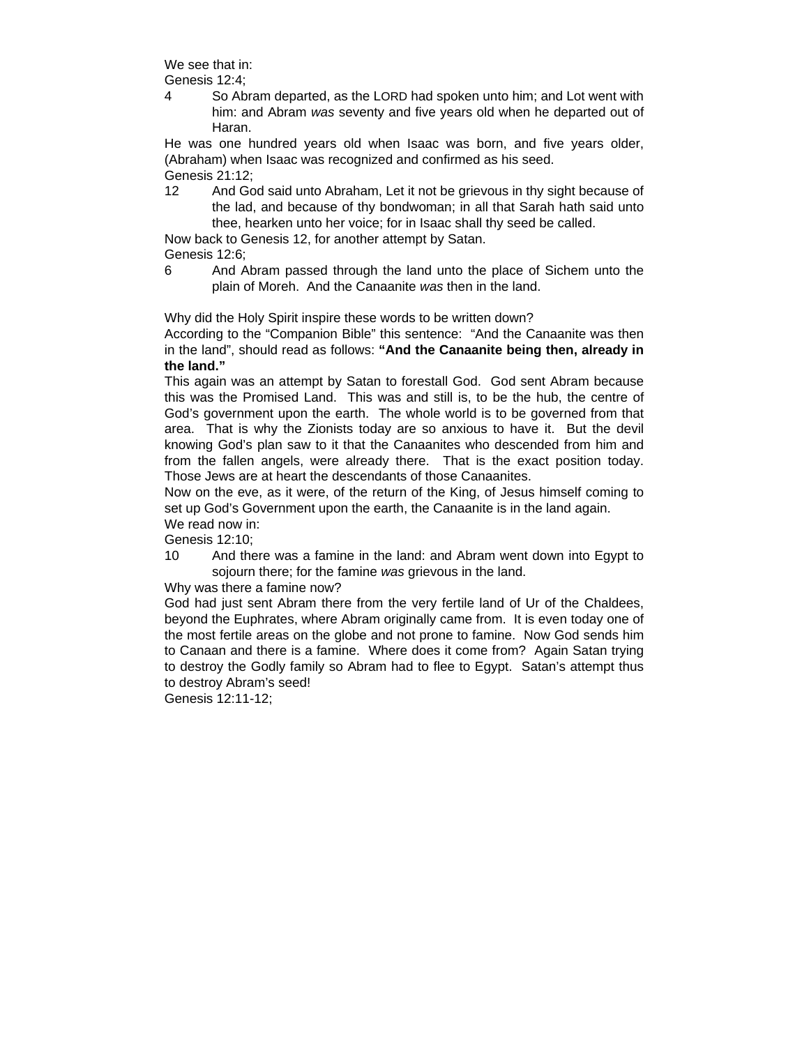We see that in:
Genesis 12:4;

4 So Abram departed, as the LORD had spoken unto him; and Lot went with him: and Abram *was* seventy and five years old when he departed out of Haran.

He was one hundred years old when Isaac was born, and five years older, (Abraham) when Isaac was recognized and confirmed as his seed.
Genesis 21:12;

12 And God said unto Abraham, Let it not be grievous in thy sight because of the lad, and because of thy bondwoman; in all that Sarah hath said unto thee, hearken unto her voice; for in Isaac shall thy seed be called.

Now back to Genesis 12, for another attempt by Satan.
Genesis 12:6;

6 And Abram passed through the land unto the place of Sichem unto the plain of Moreh. And the Canaanite *was* then in the land.

Why did the Holy Spirit inspire these words to be written down?
According to the "Companion Bible" this sentence: "And the Canaanite was then in the land", should read as follows: **"And the Canaanite being then, already in the land."**
This again was an attempt by Satan to forestall God. God sent Abram because this was the Promised Land. This was and still is, to be the hub, the centre of God's government upon the earth. The whole world is to be governed from that area. That is why the Zionists today are so anxious to have it. But the devil knowing God's plan saw to it that the Canaanites who descended from him and from the fallen angels, were already there. That is the exact position today. Those Jews are at heart the descendants of those Canaanites.
Now on the eve, as it were, of the return of the King, of Jesus himself coming to set up God's Government upon the earth, the Canaanite is in the land again.
We read now in:
Genesis 12:10;

10 And there was a famine in the land: and Abram went down into Egypt to sojourn there; for the famine *was* grievous in the land.

Why was there a famine now?
God had just sent Abram there from the very fertile land of Ur of the Chaldees, beyond the Euphrates, where Abram originally came from. It is even today one of the most fertile areas on the globe and not prone to famine. Now God sends him to Canaan and there is a famine. Where does it come from? Again Satan trying to destroy the Godly family so Abram had to flee to Egypt. Satan's attempt thus to destroy Abram's seed!
Genesis 12:11-12;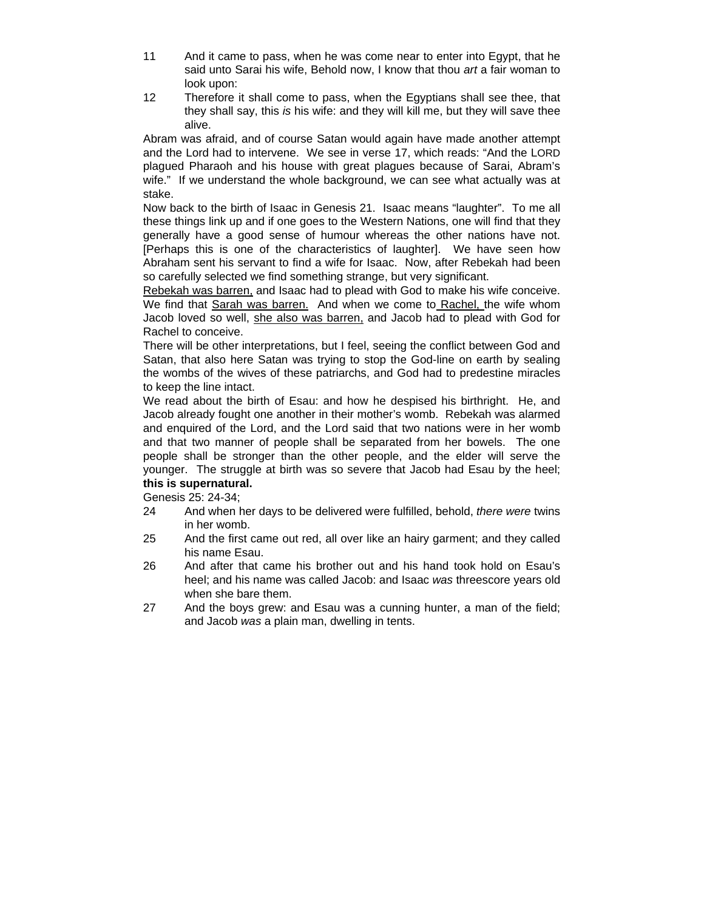11 And it came to pass, when he was come near to enter into Egypt, that he said unto Sarai his wife, Behold now, I know that thou *art* a fair woman to look upon:

12 Therefore it shall come to pass, when the Egyptians shall see thee, that they shall say, this *is* his wife: and they will kill me, but they will save thee alive.

Abram was afraid, and of course Satan would again have made another attempt and the Lord had to intervene. We see in verse 17, which reads: "And the LORD plagued Pharaoh and his house with great plagues because of Sarai, Abram's wife." If we understand the whole background, we can see what actually was at stake.

Now back to the birth of Isaac in Genesis 21. Isaac means "laughter". To me all these things link up and if one goes to the Western Nations, one will find that they generally have a good sense of humour whereas the other nations have not. [Perhaps this is one of the characteristics of laughter]. We have seen how Abraham sent his servant to find a wife for Isaac. Now, after Rebekah had been so carefully selected we find something strange, but very significant.

<u>Rebekah was barren,</u> and Isaac had to plead with God to make his wife conceive. We find that <u>Sarah was barren.</u> And when we come to <u>Rachel,</u> the wife whom Jacob loved so well, <u>she also was barren,</u> and Jacob had to plead with God for Rachel to conceive.

There will be other interpretations, but I feel, seeing the conflict between God and Satan, that also here Satan was trying to stop the God-line on earth by sealing the wombs of the wives of these patriarchs, and God had to predestine miracles to keep the line intact.

We read about the birth of Esau: and how he despised his birthright. He, and Jacob already fought one another in their mother's womb. Rebekah was alarmed and enquired of the Lord, and the Lord said that two nations were in her womb and that two manner of people shall be separated from her bowels. The one people shall be stronger than the other people, and the elder will serve the younger. The struggle at birth was so severe that Jacob had Esau by the heel; **this is supernatural.**

Genesis 25: 24-34;

24 And when her days to be delivered were fulfilled, behold, *there were* twins in her womb.

25 And the first came out red, all over like an hairy garment; and they called his name Esau.

26 And after that came his brother out and his hand took hold on Esau's heel; and his name was called Jacob: and Isaac *was* threescore years old when she bare them.

27 And the boys grew: and Esau was a cunning hunter, a man of the field; and Jacob *was* a plain man, dwelling in tents.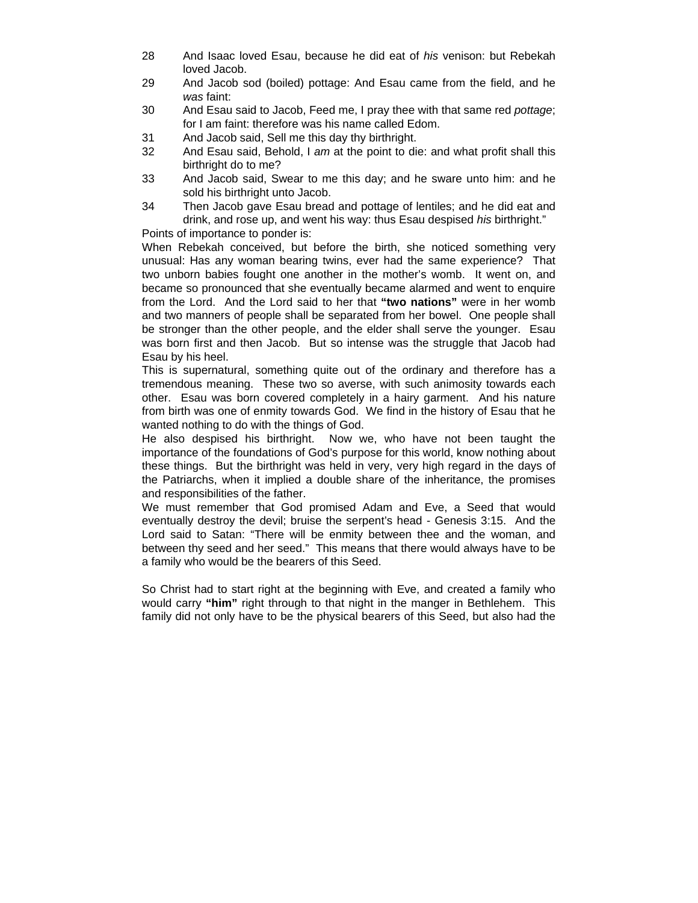28 And Isaac loved Esau, because he did eat of *his* venison: but Rebekah loved Jacob.

29 And Jacob sod (boiled) pottage: And Esau came from the field, and he *was* faint:

30 And Esau said to Jacob, Feed me, I pray thee with that same red *pottage*; for I am faint: therefore was his name called Edom.

31 And Jacob said, Sell me this day thy birthright.

32 And Esau said, Behold, I *am* at the point to die: and what profit shall this birthright do to me?

33 And Jacob said, Swear to me this day; and he sware unto him: and he sold his birthright unto Jacob.

34 Then Jacob gave Esau bread and pottage of lentiles; and he did eat and drink, and rose up, and went his way: thus Esau despised *his* birthright."

Points of importance to ponder is:

When Rebekah conceived, but before the birth, she noticed something very unusual: Has any woman bearing twins, ever had the same experience? That two unborn babies fought one another in the mother's womb. It went on, and became so pronounced that she eventually became alarmed and went to enquire from the Lord. And the Lord said to her that **"two nations"** were in her womb and two manners of people shall be separated from her bowel. One people shall be stronger than the other people, and the elder shall serve the younger. Esau was born first and then Jacob. But so intense was the struggle that Jacob had Esau by his heel.

This is supernatural, something quite out of the ordinary and therefore has a tremendous meaning. These two so averse, with such animosity towards each other. Esau was born covered completely in a hairy garment. And his nature from birth was one of enmity towards God. We find in the history of Esau that he wanted nothing to do with the things of God.

He also despised his birthright. Now we, who have not been taught the importance of the foundations of God's purpose for this world, know nothing about these things. But the birthright was held in very, very high regard in the days of the Patriarchs, when it implied a double share of the inheritance, the promises and responsibilities of the father.

We must remember that God promised Adam and Eve, a Seed that would eventually destroy the devil; bruise the serpent's head - Genesis 3:15. And the Lord said to Satan: "There will be enmity between thee and the woman, and between thy seed and her seed." This means that there would always have to be a family who would be the bearers of this Seed.

So Christ had to start right at the beginning with Eve, and created a family who would carry **"him"** right through to that night in the manger in Bethlehem. This family did not only have to be the physical bearers of this Seed, but also had the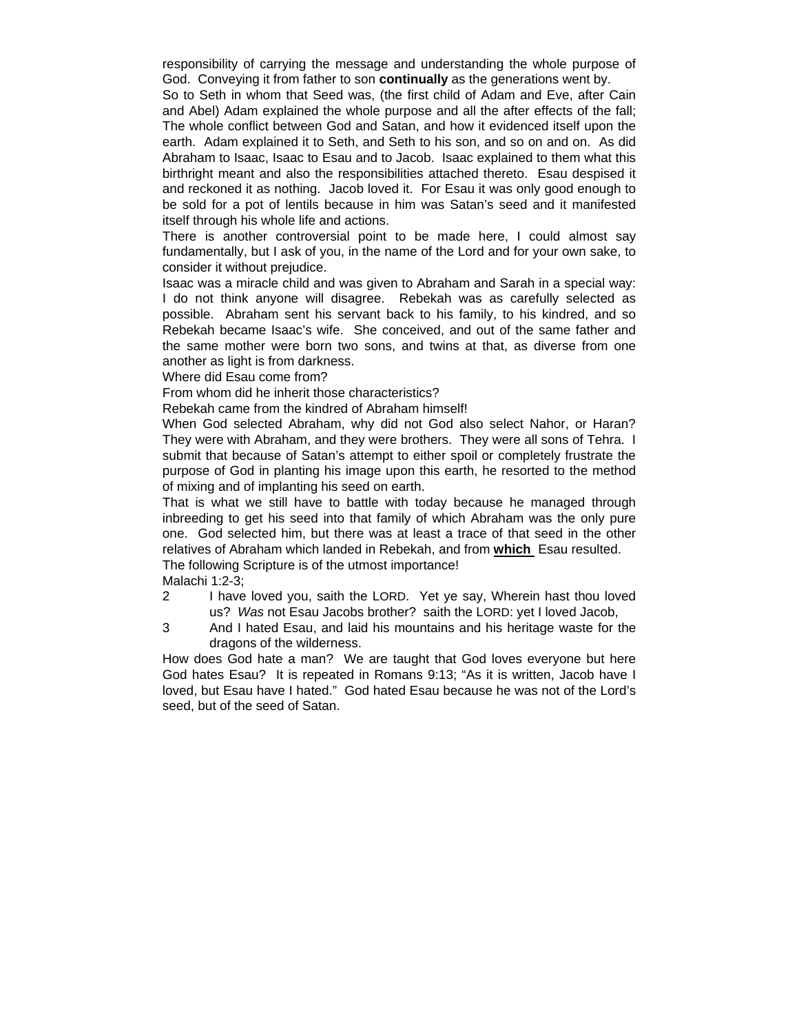responsibility of carrying the message and understanding the whole purpose of God. Conveying it from father to son **continually** as the generations went by.

So to Seth in whom that Seed was, (the first child of Adam and Eve, after Cain and Abel) Adam explained the whole purpose and all the after effects of the fall; The whole conflict between God and Satan, and how it evidenced itself upon the earth. Adam explained it to Seth, and Seth to his son, and so on and on. As did Abraham to Isaac, Isaac to Esau and to Jacob. Isaac explained to them what this birthright meant and also the responsibilities attached thereto. Esau despised it and reckoned it as nothing. Jacob loved it. For Esau it was only good enough to be sold for a pot of lentils because in him was Satan's seed and it manifested itself through his whole life and actions.

There is another controversial point to be made here, I could almost say fundamentally, but I ask of you, in the name of the Lord and for your own sake, to consider it without prejudice.

Isaac was a miracle child and was given to Abraham and Sarah in a special way: I do not think anyone will disagree. Rebekah was as carefully selected as possible. Abraham sent his servant back to his family, to his kindred, and so Rebekah became Isaac's wife. She conceived, and out of the same father and the same mother were born two sons, and twins at that, as diverse from one another as light is from darkness.

Where did Esau come from?

From whom did he inherit those characteristics?

Rebekah came from the kindred of Abraham himself!

When God selected Abraham, why did not God also select Nahor, or Haran? They were with Abraham, and they were brothers. They were all sons of Tehra. I submit that because of Satan's attempt to either spoil or completely frustrate the purpose of God in planting his image upon this earth, he resorted to the method of mixing and of implanting his seed on earth.

That is what we still have to battle with today because he managed through inbreeding to get his seed into that family of which Abraham was the only pure one. God selected him, but there was at least a trace of that seed in the other relatives of Abraham which landed in Rebekah, and from **which** Esau resulted.

The following Scripture is of the utmost importance!

Malachi 1:2-3;

2 I have loved you, saith the LORD. Yet ye say, Wherein hast thou loved us? *Was* not Esau Jacobs brother? saith the LORD: yet I loved Jacob,

3 And I hated Esau, and laid his mountains and his heritage waste for the dragons of the wilderness.

How does God hate a man? We are taught that God loves everyone but here God hates Esau? It is repeated in Romans 9:13; "As it is written, Jacob have I loved, but Esau have I hated." God hated Esau because he was not of the Lord's seed, but of the seed of Satan.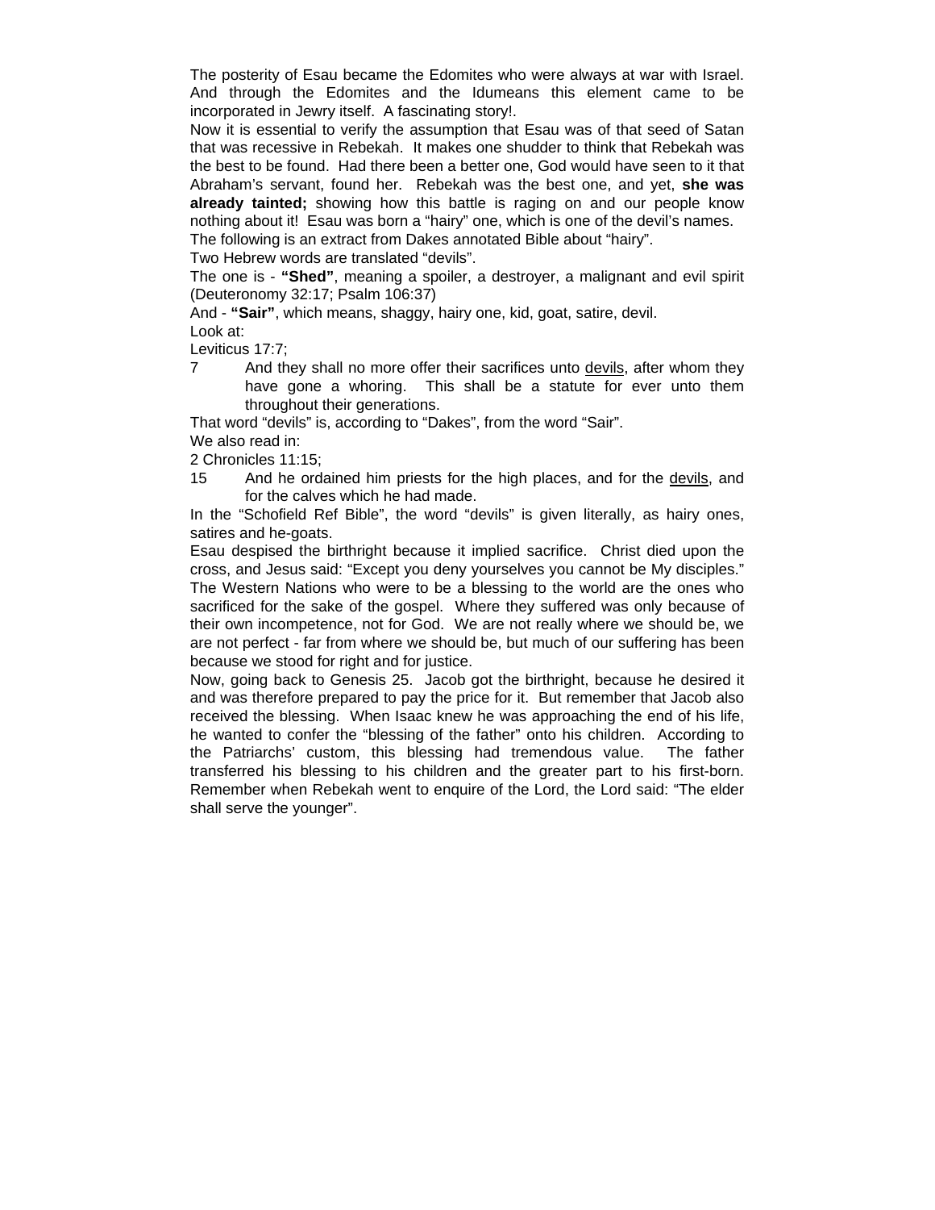The posterity of Esau became the Edomites who were always at war with Israel. And through the Edomites and the Idumeans this element came to be incorporated in Jewry itself. A fascinating story!.

Now it is essential to verify the assumption that Esau was of that seed of Satan that was recessive in Rebekah. It makes one shudder to think that Rebekah was the best to be found. Had there been a better one, God would have seen to it that Abraham's servant, found her. Rebekah was the best one, and yet, **she was already tainted;** showing how this battle is raging on and our people know nothing about it! Esau was born a "hairy" one, which is one of the devil's names.

The following is an extract from Dakes annotated Bible about "hairy".

Two Hebrew words are translated "devils".

The one is - **"Shed"**, meaning a spoiler, a destroyer, a malignant and evil spirit (Deuteronomy 32:17; Psalm 106:37)

And - **"Sair"**, which means, shaggy, hairy one, kid, goat, satire, devil.

Look at:

Leviticus 17:7;

7 And they shall no more offer their sacrifices unto <u>devils</u>, after whom they have gone a whoring. This shall be a statute for ever unto them throughout their generations.

That word "devils" is, according to "Dakes", from the word "Sair".

We also read in:

2 Chronicles 11:15;

15 And he ordained him priests for the high places, and for the <u>devils</u>, and for the calves which he had made.

In the "Schofield Ref Bible", the word "devils" is given literally, as hairy ones, satires and he-goats.

Esau despised the birthright because it implied sacrifice. Christ died upon the cross, and Jesus said: "Except you deny yourselves you cannot be My disciples." The Western Nations who were to be a blessing to the world are the ones who sacrificed for the sake of the gospel. Where they suffered was only because of their own incompetence, not for God. We are not really where we should be, we are not perfect - far from where we should be, but much of our suffering has been because we stood for right and for justice.

Now, going back to Genesis 25. Jacob got the birthright, because he desired it and was therefore prepared to pay the price for it. But remember that Jacob also received the blessing. When Isaac knew he was approaching the end of his life, he wanted to confer the "blessing of the father" onto his children. According to the Patriarchs' custom, this blessing had tremendous value. The father transferred his blessing to his children and the greater part to his first-born. Remember when Rebekah went to enquire of the Lord, the Lord said: "The elder shall serve the younger".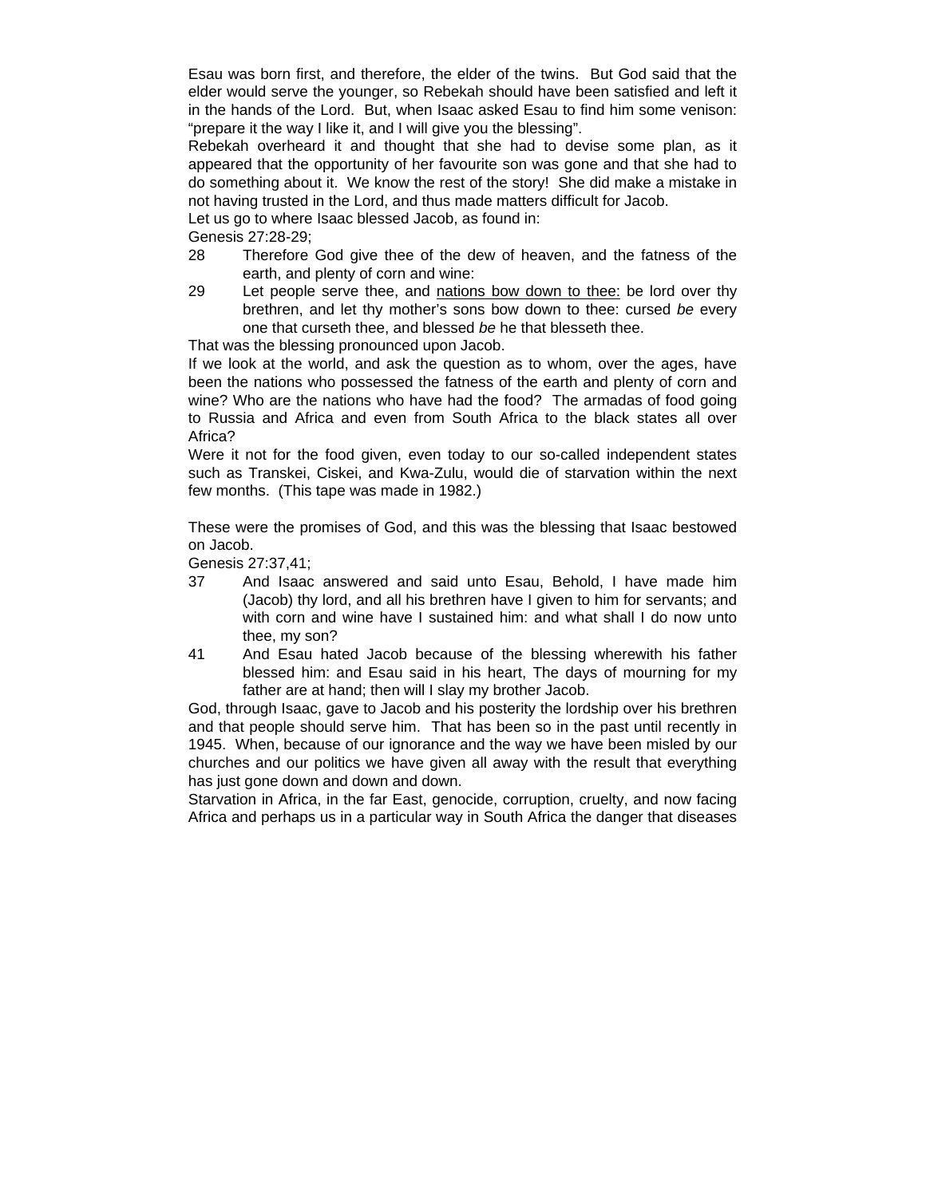Esau was born first, and therefore, the elder of the twins. But God said that the elder would serve the younger, so Rebekah should have been satisfied and left it in the hands of the Lord. But, when Isaac asked Esau to find him some venison: "prepare it the way I like it, and I will give you the blessing".

Rebekah overheard it and thought that she had to devise some plan, as it appeared that the opportunity of her favourite son was gone and that she had to do something about it. We know the rest of the story! She did make a mistake in not having trusted in the Lord, and thus made matters difficult for Jacob.

Let us go to where Isaac blessed Jacob, as found in:

Genesis 27:28-29;

28 Therefore God give thee of the dew of heaven, and the fatness of the earth, and plenty of corn and wine:

29 Let people serve thee, and <u>nations bow down to thee:</u> be lord over thy brethren, and let thy mother's sons bow down to thee: cursed *be* every one that curseth thee, and blessed *be* he that blesseth thee.

That was the blessing pronounced upon Jacob.

If we look at the world, and ask the question as to whom, over the ages, have been the nations who possessed the fatness of the earth and plenty of corn and wine? Who are the nations who have had the food? The armadas of food going to Russia and Africa and even from South Africa to the black states all over Africa?

Were it not for the food given, even today to our so-called independent states such as Transkei, Ciskei, and Kwa-Zulu, would die of starvation within the next few months. (This tape was made in 1982.)

These were the promises of God, and this was the blessing that Isaac bestowed on Jacob.

Genesis 27:37,41;

37 And Isaac answered and said unto Esau, Behold, I have made him (Jacob) thy lord, and all his brethren have I given to him for servants; and with corn and wine have I sustained him: and what shall I do now unto thee, my son?

41 And Esau hated Jacob because of the blessing wherewith his father blessed him: and Esau said in his heart, The days of mourning for my father are at hand; then will I slay my brother Jacob.

God, through Isaac, gave to Jacob and his posterity the lordship over his brethren and that people should serve him. That has been so in the past until recently in 1945. When, because of our ignorance and the way we have been misled by our churches and our politics we have given all away with the result that everything has just gone down and down and down.

Starvation in Africa, in the far East, genocide, corruption, cruelty, and now facing Africa and perhaps us in a particular way in South Africa the danger that diseases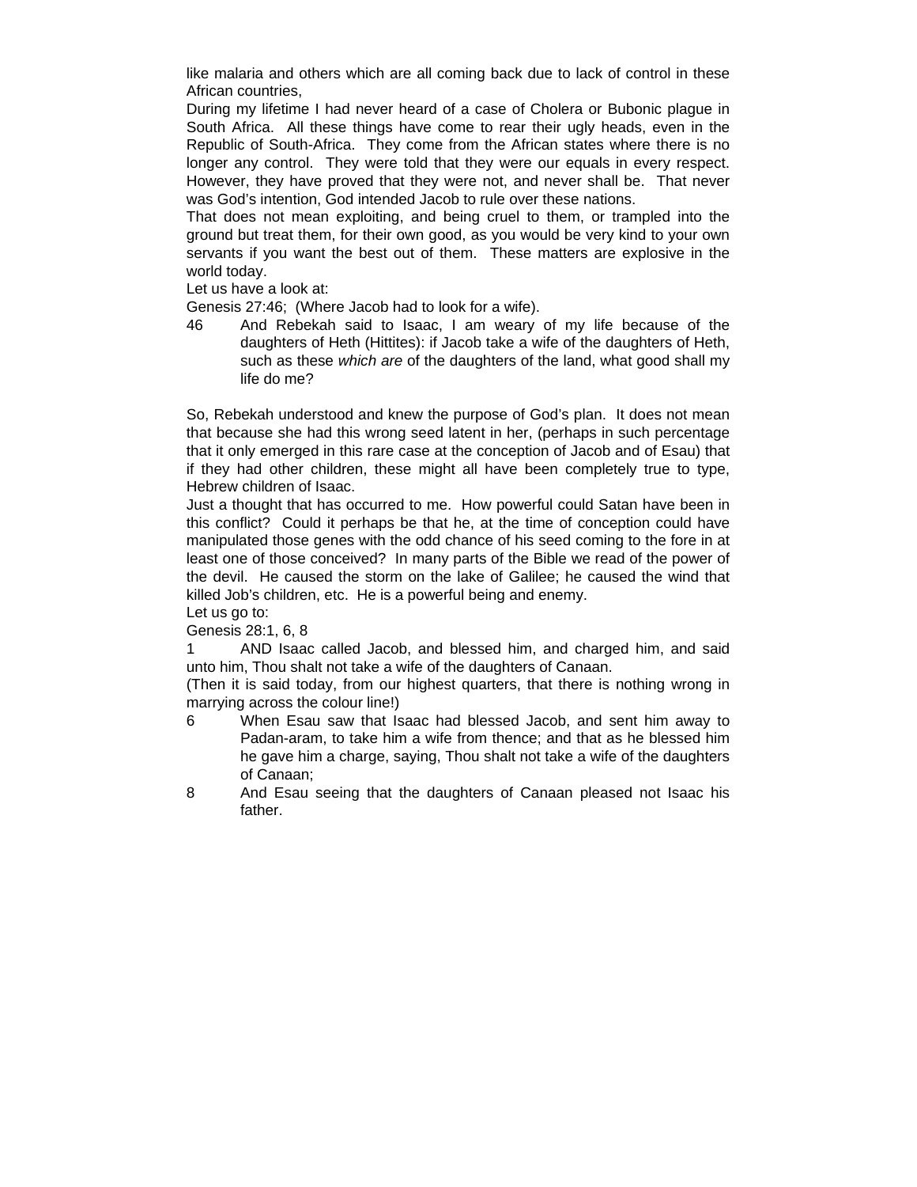like malaria and others which are all coming back due to lack of control in these African countries,

During my lifetime I had never heard of a case of Cholera or Bubonic plague in South Africa. All these things have come to rear their ugly heads, even in the Republic of South-Africa. They come from the African states where there is no longer any control. They were told that they were our equals in every respect. However, they have proved that they were not, and never shall be. That never was God's intention, God intended Jacob to rule over these nations.

That does not mean exploiting, and being cruel to them, or trampled into the ground but treat them, for their own good, as you would be very kind to your own servants if you want the best out of them. These matters are explosive in the world today.

Let us have a look at:

Genesis 27:46; (Where Jacob had to look for a wife).

46 And Rebekah said to Isaac, I am weary of my life because of the daughters of Heth (Hittites): if Jacob take a wife of the daughters of Heth, such as these *which are* of the daughters of the land, what good shall my life do me?

So, Rebekah understood and knew the purpose of God's plan. It does not mean that because she had this wrong seed latent in her, (perhaps in such percentage that it only emerged in this rare case at the conception of Jacob and of Esau) that if they had other children, these might all have been completely true to type, Hebrew children of Isaac.

Just a thought that has occurred to me. How powerful could Satan have been in this conflict? Could it perhaps be that he, at the time of conception could have manipulated those genes with the odd chance of his seed coming to the fore in at least one of those conceived? In many parts of the Bible we read of the power of the devil. He caused the storm on the lake of Galilee; he caused the wind that killed Job's children, etc. He is a powerful being and enemy.

Let us go to:

Genesis 28:1, 6, 8

1 AND Isaac called Jacob, and blessed him, and charged him, and said unto him, Thou shalt not take a wife of the daughters of Canaan.

(Then it is said today, from our highest quarters, that there is nothing wrong in marrying across the colour line!)

6 When Esau saw that Isaac had blessed Jacob, and sent him away to Padan-aram, to take him a wife from thence; and that as he blessed him he gave him a charge, saying, Thou shalt not take a wife of the daughters of Canaan;

8 And Esau seeing that the daughters of Canaan pleased not Isaac his father.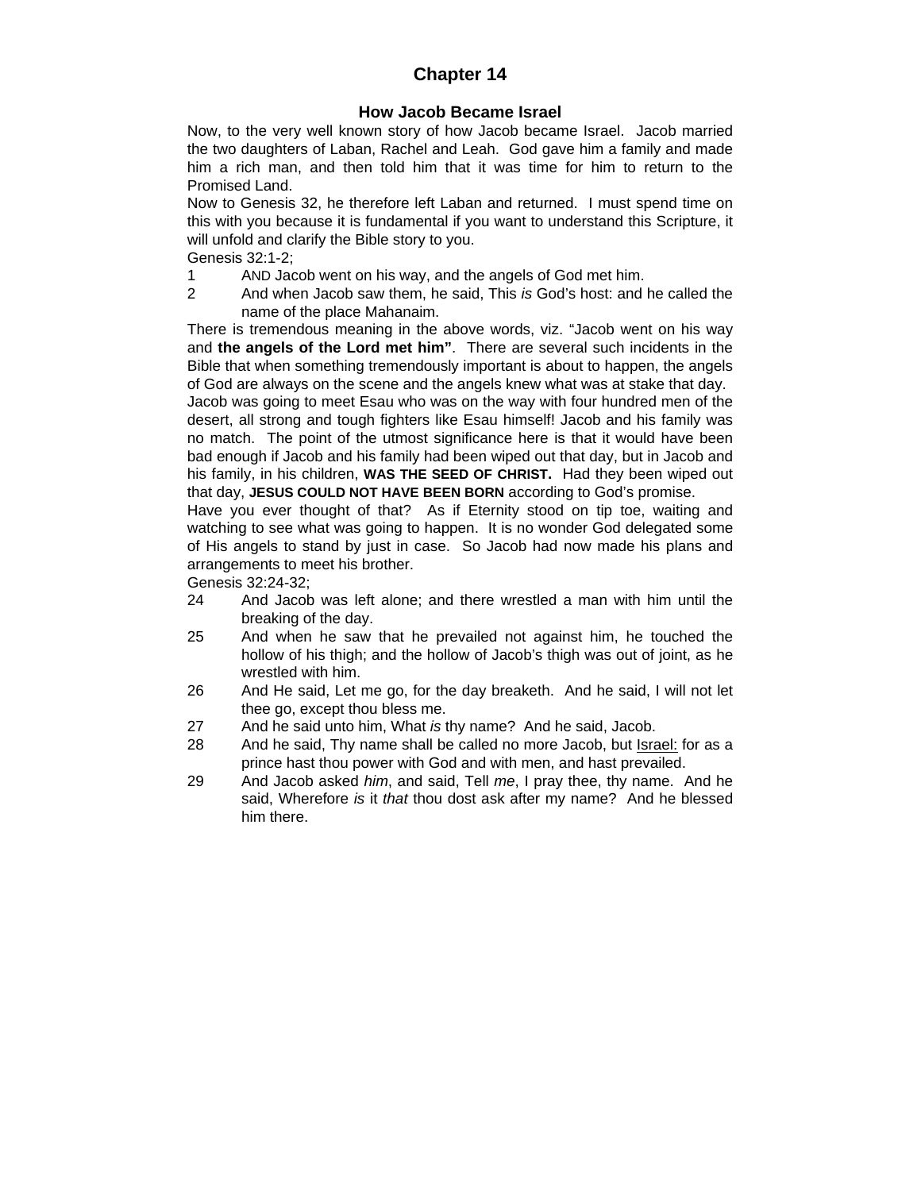# Chapter 14

## How Jacob Became Israel

Now, to the very well known story of how Jacob became Israel. Jacob married the two daughters of Laban, Rachel and Leah. God gave him a family and made him a rich man, and then told him that it was time for him to return to the Promised Land.

Now to Genesis 32, he therefore left Laban and returned. I must spend time on this with you because it is fundamental if you want to understand this Scripture, it will unfold and clarify the Bible story to you.

Genesis 32:1-2;

1 AND Jacob went on his way, and the angels of God met him.

2 And when Jacob saw them, he said, This *is* God's host: and he called the name of the place Mahanaim.

There is tremendous meaning in the above words, viz. "Jacob went on his way and **the angels of the Lord met him"**. There are several such incidents in the Bible that when something tremendously important is about to happen, the angels of God are always on the scene and the angels knew what was at stake that day.

Jacob was going to meet Esau who was on the way with four hundred men of the desert, all strong and tough fighters like Esau himself! Jacob and his family was no match. The point of the utmost significance here is that it would have been bad enough if Jacob and his family had been wiped out that day, but in Jacob and his family, in his children, **WAS THE SEED OF CHRIST.** Had they been wiped out that day, **JESUS COULD NOT HAVE BEEN BORN** according to God's promise.

Have you ever thought of that? As if Eternity stood on tip toe, waiting and watching to see what was going to happen. It is no wonder God delegated some of His angels to stand by just in case. So Jacob had now made his plans and arrangements to meet his brother.

Genesis 32:24-32;

24 And Jacob was left alone; and there wrestled a man with him until the breaking of the day.

25 And when he saw that he prevailed not against him, he touched the hollow of his thigh; and the hollow of Jacob's thigh was out of joint, as he wrestled with him.

26 And He said, Let me go, for the day breaketh. And he said, I will not let thee go, except thou bless me.

27 And he said unto him, What *is* thy name? And he said, Jacob.

28 And he said, Thy name shall be called no more Jacob, but <u>Israel:</u> for as a prince hast thou power with God and with men, and hast prevailed.

29 And Jacob asked *him*, and said, Tell *me*, I pray thee, thy name. And he said, Wherefore *is* it *that* thou dost ask after my name? And he blessed him there.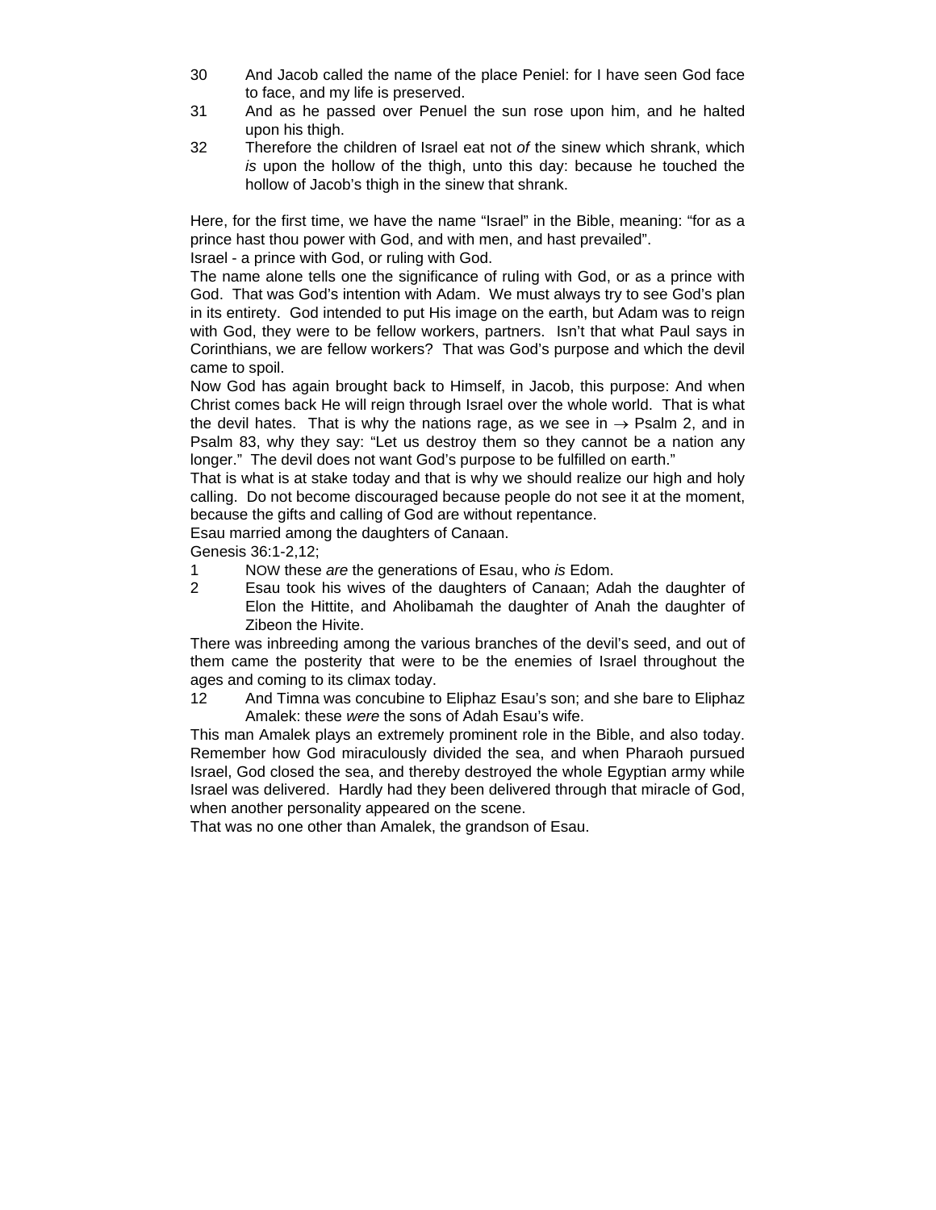30 And Jacob called the name of the place Peniel: for I have seen God face to face, and my life is preserved.

31 And as he passed over Penuel the sun rose upon him, and he halted upon his thigh.

32 Therefore the children of Israel eat not *of* the sinew which shrank, which *is* upon the hollow of the thigh, unto this day: because he touched the hollow of Jacob's thigh in the sinew that shrank.

Here, for the first time, we have the name "Israel" in the Bible, meaning: "for as a prince hast thou power with God, and with men, and hast prevailed".

Israel - a prince with God, or ruling with God.

The name alone tells one the significance of ruling with God, or as a prince with God. That was God's intention with Adam. We must always try to see God's plan in its entirety. God intended to put His image on the earth, but Adam was to reign with God, they were to be fellow workers, partners. Isn't that what Paul says in Corinthians, we are fellow workers? That was God's purpose and which the devil came to spoil.

Now God has again brought back to Himself, in Jacob, this purpose: And when Christ comes back He will reign through Israel over the whole world. That is what the devil hates. That is why the nations rage, as we see in → Psalm 2, and in Psalm 83, why they say: "Let us destroy them so they cannot be a nation any longer." The devil does not want God's purpose to be fulfilled on earth."

That is what is at stake today and that is why we should realize our high and holy calling. Do not become discouraged because people do not see it at the moment, because the gifts and calling of God are without repentance.

Esau married among the daughters of Canaan.

Genesis 36:1-2,12;

1 NOW these *are* the generations of Esau, who *is* Edom.

2 Esau took his wives of the daughters of Canaan; Adah the daughter of Elon the Hittite, and Aholibamah the daughter of Anah the daughter of Zibeon the Hivite.

There was inbreeding among the various branches of the devil's seed, and out of them came the posterity that were to be the enemies of Israel throughout the ages and coming to its climax today.

12 And Timna was concubine to Eliphaz Esau's son; and she bare to Eliphaz Amalek: these *were* the sons of Adah Esau's wife.

This man Amalek plays an extremely prominent role in the Bible, and also today. Remember how God miraculously divided the sea, and when Pharaoh pursued Israel, God closed the sea, and thereby destroyed the whole Egyptian army while Israel was delivered. Hardly had they been delivered through that miracle of God, when another personality appeared on the scene.

That was no one other than Amalek, the grandson of Esau.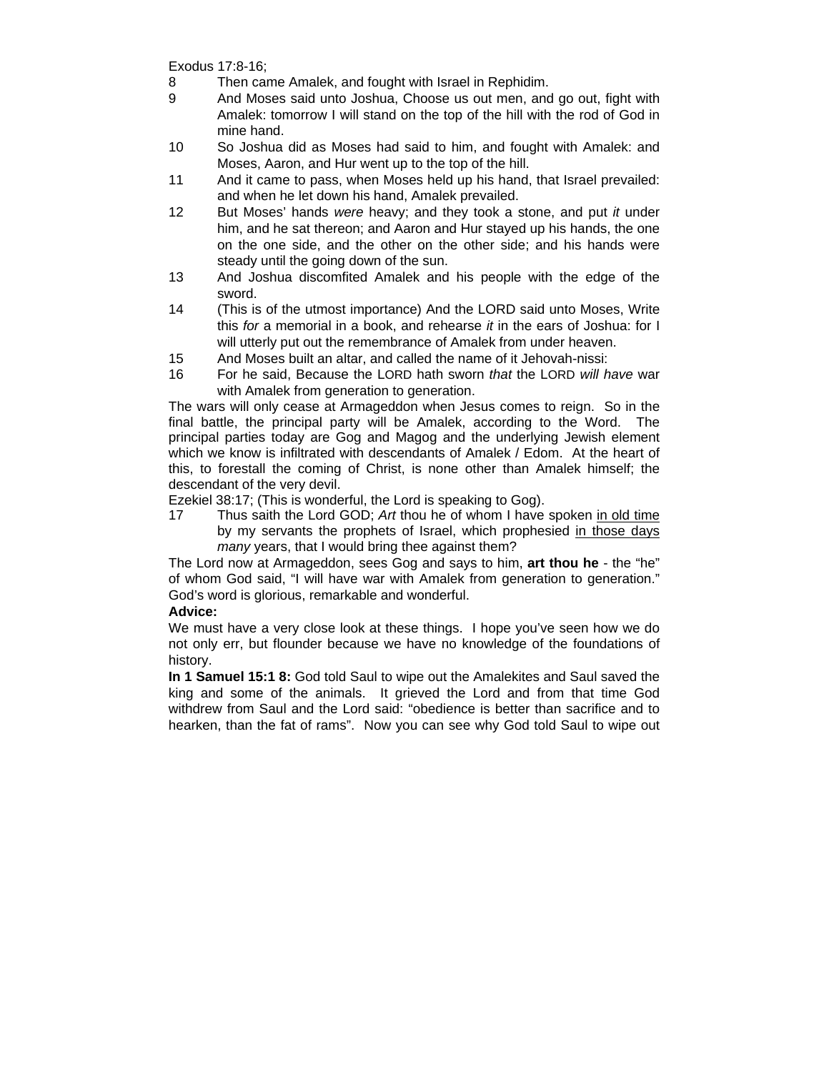Exodus 17:8-16;

8 Then came Amalek, and fought with Israel in Rephidim.

9 And Moses said unto Joshua, Choose us out men, and go out, fight with Amalek: tomorrow I will stand on the top of the hill with the rod of God in mine hand.

10 So Joshua did as Moses had said to him, and fought with Amalek: and Moses, Aaron, and Hur went up to the top of the hill.

11 And it came to pass, when Moses held up his hand, that Israel prevailed: and when he let down his hand, Amalek prevailed.

12 But Moses' hands *were* heavy; and they took a stone, and put *it* under him, and he sat thereon; and Aaron and Hur stayed up his hands, the one on the one side, and the other on the other side; and his hands were steady until the going down of the sun.

13 And Joshua discomfited Amalek and his people with the edge of the sword.

14 (This is of the utmost importance) And the LORD said unto Moses, Write this *for* a memorial in a book, and rehearse *it* in the ears of Joshua: for I will utterly put out the remembrance of Amalek from under heaven.

15 And Moses built an altar, and called the name of it Jehovah-nissi:

16 For he said, Because the LORD hath sworn *that* the LORD *will have* war with Amalek from generation to generation.

The wars will only cease at Armageddon when Jesus comes to reign. So in the final battle, the principal party will be Amalek, according to the Word. The principal parties today are Gog and Magog and the underlying Jewish element which we know is infiltrated with descendants of Amalek / Edom. At the heart of this, to forestall the coming of Christ, is none other than Amalek himself; the descendant of the very devil.

Ezekiel 38:17; (This is wonderful, the Lord is speaking to Gog).

17 Thus saith the Lord GOD; *Art* thou he of whom I have spoken <u>in old time</u> by my servants the prophets of Israel, which prophesied <u>in those days</u> *many* years, that I would bring thee against them?

The Lord now at Armageddon, sees Gog and says to him, **art thou he** - the "he" of whom God said, "I will have war with Amalek from generation to generation." God's word is glorious, remarkable and wonderful.

**Advice:**

We must have a very close look at these things. I hope you've seen how we do not only err, but flounder because we have no knowledge of the foundations of history.

**In 1 Samuel 15:1 8:** God told Saul to wipe out the Amalekites and Saul saved the king and some of the animals. It grieved the Lord and from that time God withdrew from Saul and the Lord said: "obedience is better than sacrifice and to hearken, than the fat of rams". Now you can see why God told Saul to wipe out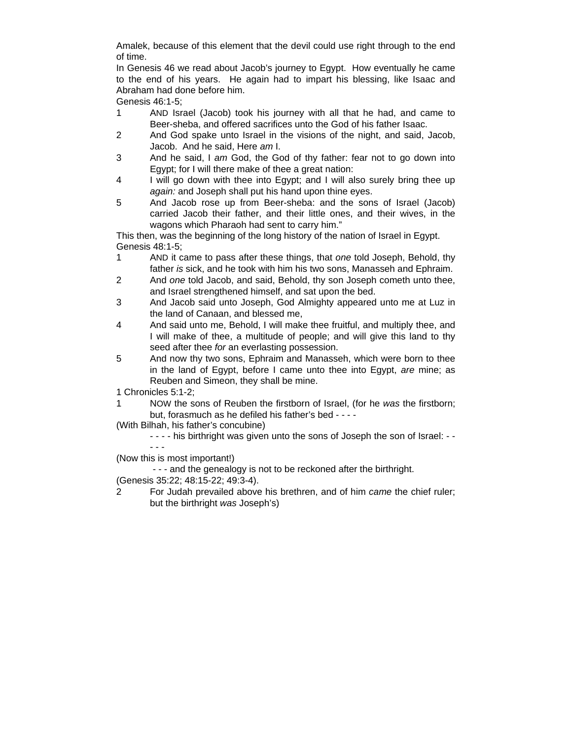Amalek, because of this element that the devil could use right through to the end of time.

In Genesis 46 we read about Jacob's journey to Egypt. How eventually he came to the end of his years. He again had to impart his blessing, like Isaac and Abraham had done before him.

Genesis 46:1-5;

1 AND Israel (Jacob) took his journey with all that he had, and came to Beer-sheba, and offered sacrifices unto the God of his father Isaac.

2 And God spake unto Israel in the visions of the night, and said, Jacob, Jacob. And he said, Here *am* I.

3 And he said, I *am* God, the God of thy father: fear not to go down into Egypt; for I will there make of thee a great nation:

4 I will go down with thee into Egypt; and I will also surely bring thee up *again:* and Joseph shall put his hand upon thine eyes.

5 And Jacob rose up from Beer-sheba: and the sons of Israel (Jacob) carried Jacob their father, and their little ones, and their wives, in the wagons which Pharaoh had sent to carry him."

This then, was the beginning of the long history of the nation of Israel in Egypt.

Genesis 48:1-5;

1 AND it came to pass after these things, that *one* told Joseph, Behold, thy father *is* sick, and he took with him his two sons, Manasseh and Ephraim.

2 And *one* told Jacob, and said, Behold, thy son Joseph cometh unto thee, and Israel strengthened himself, and sat upon the bed.

3 And Jacob said unto Joseph, God Almighty appeared unto me at Luz in the land of Canaan, and blessed me,

4 And said unto me, Behold, I will make thee fruitful, and multiply thee, and I will make of thee, a multitude of people; and will give this land to thy seed after thee *for* an everlasting possession.

5 And now thy two sons, Ephraim and Manasseh, which were born to thee in the land of Egypt, before I came unto thee into Egypt, *are* mine; as Reuben and Simeon, they shall be mine.

1 Chronicles 5:1-2;

1 NOW the sons of Reuben the firstborn of Israel, (for he *was* the firstborn; but, forasmuch as he defiled his father's bed - - - -

(With Bilhah, his father's concubine)

- - - - his birthright was given unto the sons of Joseph the son of Israel: - - - - -

(Now this is most important!)

- - - and the genealogy is not to be reckoned after the birthright.

(Genesis 35:22; 48:15-22; 49:3-4).

2 For Judah prevailed above his brethren, and of him *came* the chief ruler; but the birthright *was* Joseph's)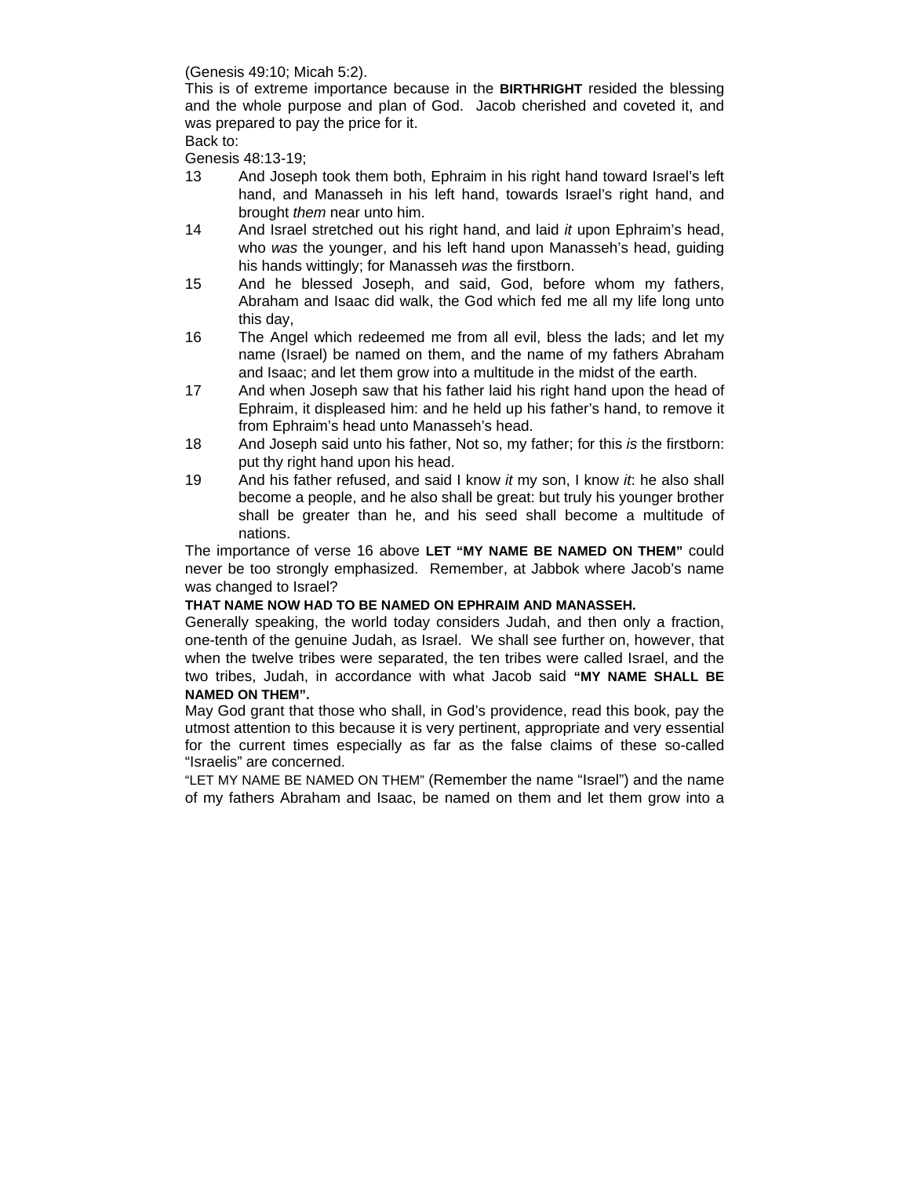(Genesis 49:10; Micah 5:2).

This is of extreme importance because in the **BIRTHRIGHT** resided the blessing and the whole purpose and plan of God. Jacob cherished and coveted it, and was prepared to pay the price for it.

Back to:

Genesis 48:13-19;

13 And Joseph took them both, Ephraim in his right hand toward Israel's left hand, and Manasseh in his left hand, towards Israel's right hand, and brought *them* near unto him.

14 And Israel stretched out his right hand, and laid *it* upon Ephraim's head, who *was* the younger, and his left hand upon Manasseh's head, guiding his hands wittingly; for Manasseh *was* the firstborn.

15 And he blessed Joseph, and said, God, before whom my fathers, Abraham and Isaac did walk, the God which fed me all my life long unto this day,

16 The Angel which redeemed me from all evil, bless the lads; and let my name (Israel) be named on them, and the name of my fathers Abraham and Isaac; and let them grow into a multitude in the midst of the earth.

17 And when Joseph saw that his father laid his right hand upon the head of Ephraim, it displeased him: and he held up his father's hand, to remove it from Ephraim's head unto Manasseh's head.

18 And Joseph said unto his father, Not so, my father; for this *is* the firstborn: put thy right hand upon his head.

19 And his father refused, and said I know *it* my son, I know *it*: he also shall become a people, and he also shall be great: but truly his younger brother shall be greater than he, and his seed shall become a multitude of nations.

The importance of verse 16 above **LET "MY NAME BE NAMED ON THEM"** could never be too strongly emphasized. Remember, at Jabbok where Jacob's name was changed to Israel?

**THAT NAME NOW HAD TO BE NAMED ON EPHRAIM AND MANASSEH.**

Generally speaking, the world today considers Judah, and then only a fraction, one-tenth of the genuine Judah, as Israel. We shall see further on, however, that when the twelve tribes were separated, the ten tribes were called Israel, and the two tribes, Judah, in accordance with what Jacob said **"MY NAME SHALL BE NAMED ON THEM".**

May God grant that those who shall, in God's providence, read this book, pay the utmost attention to this because it is very pertinent, appropriate and very essential for the current times especially as far as the false claims of these so-called "Israelis" are concerned.

"LET MY NAME BE NAMED ON THEM" (Remember the name "Israel") and the name of my fathers Abraham and Isaac, be named on them and let them grow into a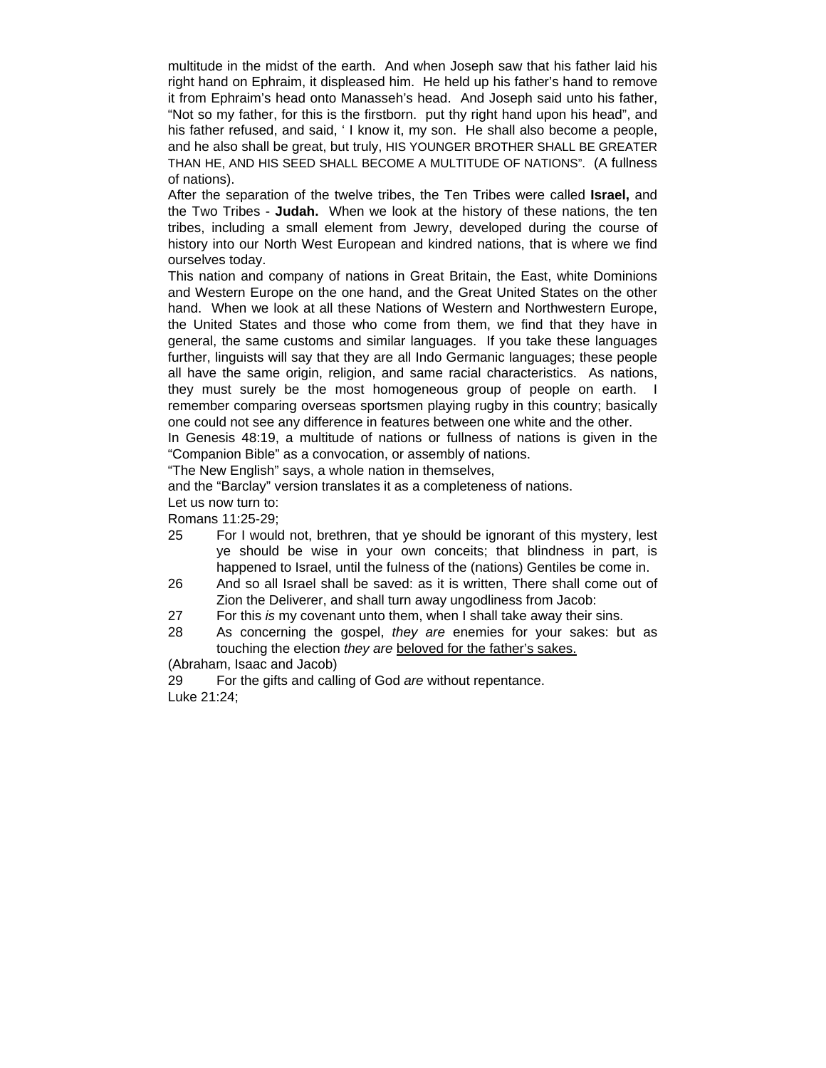multitude in the midst of the earth. And when Joseph saw that his father laid his right hand on Ephraim, it displeased him. He held up his father's hand to remove it from Ephraim's head onto Manasseh's head. And Joseph said unto his father, "Not so my father, for this is the firstborn. put thy right hand upon his head", and his father refused, and said, ' I know it, my son. He shall also become a people, and he also shall be great, but truly, HIS YOUNGER BROTHER SHALL BE GREATER THAN HE, AND HIS SEED SHALL BECOME A MULTITUDE OF NATIONS". (A fullness of nations).

After the separation of the twelve tribes, the Ten Tribes were called **Israel,** and the Two Tribes - **Judah.** When we look at the history of these nations, the ten tribes, including a small element from Jewry, developed during the course of history into our North West European and kindred nations, that is where we find ourselves today.

This nation and company of nations in Great Britain, the East, white Dominions and Western Europe on the one hand, and the Great United States on the other hand. When we look at all these Nations of Western and Northwestern Europe, the United States and those who come from them, we find that they have in general, the same customs and similar languages. If you take these languages further, linguists will say that they are all Indo Germanic languages; these people all have the same origin, religion, and same racial characteristics. As nations, they must surely be the most homogeneous group of people on earth. I remember comparing overseas sportsmen playing rugby in this country; basically one could not see any difference in features between one white and the other.

In Genesis 48:19, a multitude of nations or fullness of nations is given in the "Companion Bible" as a convocation, or assembly of nations.

"The New English" says, a whole nation in themselves,

and the "Barclay" version translates it as a completeness of nations.

Let us now turn to:

Romans 11:25-29;

25 For I would not, brethren, that ye should be ignorant of this mystery, lest ye should be wise in your own conceits; that blindness in part, is happened to Israel, until the fulness of the (nations) Gentiles be come in.

26 And so all Israel shall be saved: as it is written, There shall come out of Zion the Deliverer, and shall turn away ungodliness from Jacob:

27 For this *is* my covenant unto them, when I shall take away their sins.

28 As concerning the gospel, *they are* enemies for your sakes: but as touching the election *they are* <u>beloved for the father's sakes.</u>

(Abraham, Isaac and Jacob)

29 For the gifts and calling of God *are* without repentance.

Luke 21:24;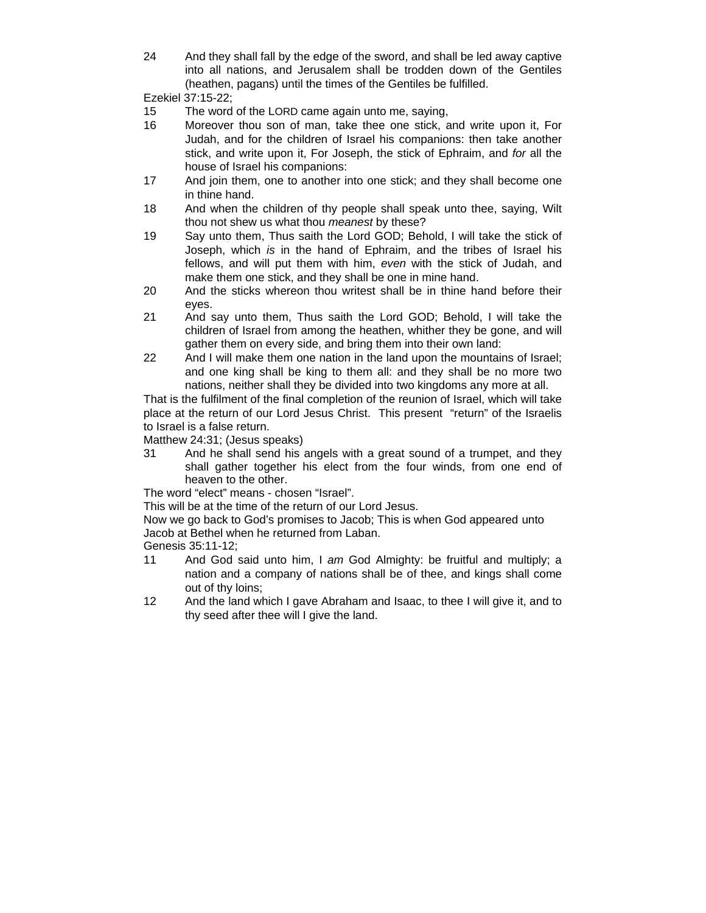24 And they shall fall by the edge of the sword, and shall be led away captive into all nations, and Jerusalem shall be trodden down of the Gentiles (heathen, pagans) until the times of the Gentiles be fulfilled.

Ezekiel 37:15-22;

15 The word of the LORD came again unto me, saying,

16 Moreover thou son of man, take thee one stick, and write upon it, For Judah, and for the children of Israel his companions: then take another stick, and write upon it, For Joseph, the stick of Ephraim, and *for* all the house of Israel his companions:

17 And join them, one to another into one stick; and they shall become one in thine hand.

18 And when the children of thy people shall speak unto thee, saying, Wilt thou not shew us what thou *meanest* by these?

19 Say unto them, Thus saith the Lord GOD; Behold, I will take the stick of Joseph, which *is* in the hand of Ephraim, and the tribes of Israel his fellows, and will put them with him, *even* with the stick of Judah, and make them one stick, and they shall be one in mine hand.

20 And the sticks whereon thou writest shall be in thine hand before their eyes.

21 And say unto them, Thus saith the Lord GOD; Behold, I will take the children of Israel from among the heathen, whither they be gone, and will gather them on every side, and bring them into their own land:

22 And I will make them one nation in the land upon the mountains of Israel; and one king shall be king to them all: and they shall be no more two nations, neither shall they be divided into two kingdoms any more at all.

That is the fulfilment of the final completion of the reunion of Israel, which will take place at the return of our Lord Jesus Christ. This present "return" of the Israelis to Israel is a false return.

Matthew 24:31; (Jesus speaks)

31 And he shall send his angels with a great sound of a trumpet, and they shall gather together his elect from the four winds, from one end of heaven to the other.

The word "elect" means - chosen "Israel".

This will be at the time of the return of our Lord Jesus.

Now we go back to God's promises to Jacob; This is when God appeared unto Jacob at Bethel when he returned from Laban.

Genesis 35:11-12;

11 And God said unto him, I *am* God Almighty: be fruitful and multiply; a nation and a company of nations shall be of thee, and kings shall come out of thy loins;

12 And the land which I gave Abraham and Isaac, to thee I will give it, and to thy seed after thee will I give the land.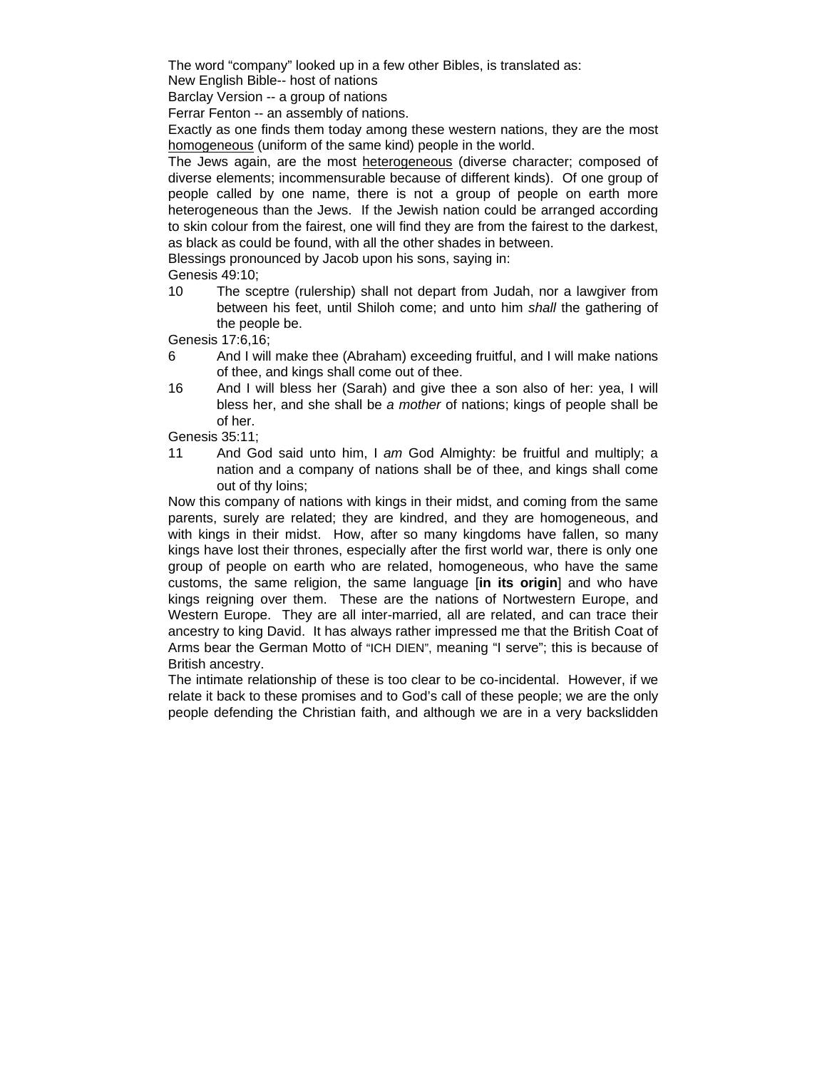The word "company" looked up in a few other Bibles, is translated as:

New English Bible-- host of nations

Barclay Version -- a group of nations

Ferrar Fenton -- an assembly of nations.

Exactly as one finds them today among these western nations, they are the most <u>homogeneous</u> (uniform of the same kind) people in the world.

The Jews again, are the most <u>heterogeneous</u> (diverse character; composed of diverse elements; incommensurable because of different kinds). Of one group of people called by one name, there is not a group of people on earth more heterogeneous than the Jews. If the Jewish nation could be arranged according to skin colour from the fairest, one will find they are from the fairest to the darkest, as black as could be found, with all the other shades in between.

Blessings pronounced by Jacob upon his sons, saying in:

Genesis 49:10;

10 The sceptre (rulership) shall not depart from Judah, nor a lawgiver from between his feet, until Shiloh come; and unto him *shall* the gathering of the people be.

Genesis 17:6,16;

6 And I will make thee (Abraham) exceeding fruitful, and I will make nations of thee, and kings shall come out of thee.

16 And I will bless her (Sarah) and give thee a son also of her: yea, I will bless her, and she shall be *a mother* of nations; kings of people shall be of her.

Genesis 35:11;

11 And God said unto him, I *am* God Almighty: be fruitful and multiply; a nation and a company of nations shall be of thee, and kings shall come out of thy loins;

Now this company of nations with kings in their midst, and coming from the same parents, surely are related; they are kindred, and they are homogeneous, and with kings in their midst. How, after so many kingdoms have fallen, so many kings have lost their thrones, especially after the first world war, there is only one group of people on earth who are related, homogeneous, who have the same customs, the same religion, the same language [**in its origin**] and who have kings reigning over them. These are the nations of Nortwestern Europe, and Western Europe. They are all inter-married, all are related, and can trace their ancestry to king David. It has always rather impressed me that the British Coat of Arms bear the German Motto of "ICH DIEN", meaning "I serve"; this is because of British ancestry.

The intimate relationship of these is too clear to be co-incidental. However, if we relate it back to these promises and to God's call of these people; we are the only people defending the Christian faith, and although we are in a very backslidden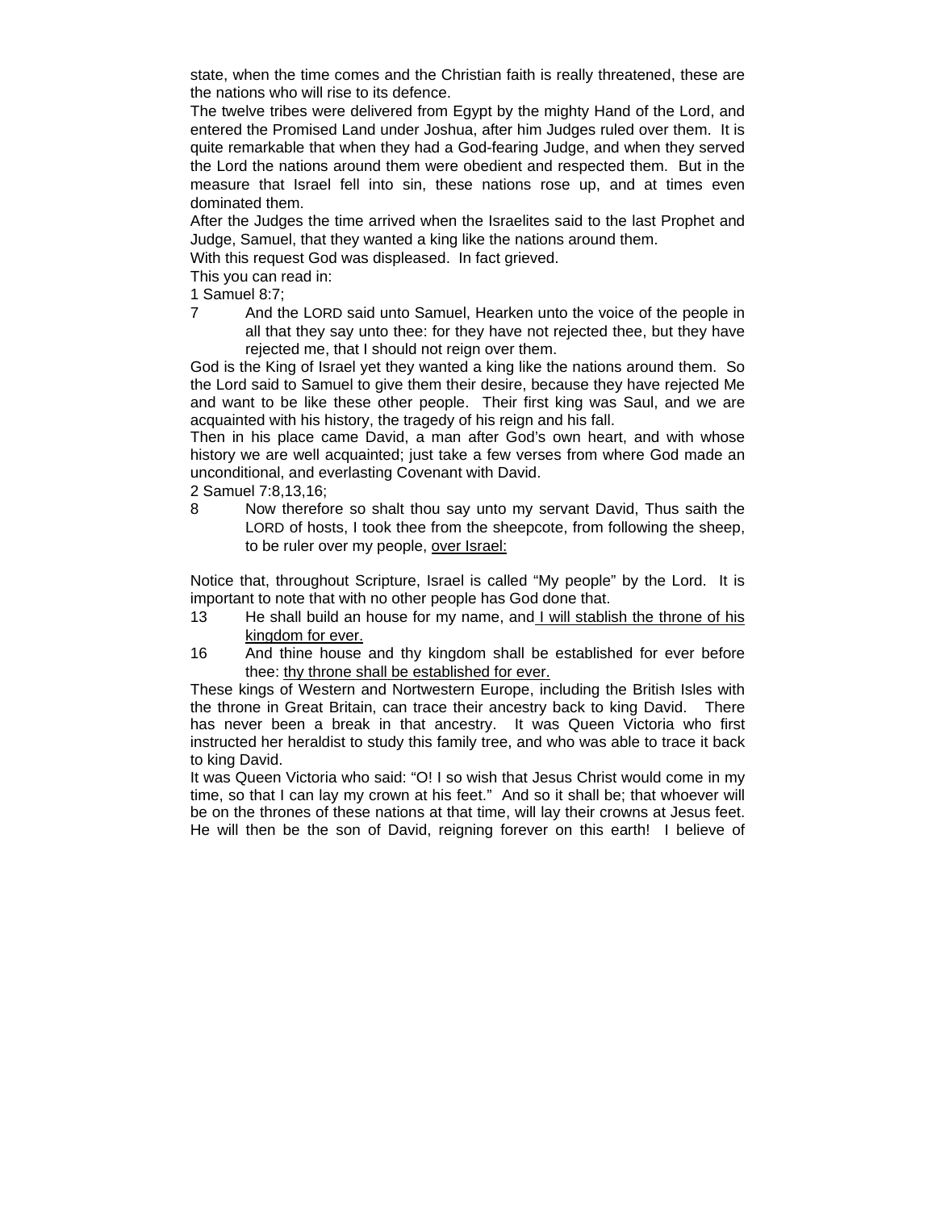state, when the time comes and the Christian faith is really threatened, these are the nations who will rise to its defence.

The twelve tribes were delivered from Egypt by the mighty Hand of the Lord, and entered the Promised Land under Joshua, after him Judges ruled over them. It is quite remarkable that when they had a God-fearing Judge, and when they served the Lord the nations around them were obedient and respected them. But in the measure that Israel fell into sin, these nations rose up, and at times even dominated them.

After the Judges the time arrived when the Israelites said to the last Prophet and Judge, Samuel, that they wanted a king like the nations around them.

With this request God was displeased. In fact grieved.

This you can read in:

1 Samuel 8:7;

7 And the LORD said unto Samuel, Hearken unto the voice of the people in all that they say unto thee: for they have not rejected thee, but they have rejected me, that I should not reign over them.

God is the King of Israel yet they wanted a king like the nations around them. So the Lord said to Samuel to give them their desire, because they have rejected Me and want to be like these other people. Their first king was Saul, and we are acquainted with his history, the tragedy of his reign and his fall.

Then in his place came David, a man after God's own heart, and with whose history we are well acquainted; just take a few verses from where God made an unconditional, and everlasting Covenant with David.

2 Samuel 7:8,13,16;

8 Now therefore so shalt thou say unto my servant David, Thus saith the LORD of hosts, I took thee from the sheepcote, from following the sheep, to be ruler over my people, <u>over Israel:</u>

Notice that, throughout Scripture, Israel is called "My people" by the Lord. It is important to note that with no other people has God done that.

13 He shall build an house for my name, and <u>I will stablish the throne of his kingdom for ever.</u>

16 And thine house and thy kingdom shall be established for ever before thee: <u>thy throne shall be established for ever.</u>

These kings of Western and Nortwestern Europe, including the British Isles with the throne in Great Britain, can trace their ancestry back to king David. There has never been a break in that ancestry. It was Queen Victoria who first instructed her heraldist to study this family tree, and who was able to trace it back to king David.

It was Queen Victoria who said: "O! I so wish that Jesus Christ would come in my time, so that I can lay my crown at his feet." And so it shall be; that whoever will be on the thrones of these nations at that time, will lay their crowns at Jesus feet. He will then be the son of David, reigning forever on this earth! I believe of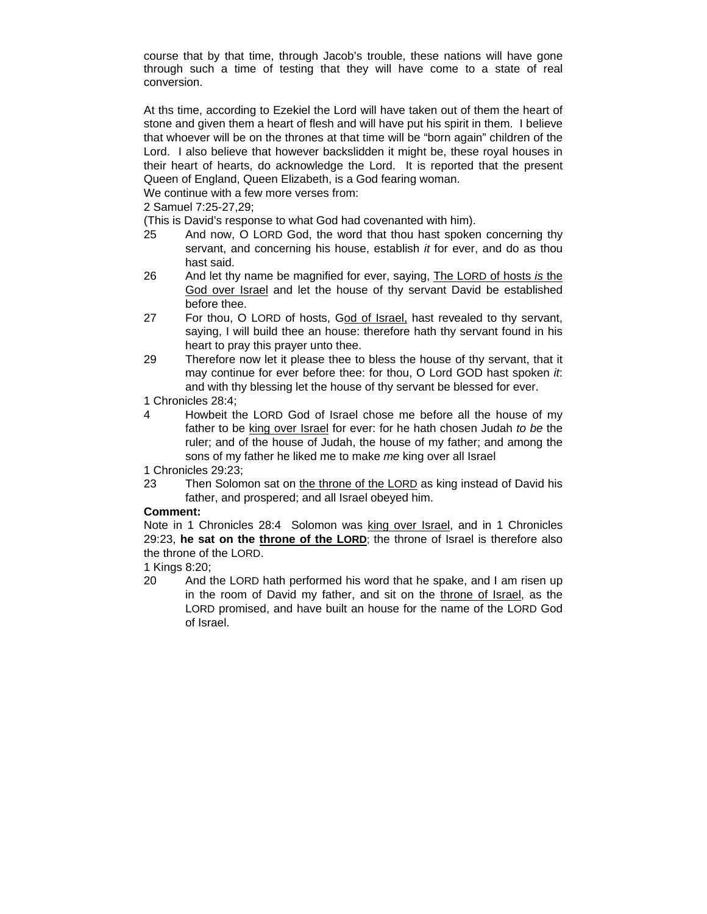course that by that time, through Jacob's trouble, these nations will have gone through such a time of testing that they will have come to a state of real conversion.

At ths time, according to Ezekiel the Lord will have taken out of them the heart of stone and given them a heart of flesh and will have put his spirit in them. I believe that whoever will be on the thrones at that time will be "born again" children of the Lord. I also believe that however backslidden it might be, these royal houses in their heart of hearts, do acknowledge the Lord. It is reported that the present Queen of England, Queen Elizabeth, is a God fearing woman.

We continue with a few more verses from:

2 Samuel 7:25-27,29;

(This is David's response to what God had covenanted with him).

25 And now, O LORD God, the word that thou hast spoken concerning thy servant, and concerning his house, establish *it* for ever, and do as thou hast said.

26 And let thy name be magnified for ever, saying, <u>The LORD of hosts *is* the God over Israel</u> and let the house of thy servant David be established before thee.

27 For thou, O LORD of hosts, G<u>od of Israel,</u> hast revealed to thy servant, saying, I will build thee an house: therefore hath thy servant found in his heart to pray this prayer unto thee.

29 Therefore now let it please thee to bless the house of thy servant, that it may continue for ever before thee: for thou, O Lord GOD hast spoken *it*: and with thy blessing let the house of thy servant be blessed for ever.

1 Chronicles 28:4;

4 Howbeit the LORD God of Israel chose me before all the house of my father to be <u>king over Israel</u> for ever: for he hath chosen Judah *to be* the ruler; and of the house of Judah, the house of my father; and among the sons of my father he liked me to make *me* king over all Israel

1 Chronicles 29:23;

23 Then Solomon sat on <u>the throne of the LORD</u> as king instead of David his father, and prospered; and all Israel obeyed him.

**Comment:**

Note in 1 Chronicles 28:4 Solomon was <u>king over Israel</u>, and in 1 Chronicles 29:23, **he sat on the <u>throne of the LORD</u>**; the throne of Israel is therefore also the throne of the LORD.

1 Kings 8:20;

20 And the LORD hath performed his word that he spake, and I am risen up in the room of David my father, and sit on the <u>throne of Israel</u>, as the LORD promised, and have built an house for the name of the LORD God of Israel.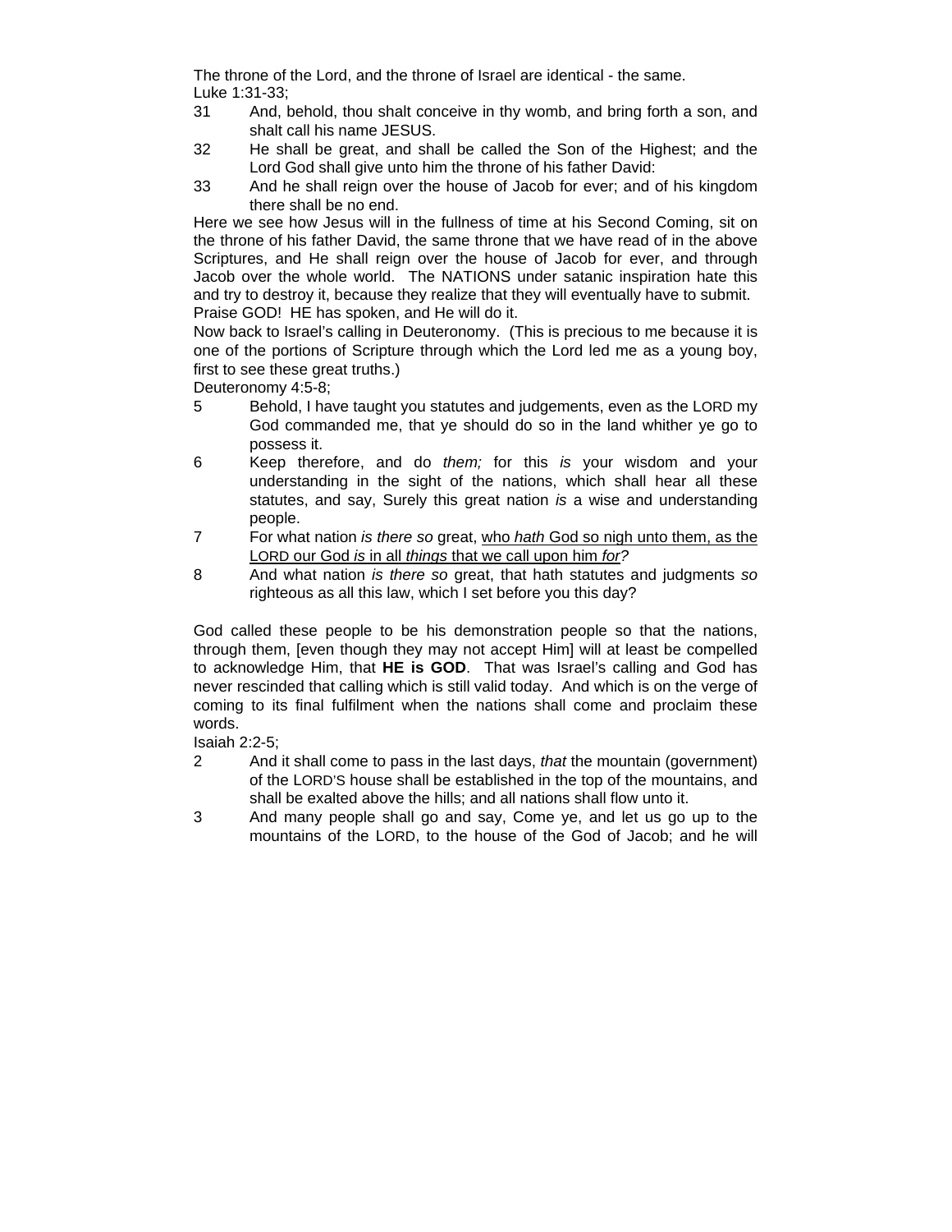The throne of the Lord, and the throne of Israel are identical - the same.
Luke 1:31-33;

31 And, behold, thou shalt conceive in thy womb, and bring forth a son, and shalt call his name JESUS.

32 He shall be great, and shall be called the Son of the Highest; and the Lord God shall give unto him the throne of his father David:

33 And he shall reign over the house of Jacob for ever; and of his kingdom there shall be no end.

Here we see how Jesus will in the fullness of time at his Second Coming, sit on the throne of his father David, the same throne that we have read of in the above Scriptures, and He shall reign over the house of Jacob for ever, and through Jacob over the whole world. The NATIONS under satanic inspiration hate this and try to destroy it, because they realize that they will eventually have to submit. Praise GOD! HE has spoken, and He will do it.

Now back to Israel's calling in Deuteronomy. (This is precious to me because it is one of the portions of Scripture through which the Lord led me as a young boy, first to see these great truths.)

Deuteronomy 4:5-8;

5 Behold, I have taught you statutes and judgements, even as the LORD my God commanded me, that ye should do so in the land whither ye go to possess it.

6 Keep therefore, and do *them;* for this *is* your wisdom and your understanding in the sight of the nations, which shall hear all these statutes, and say, Surely this great nation *is* a wise and understanding people.

7 For what nation *is there so* great, <u>who *hath* God so nigh unto them, as the LORD our God *is* in all *things* that we call upon him *for*</u>?

8 And what nation *is there so* great, that hath statutes and judgments *so* righteous as all this law, which I set before you this day?

God called these people to be his demonstration people so that the nations, through them, [even though they may not accept Him] will at least be compelled to acknowledge Him, that **HE is GOD**. That was Israel's calling and God has never rescinded that calling which is still valid today. And which is on the verge of coming to its final fulfilment when the nations shall come and proclaim these words.

Isaiah 2:2-5;

2 And it shall come to pass in the last days, *that* the mountain (government) of the LORD'S house shall be established in the top of the mountains, and shall be exalted above the hills; and all nations shall flow unto it.

3 And many people shall go and say, Come ye, and let us go up to the mountains of the LORD, to the house of the God of Jacob; and he will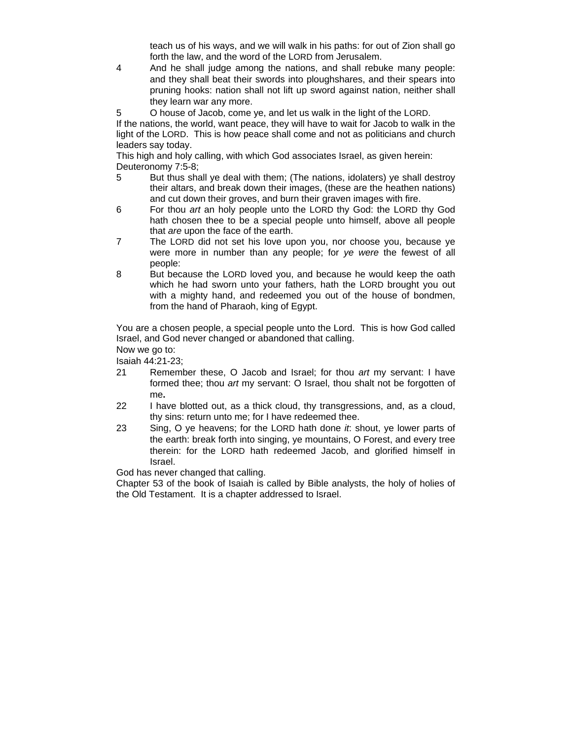teach us of his ways, and we will walk in his paths: for out of Zion shall go forth the law, and the word of the LORD from Jerusalem.

4 And he shall judge among the nations, and shall rebuke many people: and they shall beat their swords into ploughshares, and their spears into pruning hooks: nation shall not lift up sword against nation, neither shall they learn war any more.

5 O house of Jacob, come ye, and let us walk in the light of the LORD.

If the nations, the world, want peace, they will have to wait for Jacob to walk in the light of the LORD. This is how peace shall come and not as politicians and church leaders say today.

This high and holy calling, with which God associates Israel, as given herein:

Deuteronomy 7:5-8;

5 But thus shall ye deal with them; (The nations, idolaters) ye shall destroy their altars, and break down their images, (these are the heathen nations) and cut down their groves, and burn their graven images with fire.

6 For thou *art* an holy people unto the LORD thy God: the LORD thy God hath chosen thee to be a special people unto himself, above all people that *are* upon the face of the earth.

7 The LORD did not set his love upon you, nor choose you, because ye were more in number than any people; for *ye were* the fewest of all people:

8 But because the LORD loved you, and because he would keep the oath which he had sworn unto your fathers, hath the LORD brought you out with a mighty hand, and redeemed you out of the house of bondmen, from the hand of Pharaoh, king of Egypt.

You are a chosen people, a special people unto the Lord. This is how God called Israel, and God never changed or abandoned that calling.

Now we go to:

Isaiah 44:21-23;

21 Remember these, O Jacob and Israel; for thou *art* my servant: I have formed thee; thou *art* my servant: O Israel, thou shalt not be forgotten of me**.**

22 I have blotted out, as a thick cloud, thy transgressions, and, as a cloud, thy sins: return unto me; for I have redeemed thee.

23 Sing, O ye heavens; for the LORD hath done *it*: shout, ye lower parts of the earth: break forth into singing, ye mountains, O Forest, and every tree therein: for the LORD hath redeemed Jacob, and glorified himself in Israel.

God has never changed that calling.

Chapter 53 of the book of Isaiah is called by Bible analysts, the holy of holies of the Old Testament. It is a chapter addressed to Israel.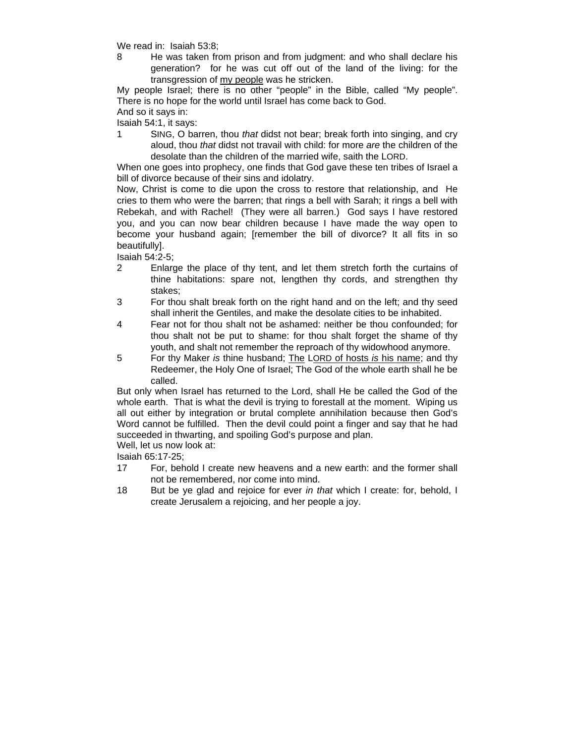We read in: Isaiah 53:8;

8 He was taken from prison and from judgment: and who shall declare his generation? for he was cut off out of the land of the living: for the transgression of <u>my people</u> was he stricken.

My people Israel; there is no other "people" in the Bible, called "My people". There is no hope for the world until Israel has come back to God.

And so it says in:

Isaiah 54:1, it says:

1 SING, O barren, thou *that* didst not bear; break forth into singing, and cry aloud, thou *that* didst not travail with child: for more *are* the children of the desolate than the children of the married wife, saith the LORD.

When one goes into prophecy, one finds that God gave these ten tribes of Israel a bill of divorce because of their sins and idolatry.

Now, Christ is come to die upon the cross to restore that relationship, and He cries to them who were the barren; that rings a bell with Sarah; it rings a bell with Rebekah, and with Rachel! (They were all barren.) God says I have restored you, and you can now bear children because I have made the way open to become your husband again; [remember the bill of divorce? It all fits in so beautifully].

Isaiah 54:2-5;

2 Enlarge the place of thy tent, and let them stretch forth the curtains of thine habitations: spare not, lengthen thy cords, and strengthen thy stakes;

3 For thou shalt break forth on the right hand and on the left; and thy seed shall inherit the Gentiles, and make the desolate cities to be inhabited.

4 Fear not for thou shalt not be ashamed: neither be thou confounded; for thou shalt not be put to shame: for thou shalt forget the shame of thy youth, and shalt not remember the reproach of thy widowhood anymore.

5 For thy Maker *is* thine husband; <u>The</u> L<u>ORD of hosts *is* his name</u>; and thy Redeemer, the Holy One of Israel; The God of the whole earth shall he be called.

But only when Israel has returned to the Lord, shall He be called the God of the whole earth. That is what the devil is trying to forestall at the moment. Wiping us all out either by integration or brutal complete annihilation because then God's Word cannot be fulfilled. Then the devil could point a finger and say that he had succeeded in thwarting, and spoiling God's purpose and plan.

Well, let us now look at:

Isaiah 65:17-25;

17 For, behold I create new heavens and a new earth: and the former shall not be remembered, nor come into mind.

18 But be ye glad and rejoice for ever *in that* which I create: for, behold, I create Jerusalem a rejoicing, and her people a joy.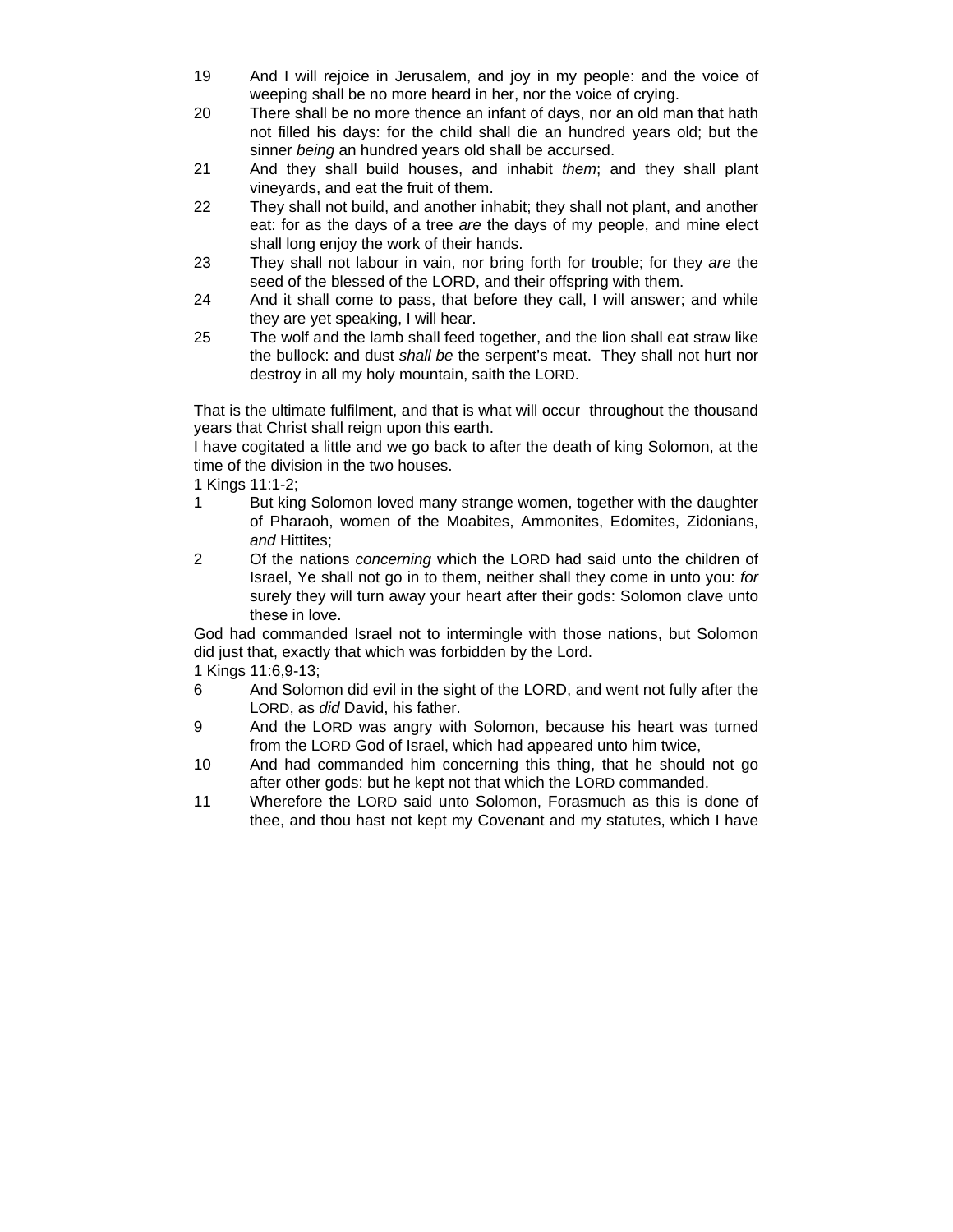19 And I will rejoice in Jerusalem, and joy in my people: and the voice of weeping shall be no more heard in her, nor the voice of crying.

20 There shall be no more thence an infant of days, nor an old man that hath not filled his days: for the child shall die an hundred years old; but the sinner *being* an hundred years old shall be accursed.

21 And they shall build houses, and inhabit *them*; and they shall plant vineyards, and eat the fruit of them.

22 They shall not build, and another inhabit; they shall not plant, and another eat: for as the days of a tree *are* the days of my people, and mine elect shall long enjoy the work of their hands.

23 They shall not labour in vain, nor bring forth for trouble; for they *are* the seed of the blessed of the LORD, and their offspring with them.

24 And it shall come to pass, that before they call, I will answer; and while they are yet speaking, I will hear.

25 The wolf and the lamb shall feed together, and the lion shall eat straw like the bullock: and dust *shall be* the serpent's meat. They shall not hurt nor destroy in all my holy mountain, saith the LORD.

That is the ultimate fulfilment, and that is what will occur throughout the thousand years that Christ shall reign upon this earth.

I have cogitated a little and we go back to after the death of king Solomon, at the time of the division in the two houses.

1 Kings 11:1-2;

1 But king Solomon loved many strange women, together with the daughter of Pharaoh, women of the Moabites, Ammonites, Edomites, Zidonians, *and* Hittites;

2 Of the nations *concerning* which the LORD had said unto the children of Israel, Ye shall not go in to them, neither shall they come in unto you: *for* surely they will turn away your heart after their gods: Solomon clave unto these in love.

God had commanded Israel not to intermingle with those nations, but Solomon did just that, exactly that which was forbidden by the Lord.

1 Kings 11:6,9-13;

6 And Solomon did evil in the sight of the LORD, and went not fully after the LORD, as *did* David, his father.

9 And the LORD was angry with Solomon, because his heart was turned from the LORD God of Israel, which had appeared unto him twice,

10 And had commanded him concerning this thing, that he should not go after other gods: but he kept not that which the LORD commanded.

11 Wherefore the LORD said unto Solomon, Forasmuch as this is done of thee, and thou hast not kept my Covenant and my statutes, which I have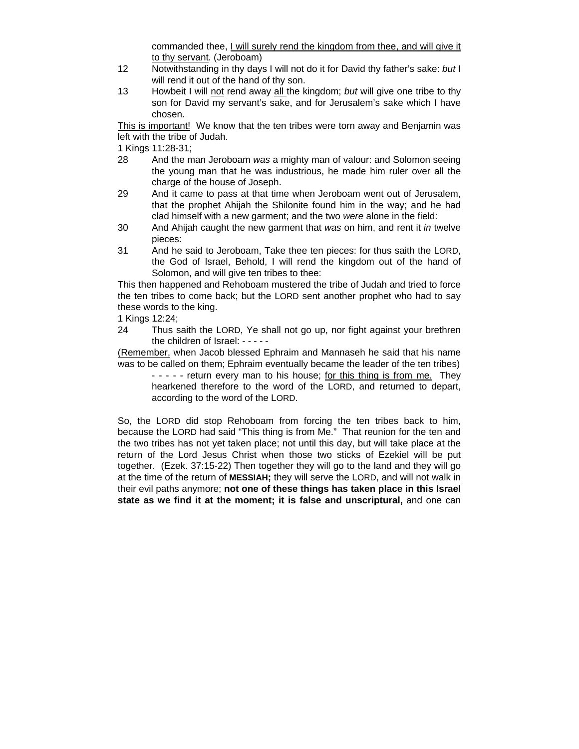commanded thee, <u>I will surely rend the kingdom from thee, and will give it to thy servant</u>. (Jeroboam)

12 Notwithstanding in thy days I will not do it for David thy father's sake: *but* I will rend it out of the hand of thy son.

13 Howbeit I will <u>not</u> rend away <u>all</u> the kingdom; *but* will give one tribe to thy son for David my servant's sake, and for Jerusalem's sake which I have chosen.

<u>This is important!</u> We know that the ten tribes were torn away and Benjamin was left with the tribe of Judah.

1 Kings 11:28-31;

28 And the man Jeroboam *was* a mighty man of valour: and Solomon seeing the young man that he was industrious, he made him ruler over all the charge of the house of Joseph.

29 And it came to pass at that time when Jeroboam went out of Jerusalem, that the prophet Ahijah the Shilonite found him in the way; and he had clad himself with a new garment; and the two *were* alone in the field:

30 And Ahijah caught the new garment that *was* on him, and rent it *in* twelve pieces:

31 And he said to Jeroboam, Take thee ten pieces: for thus saith the LORD, the God of Israel, Behold, I will rend the kingdom out of the hand of Solomon, and will give ten tribes to thee:

This then happened and Rehoboam mustered the tribe of Judah and tried to force the ten tribes to come back; but the LORD sent another prophet who had to say these words to the king.

1 Kings 12:24;

24 Thus saith the LORD, Ye shall not go up, nor fight against your brethren the children of Israel: - - - - -

<u>(Remember,</u> when Jacob blessed Ephraim and Mannaseh he said that his name was to be called on them; Ephraim eventually became the leader of the ten tribes)

- - - - - return every man to his house; <u>for this thing is from me.</u> They hearkened therefore to the word of the LORD, and returned to depart, according to the word of the LORD.

So, the LORD did stop Rehoboam from forcing the ten tribes back to him, because the LORD had said "This thing is from Me." That reunion for the ten and the two tribes has not yet taken place; not until this day, but will take place at the return of the Lord Jesus Christ when those two sticks of Ezekiel will be put together. (Ezek. 37:15-22) Then together they will go to the land and they will go at the time of the return of **MESSIAH;** they will serve the LORD, and will not walk in their evil paths anymore; **not one of these things has taken place in this Israel state as we find it at the moment; it is false and unscriptural,** and one can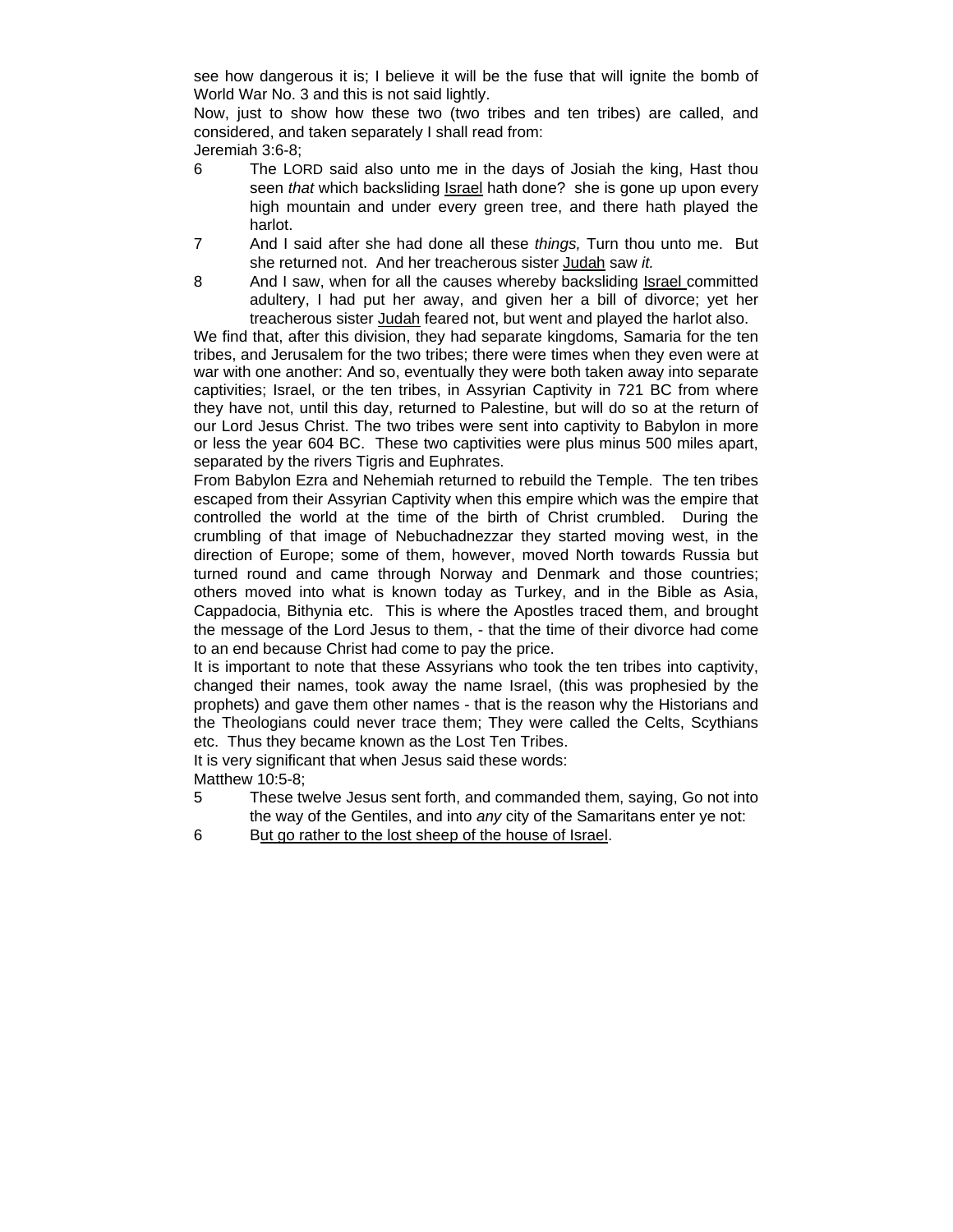see how dangerous it is; I believe it will be the fuse that will ignite the bomb of World War No. 3 and this is not said lightly.

Now, just to show how these two (two tribes and ten tribes) are called, and considered, and taken separately I shall read from:

Jeremiah 3:6-8;

6 The LORD said also unto me in the days of Josiah the king, Hast thou seen *that* which backsliding Israel hath done? she is gone up upon every high mountain and under every green tree, and there hath played the harlot.

7 And I said after she had done all these *things,* Turn thou unto me. But she returned not. And her treacherous sister Judah saw *it.*

8 And I saw, when for all the causes whereby backsliding Israel committed adultery, I had put her away, and given her a bill of divorce; yet her treacherous sister Judah feared not, but went and played the harlot also.

We find that, after this division, they had separate kingdoms, Samaria for the ten tribes, and Jerusalem for the two tribes; there were times when they even were at war with one another: And so, eventually they were both taken away into separate captivities; Israel, or the ten tribes, in Assyrian Captivity in 721 BC from where they have not, until this day, returned to Palestine, but will do so at the return of our Lord Jesus Christ. The two tribes were sent into captivity to Babylon in more or less the year 604 BC. These two captivities were plus minus 500 miles apart, separated by the rivers Tigris and Euphrates.

From Babylon Ezra and Nehemiah returned to rebuild the Temple. The ten tribes escaped from their Assyrian Captivity when this empire which was the empire that controlled the world at the time of the birth of Christ crumbled. During the crumbling of that image of Nebuchadnezzar they started moving west, in the direction of Europe; some of them, however, moved North towards Russia but turned round and came through Norway and Denmark and those countries; others moved into what is known today as Turkey, and in the Bible as Asia, Cappadocia, Bithynia etc. This is where the Apostles traced them, and brought the message of the Lord Jesus to them, - that the time of their divorce had come to an end because Christ had come to pay the price.

It is important to note that these Assyrians who took the ten tribes into captivity, changed their names, took away the name Israel, (this was prophesied by the prophets) and gave them other names - that is the reason why the Historians and the Theologians could never trace them; They were called the Celts, Scythians etc. Thus they became known as the Lost Ten Tribes.

It is very significant that when Jesus said these words:

Matthew 10:5-8;

5 These twelve Jesus sent forth, and commanded them, saying, Go not into the way of the Gentiles, and into *any* city of the Samaritans enter ye not:

6 But go rather to the lost sheep of the house of Israel.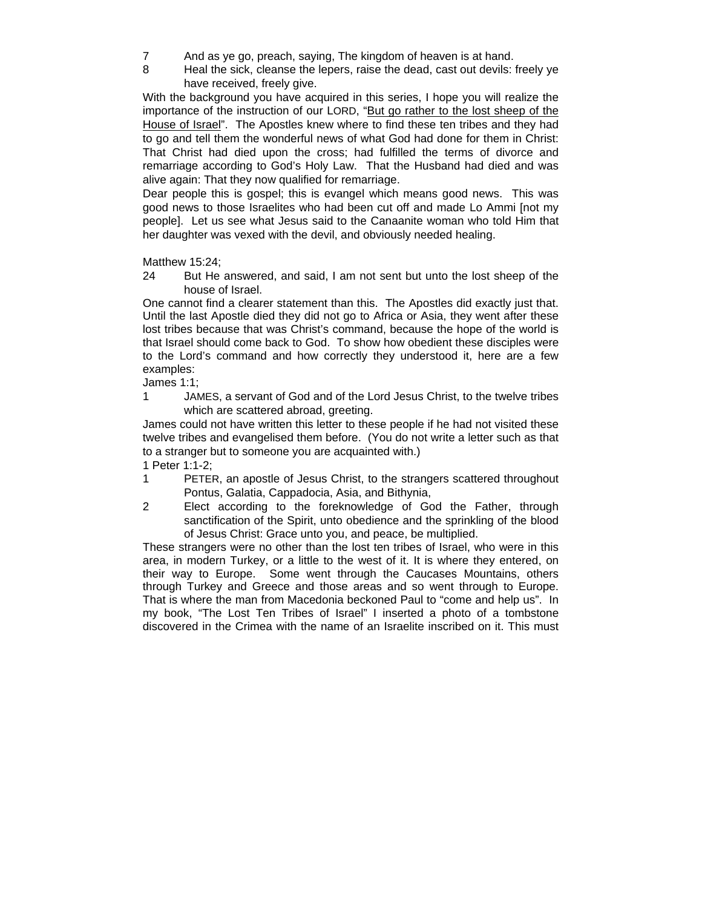7 And as ye go, preach, saying, The kingdom of heaven is at hand.

8 Heal the sick, cleanse the lepers, raise the dead, cast out devils: freely ye have received, freely give.

With the background you have acquired in this series, I hope you will realize the importance of the instruction of our LORD, "But go rather to the lost sheep of the House of Israel". The Apostles knew where to find these ten tribes and they had to go and tell them the wonderful news of what God had done for them in Christ: That Christ had died upon the cross; had fulfilled the terms of divorce and remarriage according to God's Holy Law. That the Husband had died and was alive again: That they now qualified for remarriage.

Dear people this is gospel; this is evangel which means good news. This was good news to those Israelites who had been cut off and made Lo Ammi [not my people]. Let us see what Jesus said to the Canaanite woman who told Him that her daughter was vexed with the devil, and obviously needed healing.

Matthew 15:24;

24 But He answered, and said, I am not sent but unto the lost sheep of the house of Israel.

One cannot find a clearer statement than this. The Apostles did exactly just that. Until the last Apostle died they did not go to Africa or Asia, they went after these lost tribes because that was Christ's command, because the hope of the world is that Israel should come back to God. To show how obedient these disciples were to the Lord's command and how correctly they understood it, here are a few examples:

James 1:1;

1 JAMES, a servant of God and of the Lord Jesus Christ, to the twelve tribes which are scattered abroad, greeting.

James could not have written this letter to these people if he had not visited these twelve tribes and evangelised them before. (You do not write a letter such as that to a stranger but to someone you are acquainted with.)

1 Peter 1:1-2;

1 PETER, an apostle of Jesus Christ, to the strangers scattered throughout Pontus, Galatia, Cappadocia, Asia, and Bithynia,

2 Elect according to the foreknowledge of God the Father, through sanctification of the Spirit, unto obedience and the sprinkling of the blood of Jesus Christ: Grace unto you, and peace, be multiplied.

These strangers were no other than the lost ten tribes of Israel, who were in this area, in modern Turkey, or a little to the west of it. It is where they entered, on their way to Europe. Some went through the Caucases Mountains, others through Turkey and Greece and those areas and so went through to Europe. That is where the man from Macedonia beckoned Paul to "come and help us". In my book, "The Lost Ten Tribes of Israel" I inserted a photo of a tombstone discovered in the Crimea with the name of an Israelite inscribed on it. This must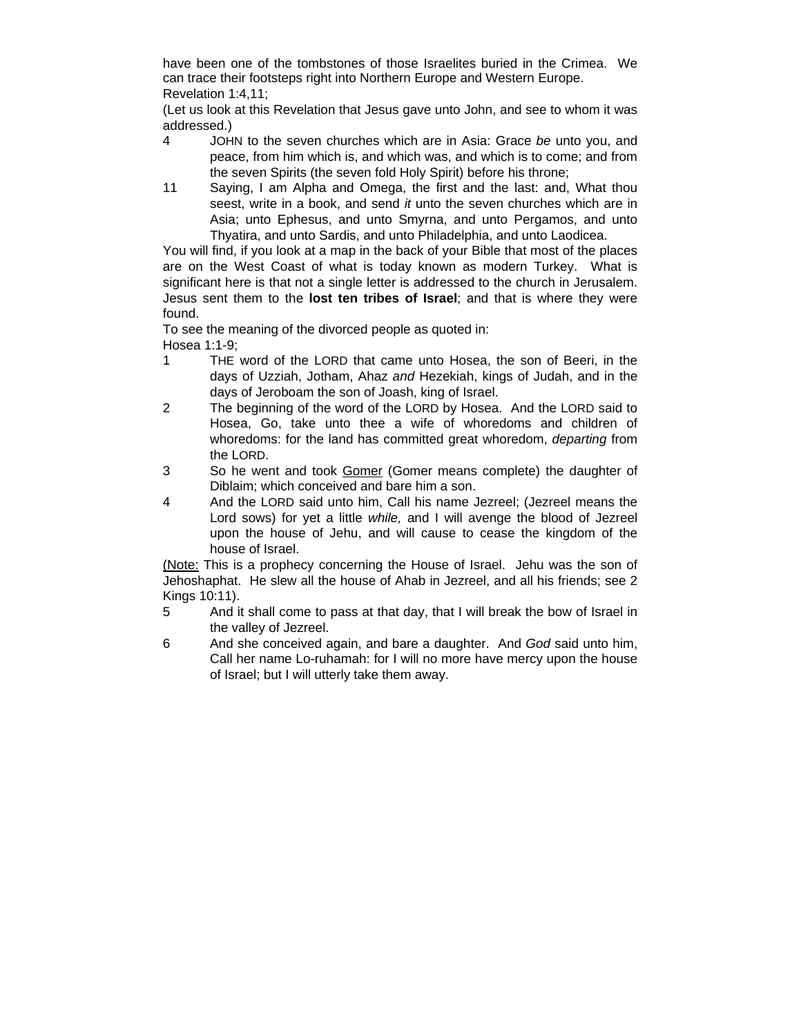have been one of the tombstones of those Israelites buried in the Crimea. We can trace their footsteps right into Northern Europe and Western Europe.

Revelation 1:4,11;

(Let us look at this Revelation that Jesus gave unto John, and see to whom it was addressed.)

4 JOHN to the seven churches which are in Asia: Grace *be* unto you, and peace, from him which is, and which was, and which is to come; and from the seven Spirits (the seven fold Holy Spirit) before his throne;

11 Saying, I am Alpha and Omega, the first and the last: and, What thou seest, write in a book, and send *it* unto the seven churches which are in Asia; unto Ephesus, and unto Smyrna, and unto Pergamos, and unto Thyatira, and unto Sardis, and unto Philadelphia, and unto Laodicea.

You will find, if you look at a map in the back of your Bible that most of the places are on the West Coast of what is today known as modern Turkey. What is significant here is that not a single letter is addressed to the church in Jerusalem. Jesus sent them to the **lost ten tribes of Israel**; and that is where they were found.

To see the meaning of the divorced people as quoted in:

Hosea 1:1-9;

1 THE word of the LORD that came unto Hosea, the son of Beeri, in the days of Uzziah, Jotham, Ahaz *and* Hezekiah, kings of Judah, and in the days of Jeroboam the son of Joash, king of Israel.

2 The beginning of the word of the LORD by Hosea. And the LORD said to Hosea, Go, take unto thee a wife of whoredoms and children of whoredoms: for the land has committed great whoredom, *departing* from the LORD.

3 So he went and took <u>Gomer</u> (Gomer means complete) the daughter of Diblaim; which conceived and bare him a son.

4 And the LORD said unto him, Call his name Jezreel; (Jezreel means the Lord sows) for yet a little *while,* and I will avenge the blood of Jezreel upon the house of Jehu, and will cause to cease the kingdom of the house of Israel.

<u>(Note:</u> This is a prophecy concerning the House of Israel. Jehu was the son of Jehoshaphat. He slew all the house of Ahab in Jezreel, and all his friends; see 2 Kings 10:11).

5 And it shall come to pass at that day, that I will break the bow of Israel in the valley of Jezreel.

6 And she conceived again, and bare a daughter. And *God* said unto him, Call her name Lo-ruhamah: for I will no more have mercy upon the house of Israel; but I will utterly take them away.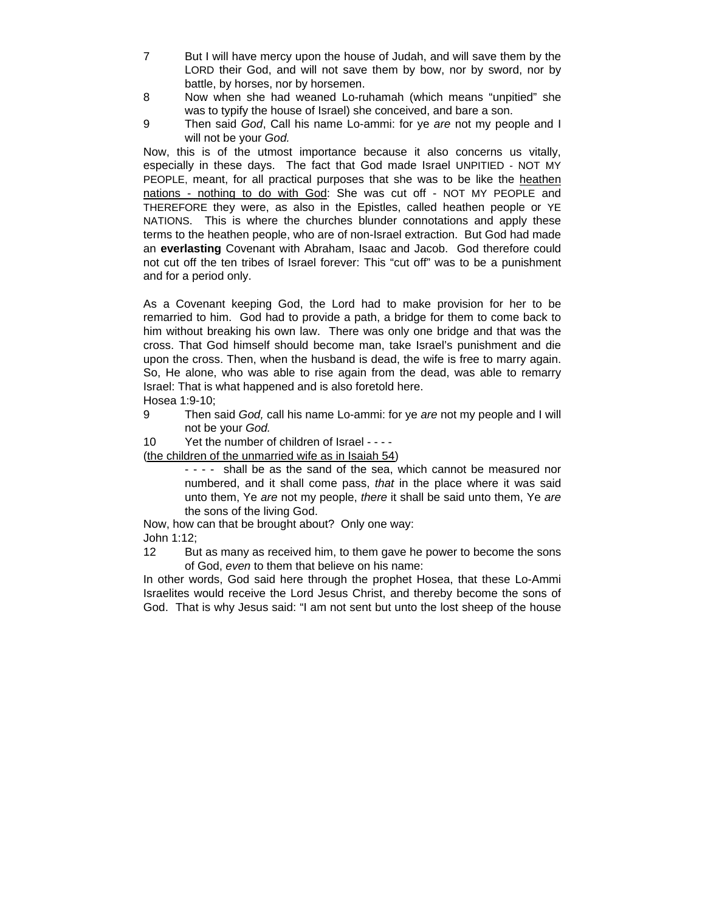7 But I will have mercy upon the house of Judah, and will save them by the LORD their God, and will not save them by bow, nor by sword, nor by battle, by horses, nor by horsemen.

8 Now when she had weaned Lo-ruhamah (which means "unpitied" she was to typify the house of Israel) she conceived, and bare a son.

9 Then said *God*, Call his name Lo-ammi: for ye *are* not my people and I will not be your *God.*

Now, this is of the utmost importance because it also concerns us vitally, especially in these days. The fact that God made Israel UNPITIED - NOT MY PEOPLE, meant, for all practical purposes that she was to be like the <u>heathen nations - nothing to do with God</u>: She was cut off - NOT MY PEOPLE and THEREFORE they were, as also in the Epistles, called heathen people or YE NATIONS. This is where the churches blunder connotations and apply these terms to the heathen people, who are of non-Israel extraction. But God had made an **everlasting** Covenant with Abraham, Isaac and Jacob. God therefore could not cut off the ten tribes of Israel forever: This "cut off" was to be a punishment and for a period only.

As a Covenant keeping God, the Lord had to make provision for her to be remarried to him. God had to provide a path, a bridge for them to come back to him without breaking his own law. There was only one bridge and that was the cross. That God himself should become man, take Israel's punishment and die upon the cross. Then, when the husband is dead, the wife is free to marry again. So, He alone, who was able to rise again from the dead, was able to remarry Israel: That is what happened and is also foretold here.

Hosea 1:9-10;

9 Then said *God,* call his name Lo-ammi: for ye *are* not my people and I will not be your *God.*

10 Yet the number of children of Israel - - - -

(<u>the children of the unmarried wife as in Isaiah 54</u>)

- - - - shall be as the sand of the sea, which cannot be measured nor numbered, and it shall come pass, *that* in the place where it was said unto them, Ye *are* not my people, *there* it shall be said unto them, Ye *are* the sons of the living God.

Now, how can that be brought about? Only one way:

John 1:12;

12 But as many as received him, to them gave he power to become the sons of God, *even* to them that believe on his name:

In other words, God said here through the prophet Hosea, that these Lo-Ammi Israelites would receive the Lord Jesus Christ, and thereby become the sons of God. That is why Jesus said: "I am not sent but unto the lost sheep of the house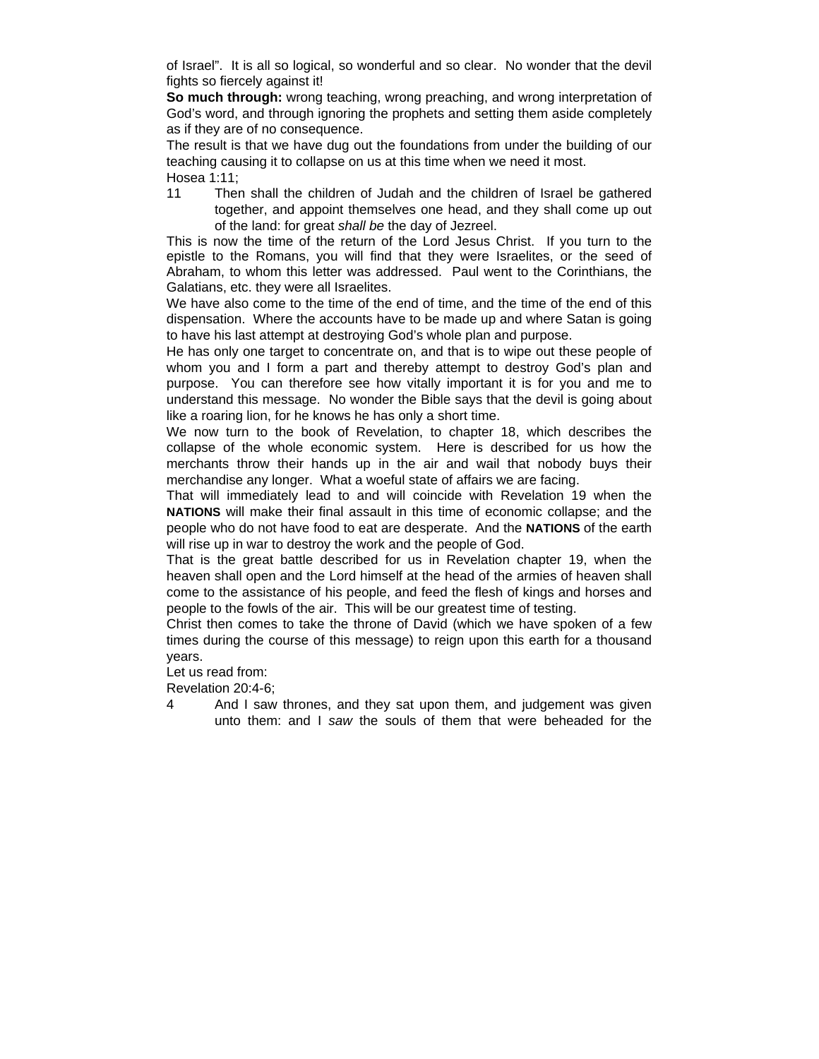of Israel".  It is all so logical, so wonderful and so clear.  No wonder that the devil fights so fiercely against it!

**So much through:** wrong teaching, wrong preaching, and wrong interpretation of God's word, and through ignoring the prophets and setting them aside completely as if they are of no consequence.

The result is that we have dug out the foundations from under the building of our teaching causing it to collapse on us at this time when we need it most.

Hosea 1:11;

11 Then shall the children of Judah and the children of Israel be gathered together, and appoint themselves one head, and they shall come up out of the land: for great *shall be* the day of Jezreel.

This is now the time of the return of the Lord Jesus Christ.  If you turn to the epistle to the Romans, you will find that they were Israelites, or the seed of Abraham, to whom this letter was addressed.  Paul went to the Corinthians, the Galatians, etc. they were all Israelites.

We have also come to the time of the end of time, and the time of the end of this dispensation.  Where the accounts have to be made up and where Satan is going to have his last attempt at destroying God's whole plan and purpose.

He has only one target to concentrate on, and that is to wipe out these people of whom you and I form a part and thereby attempt to destroy God's plan and purpose.  You can therefore see how vitally important it is for you and me to understand this message.  No wonder the Bible says that the devil is going about like a roaring lion, for he knows he has only a short time.

We now turn to the book of Revelation, to chapter 18, which describes the collapse of the whole economic system.  Here is described for us how the merchants throw their hands up in the air and wail that nobody buys their merchandise any longer.  What a woeful state of affairs we are facing.

That will immediately lead to and will coincide with Revelation 19 when the **NATIONS** will make their final assault in this time of economic collapse; and the people who do not have food to eat are desperate.  And the **NATIONS** of the earth will rise up in war to destroy the work and the people of God.

That is the great battle described for us in Revelation chapter 19, when the heaven shall open and the Lord himself at the head of the armies of heaven shall come to the assistance of his people, and feed the flesh of kings and horses and people to the fowls of the air.  This will be our greatest time of testing.

Christ then comes to take the throne of David (which we have spoken of a few times during the course of this message) to reign upon this earth for a thousand years.

Let us read from:

Revelation 20:4-6;

4 And I saw thrones, and they sat upon them, and judgement was given unto them: and I *saw* the souls of them that were beheaded for the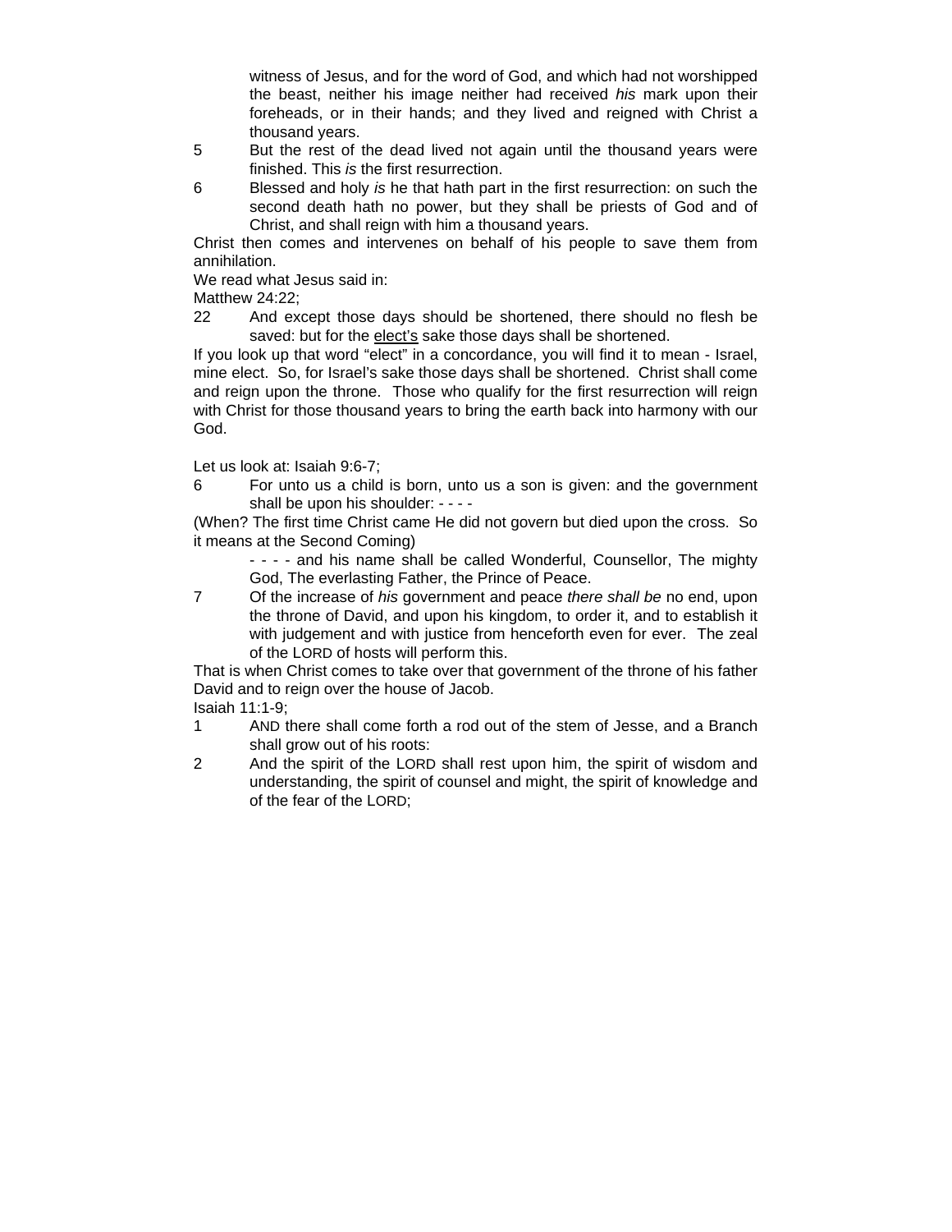witness of Jesus, and for the word of God, and which had not worshipped the beast, neither his image neither had received *his* mark upon their foreheads, or in their hands; and they lived and reigned with Christ a thousand years.

5 But the rest of the dead lived not again until the thousand years were finished. This *is* the first resurrection.

6 Blessed and holy *is* he that hath part in the first resurrection: on such the second death hath no power, but they shall be priests of God and of Christ, and shall reign with him a thousand years.

Christ then comes and intervenes on behalf of his people to save them from annihilation.

We read what Jesus said in:

Matthew 24:22;

22 And except those days should be shortened, there should no flesh be saved: but for the <u>elect's</u> sake those days shall be shortened.

If you look up that word "elect" in a concordance, you will find it to mean - Israel, mine elect. So, for Israel's sake those days shall be shortened. Christ shall come and reign upon the throne. Those who qualify for the first resurrection will reign with Christ for those thousand years to bring the earth back into harmony with our God.

Let us look at: Isaiah 9:6-7;

6 For unto us a child is born, unto us a son is given: and the government shall be upon his shoulder: - - - -

(When? The first time Christ came He did not govern but died upon the cross. So it means at the Second Coming)

- - - - and his name shall be called Wonderful, Counsellor, The mighty God, The everlasting Father, the Prince of Peace.

7 Of the increase of *his* government and peace *there shall be* no end, upon the throne of David, and upon his kingdom, to order it, and to establish it with judgement and with justice from henceforth even for ever. The zeal of the LORD of hosts will perform this.

That is when Christ comes to take over that government of the throne of his father David and to reign over the house of Jacob.

Isaiah 11:1-9;

1 AND there shall come forth a rod out of the stem of Jesse, and a Branch shall grow out of his roots:

2 And the spirit of the LORD shall rest upon him, the spirit of wisdom and understanding, the spirit of counsel and might, the spirit of knowledge and of the fear of the LORD;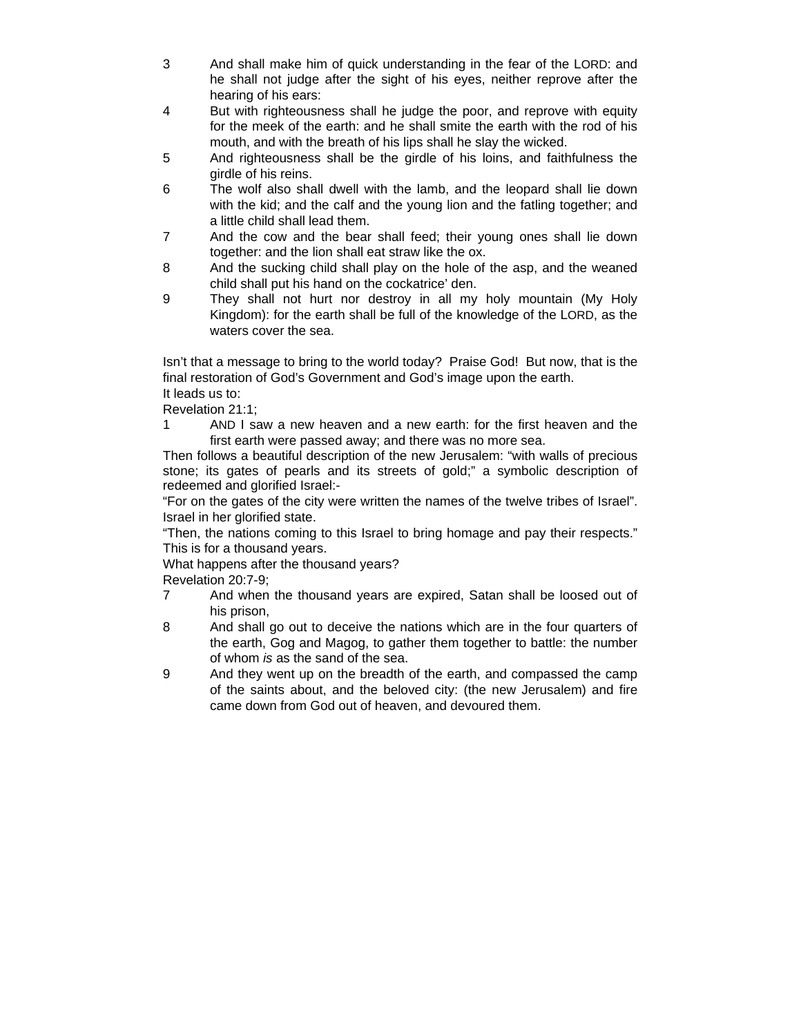3 And shall make him of quick understanding in the fear of the LORD: and he shall not judge after the sight of his eyes, neither reprove after the hearing of his ears:

4 But with righteousness shall he judge the poor, and reprove with equity for the meek of the earth: and he shall smite the earth with the rod of his mouth, and with the breath of his lips shall he slay the wicked.

5 And righteousness shall be the girdle of his loins, and faithfulness the girdle of his reins.

6 The wolf also shall dwell with the lamb, and the leopard shall lie down with the kid; and the calf and the young lion and the fatling together; and a little child shall lead them.

7 And the cow and the bear shall feed; their young ones shall lie down together: and the lion shall eat straw like the ox.

8 And the sucking child shall play on the hole of the asp, and the weaned child shall put his hand on the cockatrice' den.

9 They shall not hurt nor destroy in all my holy mountain (My Holy Kingdom): for the earth shall be full of the knowledge of the LORD, as the waters cover the sea.

Isn't that a message to bring to the world today? Praise God! But now, that is the final restoration of God's Government and God's image upon the earth.

It leads us to:

Revelation 21:1;

1 AND I saw a new heaven and a new earth: for the first heaven and the first earth were passed away; and there was no more sea.

Then follows a beautiful description of the new Jerusalem: "with walls of precious stone; its gates of pearls and its streets of gold;" a symbolic description of redeemed and glorified Israel:-

"For on the gates of the city were written the names of the twelve tribes of Israel". Israel in her glorified state.

"Then, the nations coming to this Israel to bring homage and pay their respects." This is for a thousand years.

What happens after the thousand years?

Revelation 20:7-9;

7 And when the thousand years are expired, Satan shall be loosed out of his prison,

8 And shall go out to deceive the nations which are in the four quarters of the earth, Gog and Magog, to gather them together to battle: the number of whom *is* as the sand of the sea.

9 And they went up on the breadth of the earth, and compassed the camp of the saints about, and the beloved city: (the new Jerusalem) and fire came down from God out of heaven, and devoured them.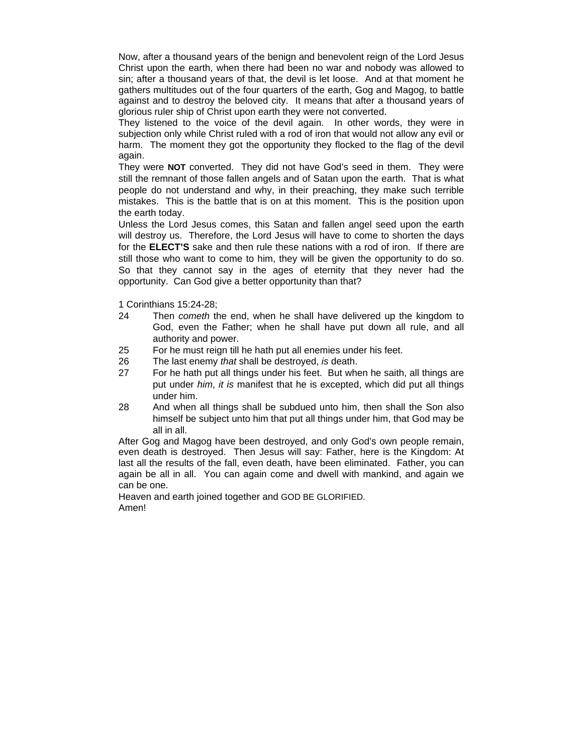Now, after a thousand years of the benign and benevolent reign of the Lord Jesus Christ upon the earth, when there had been no war and nobody was allowed to sin; after a thousand years of that, the devil is let loose. And at that moment he gathers multitudes out of the four quarters of the earth, Gog and Magog, to battle against and to destroy the beloved city. It means that after a thousand years of glorious ruler ship of Christ upon earth they were not converted.

They listened to the voice of the devil again. In other words, they were in subjection only while Christ ruled with a rod of iron that would not allow any evil or harm. The moment they got the opportunity they flocked to the flag of the devil again.

They were **NOT** converted. They did not have God's seed in them. They were still the remnant of those fallen angels and of Satan upon the earth. That is what people do not understand and why, in their preaching, they make such terrible mistakes. This is the battle that is on at this moment. This is the position upon the earth today.

Unless the Lord Jesus comes, this Satan and fallen angel seed upon the earth will destroy us. Therefore, the Lord Jesus will have to come to shorten the days for the **ELECT'S** sake and then rule these nations with a rod of iron. If there are still those who want to come to him, they will be given the opportunity to do so. So that they cannot say in the ages of eternity that they never had the opportunity. Can God give a better opportunity than that?

1 Corinthians 15:24-28;

24 Then *cometh* the end, when he shall have delivered up the kingdom to God, even the Father; when he shall have put down all rule, and all authority and power.

25 For he must reign till he hath put all enemies under his feet.

26 The last enemy *that* shall be destroyed, *is* death.

27 For he hath put all things under his feet. But when he saith, all things are put under *him*, *it is* manifest that he is excepted, which did put all things under him.

28 And when all things shall be subdued unto him, then shall the Son also himself be subject unto him that put all things under him, that God may be all in all.

After Gog and Magog have been destroyed, and only God's own people remain, even death is destroyed. Then Jesus will say: Father, here is the Kingdom: At last all the results of the fall, even death, have been eliminated. Father, you can again be all in all. You can again come and dwell with mankind, and again we can be one.

Heaven and earth joined together and GOD BE GLORIFIED.

Amen!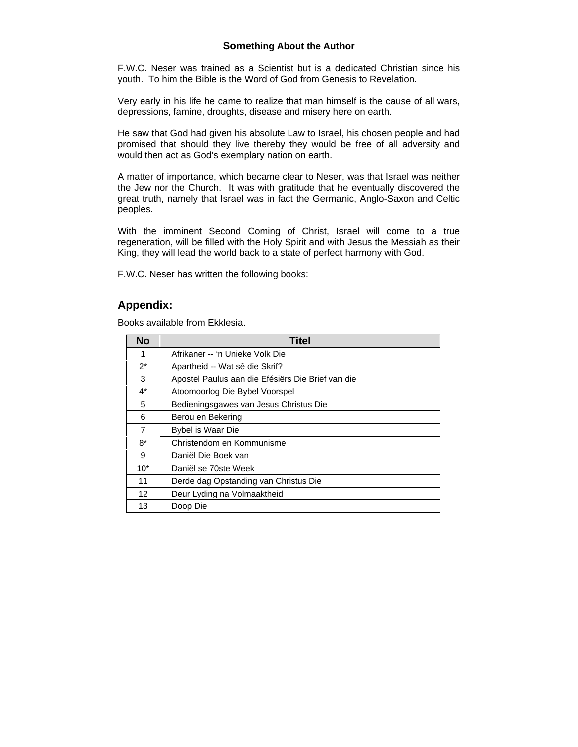**Something About the Author**

F.W.C. Neser was trained as a Scientist but is a dedicated Christian since his youth. To him the Bible is the Word of God from Genesis to Revelation.

Very early in his life he came to realize that man himself is the cause of all wars, depressions, famine, droughts, disease and misery here on earth.

He saw that God had given his absolute Law to Israel, his chosen people and had promised that should they live thereby they would be free of all adversity and would then act as God's exemplary nation on earth.

A matter of importance, which became clear to Neser, was that Israel was neither the Jew nor the Church. It was with gratitude that he eventually discovered the great truth, namely that Israel was in fact the Germanic, Anglo-Saxon and Celtic peoples.

With the imminent Second Coming of Christ, Israel will come to a true regeneration, will be filled with the Holy Spirit and with Jesus the Messiah as their King, they will lead the world back to a state of perfect harmony with God.

F.W.C. Neser has written the following books:

## Appendix:

Books available from Ekklesia.

| No | Titel |
|---|---|
| 1 | Afrikaner -- 'n Unieke Volk Die |
| 2* | Apartheid -- Wat sê die Skrif? |
| 3 | Apostel Paulus aan die Efésiërs Die Brief van die |
| 4* | Atoomoorlog Die Bybel Voorspel |
| 5 | Bedieningsgawes van Jesus Christus Die |
| 6 | Berou en Bekering |
| 7 | Bybel is Waar Die |
| 8* | Christendom en Kommunisme |
| 9 | Daniël Die Boek van |
| 10* | Daniël se 70ste Week |
| 11 | Derde dag Opstanding van Christus Die |
| 12 | Deur Lyding na Volmaaktheid |
| 13 | Doop Die |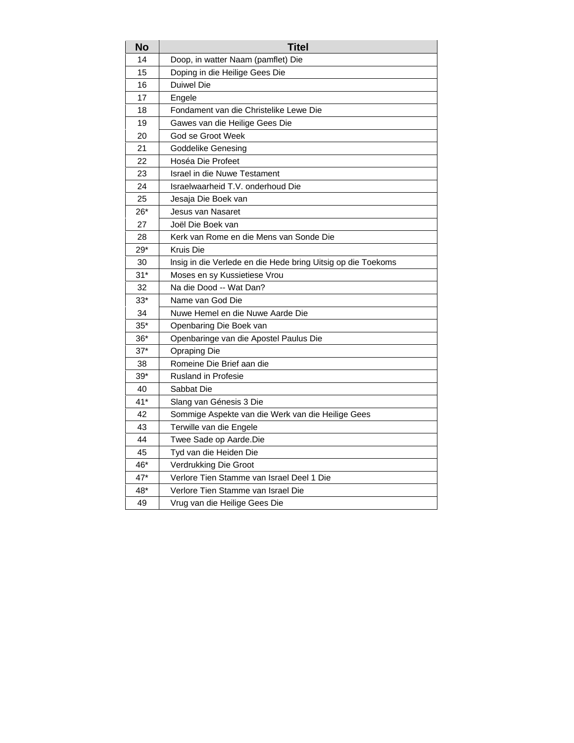| No | Titel |
| --- | --- |
| 14 | Doop, in watter Naam (pamflet) Die |
| 15 | Doping in die Heilige Gees Die |
| 16 | Duiwel Die |
| 17 | Engele |
| 18 | Fondament van die Christelike Lewe Die |
| 19 | Gawes van die Heilige Gees Die |
| 20 | God se Groot Week |
| 21 | Goddelike Genesing |
| 22 | Hoséa Die Profeet |
| 23 | Israel in die Nuwe Testament |
| 24 | Israelwaarheid T.V. onderhoud Die |
| 25 | Jesaja Die Boek van |
| 26* | Jesus van Nasaret |
| 27 | Joël Die Boek van |
| 28 | Kerk van Rome en die Mens van Sonde Die |
| 29* | Kruis Die |
| 30 | Insig in die Verlede en die Hede bring Uitsig op die Toekoms |
| 31* | Moses en sy Kussietiese Vrou |
| 32 | Na die Dood -- Wat Dan? |
| 33* | Name van God Die |
| 34 | Nuwe Hemel en die Nuwe Aarde Die |
| 35* | Openbaring Die Boek van |
| 36* | Openbaringe van die Apostel Paulus Die |
| 37* | Opraping Die |
| 38 | Romeine Die Brief aan die |
| 39* | Rusland in Profesie |
| 40 | Sabbat Die |
| 41* | Slang van Génesis 3 Die |
| 42 | Sommige Aspekte van die Werk van die Heilige Gees |
| 43 | Terwille van die Engele |
| 44 | Twee Sade op Aarde.Die |
| 45 | Tyd van die Heiden Die |
| 46* | Verdrukking Die Groot |
| 47* | Verlore Tien Stamme van Israel Deel 1 Die |
| 48* | Verlore Tien Stamme van Israel Die |
| 49 | Vrug van die Heilige Gees Die |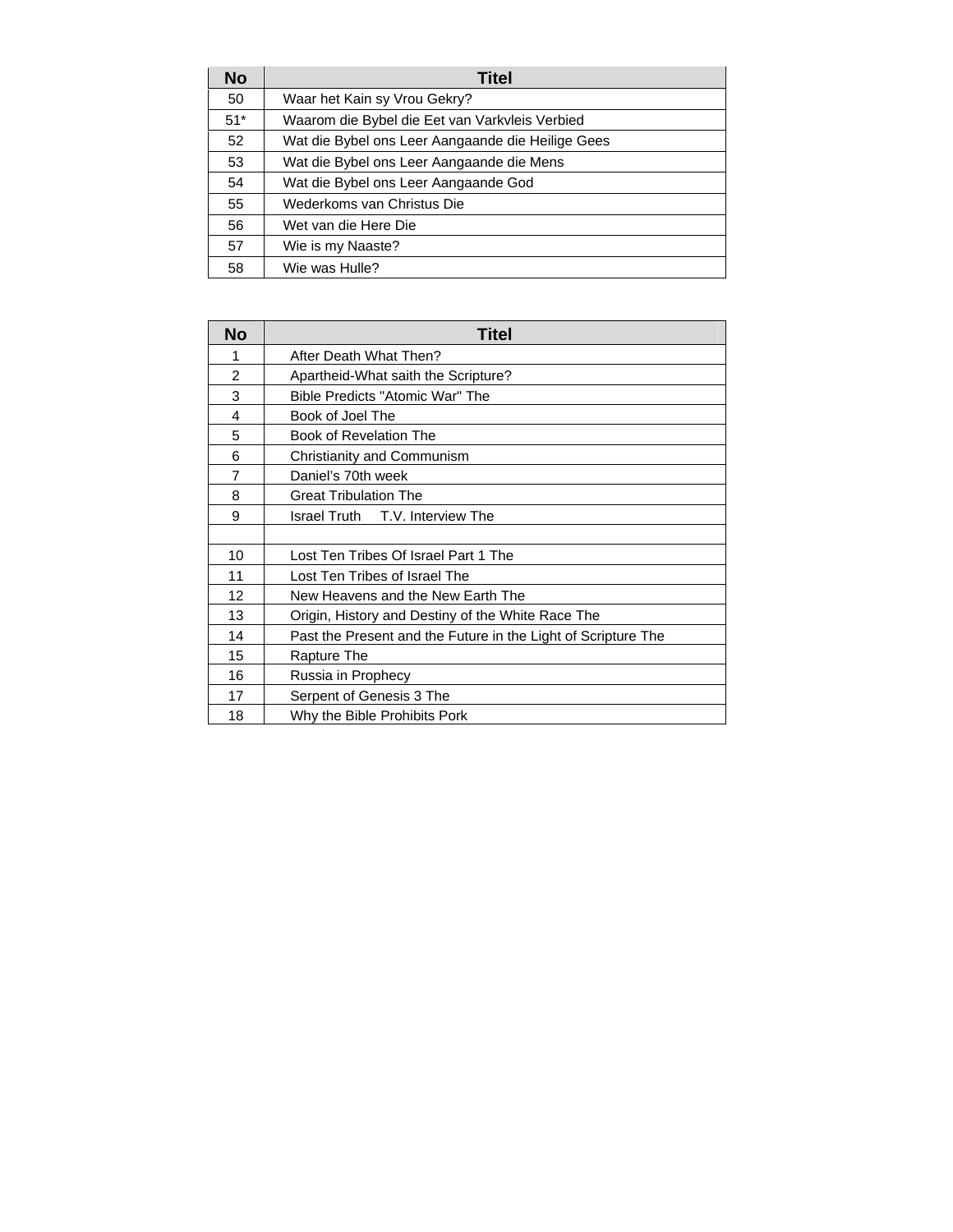| No | Titel |
|---|---|
| 50 | Waar het Kain sy Vrou Gekry? |
| 51* | Waarom die Bybel die Eet van Varkvleis Verbied |
| 52 | Wat die Bybel ons Leer Aangaande die Heilige Gees |
| 53 | Wat die Bybel ons Leer Aangaande die Mens |
| 54 | Wat die Bybel ons Leer Aangaande God |
| 55 | Wederkoms van Christus Die |
| 56 | Wet van die Here Die |
| 57 | Wie is my Naaste? |
| 58 | Wie was Hulle? |

| No | Titel |
|---|---|
| 1 | After Death What Then? |
| 2 | Apartheid-What saith the Scripture? |
| 3 | Bible Predicts "Atomic War" The |
| 4 | Book of Joel The |
| 5 | Book of Revelation The |
| 6 | Christianity and Communism |
| 7 | Daniel's 70th week |
| 8 | Great Tribulation The |
| 9 | Israel Truth T.V. Interview The |
| | |
| 10 | Lost Ten Tribes Of Israel Part 1 The |
| 11 | Lost Ten Tribes of Israel The |
| 12 | New Heavens and the New Earth The |
| 13 | Origin, History and Destiny of the White Race The |
| 14 | Past the Present and the Future in the Light of Scripture The |
| 15 | Rapture The |
| 16 | Russia in Prophecy |
| 17 | Serpent of Genesis 3 The |
| 18 | Why the Bible Prohibits Pork |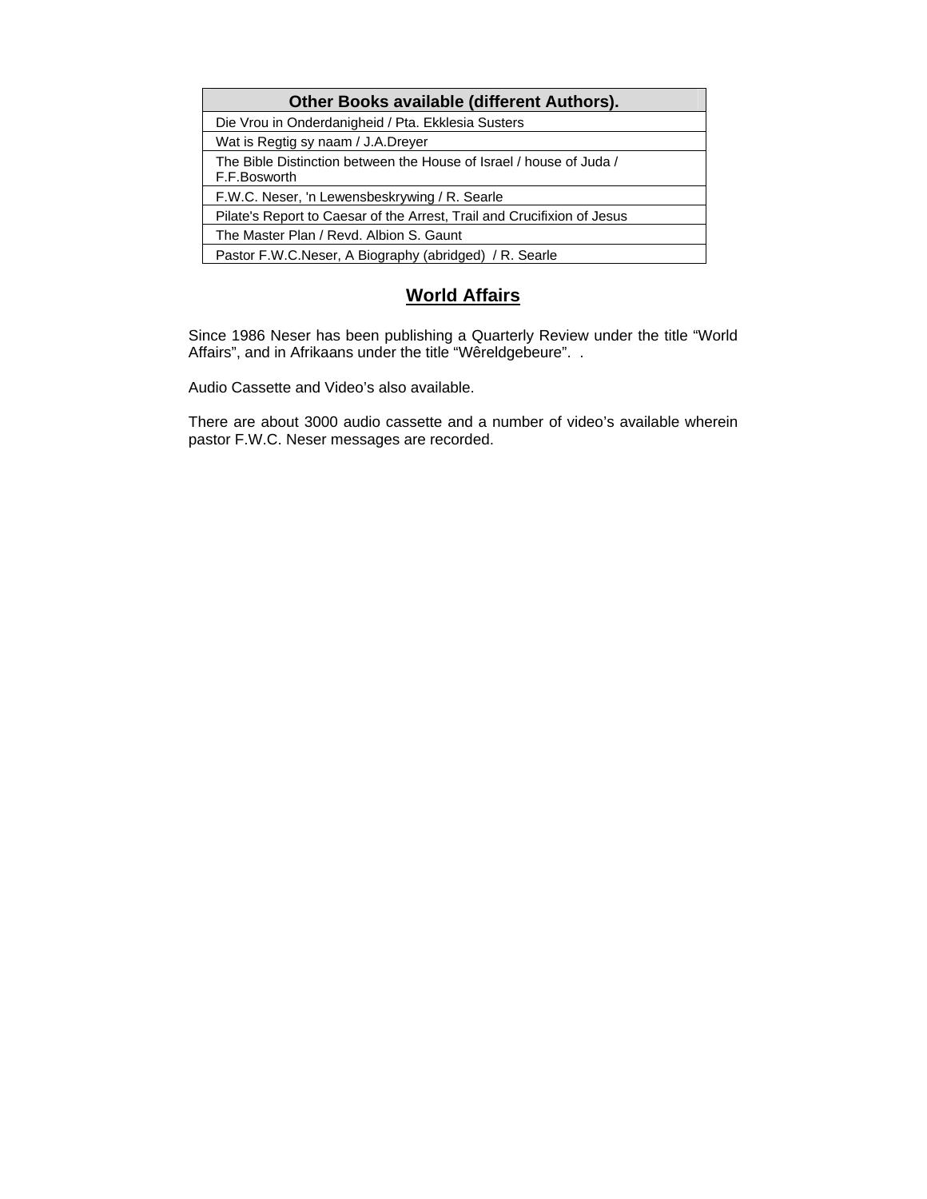| Other Books available (different Authors). |
| --- |
| Die Vrou in Onderdanigheid / Pta. Ekklesia Susters |
| Wat is Regtig sy naam / J.A.Dreyer |
| The Bible Distinction between the House of Israel / house of Juda / F.F.Bosworth |
| F.W.C. Neser, 'n Lewensbeskrywing / R. Searle |
| Pilate's Report to Caesar of the Arrest, Trail and Crucifixion of Jesus |
| The Master Plan / Revd. Albion S. Gaunt |
| Pastor F.W.C.Neser, A Biography (abridged) / R. Searle |

## World Affairs

Since 1986 Neser has been publishing a Quarterly Review under the title “World Affairs”, and in Afrikaans under the title “Wêreldgebeure”. .

Audio Cassette and Video’s also available.

There are about 3000 audio cassette and a number of video’s available wherein pastor F.W.C. Neser messages are recorded.